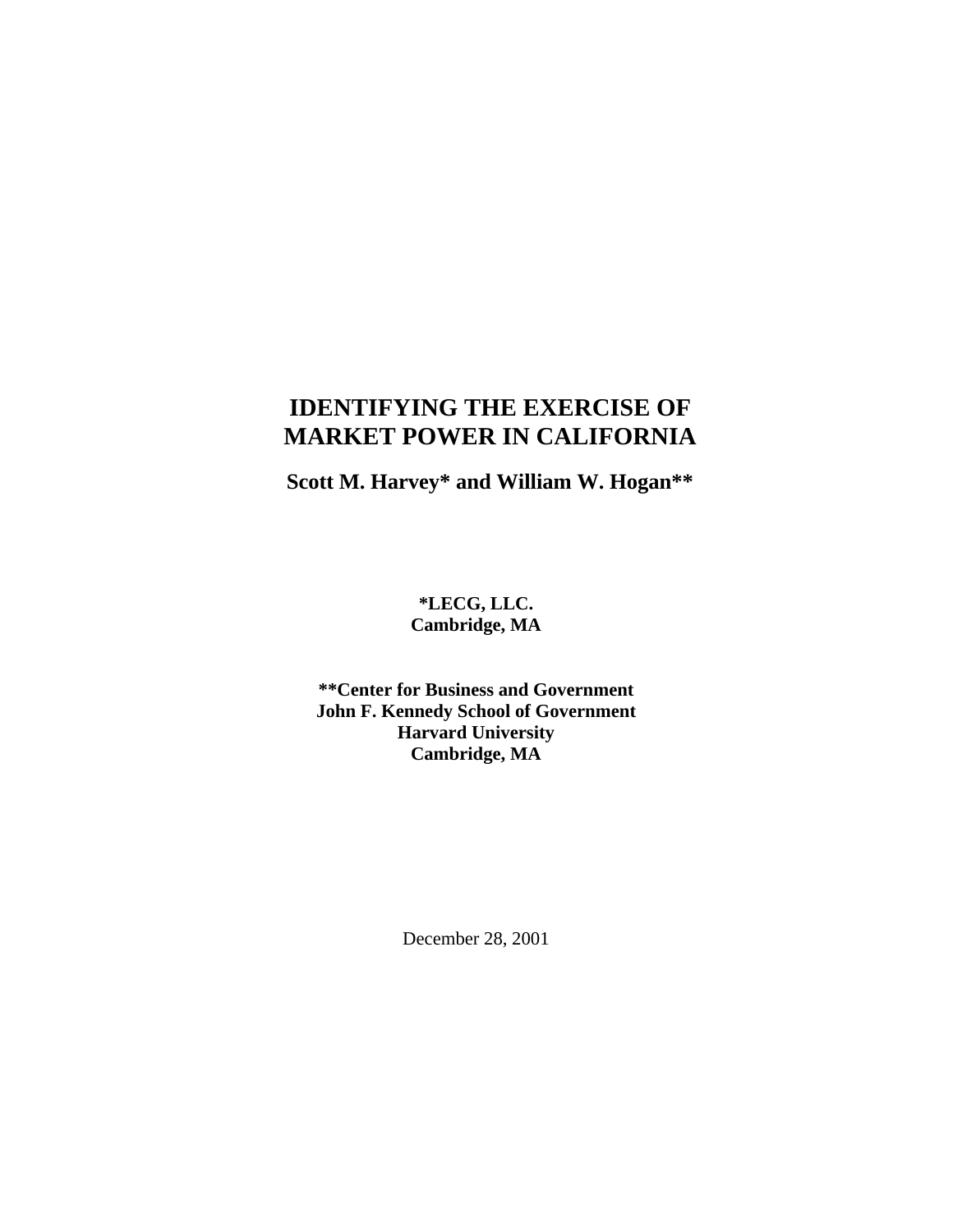# IDENTIFYING THE EXERCISE OF MARKET POWER IN CALIFORNIA

**Scott M. Harvey* and William W. Hogan****

**\*LECG, LLC.**
**Cambridge, MA**

**\*\*Center for Business and Government**
**John F. Kennedy School of Government**
**Harvard University**
**Cambridge, MA**

December 28, 2001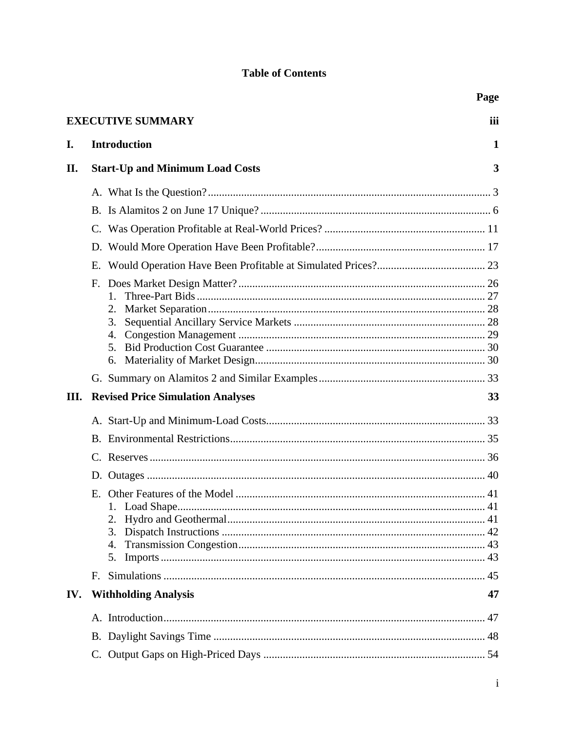# Table of Contents

| | | Page |
|---|---|---|
| **EXECUTIVE SUMMARY** | | **iii** |
| **I.** | **Introduction** | **1** |
| **II.** | **Start-Up and Minimum Load Costs** | **3** |
| | A. What Is the Question? | 3 |
| | B. Is Alamitos 2 on June 17 Unique? | 6 |
| | C. Was Operation Profitable at Real-World Prices? | 11 |
| | D. Would More Operation Have Been Profitable? | 17 |
| | E. Would Operation Have Been Profitable at Simulated Prices? | 23 |
| | F. Does Market Design Matter? | 26 |
| | 1. Three-Part Bids | 27 |
| | 2. Market Separation | 28 |
| | 3. Sequential Ancillary Service Markets | 28 |
| | 4. Congestion Management | 29 |
| | 5. Bid Production Cost Guarantee | 30 |
| | 6. Materiality of Market Design | 30 |
| | G. Summary on Alamitos 2 and Similar Examples | 33 |
| **III.** | **Revised Price Simulation Analyses** | **33** |
| | A. Start-Up and Minimum-Load Costs | 33 |
| | B. Environmental Restrictions | 35 |
| | C. Reserves | 36 |
| | D. Outages | 40 |
| | E. Other Features of the Model | 41 |
| | 1. Load Shape | 41 |
| | 2. Hydro and Geothermal | 41 |
| | 3. Dispatch Instructions | 42 |
| | 4. Transmission Congestion | 43 |
| | 5. Imports | 43 |
| | F. Simulations | 45 |
| **IV.** | **Withholding Analysis** | **47** |
| | A. Introduction | 47 |
| | B. Daylight Savings Time | 48 |
| | C. Output Gaps on High-Priced Days | 54 |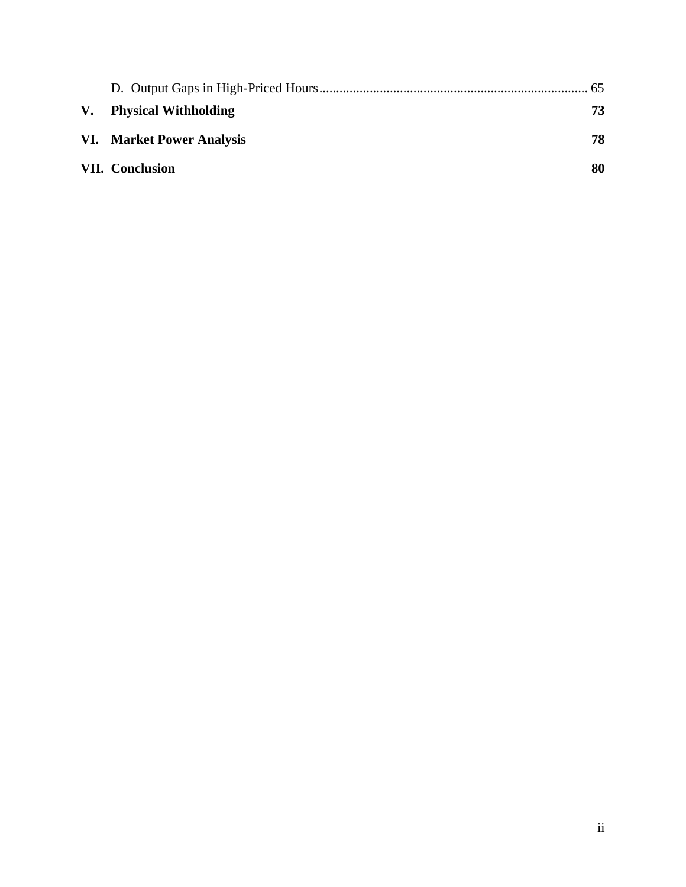D. Output Gaps in High-Priced Hours ........................................................................ 65

**V. Physical Withholding** **73**

**VI. Market Power Analysis** **78**

**VII. Conclusion** **80**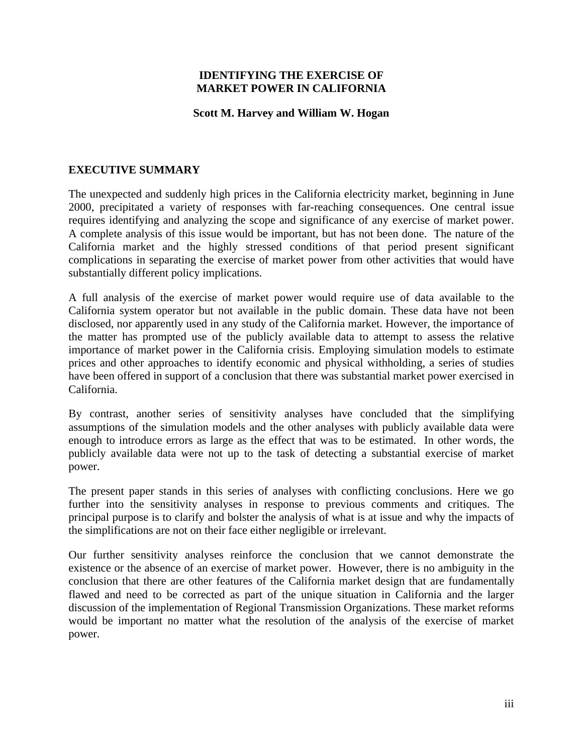# IDENTIFYING THE EXERCISE OF MARKET POWER IN CALIFORNIA

**Scott M. Harvey and William W. Hogan**

## EXECUTIVE SUMMARY

The unexpected and suddenly high prices in the California electricity market, beginning in June 2000, precipitated a variety of responses with far-reaching consequences. One central issue requires identifying and analyzing the scope and significance of any exercise of market power. A complete analysis of this issue would be important, but has not been done. The nature of the California market and the highly stressed conditions of that period present significant complications in separating the exercise of market power from other activities that would have substantially different policy implications.

A full analysis of the exercise of market power would require use of data available to the California system operator but not available in the public domain. These data have not been disclosed, nor apparently used in any study of the California market. However, the importance of the matter has prompted use of the publicly available data to attempt to assess the relative importance of market power in the California crisis. Employing simulation models to estimate prices and other approaches to identify economic and physical withholding, a series of studies have been offered in support of a conclusion that there was substantial market power exercised in California.

By contrast, another series of sensitivity analyses have concluded that the simplifying assumptions of the simulation models and the other analyses with publicly available data were enough to introduce errors as large as the effect that was to be estimated. In other words, the publicly available data were not up to the task of detecting a substantial exercise of market power.

The present paper stands in this series of analyses with conflicting conclusions. Here we go further into the sensitivity analyses in response to previous comments and critiques. The principal purpose is to clarify and bolster the analysis of what is at issue and why the impacts of the simplifications are not on their face either negligible or irrelevant.

Our further sensitivity analyses reinforce the conclusion that we cannot demonstrate the existence or the absence of an exercise of market power. However, there is no ambiguity in the conclusion that there are other features of the California market design that are fundamentally flawed and need to be corrected as part of the unique situation in California and the larger discussion of the implementation of Regional Transmission Organizations. These market reforms would be important no matter what the resolution of the analysis of the exercise of market power.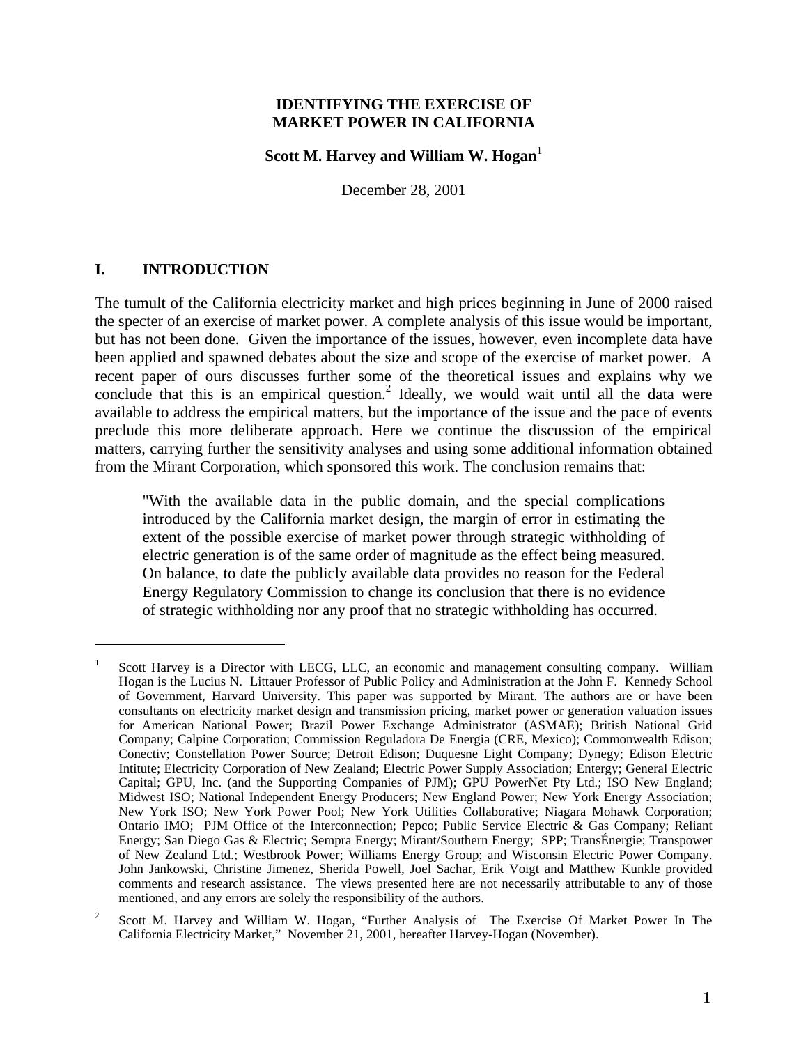# IDENTIFYING THE EXERCISE OF MARKET POWER IN CALIFORNIA

**Scott M. Harvey and William W. Hogan**[1]

December 28, 2001

## I. INTRODUCTION

The tumult of the California electricity market and high prices beginning in June of 2000 raised the specter of an exercise of market power. A complete analysis of this issue would be important, but has not been done. Given the importance of the issues, however, even incomplete data have been applied and spawned debates about the size and scope of the exercise of market power. A recent paper of ours discusses further some of the theoretical issues and explains why we conclude that this is an empirical question.[2] Ideally, we would wait until all the data were available to address the empirical matters, but the importance of the issue and the pace of events preclude this more deliberate approach. Here we continue the discussion of the empirical matters, carrying further the sensitivity analyses and using some additional information obtained from the Mirant Corporation, which sponsored this work. The conclusion remains that:

> "With the available data in the public domain, and the special complications introduced by the California market design, the margin of error in estimating the extent of the possible exercise of market power through strategic withholding of electric generation is of the same order of magnitude as the effect being measured. On balance, to date the publicly available data provides no reason for the Federal Energy Regulatory Commission to change its conclusion that there is no evidence of strategic withholding nor any proof that no strategic withholding has occurred.

---

[1] Scott Harvey is a Director with LECG, LLC, an economic and management consulting company. William Hogan is the Lucius N. Littauer Professor of Public Policy and Administration at the John F. Kennedy School of Government, Harvard University. This paper was supported by Mirant. The authors are or have been consultants on electricity market design and transmission pricing, market power or generation valuation issues for American National Power; Brazil Power Exchange Administrator (ASMAE); British National Grid Company; Calpine Corporation; Commission Reguladora De Energia (CRE, Mexico); Commonwealth Edison; Conectiv; Constellation Power Source; Detroit Edison; Duquesne Light Company; Dynegy; Edison Electric Intitute; Electricity Corporation of New Zealand; Electric Power Supply Association; Entergy; General Electric Capital; GPU, Inc. (and the Supporting Companies of PJM); GPU PowerNet Pty Ltd.; ISO New England; Midwest ISO; National Independent Energy Producers; New England Power; New York Energy Association; New York ISO; New York Power Pool; New York Utilities Collaborative; Niagara Mohawk Corporation; Ontario IMO; PJM Office of the Interconnection; Pepco; Public Service Electric & Gas Company; Reliant Energy; San Diego Gas & Electric; Sempra Energy; Mirant/Southern Energy; SPP; TransÉnergie; Transpower of New Zealand Ltd.; Westbrook Power; Williams Energy Group; and Wisconsin Electric Power Company. John Jankowski, Christine Jimenez, Sherida Powell, Joel Sachar, Erik Voigt and Matthew Kunkle provided comments and research assistance. The views presented here are not necessarily attributable to any of those mentioned, and any errors are solely the responsibility of the authors.

[2] Scott M. Harvey and William W. Hogan, "Further Analysis of The Exercise Of Market Power In The California Electricity Market," November 21, 2001, hereafter Harvey-Hogan (November).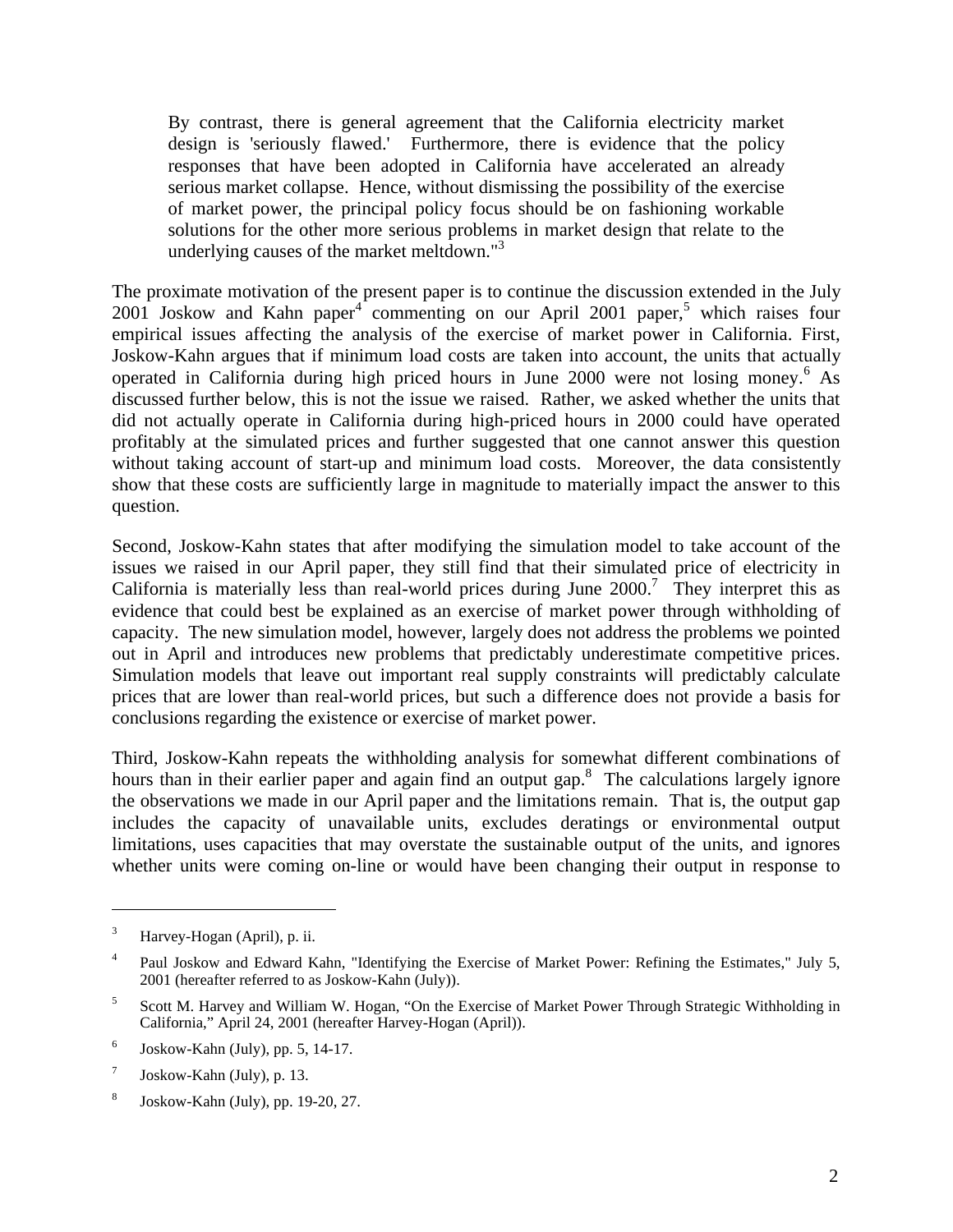> By contrast, there is general agreement that the California electricity market design is 'seriously flawed.' Furthermore, there is evidence that the policy responses that have been adopted in California have accelerated an already serious market collapse. Hence, without dismissing the possibility of the exercise of market power, the principal policy focus should be on fashioning workable solutions for the other more serious problems in market design that relate to the underlying causes of the market meltdown."[3]

The proximate motivation of the present paper is to continue the discussion extended in the July 2001 Joskow and Kahn paper[4] commenting on our April 2001 paper,[5] which raises four empirical issues affecting the analysis of the exercise of market power in California. First, Joskow-Kahn argues that if minimum load costs are taken into account, the units that actually operated in California during high priced hours in June 2000 were not losing money.[6] As discussed further below, this is not the issue we raised. Rather, we asked whether the units that did not actually operate in California during high-priced hours in 2000 could have operated profitably at the simulated prices and further suggested that one cannot answer this question without taking account of start-up and minimum load costs. Moreover, the data consistently show that these costs are sufficiently large in magnitude to materially impact the answer to this question.

Second, Joskow-Kahn states that after modifying the simulation model to take account of the issues we raised in our April paper, they still find that their simulated price of electricity in California is materially less than real-world prices during June 2000.[7] They interpret this as evidence that could best be explained as an exercise of market power through withholding of capacity. The new simulation model, however, largely does not address the problems we pointed out in April and introduces new problems that predictably underestimate competitive prices. Simulation models that leave out important real supply constraints will predictably calculate prices that are lower than real-world prices, but such a difference does not provide a basis for conclusions regarding the existence or exercise of market power.

Third, Joskow-Kahn repeats the withholding analysis for somewhat different combinations of hours than in their earlier paper and again find an output gap.[8] The calculations largely ignore the observations we made in our April paper and the limitations remain. That is, the output gap includes the capacity of unavailable units, excludes deratings or environmental output limitations, uses capacities that may overstate the sustainable output of the units, and ignores whether units were coming on-line or would have been changing their output in response to

---

[3] Harvey-Hogan (April), p. ii.

[4] Paul Joskow and Edward Kahn, "Identifying the Exercise of Market Power: Refining the Estimates," July 5, 2001 (hereafter referred to as Joskow-Kahn (July)).

[5] Scott M. Harvey and William W. Hogan, "On the Exercise of Market Power Through Strategic Withholding in California," April 24, 2001 (hereafter Harvey-Hogan (April)).

[6] Joskow-Kahn (July), pp. 5, 14-17.

[7] Joskow-Kahn (July), p. 13.

[8] Joskow-Kahn (July), pp. 19-20, 27.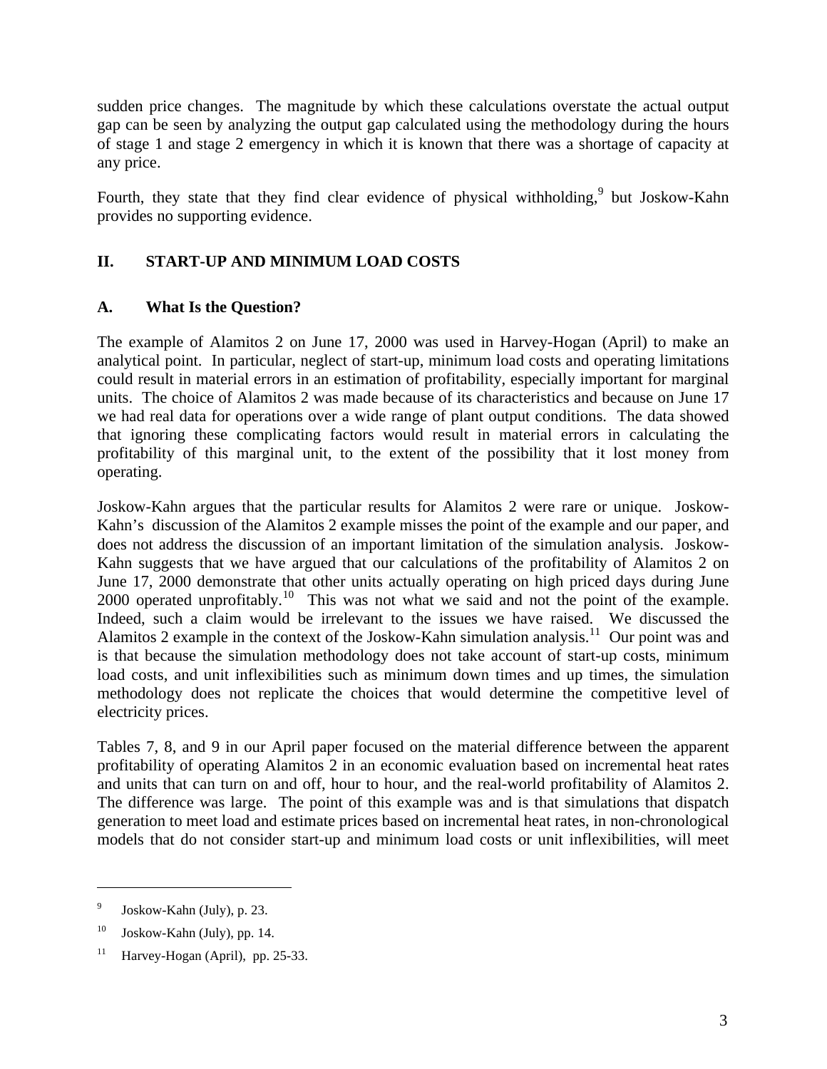sudden price changes. The magnitude by which these calculations overstate the actual output gap can be seen by analyzing the output gap calculated using the methodology during the hours of stage 1 and stage 2 emergency in which it is known that there was a shortage of capacity at any price.

Fourth, they state that they find clear evidence of physical withholding,[9] but Joskow-Kahn provides no supporting evidence.

## II. START-UP AND MINIMUM LOAD COSTS

### A. What Is the Question?

The example of Alamitos 2 on June 17, 2000 was used in Harvey-Hogan (April) to make an analytical point. In particular, neglect of start-up, minimum load costs and operating limitations could result in material errors in an estimation of profitability, especially important for marginal units. The choice of Alamitos 2 was made because of its characteristics and because on June 17 we had real data for operations over a wide range of plant output conditions. The data showed that ignoring these complicating factors would result in material errors in calculating the profitability of this marginal unit, to the extent of the possibility that it lost money from operating.

Joskow-Kahn argues that the particular results for Alamitos 2 were rare or unique. Joskow-Kahn's discussion of the Alamitos 2 example misses the point of the example and our paper, and does not address the discussion of an important limitation of the simulation analysis. Joskow-Kahn suggests that we have argued that our calculations of the profitability of Alamitos 2 on June 17, 2000 demonstrate that other units actually operating on high priced days during June 2000 operated unprofitably.[10] This was not what we said and not the point of the example. Indeed, such a claim would be irrelevant to the issues we have raised. We discussed the Alamitos 2 example in the context of the Joskow-Kahn simulation analysis.[11] Our point was and is that because the simulation methodology does not take account of start-up costs, minimum load costs, and unit inflexibilities such as minimum down times and up times, the simulation methodology does not replicate the choices that would determine the competitive level of electricity prices.

Tables 7, 8, and 9 in our April paper focused on the material difference between the apparent profitability of operating Alamitos 2 in an economic evaluation based on incremental heat rates and units that can turn on and off, hour to hour, and the real-world profitability of Alamitos 2. The difference was large. The point of this example was and is that simulations that dispatch generation to meet load and estimate prices based on incremental heat rates, in non-chronological models that do not consider start-up and minimum load costs or unit inflexibilities, will meet

---

[9] Joskow-Kahn (July), p. 23.

[10] Joskow-Kahn (July), pp. 14.

[11] Harvey-Hogan (April), pp. 25-33.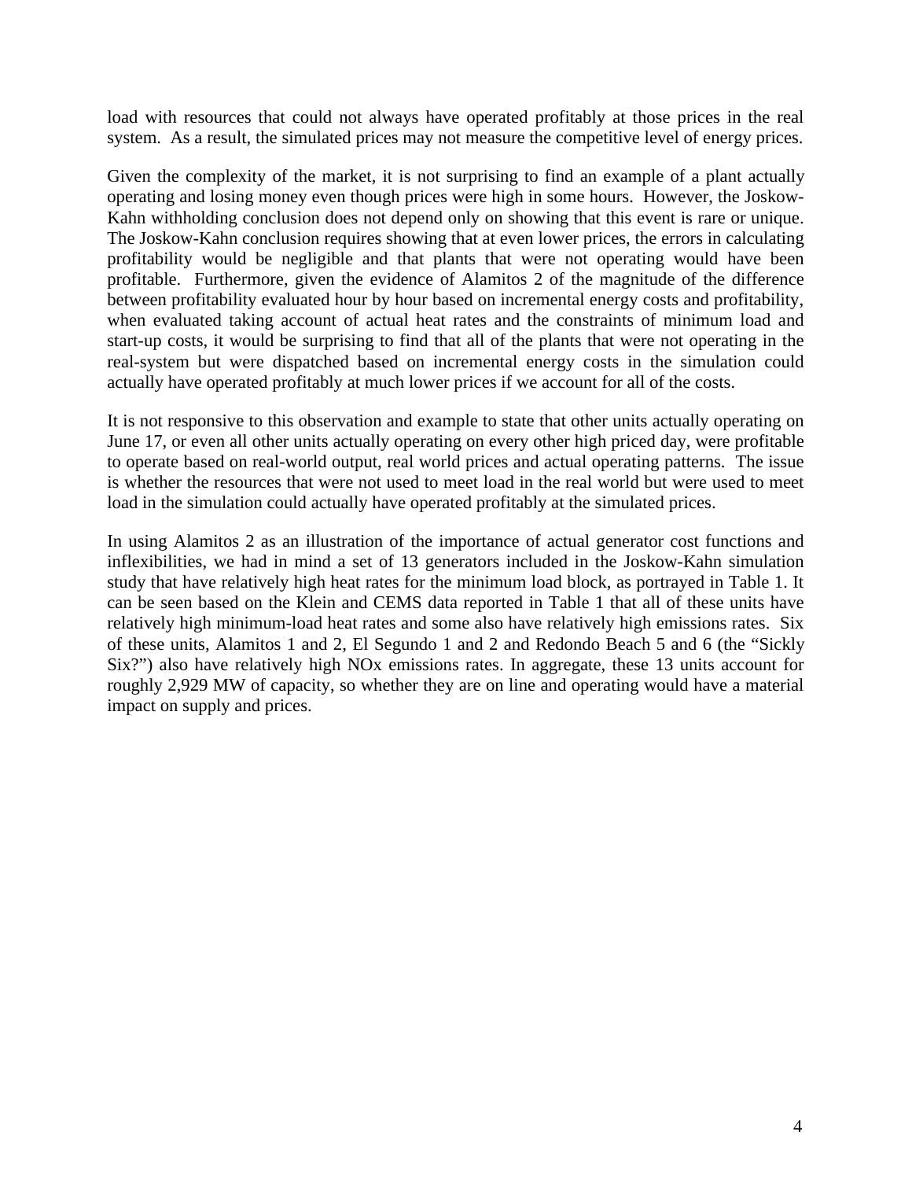load with resources that could not always have operated profitably at those prices in the real system. As a result, the simulated prices may not measure the competitive level of energy prices.

Given the complexity of the market, it is not surprising to find an example of a plant actually operating and losing money even though prices were high in some hours. However, the Joskow-Kahn withholding conclusion does not depend only on showing that this event is rare or unique. The Joskow-Kahn conclusion requires showing that at even lower prices, the errors in calculating profitability would be negligible and that plants that were not operating would have been profitable. Furthermore, given the evidence of Alamitos 2 of the magnitude of the difference between profitability evaluated hour by hour based on incremental energy costs and profitability, when evaluated taking account of actual heat rates and the constraints of minimum load and start-up costs, it would be surprising to find that all of the plants that were not operating in the real-system but were dispatched based on incremental energy costs in the simulation could actually have operated profitably at much lower prices if we account for all of the costs.

It is not responsive to this observation and example to state that other units actually operating on June 17, or even all other units actually operating on every other high priced day, were profitable to operate based on real-world output, real world prices and actual operating patterns. The issue is whether the resources that were not used to meet load in the real world but were used to meet load in the simulation could actually have operated profitably at the simulated prices.

In using Alamitos 2 as an illustration of the importance of actual generator cost functions and inflexibilities, we had in mind a set of 13 generators included in the Joskow-Kahn simulation study that have relatively high heat rates for the minimum load block, as portrayed in Table 1. It can be seen based on the Klein and CEMS data reported in Table 1 that all of these units have relatively high minimum-load heat rates and some also have relatively high emissions rates. Six of these units, Alamitos 1 and 2, El Segundo 1 and 2 and Redondo Beach 5 and 6 (the "Sickly Six?") also have relatively high NOx emissions rates. In aggregate, these 13 units account for roughly 2,929 MW of capacity, so whether they are on line and operating would have a material impact on supply and prices.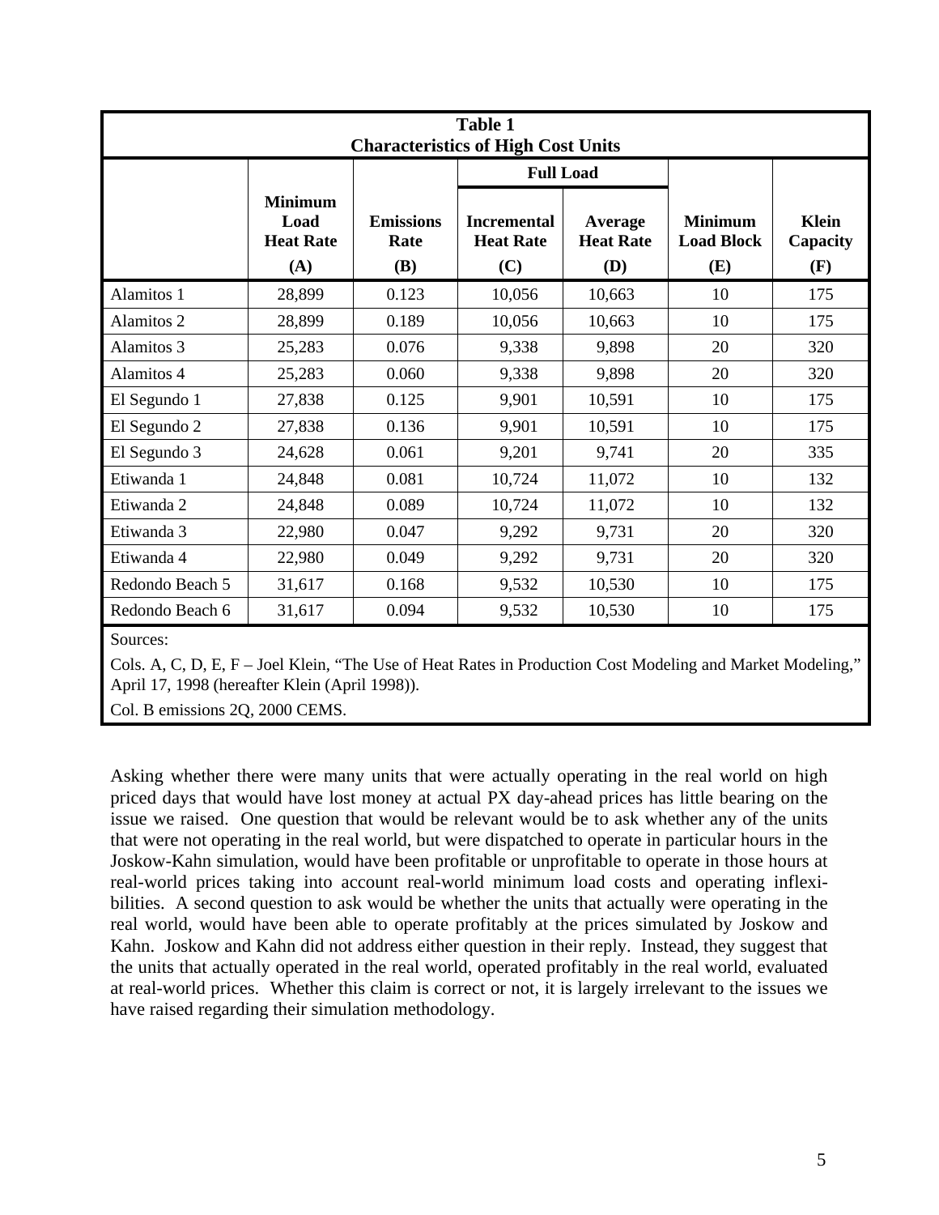**Table 1**
**Characteristics of High Cost Units**

| | Minimum Load Heat Rate (A) | Emissions Rate (B) | Full Load Incremental Heat Rate (C) | Full Load Average Heat Rate (D) | Minimum Load Block (E) | Klein Capacity (F) |
|---|---|---|---|---|---|---|
| Alamitos 1 | 28,899 | 0.123 | 10,056 | 10,663 | 10 | 175 |
| Alamitos 2 | 28,899 | 0.189 | 10,056 | 10,663 | 10 | 175 |
| Alamitos 3 | 25,283 | 0.076 | 9,338 | 9,898 | 20 | 320 |
| Alamitos 4 | 25,283 | 0.060 | 9,338 | 9,898 | 20 | 320 |
| El Segundo 1 | 27,838 | 0.125 | 9,901 | 10,591 | 10 | 175 |
| El Segundo 2 | 27,838 | 0.136 | 9,901 | 10,591 | 10 | 175 |
| El Segundo 3 | 24,628 | 0.061 | 9,201 | 9,741 | 20 | 335 |
| Etiwanda 1 | 24,848 | 0.081 | 10,724 | 11,072 | 10 | 132 |
| Etiwanda 2 | 24,848 | 0.089 | 10,724 | 11,072 | 10 | 132 |
| Etiwanda 3 | 22,980 | 0.047 | 9,292 | 9,731 | 20 | 320 |
| Etiwanda 4 | 22,980 | 0.049 | 9,292 | 9,731 | 20 | 320 |
| Redondo Beach 5 | 31,617 | 0.168 | 9,532 | 10,530 | 10 | 175 |
| Redondo Beach 6 | 31,617 | 0.094 | 9,532 | 10,530 | 10 | 175 |

Sources:

Cols. A, C, D, E, F – Joel Klein, "The Use of Heat Rates in Production Cost Modeling and Market Modeling," April 17, 1998 (hereafter Klein (April 1998)).

Col. B emissions 2Q, 2000 CEMS.

Asking whether there were many units that were actually operating in the real world on high priced days that would have lost money at actual PX day-ahead prices has little bearing on the issue we raised. One question that would be relevant would be to ask whether any of the units that were not operating in the real world, but were dispatched to operate in particular hours in the Joskow-Kahn simulation, would have been profitable or unprofitable to operate in those hours at real-world prices taking into account real-world minimum load costs and operating inflexibilities. A second question to ask would be whether the units that actually were operating in the real world, would have been able to operate profitably at the prices simulated by Joskow and Kahn. Joskow and Kahn did not address either question in their reply. Instead, they suggest that the units that actually operated in the real world, operated profitably in the real world, evaluated at real-world prices. Whether this claim is correct or not, it is largely irrelevant to the issues we have raised regarding their simulation methodology.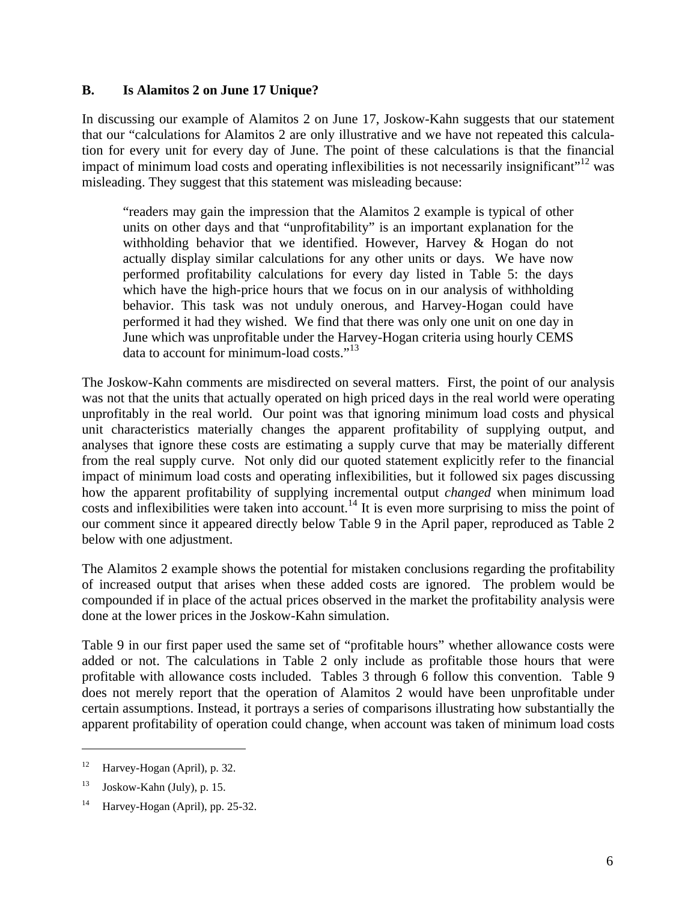### B. Is Alamitos 2 on June 17 Unique?

In discussing our example of Alamitos 2 on June 17, Joskow-Kahn suggests that our statement that our "calculations for Alamitos 2 are only illustrative and we have not repeated this calculation for every unit for every day of June. The point of these calculations is that the financial impact of minimum load costs and operating inflexibilities is not necessarily insignificant"[12] was misleading. They suggest that this statement was misleading because:

> "readers may gain the impression that the Alamitos 2 example is typical of other units on other days and that "unprofitability" is an important explanation for the withholding behavior that we identified. However, Harvey & Hogan do not actually display similar calculations for any other units or days. We have now performed profitability calculations for every day listed in Table 5: the days which have the high-price hours that we focus on in our analysis of withholding behavior. This task was not unduly onerous, and Harvey-Hogan could have performed it had they wished. We find that there was only one unit on one day in June which was unprofitable under the Harvey-Hogan criteria using hourly CEMS data to account for minimum-load costs."[13]

The Joskow-Kahn comments are misdirected on several matters. First, the point of our analysis was not that the units that actually operated on high priced days in the real world were operating unprofitably in the real world. Our point was that ignoring minimum load costs and physical unit characteristics materially changes the apparent profitability of supplying output, and analyses that ignore these costs are estimating a supply curve that may be materially different from the real supply curve. Not only did our quoted statement explicitly refer to the financial impact of minimum load costs and operating inflexibilities, but it followed six pages discussing how the apparent profitability of supplying incremental output *changed* when minimum load costs and inflexibilities were taken into account.[14] It is even more surprising to miss the point of our comment since it appeared directly below Table 9 in the April paper, reproduced as Table 2 below with one adjustment.

The Alamitos 2 example shows the potential for mistaken conclusions regarding the profitability of increased output that arises when these added costs are ignored. The problem would be compounded if in place of the actual prices observed in the market the profitability analysis were done at the lower prices in the Joskow-Kahn simulation.

Table 9 in our first paper used the same set of "profitable hours" whether allowance costs were added or not. The calculations in Table 2 only include as profitable those hours that were profitable with allowance costs included. Tables 3 through 6 follow this convention. Table 9 does not merely report that the operation of Alamitos 2 would have been unprofitable under certain assumptions. Instead, it portrays a series of comparisons illustrating how substantially the apparent profitability of operation could change, when account was taken of minimum load costs

---

[12] Harvey-Hogan (April), p. 32.

[13] Joskow-Kahn (July), p. 15.

[14] Harvey-Hogan (April), pp. 25-32.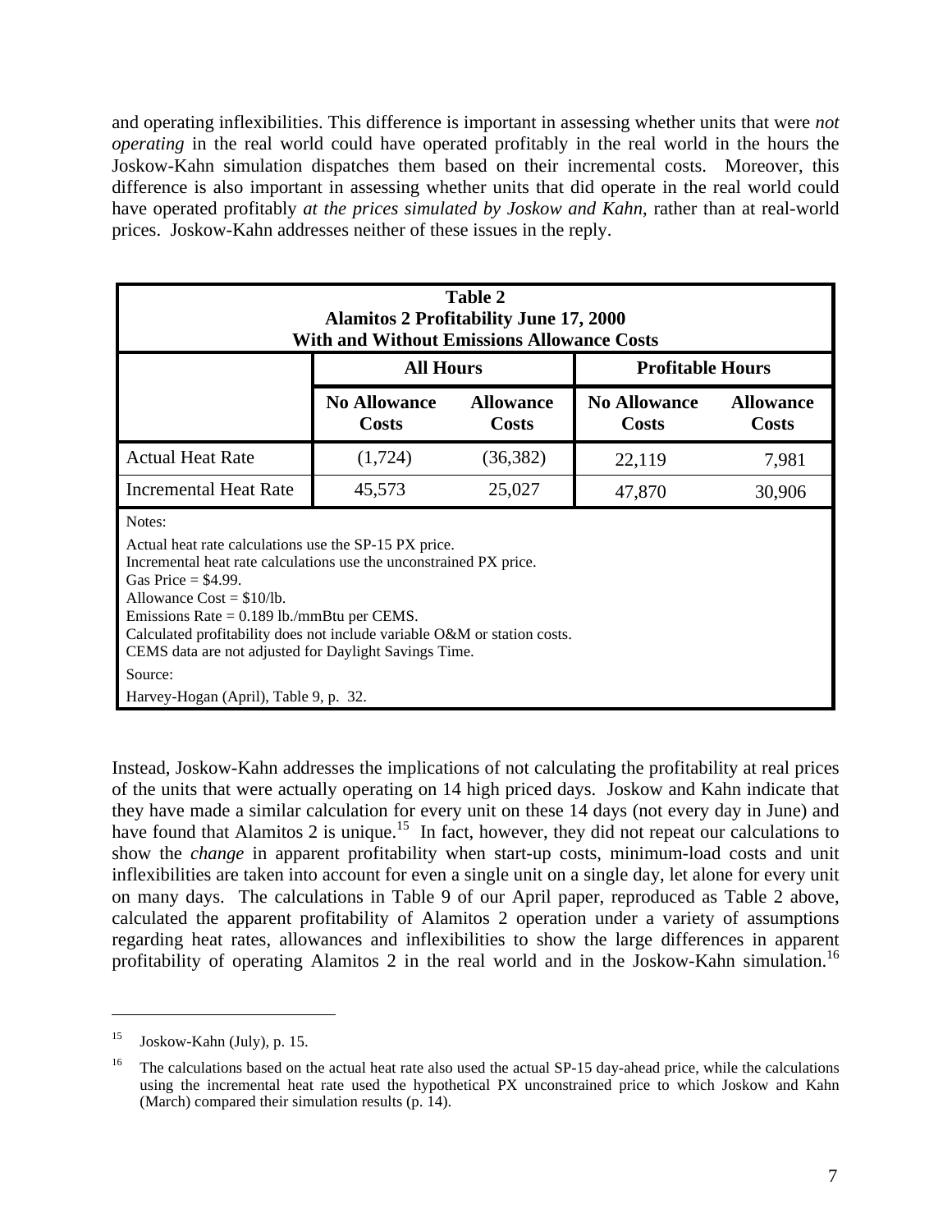and operating inflexibilities. This difference is important in assessing whether units that were *not operating* in the real world could have operated profitably in the real world in the hours the Joskow-Kahn simulation dispatches them based on their incremental costs. Moreover, this difference is also important in assessing whether units that did operate in the real world could have operated profitably *at the prices simulated by Joskow and Kahn*, rather than at real-world prices. Joskow-Kahn addresses neither of these issues in the reply.

**Table 2**
**Alamitos 2 Profitability June 17, 2000**
**With and Without Emissions Allowance Costs**

| | All Hours | | Profitable Hours | |
|---|---|---|---|---|
| | **No Allowance Costs** | **Allowance Costs** | **No Allowance Costs** | **Allowance Costs** |
| Actual Heat Rate | (1,724) | (36,382) | 22,119 | 7,981 |
| Incremental Heat Rate | 45,573 | 25,027 | 47,870 | 30,906 |

Notes:

Actual heat rate calculations use the SP-15 PX price.
Incremental heat rate calculations use the unconstrained PX price.
Gas Price = $4.99.
Allowance Cost = $10/lb.
Emissions Rate = 0.189 lb./mmBtu per CEMS.
Calculated profitability does not include variable O&M or station costs.
CEMS data are not adjusted for Daylight Savings Time.

Source:

Harvey-Hogan (April), Table 9, p. 32.

Instead, Joskow-Kahn addresses the implications of not calculating the profitability at real prices of the units that were actually operating on 14 high priced days. Joskow and Kahn indicate that they have made a similar calculation for every unit on these 14 days (not every day in June) and have found that Alamitos 2 is unique.[15] In fact, however, they did not repeat our calculations to show the *change* in apparent profitability when start-up costs, minimum-load costs and unit inflexibilities are taken into account for even a single unit on a single day, let alone for every unit on many days. The calculations in Table 9 of our April paper, reproduced as Table 2 above, calculated the apparent profitability of Alamitos 2 operation under a variety of assumptions regarding heat rates, allowances and inflexibilities to show the large differences in apparent profitability of operating Alamitos 2 in the real world and in the Joskow-Kahn simulation.[16]

---

[15] Joskow-Kahn (July), p. 15.

[16] The calculations based on the actual heat rate also used the actual SP-15 day-ahead price, while the calculations using the incremental heat rate used the hypothetical PX unconstrained price to which Joskow and Kahn (March) compared their simulation results (p. 14).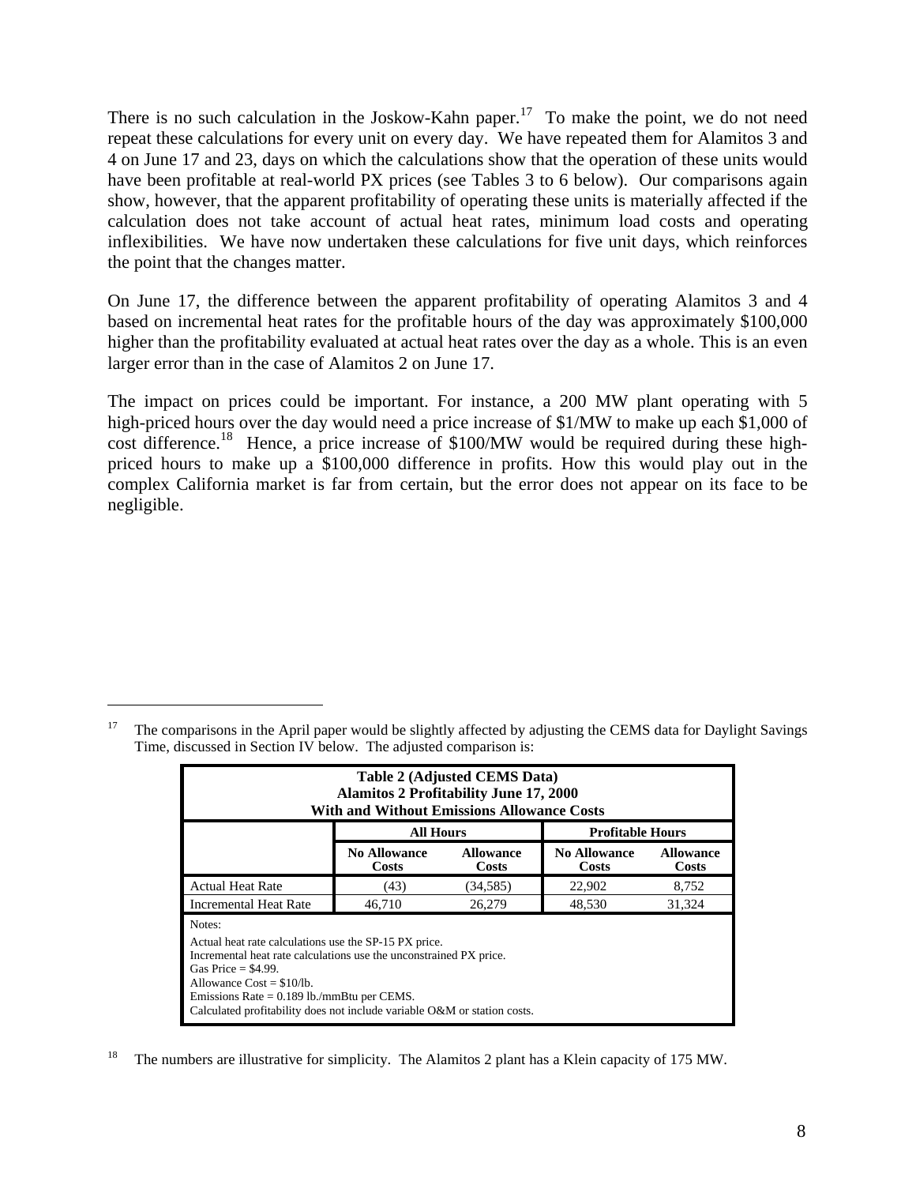There is no such calculation in the Joskow-Kahn paper.[17] To make the point, we do not need repeat these calculations for every unit on every day. We have repeated them for Alamitos 3 and 4 on June 17 and 23, days on which the calculations show that the operation of these units would have been profitable at real-world PX prices (see Tables 3 to 6 below). Our comparisons again show, however, that the apparent profitability of operating these units is materially affected if the calculation does not take account of actual heat rates, minimum load costs and operating inflexibilities. We have now undertaken these calculations for five unit days, which reinforces the point that the changes matter.

On June 17, the difference between the apparent profitability of operating Alamitos 3 and 4 based on incremental heat rates for the profitable hours of the day was approximately $100,000 higher than the profitability evaluated at actual heat rates over the day as a whole. This is an even larger error than in the case of Alamitos 2 on June 17.

The impact on prices could be important. For instance, a 200 MW plant operating with 5 high-priced hours over the day would need a price increase of $1/MW to make up each $1,000 of cost difference.[18] Hence, a price increase of $100/MW would be required during these high-priced hours to make up a $100,000 difference in profits. How this would play out in the complex California market is far from certain, but the error does not appear on its face to be negligible.

---

[17] The comparisons in the April paper would be slightly affected by adjusting the CEMS data for Daylight Savings Time, discussed in Section IV below. The adjusted comparison is:

**Table 2 (Adjusted CEMS Data)**
**Alamitos 2 Profitability June 17, 2000**
**With and Without Emissions Allowance Costs**

| | All Hours | | Profitable Hours | |
|---|---|---|---|---|
| | No Allowance Costs | Allowance Costs | No Allowance Costs | Allowance Costs |
| Actual Heat Rate | (43) | (34,585) | 22,902 | 8,752 |
| Incremental Heat Rate | 46,710 | 26,279 | 48,530 | 31,324 |

Notes:

Actual heat rate calculations use the SP-15 PX price.
Incremental heat rate calculations use the unconstrained PX price.
Gas Price = $4.99.
Allowance Cost = $10/lb.
Emissions Rate = 0.189 lb./mmBtu per CEMS.
Calculated profitability does not include variable O&M or station costs.

[18] The numbers are illustrative for simplicity. The Alamitos 2 plant has a Klein capacity of 175 MW.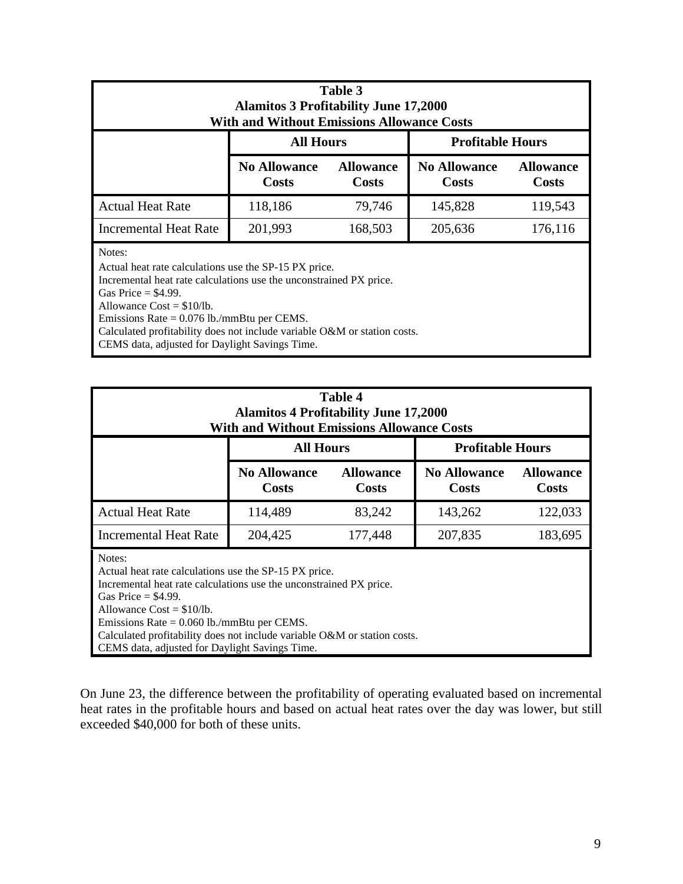| Table 3<br>Alamitos 3 Profitability June 17,2000<br>With and Without Emissions Allowance Costs | | | | |
|---|---|---|---|---|
| | **All Hours** | | **Profitable Hours** | |
| | **No Allowance Costs** | **Allowance Costs** | **No Allowance Costs** | **Allowance Costs** |
| Actual Heat Rate | 118,186 | 79,746 | 145,828 | 119,543 |
| Incremental Heat Rate | 201,993 | 168,503 | 205,636 | 176,116 |

Notes:
Actual heat rate calculations use the SP-15 PX price.
Incremental heat rate calculations use the unconstrained PX price.
Gas Price = $4.99.
Allowance Cost = $10/lb.
Emissions Rate = 0.076 lb./mmBtu per CEMS.
Calculated profitability does not include variable O&M or station costs.
CEMS data, adjusted for Daylight Savings Time.

| Table 4<br>Alamitos 4 Profitability June 17,2000<br>With and Without Emissions Allowance Costs | | | | |
|---|---|---|---|---|
| | **All Hours** | | **Profitable Hours** | |
| | **No Allowance Costs** | **Allowance Costs** | **No Allowance Costs** | **Allowance Costs** |
| Actual Heat Rate | 114,489 | 83,242 | 143,262 | 122,033 |
| Incremental Heat Rate | 204,425 | 177,448 | 207,835 | 183,695 |

Notes:
Actual heat rate calculations use the SP-15 PX price.
Incremental heat rate calculations use the unconstrained PX price.
Gas Price = $4.99.
Allowance Cost = $10/lb.
Emissions Rate = 0.060 lb./mmBtu per CEMS.
Calculated profitability does not include variable O&M or station costs.
CEMS data, adjusted for Daylight Savings Time.

On June 23, the difference between the profitability of operating evaluated based on incremental heat rates in the profitable hours and based on actual heat rates over the day was lower, but still exceeded $40,000 for both of these units.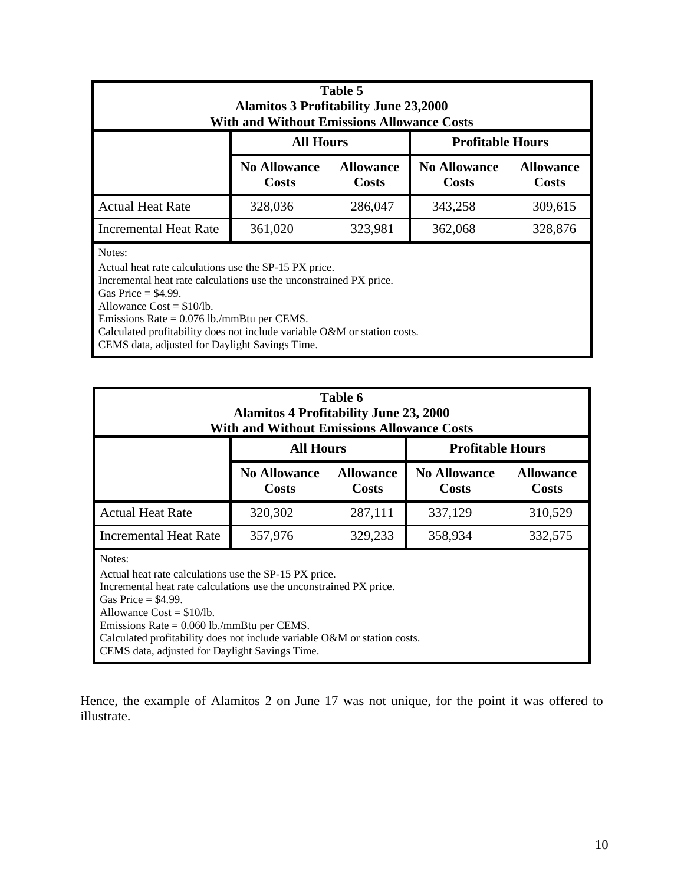| Table 5<br>Alamitos 3 Profitability June 23,2000<br>With and Without Emissions Allowance Costs | | | | |
|---|---|---|---|---|
| | **All Hours** | | **Profitable Hours** | |
| | **No Allowance Costs** | **Allowance Costs** | **No Allowance Costs** | **Allowance Costs** |
| Actual Heat Rate | 328,036 | 286,047 | 343,258 | 309,615 |
| Incremental Heat Rate | 361,020 | 323,981 | 362,068 | 328,876 |

Notes:
Actual heat rate calculations use the SP-15 PX price.
Incremental heat rate calculations use the unconstrained PX price.
Gas Price = $4.99.
Allowance Cost = $10/lb.
Emissions Rate = 0.076 lb./mmBtu per CEMS.
Calculated profitability does not include variable O&M or station costs.
CEMS data, adjusted for Daylight Savings Time.

| Table 6<br>Alamitos 4 Profitability June 23, 2000<br>With and Without Emissions Allowance Costs | | | | |
|---|---|---|---|---|
| | **All Hours** | | **Profitable Hours** | |
| | **No Allowance Costs** | **Allowance Costs** | **No Allowance Costs** | **Allowance Costs** |
| Actual Heat Rate | 320,302 | 287,111 | 337,129 | 310,529 |
| Incremental Heat Rate | 357,976 | 329,233 | 358,934 | 332,575 |

Notes:
Actual heat rate calculations use the SP-15 PX price.
Incremental heat rate calculations use the unconstrained PX price.
Gas Price = $4.99.
Allowance Cost = $10/lb.
Emissions Rate = 0.060 lb./mmBtu per CEMS.
Calculated profitability does not include variable O&M or station costs.
CEMS data, adjusted for Daylight Savings Time.

Hence, the example of Alamitos 2 on June 17 was not unique, for the point it was offered to illustrate.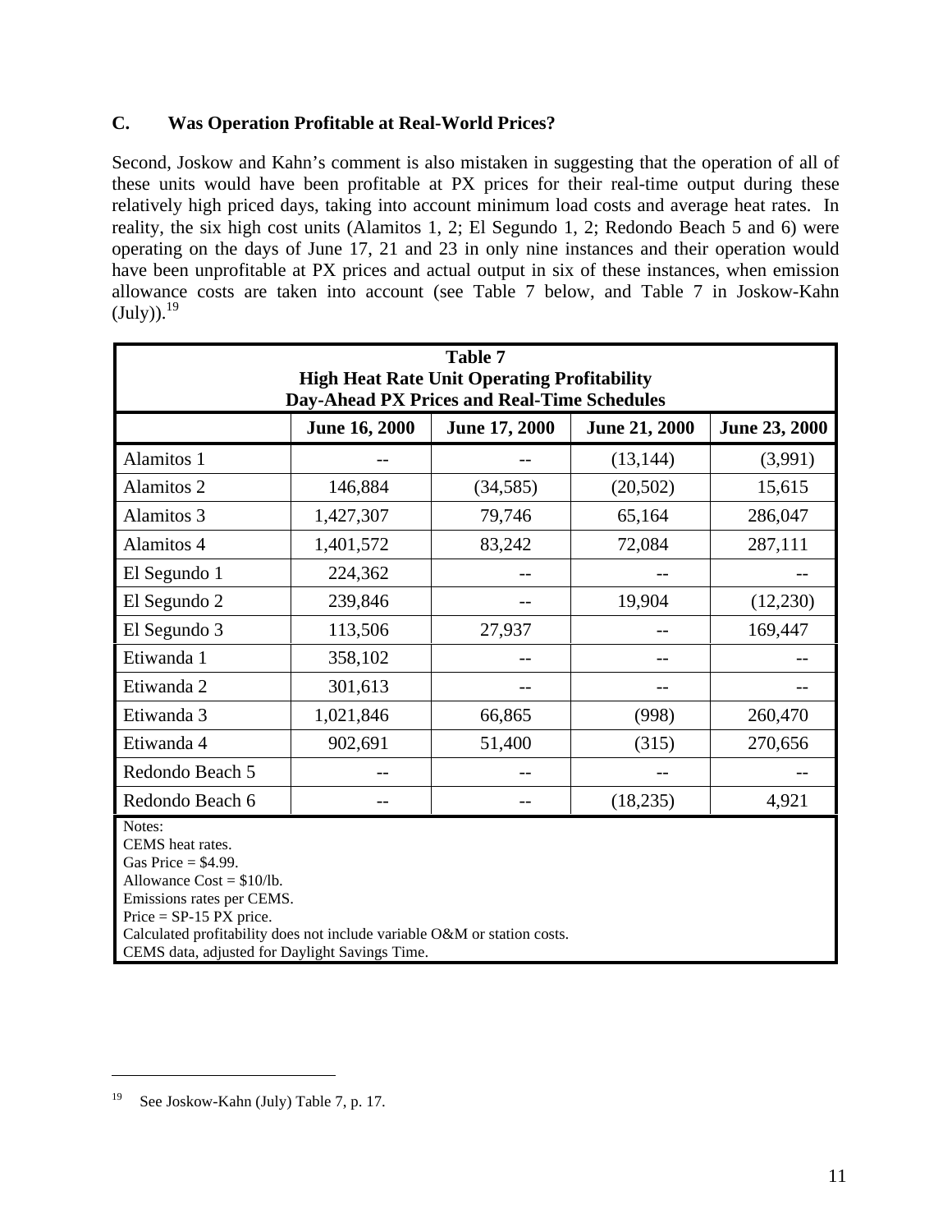### C. Was Operation Profitable at Real-World Prices?

Second, Joskow and Kahn's comment is also mistaken in suggesting that the operation of all of these units would have been profitable at PX prices for their real-time output during these relatively high priced days, taking into account minimum load costs and average heat rates. In reality, the six high cost units (Alamitos 1, 2; El Segundo 1, 2; Redondo Beach 5 and 6) were operating on the days of June 17, 21 and 23 in only nine instances and their operation would have been unprofitable at PX prices and actual output in six of these instances, when emission allowance costs are taken into account (see Table 7 below, and Table 7 in Joskow-Kahn (July)).[19]

**Table 7**
**High Heat Rate Unit Operating Profitability**
**Day-Ahead PX Prices and Real-Time Schedules**

| | June 16, 2000 | June 17, 2000 | June 21, 2000 | June 23, 2000 |
|---|---|---|---|---|
| Alamitos 1 | -- | -- | (13,144) | (3,991) |
| Alamitos 2 | 146,884 | (34,585) | (20,502) | 15,615 |
| Alamitos 3 | 1,427,307 | 79,746 | 65,164 | 286,047 |
| Alamitos 4 | 1,401,572 | 83,242 | 72,084 | 287,111 |
| El Segundo 1 | 224,362 | -- | -- | -- |
| El Segundo 2 | 239,846 | -- | 19,904 | (12,230) |
| El Segundo 3 | 113,506 | 27,937 | -- | 169,447 |
| Etiwanda 1 | 358,102 | -- | -- | -- |
| Etiwanda 2 | 301,613 | -- | -- | -- |
| Etiwanda 3 | 1,021,846 | 66,865 | (998) | 260,470 |
| Etiwanda 4 | 902,691 | 51,400 | (315) | 270,656 |
| Redondo Beach 5 | -- | -- | -- | -- |
| Redondo Beach 6 | -- | -- | (18,235) | 4,921 |

Notes:
CEMS heat rates.
Gas Price = $4.99.
Allowance Cost = $10/lb.
Emissions rates per CEMS.
Price = SP-15 PX price.
Calculated profitability does not include variable O&M or station costs.
CEMS data, adjusted for Daylight Savings Time.

---

[19] See Joskow-Kahn (July) Table 7, p. 17.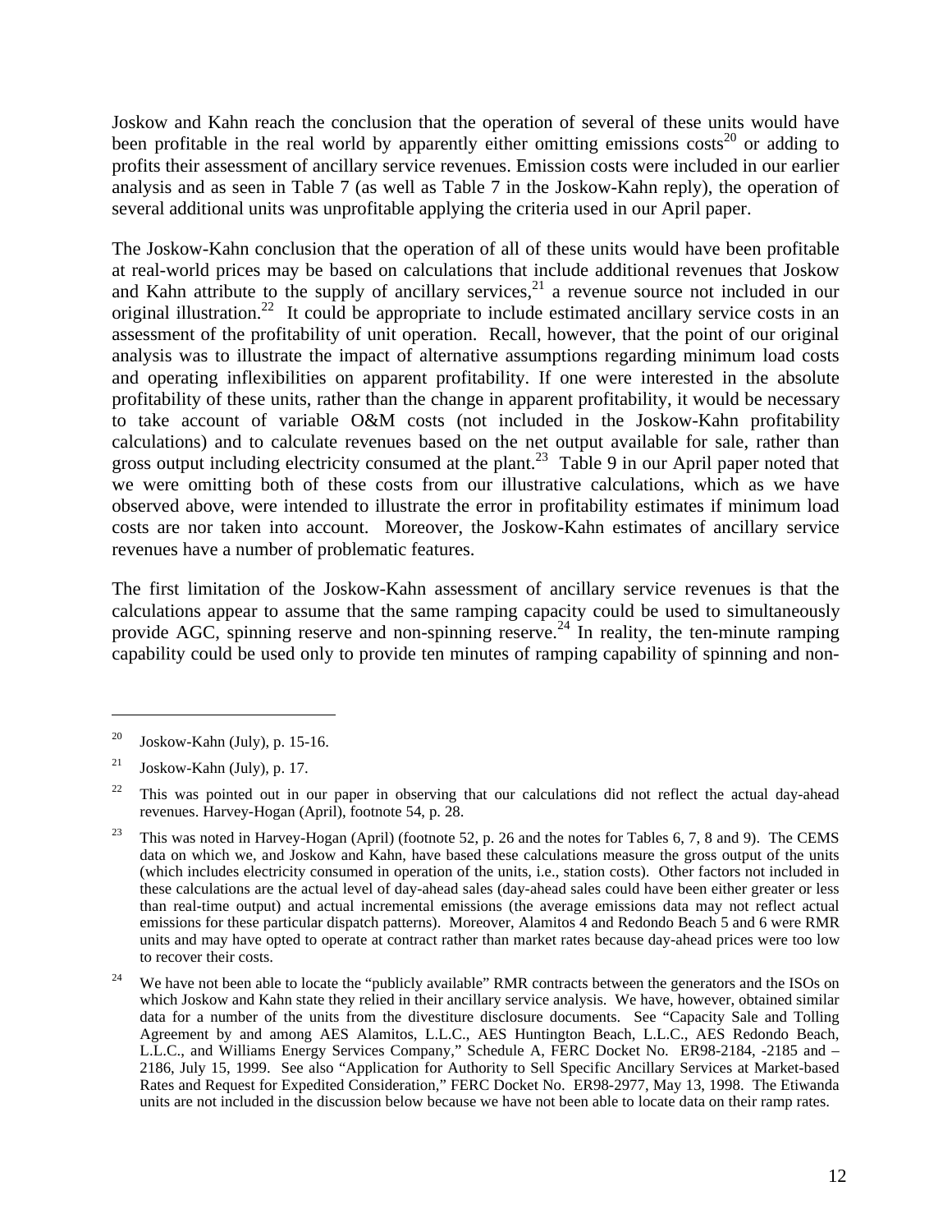Joskow and Kahn reach the conclusion that the operation of several of these units would have been profitable in the real world by apparently either omitting emissions costs[20] or adding to profits their assessment of ancillary service revenues. Emission costs were included in our earlier analysis and as seen in Table 7 (as well as Table 7 in the Joskow-Kahn reply), the operation of several additional units was unprofitable applying the criteria used in our April paper.

The Joskow-Kahn conclusion that the operation of all of these units would have been profitable at real-world prices may be based on calculations that include additional revenues that Joskow and Kahn attribute to the supply of ancillary services,[21] a revenue source not included in our original illustration.[22] It could be appropriate to include estimated ancillary service costs in an assessment of the profitability of unit operation. Recall, however, that the point of our original analysis was to illustrate the impact of alternative assumptions regarding minimum load costs and operating inflexibilities on apparent profitability. If one were interested in the absolute profitability of these units, rather than the change in apparent profitability, it would be necessary to take account of variable O&M costs (not included in the Joskow-Kahn profitability calculations) and to calculate revenues based on the net output available for sale, rather than gross output including electricity consumed at the plant.[23] Table 9 in our April paper noted that we were omitting both of these costs from our illustrative calculations, which as we have observed above, were intended to illustrate the error in profitability estimates if minimum load costs are nor taken into account. Moreover, the Joskow-Kahn estimates of ancillary service revenues have a number of problematic features.

The first limitation of the Joskow-Kahn assessment of ancillary service revenues is that the calculations appear to assume that the same ramping capacity could be used to simultaneously provide AGC, spinning reserve and non-spinning reserve.[24] In reality, the ten-minute ramping capability could be used only to provide ten minutes of ramping capability of spinning and non-

---

[20] Joskow-Kahn (July), p. 15-16.

[21] Joskow-Kahn (July), p. 17.

[22] This was pointed out in our paper in observing that our calculations did not reflect the actual day-ahead revenues. Harvey-Hogan (April), footnote 54, p. 28.

[23] This was noted in Harvey-Hogan (April) (footnote 52, p. 26 and the notes for Tables 6, 7, 8 and 9). The CEMS data on which we, and Joskow and Kahn, have based these calculations measure the gross output of the units (which includes electricity consumed in operation of the units, i.e., station costs). Other factors not included in these calculations are the actual level of day-ahead sales (day-ahead sales could have been either greater or less than real-time output) and actual incremental emissions (the average emissions data may not reflect actual emissions for these particular dispatch patterns). Moreover, Alamitos 4 and Redondo Beach 5 and 6 were RMR units and may have opted to operate at contract rather than market rates because day-ahead prices were too low to recover their costs.

[24] We have not been able to locate the "publicly available" RMR contracts between the generators and the ISOs on which Joskow and Kahn state they relied in their ancillary service analysis. We have, however, obtained similar data for a number of the units from the divestiture disclosure documents. See "Capacity Sale and Tolling Agreement by and among AES Alamitos, L.L.C., AES Huntington Beach, L.L.C., AES Redondo Beach, L.L.C., and Williams Energy Services Company," Schedule A, FERC Docket No. ER98-2184, -2185 and –2186, July 15, 1999. See also "Application for Authority to Sell Specific Ancillary Services at Market-based Rates and Request for Expedited Consideration," FERC Docket No. ER98-2977, May 13, 1998. The Etiwanda units are not included in the discussion below because we have not been able to locate data on their ramp rates.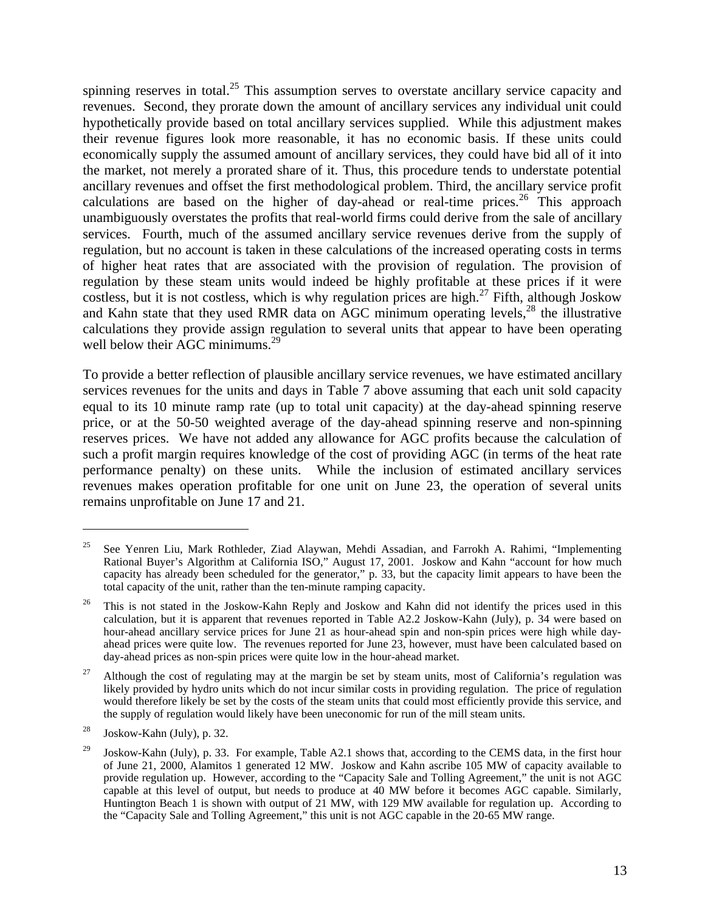spinning reserves in total.[25] This assumption serves to overstate ancillary service capacity and revenues. Second, they prorate down the amount of ancillary services any individual unit could hypothetically provide based on total ancillary services supplied. While this adjustment makes their revenue figures look more reasonable, it has no economic basis. If these units could economically supply the assumed amount of ancillary services, they could have bid all of it into the market, not merely a prorated share of it. Thus, this procedure tends to understate potential ancillary revenues and offset the first methodological problem. Third, the ancillary service profit calculations are based on the higher of day-ahead or real-time prices.[26] This approach unambiguously overstates the profits that real-world firms could derive from the sale of ancillary services. Fourth, much of the assumed ancillary service revenues derive from the supply of regulation, but no account is taken in these calculations of the increased operating costs in terms of higher heat rates that are associated with the provision of regulation. The provision of regulation by these steam units would indeed be highly profitable at these prices if it were costless, but it is not costless, which is why regulation prices are high.[27] Fifth, although Joskow and Kahn state that they used RMR data on AGC minimum operating levels,[28] the illustrative calculations they provide assign regulation to several units that appear to have been operating well below their AGC minimums.[29]

To provide a better reflection of plausible ancillary service revenues, we have estimated ancillary services revenues for the units and days in Table 7 above assuming that each unit sold capacity equal to its 10 minute ramp rate (up to total unit capacity) at the day-ahead spinning reserve price, or at the 50-50 weighted average of the day-ahead spinning reserve and non-spinning reserves prices. We have not added any allowance for AGC profits because the calculation of such a profit margin requires knowledge of the cost of providing AGC (in terms of the heat rate performance penalty) on these units. While the inclusion of estimated ancillary services revenues makes operation profitable for one unit on June 23, the operation of several units remains unprofitable on June 17 and 21.

---

[25] See Yenren Liu, Mark Rothleder, Ziad Alaywan, Mehdi Assadian, and Farrokh A. Rahimi, "Implementing Rational Buyer's Algorithm at California ISO," August 17, 2001. Joskow and Kahn "account for how much capacity has already been scheduled for the generator," p. 33, but the capacity limit appears to have been the total capacity of the unit, rather than the ten-minute ramping capacity.

[26] This is not stated in the Joskow-Kahn Reply and Joskow and Kahn did not identify the prices used in this calculation, but it is apparent that revenues reported in Table A2.2 Joskow-Kahn (July), p. 34 were based on hour-ahead ancillary service prices for June 21 as hour-ahead spin and non-spin prices were high while day-ahead prices were quite low. The revenues reported for June 23, however, must have been calculated based on day-ahead prices as non-spin prices were quite low in the hour-ahead market.

[27] Although the cost of regulating may at the margin be set by steam units, most of California's regulation was likely provided by hydro units which do not incur similar costs in providing regulation. The price of regulation would therefore likely be set by the costs of the steam units that could most efficiently provide this service, and the supply of regulation would likely have been uneconomic for run of the mill steam units.

[28] Joskow-Kahn (July), p. 32.

[29] Joskow-Kahn (July), p. 33. For example, Table A2.1 shows that, according to the CEMS data, in the first hour of June 21, 2000, Alamitos 1 generated 12 MW. Joskow and Kahn ascribe 105 MW of capacity available to provide regulation up. However, according to the "Capacity Sale and Tolling Agreement," the unit is not AGC capable at this level of output, but needs to produce at 40 MW before it becomes AGC capable. Similarly, Huntington Beach 1 is shown with output of 21 MW, with 129 MW available for regulation up. According to the "Capacity Sale and Tolling Agreement," this unit is not AGC capable in the 20-65 MW range.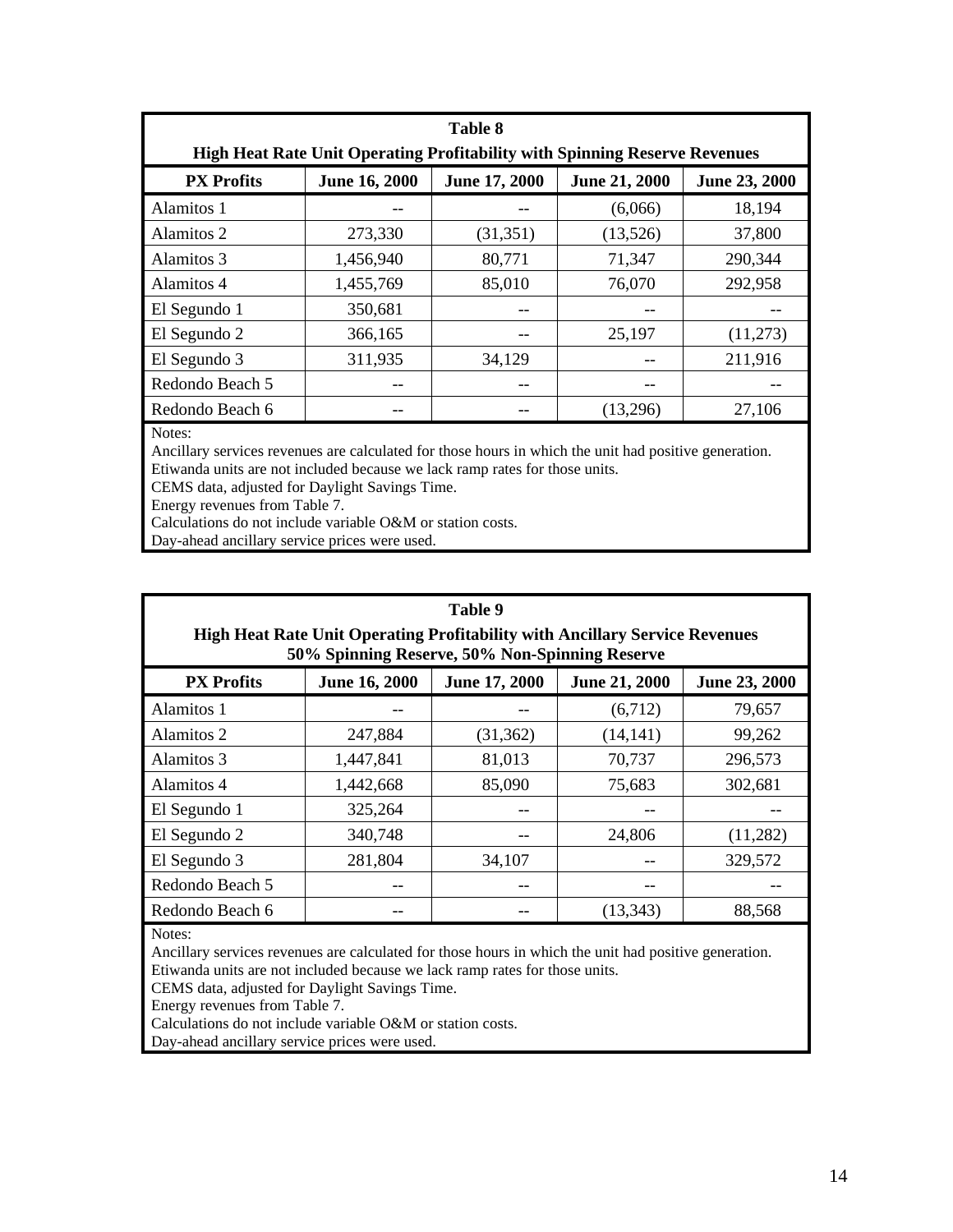**Table 8**

**High Heat Rate Unit Operating Profitability with Spinning Reserve Revenues**

| PX Profits | June 16, 2000 | June 17, 2000 | June 21, 2000 | June 23, 2000 |
|---|---|---|---|---|
| Alamitos 1 | -- | -- | (6,066) | 18,194 |
| Alamitos 2 | 273,330 | (31,351) | (13,526) | 37,800 |
| Alamitos 3 | 1,456,940 | 80,771 | 71,347 | 290,344 |
| Alamitos 4 | 1,455,769 | 85,010 | 76,070 | 292,958 |
| El Segundo 1 | 350,681 | -- | -- | -- |
| El Segundo 2 | 366,165 | -- | 25,197 | (11,273) |
| El Segundo 3 | 311,935 | 34,129 | -- | 211,916 |
| Redondo Beach 5 | -- | -- | -- | -- |
| Redondo Beach 6 | -- | -- | (13,296) | 27,106 |

Notes:
Ancillary services revenues are calculated for those hours in which the unit had positive generation.
Etiwanda units are not included because we lack ramp rates for those units.
CEMS data, adjusted for Daylight Savings Time.
Energy revenues from Table 7.
Calculations do not include variable O&M or station costs.
Day-ahead ancillary service prices were used.

**Table 9**

**High Heat Rate Unit Operating Profitability with Ancillary Service Revenues**
**50% Spinning Reserve, 50% Non-Spinning Reserve**

| PX Profits | June 16, 2000 | June 17, 2000 | June 21, 2000 | June 23, 2000 |
|---|---|---|---|---|
| Alamitos 1 | -- | -- | (6,712) | 79,657 |
| Alamitos 2 | 247,884 | (31,362) | (14,141) | 99,262 |
| Alamitos 3 | 1,447,841 | 81,013 | 70,737 | 296,573 |
| Alamitos 4 | 1,442,668 | 85,090 | 75,683 | 302,681 |
| El Segundo 1 | 325,264 | -- | -- | -- |
| El Segundo 2 | 340,748 | -- | 24,806 | (11,282) |
| El Segundo 3 | 281,804 | 34,107 | -- | 329,572 |
| Redondo Beach 5 | -- | -- | -- | -- |
| Redondo Beach 6 | -- | -- | (13,343) | 88,568 |

Notes:
Ancillary services revenues are calculated for those hours in which the unit had positive generation.
Etiwanda units are not included because we lack ramp rates for those units.
CEMS data, adjusted for Daylight Savings Time.
Energy revenues from Table 7.
Calculations do not include variable O&M or station costs.
Day-ahead ancillary service prices were used.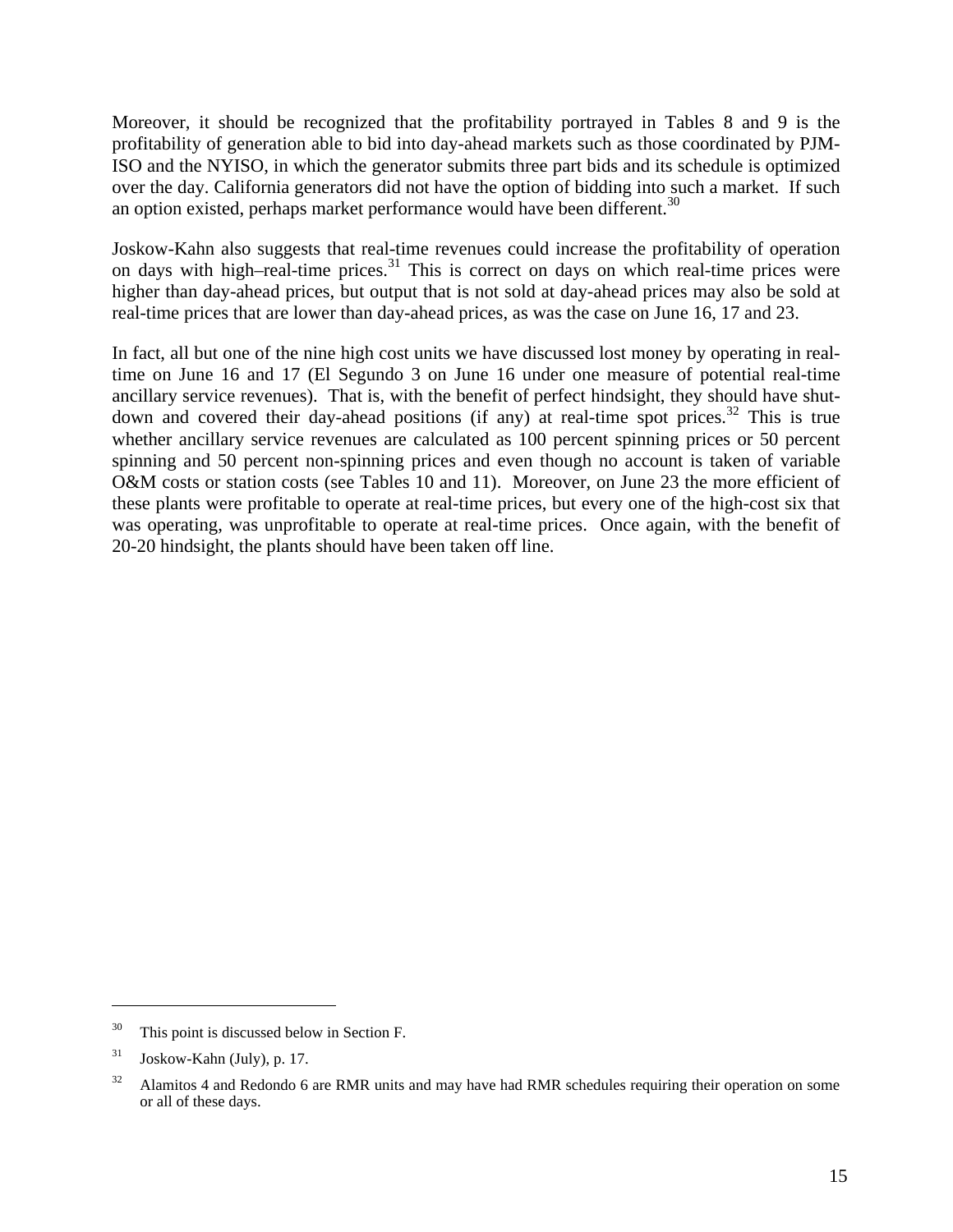Moreover, it should be recognized that the profitability portrayed in Tables 8 and 9 is the profitability of generation able to bid into day-ahead markets such as those coordinated by PJM-ISO and the NYISO, in which the generator submits three part bids and its schedule is optimized over the day. California generators did not have the option of bidding into such a market. If such an option existed, perhaps market performance would have been different.[30]

Joskow-Kahn also suggests that real-time revenues could increase the profitability of operation on days with high–real-time prices.[31] This is correct on days on which real-time prices were higher than day-ahead prices, but output that is not sold at day-ahead prices may also be sold at real-time prices that are lower than day-ahead prices, as was the case on June 16, 17 and 23.

In fact, all but one of the nine high cost units we have discussed lost money by operating in real-time on June 16 and 17 (El Segundo 3 on June 16 under one measure of potential real-time ancillary service revenues). That is, with the benefit of perfect hindsight, they should have shut-down and covered their day-ahead positions (if any) at real-time spot prices.[32] This is true whether ancillary service revenues are calculated as 100 percent spinning prices or 50 percent spinning and 50 percent non-spinning prices and even though no account is taken of variable O&M costs or station costs (see Tables 10 and 11). Moreover, on June 23 the more efficient of these plants were profitable to operate at real-time prices, but every one of the high-cost six that was operating, was unprofitable to operate at real-time prices. Once again, with the benefit of 20-20 hindsight, the plants should have been taken off line.

[30] This point is discussed below in Section F.

[31] Joskow-Kahn (July), p. 17.

[32] Alamitos 4 and Redondo 6 are RMR units and may have had RMR schedules requiring their operation on some or all of these days.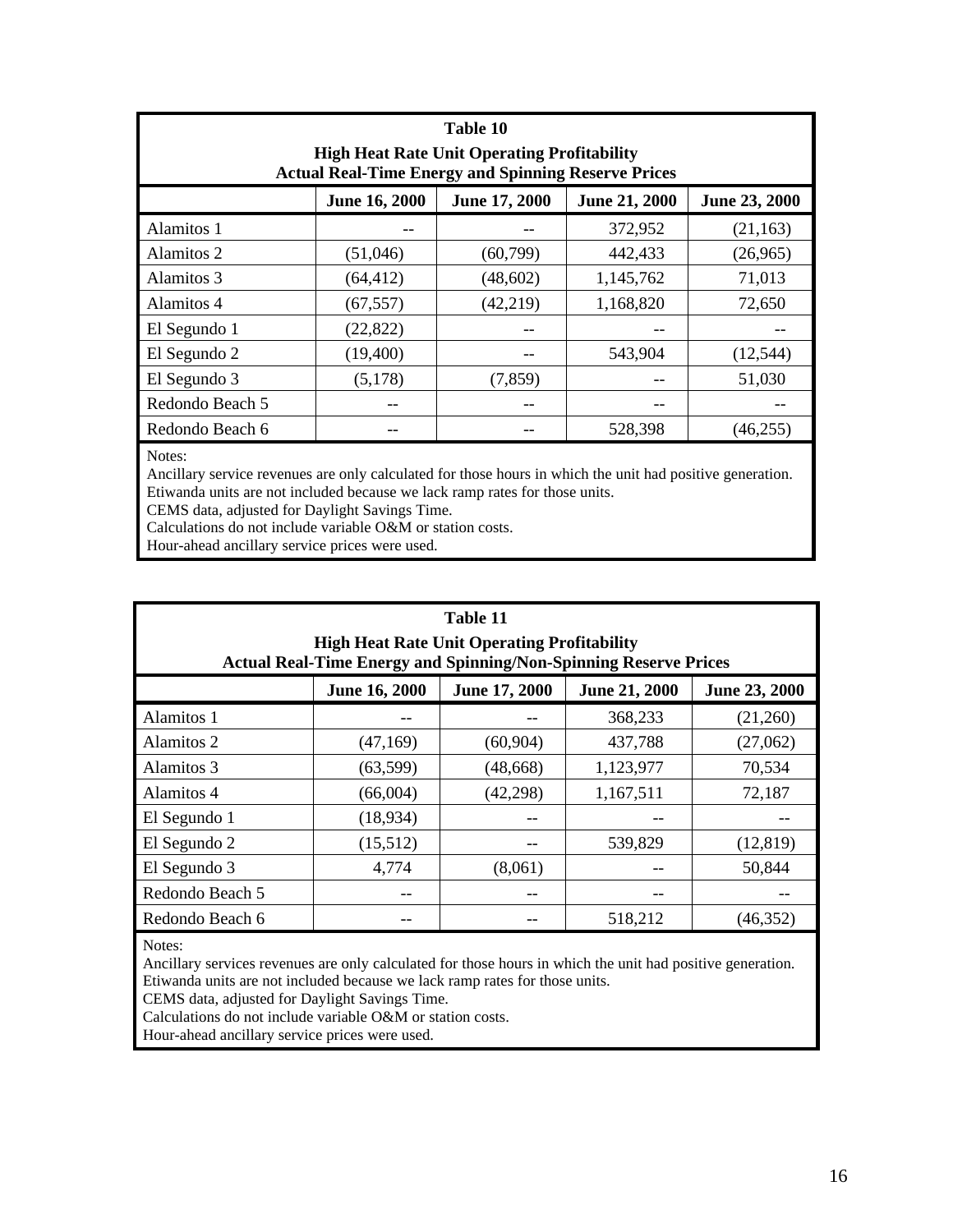**Table 10**

**High Heat Rate Unit Operating Profitability**

**Actual Real-Time Energy and Spinning Reserve Prices**

| | June 16, 2000 | June 17, 2000 | June 21, 2000 | June 23, 2000 |
|---|---|---|---|---|
| Alamitos 1 | -- | -- | 372,952 | (21,163) |
| Alamitos 2 | (51,046) | (60,799) | 442,433 | (26,965) |
| Alamitos 3 | (64,412) | (48,602) | 1,145,762 | 71,013 |
| Alamitos 4 | (67,557) | (42,219) | 1,168,820 | 72,650 |
| El Segundo 1 | (22,822) | -- | -- | -- |
| El Segundo 2 | (19,400) | -- | 543,904 | (12,544) |
| El Segundo 3 | (5,178) | (7,859) | -- | 51,030 |
| Redondo Beach 5 | -- | -- | -- | -- |
| Redondo Beach 6 | -- | -- | 528,398 | (46,255) |

Notes:
Ancillary service revenues are only calculated for those hours in which the unit had positive generation.
Etiwanda units are not included because we lack ramp rates for those units.
CEMS data, adjusted for Daylight Savings Time.
Calculations do not include variable O&M or station costs.
Hour-ahead ancillary service prices were used.

**Table 11**

**High Heat Rate Unit Operating Profitability**

**Actual Real-Time Energy and Spinning/Non-Spinning Reserve Prices**

| | June 16, 2000 | June 17, 2000 | June 21, 2000 | June 23, 2000 |
|---|---|---|---|---|
| Alamitos 1 | -- | -- | 368,233 | (21,260) |
| Alamitos 2 | (47,169) | (60,904) | 437,788 | (27,062) |
| Alamitos 3 | (63,599) | (48,668) | 1,123,977 | 70,534 |
| Alamitos 4 | (66,004) | (42,298) | 1,167,511 | 72,187 |
| El Segundo 1 | (18,934) | -- | -- | -- |
| El Segundo 2 | (15,512) | -- | 539,829 | (12,819) |
| El Segundo 3 | 4,774 | (8,061) | -- | 50,844 |
| Redondo Beach 5 | -- | -- | -- | -- |
| Redondo Beach 6 | -- | -- | 518,212 | (46,352) |

Notes:
Ancillary services revenues are only calculated for those hours in which the unit had positive generation.
Etiwanda units are not included because we lack ramp rates for those units.
CEMS data, adjusted for Daylight Savings Time.
Calculations do not include variable O&M or station costs.
Hour-ahead ancillary service prices were used.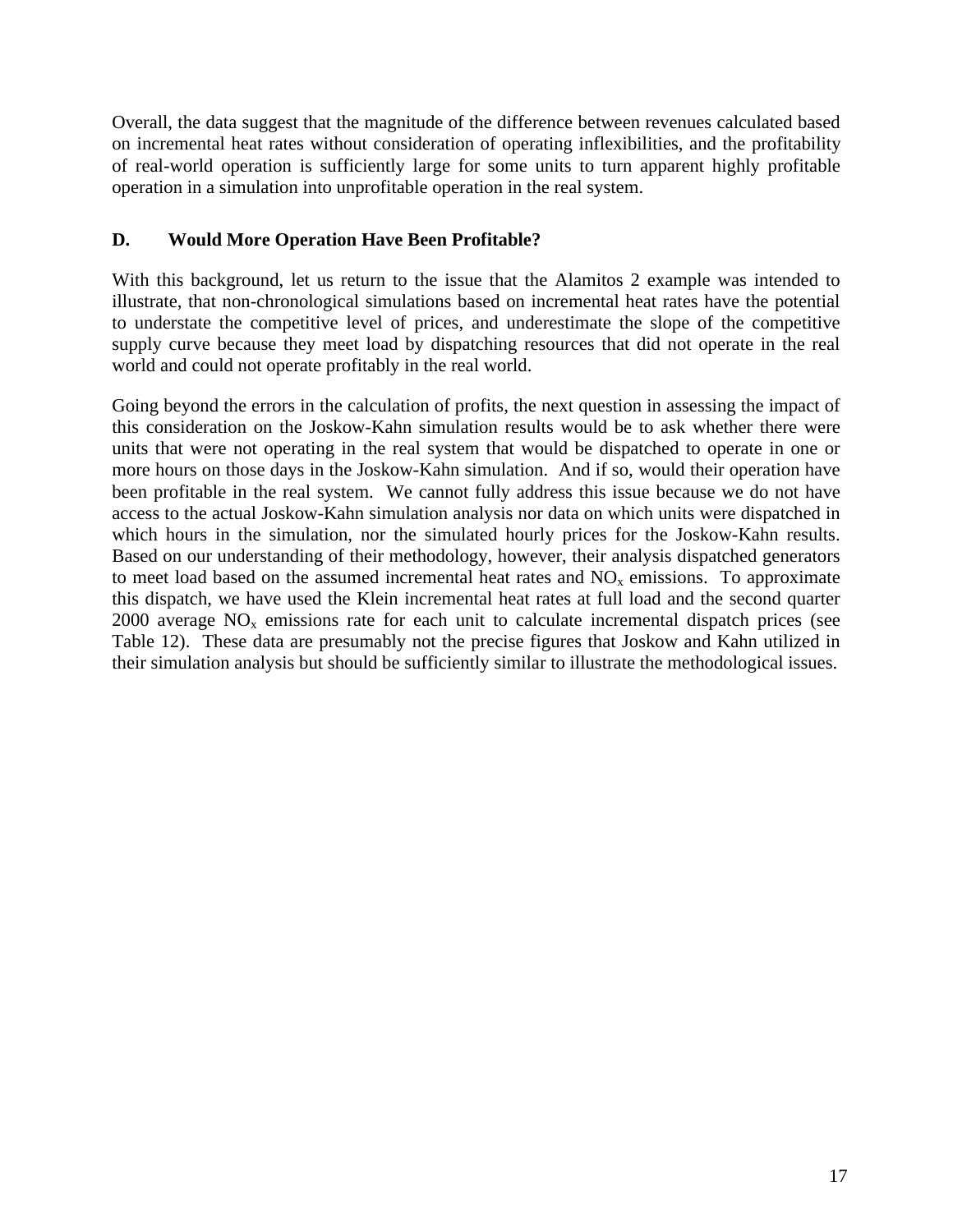Overall, the data suggest that the magnitude of the difference between revenues calculated based on incremental heat rates without consideration of operating inflexibilities, and the profitability of real-world operation is sufficiently large for some units to turn apparent highly profitable operation in a simulation into unprofitable operation in the real system.

### D. Would More Operation Have Been Profitable?

With this background, let us return to the issue that the Alamitos 2 example was intended to illustrate, that non-chronological simulations based on incremental heat rates have the potential to understate the competitive level of prices, and underestimate the slope of the competitive supply curve because they meet load by dispatching resources that did not operate in the real world and could not operate profitably in the real world.

Going beyond the errors in the calculation of profits, the next question in assessing the impact of this consideration on the Joskow-Kahn simulation results would be to ask whether there were units that were not operating in the real system that would be dispatched to operate in one or more hours on those days in the Joskow-Kahn simulation. And if so, would their operation have been profitable in the real system. We cannot fully address this issue because we do not have access to the actual Joskow-Kahn simulation analysis nor data on which units were dispatched in which hours in the simulation, nor the simulated hourly prices for the Joskow-Kahn results. Based on our understanding of their methodology, however, their analysis dispatched generators to meet load based on the assumed incremental heat rates and $NO_x$ emissions. To approximate this dispatch, we have used the Klein incremental heat rates at full load and the second quarter 2000 average $NO_x$ emissions rate for each unit to calculate incremental dispatch prices (see Table 12). These data are presumably not the precise figures that Joskow and Kahn utilized in their simulation analysis but should be sufficiently similar to illustrate the methodological issues.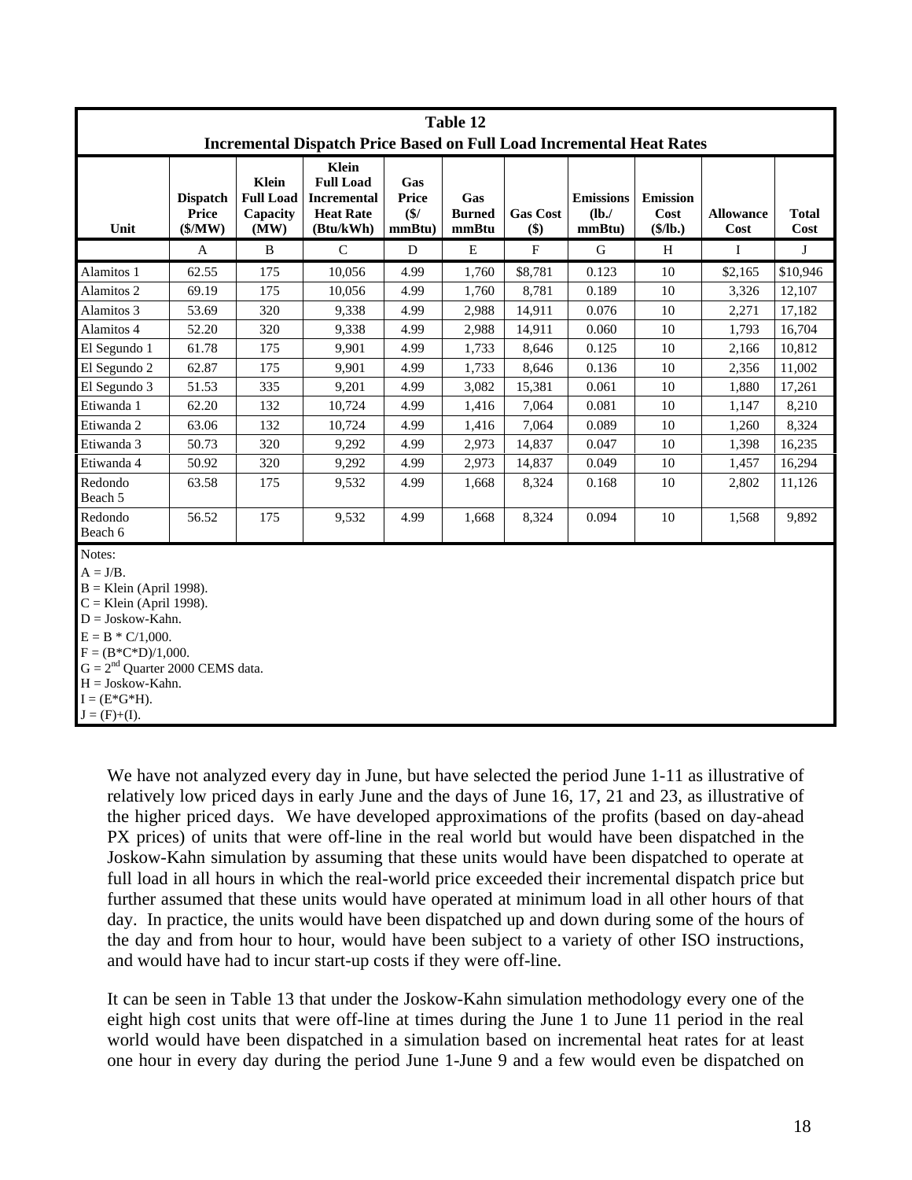**Table 12**
**Incremental Dispatch Price Based on Full Load Incremental Heat Rates**

| Unit | Dispatch Price ($/MW) | Klein Full Load Capacity (MW) | Klein Full Load Incremental Heat Rate (Btu/kWh) | Gas Price ($/ mmBtu) | Gas Burned mmBtu | Gas Cost ($) | Emissions (lb./ mmBtu) | Emission Cost ($/lb.) | Allowance Cost | Total Cost |
|---|---|---|---|---|---|---|---|---|---|---|
| | A | B | C | D | E | F | G | H | I | J |
| Alamitos 1 | 62.55 | 175 | 10,056 | 4.99 | 1,760 | $8,781 | 0.123 | 10 | $2,165 | $10,946 |
| Alamitos 2 | 69.19 | 175 | 10,056 | 4.99 | 1,760 | 8,781 | 0.189 | 10 | 3,326 | 12,107 |
| Alamitos 3 | 53.69 | 320 | 9,338 | 4.99 | 2,988 | 14,911 | 0.076 | 10 | 2,271 | 17,182 |
| Alamitos 4 | 52.20 | 320 | 9,338 | 4.99 | 2,988 | 14,911 | 0.060 | 10 | 1,793 | 16,704 |
| El Segundo 1 | 61.78 | 175 | 9,901 | 4.99 | 1,733 | 8,646 | 0.125 | 10 | 2,166 | 10,812 |
| El Segundo 2 | 62.87 | 175 | 9,901 | 4.99 | 1,733 | 8,646 | 0.136 | 10 | 2,356 | 11,002 |
| El Segundo 3 | 51.53 | 335 | 9,201 | 4.99 | 3,082 | 15,381 | 0.061 | 10 | 1,880 | 17,261 |
| Etiwanda 1 | 62.20 | 132 | 10,724 | 4.99 | 1,416 | 7,064 | 0.081 | 10 | 1,147 | 8,210 |
| Etiwanda 2 | 63.06 | 132 | 10,724 | 4.99 | 1,416 | 7,064 | 0.089 | 10 | 1,260 | 8,324 |
| Etiwanda 3 | 50.73 | 320 | 9,292 | 4.99 | 2,973 | 14,837 | 0.047 | 10 | 1,398 | 16,235 |
| Etiwanda 4 | 50.92 | 320 | 9,292 | 4.99 | 2,973 | 14,837 | 0.049 | 10 | 1,457 | 16,294 |
| Redondo Beach 5 | 63.58 | 175 | 9,532 | 4.99 | 1,668 | 8,324 | 0.168 | 10 | 2,802 | 11,126 |
| Redondo Beach 6 | 56.52 | 175 | 9,532 | 4.99 | 1,668 | 8,324 | 0.094 | 10 | 1,568 | 9,892 |

Notes:
A = J/B.
B = Klein (April 1998).
C = Klein (April 1998).
D = Joskow-Kahn.
E = B * C/1,000.
F = (B*C*D)/1,000.
G = 2nd Quarter 2000 CEMS data.
H = Joskow-Kahn.
I = (E*G*H).
J = (F)+(I).

We have not analyzed every day in June, but have selected the period June 1-11 as illustrative of relatively low priced days in early June and the days of June 16, 17, 21 and 23, as illustrative of the higher priced days. We have developed approximations of the profits (based on day-ahead PX prices) of units that were off-line in the real world but would have been dispatched in the Joskow-Kahn simulation by assuming that these units would have been dispatched to operate at full load in all hours in which the real-world price exceeded their incremental dispatch price but further assumed that these units would have operated at minimum load in all other hours of that day. In practice, the units would have been dispatched up and down during some of the hours of the day and from hour to hour, would have been subject to a variety of other ISO instructions, and would have had to incur start-up costs if they were off-line.

It can be seen in Table 13 that under the Joskow-Kahn simulation methodology every one of the eight high cost units that were off-line at times during the June 1 to June 11 period in the real world would have been dispatched in a simulation based on incremental heat rates for at least one hour in every day during the period June 1-June 9 and a few would even be dispatched on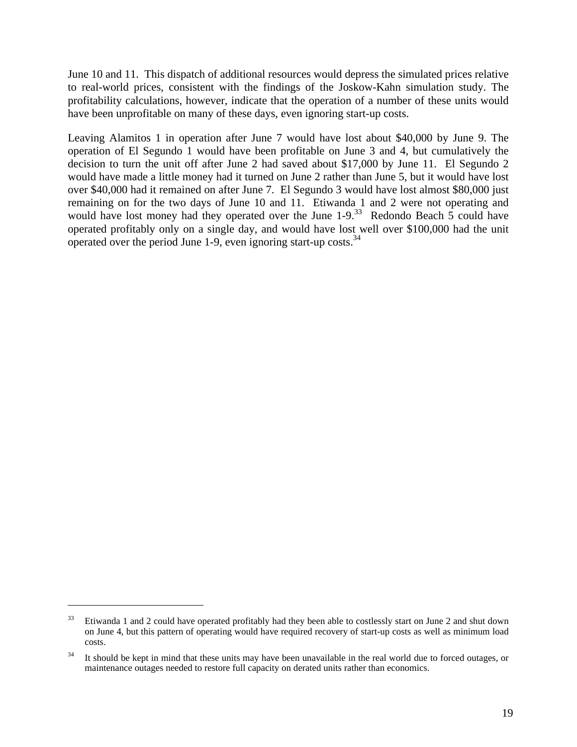June 10 and 11. This dispatch of additional resources would depress the simulated prices relative to real-world prices, consistent with the findings of the Joskow-Kahn simulation study. The profitability calculations, however, indicate that the operation of a number of these units would have been unprofitable on many of these days, even ignoring start-up costs.

Leaving Alamitos 1 in operation after June 7 would have lost about $40,000 by June 9. The operation of El Segundo 1 would have been profitable on June 3 and 4, but cumulatively the decision to turn the unit off after June 2 had saved about $17,000 by June 11. El Segundo 2 would have made a little money had it turned on June 2 rather than June 5, but it would have lost over $40,000 had it remained on after June 7. El Segundo 3 would have lost almost $80,000 just remaining on for the two days of June 10 and 11. Etiwanda 1 and 2 were not operating and would have lost money had they operated over the June 1-9.[33] Redondo Beach 5 could have operated profitably only on a single day, and would have lost well over $100,000 had the unit operated over the period June 1-9, even ignoring start-up costs.[34]

---

[33] Etiwanda 1 and 2 could have operated profitably had they been able to costlessly start on June 2 and shut down on June 4, but this pattern of operating would have required recovery of start-up costs as well as minimum load costs.

[34] It should be kept in mind that these units may have been unavailable in the real world due to forced outages, or maintenance outages needed to restore full capacity on derated units rather than economics.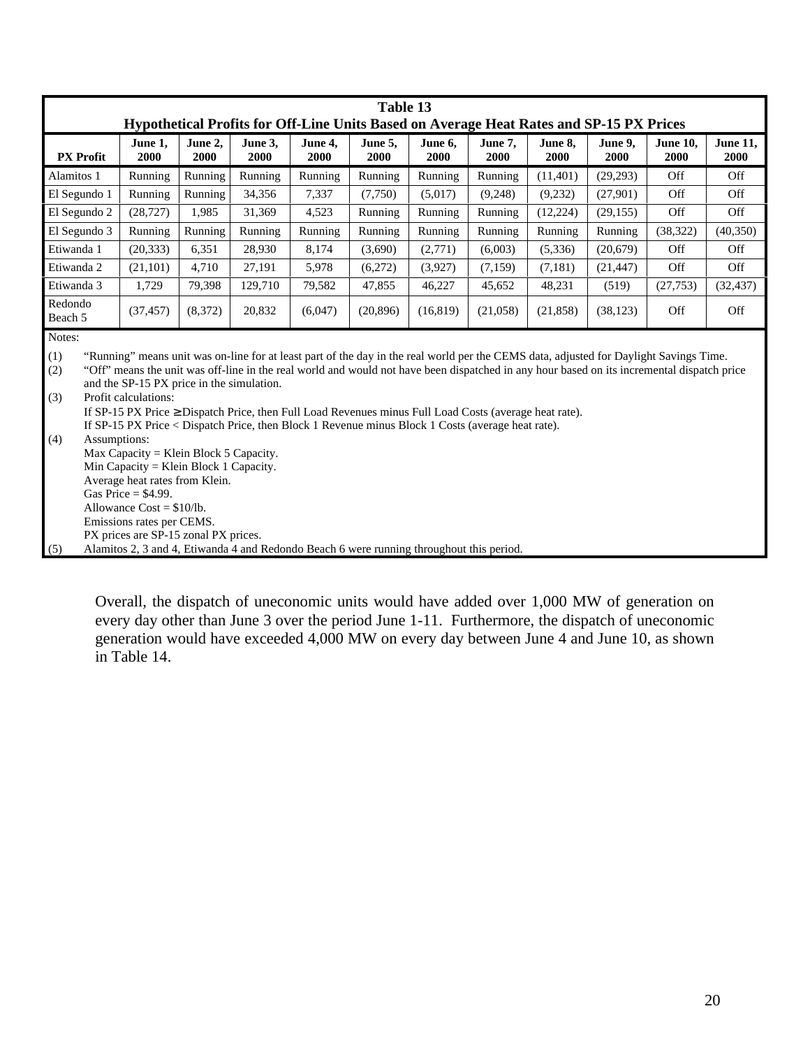**Table 13**
**Hypothetical Profits for Off-Line Units Based on Average Heat Rates and SP-15 PX Prices**

| PX Profit | June 1, 2000 | June 2, 2000 | June 3, 2000 | June 4, 2000 | June 5, 2000 | June 6, 2000 | June 7, 2000 | June 8, 2000 | June 9, 2000 | June 10, 2000 | June 11, 2000 |
|---|---|---|---|---|---|---|---|---|---|---|---|
| Alamitos 1 | Running | Running | Running | Running | Running | Running | Running | (11,401) | (29,293) | Off | Off |
| El Segundo 1 | Running | Running | 34,356 | 7,337 | (7,750) | (5,017) | (9,248) | (9,232) | (27,901) | Off | Off |
| El Segundo 2 | (28,727) | 1,985 | 31,369 | 4,523 | Running | Running | Running | (12,224) | (29,155) | Off | Off |
| El Segundo 3 | Running | Running | Running | Running | Running | Running | Running | Running | Running | (38,322) | (40,350) |
| Etiwanda 1 | (20,333) | 6,351 | 28,930 | 8,174 | (3,690) | (2,771) | (6,003) | (5,336) | (20,679) | Off | Off |
| Etiwanda 2 | (21,101) | 4,710 | 27,191 | 5,978 | (6,272) | (3,927) | (7,159) | (7,181) | (21,447) | Off | Off |
| Etiwanda 3 | 1,729 | 79,398 | 129,710 | 79,582 | 47,855 | 46,227 | 45,652 | 48,231 | (519) | (27,753) | (32,437) |
| Redondo Beach 5 | (37,457) | (8,372) | 20,832 | (6,047) | (20,896) | (16,819) | (21,058) | (21,858) | (38,123) | Off | Off |

Notes:

(1) "Running" means unit was on-line for at least part of the day in the real world per the CEMS data, adjusted for Daylight Savings Time.
(2) "Off" means the unit was off-line in the real world and would not have been dispatched in any hour based on its incremental dispatch price and the SP-15 PX price in the simulation.
(3) Profit calculations:
If SP-15 PX Price ≥ Dispatch Price, then Full Load Revenues minus Full Load Costs (average heat rate).
If SP-15 PX Price < Dispatch Price, then Block 1 Revenue minus Block 1 Costs (average heat rate).
(4) Assumptions:
Max Capacity = Klein Block 5 Capacity.
Min Capacity = Klein Block 1 Capacity.
Average heat rates from Klein.
Gas Price = $4.99.
Allowance Cost = $10/lb.
Emissions rates per CEMS.
PX prices are SP-15 zonal PX prices.
(5) Alamitos 2, 3 and 4, Etiwanda 4 and Redondo Beach 6 were running throughout this period.

Overall, the dispatch of uneconomic units would have added over 1,000 MW of generation on every day other than June 3 over the period June 1-11. Furthermore, the dispatch of uneconomic generation would have exceeded 4,000 MW on every day between June 4 and June 10, as shown in Table 14.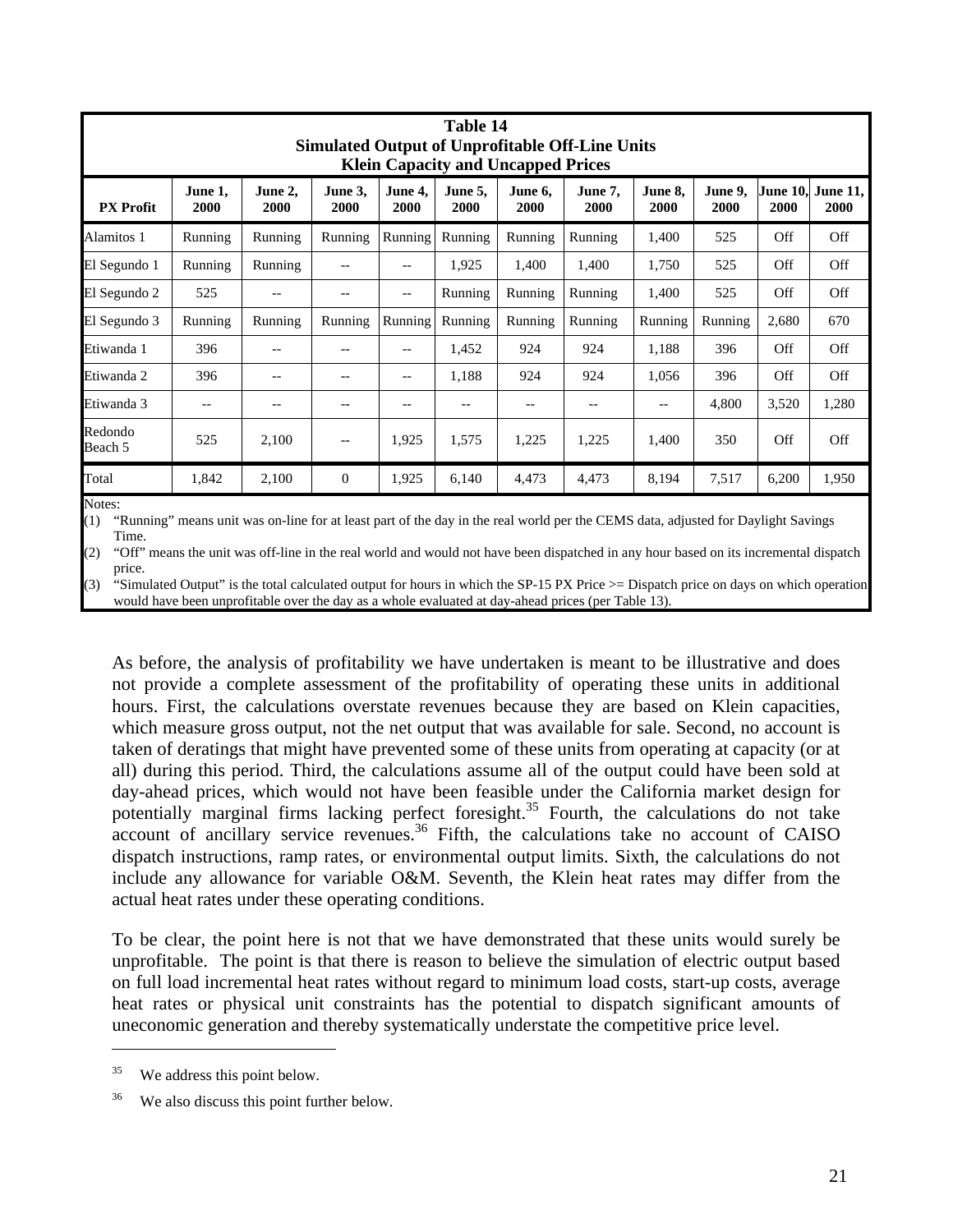**Table 14**
**Simulated Output of Unprofitable Off-Line Units**
**Klein Capacity and Uncapped Prices**

| PX Profit | June 1, 2000 | June 2, 2000 | June 3, 2000 | June 4, 2000 | June 5, 2000 | June 6, 2000 | June 7, 2000 | June 8, 2000 | June 9, 2000 | June 10, 2000 | June 11, 2000 |
|---|---|---|---|---|---|---|---|---|---|---|---|
| Alamitos 1 | Running | Running | Running | Running | Running | Running | Running | 1,400 | 525 | Off | Off |
| El Segundo 1 | Running | Running | -- | -- | 1,925 | 1,400 | 1,400 | 1,750 | 525 | Off | Off |
| El Segundo 2 | 525 | -- | -- | -- | Running | Running | Running | 1,400 | 525 | Off | Off |
| El Segundo 3 | Running | Running | Running | Running | Running | Running | Running | Running | Running | 2,680 | 670 |
| Etiwanda 1 | 396 | -- | -- | -- | 1,452 | 924 | 924 | 1,188 | 396 | Off | Off |
| Etiwanda 2 | 396 | -- | -- | -- | 1,188 | 924 | 924 | 1,056 | 396 | Off | Off |
| Etiwanda 3 | -- | -- | -- | -- | -- | -- | -- | -- | 4,800 | 3,520 | 1,280 |
| Redondo Beach 5 | 525 | 2,100 | -- | 1,925 | 1,575 | 1,225 | 1,225 | 1,400 | 350 | Off | Off |
| Total | 1,842 | 2,100 | 0 | 1,925 | 6,140 | 4,473 | 4,473 | 8,194 | 7,517 | 6,200 | 1,950 |

Notes:
(1) "Running" means unit was on-line for at least part of the day in the real world per the CEMS data, adjusted for Daylight Savings Time.
(2) "Off" means the unit was off-line in the real world and would not have been dispatched in any hour based on its incremental dispatch price.
(3) "Simulated Output" is the total calculated output for hours in which the SP-15 PX Price >= Dispatch price on days on which operation would have been unprofitable over the day as a whole evaluated at day-ahead prices (per Table 13).

As before, the analysis of profitability we have undertaken is meant to be illustrative and does not provide a complete assessment of the profitability of operating these units in additional hours. First, the calculations overstate revenues because they are based on Klein capacities, which measure gross output, not the net output that was available for sale. Second, no account is taken of deratings that might have prevented some of these units from operating at capacity (or at all) during this period. Third, the calculations assume all of the output could have been sold at day-ahead prices, which would not have been feasible under the California market design for potentially marginal firms lacking perfect foresight.[35] Fourth, the calculations do not take account of ancillary service revenues.[36] Fifth, the calculations take no account of CAISO dispatch instructions, ramp rates, or environmental output limits. Sixth, the calculations do not include any allowance for variable O&M. Seventh, the Klein heat rates may differ from the actual heat rates under these operating conditions.

To be clear, the point here is not that we have demonstrated that these units would surely be unprofitable. The point is that there is reason to believe the simulation of electric output based on full load incremental heat rates without regard to minimum load costs, start-up costs, average heat rates or physical unit constraints has the potential to dispatch significant amounts of uneconomic generation and thereby systematically understate the competitive price level.

[35] We address this point below.

[36] We also discuss this point further below.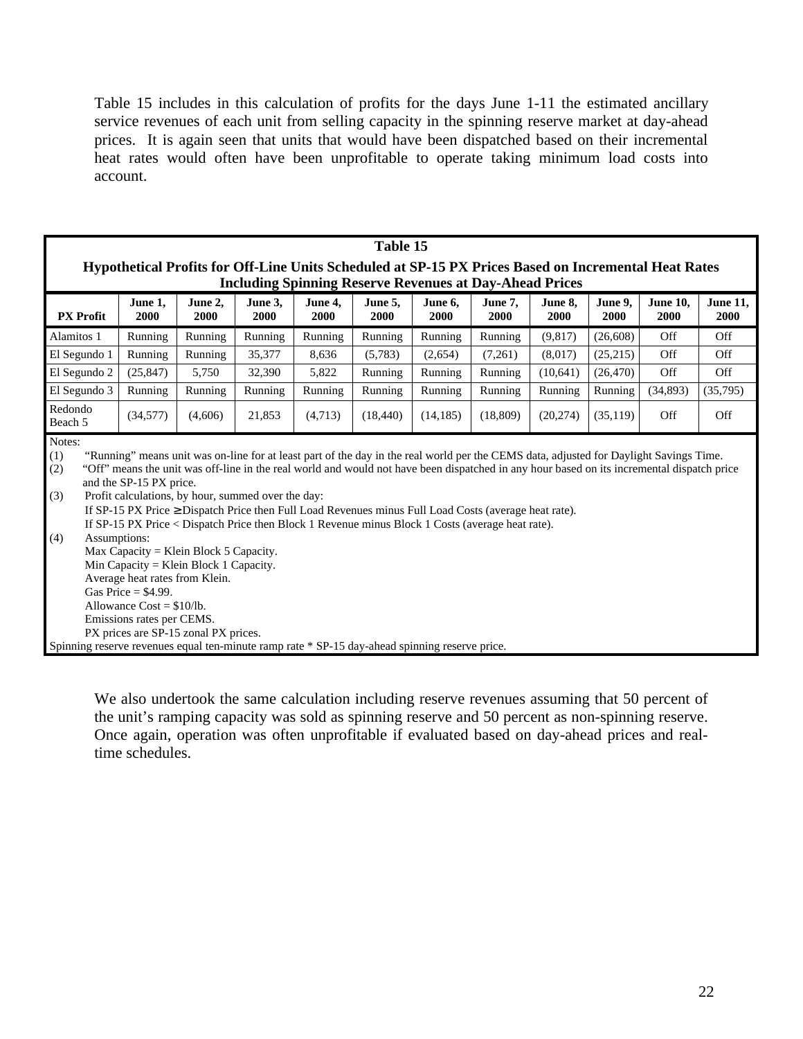Table 15 includes in this calculation of profits for the days June 1-11 the estimated ancillary service revenues of each unit from selling capacity in the spinning reserve market at day-ahead prices. It is again seen that units that would have been dispatched based on their incremental heat rates would often have been unprofitable to operate taking minimum load costs into account.

**Table 15**

**Hypothetical Profits for Off-Line Units Scheduled at SP-15 PX Prices Based on Incremental Heat Rates Including Spinning Reserve Revenues at Day-Ahead Prices**

| PX Profit | June 1, 2000 | June 2, 2000 | June 3, 2000 | June 4, 2000 | June 5, 2000 | June 6, 2000 | June 7, 2000 | June 8, 2000 | June 9, 2000 | June 10, 2000 | June 11, 2000 |
|---|---|---|---|---|---|---|---|---|---|---|---|
| Alamitos 1 | Running | Running | Running | Running | Running | Running | Running | (9,817) | (26,608) | Off | Off |
| El Segundo 1 | Running | Running | 35,377 | 8,636 | (5,783) | (2,654) | (7,261) | (8,017) | (25,215) | Off | Off |
| El Segundo 2 | (25,847) | 5,750 | 32,390 | 5,822 | Running | Running | Running | (10,641) | (26,470) | Off | Off |
| El Segundo 3 | Running | Running | Running | Running | Running | Running | Running | Running | Running | (34,893) | (35,795) |
| Redondo Beach 5 | (34,577) | (4,606) | 21,853 | (4,713) | (18,440) | (14,185) | (18,809) | (20,274) | (35,119) | Off | Off |

Notes:

(1) "Running" means unit was on-line for at least part of the day in the real world per the CEMS data, adjusted for Daylight Savings Time.

(2) "Off" means the unit was off-line in the real world and would not have been dispatched in any hour based on its incremental dispatch price and the SP-15 PX price.

(3) Profit calculations, by hour, summed over the day:
If SP-15 PX Price ≥ Dispatch Price then Full Load Revenues minus Full Load Costs (average heat rate).
If SP-15 PX Price < Dispatch Price then Block 1 Revenue minus Block 1 Costs (average heat rate).

(4) Assumptions:
Max Capacity = Klein Block 5 Capacity.
Min Capacity = Klein Block 1 Capacity.
Average heat rates from Klein.
Gas Price = $4.99.
Allowance Cost = $10/lb.
Emissions rates per CEMS.
PX prices are SP-15 zonal PX prices.

Spinning reserve revenues equal ten-minute ramp rate * SP-15 day-ahead spinning reserve price.

We also undertook the same calculation including reserve revenues assuming that 50 percent of the unit's ramping capacity was sold as spinning reserve and 50 percent as non-spinning reserve. Once again, operation was often unprofitable if evaluated based on day-ahead prices and real-time schedules.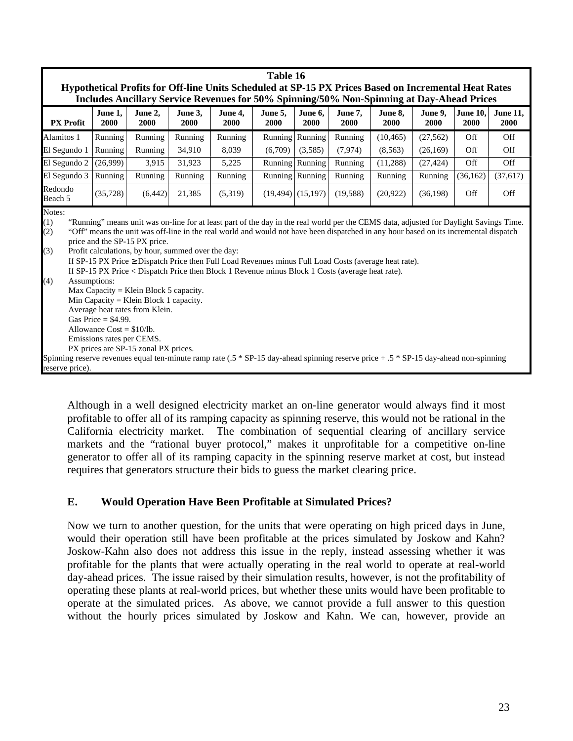**Table 16**
**Hypothetical Profits for Off-line Units Scheduled at SP-15 PX Prices Based on Incremental Heat Rates**
**Includes Ancillary Service Revenues for 50% Spinning/50% Non-Spinning at Day-Ahead Prices**

| PX Profit | June 1, 2000 | June 2, 2000 | June 3, 2000 | June 4, 2000 | June 5, 2000 | June 6, 2000 | June 7, 2000 | June 8, 2000 | June 9, 2000 | June 10, 2000 | June 11, 2000 |
|---|---|---|---|---|---|---|---|---|---|---|---|
| Alamitos 1 | Running | Running | Running | Running | Running | Running | Running | (10,465) | (27,562) | Off | Off |
| El Segundo 1 | Running | Running | 34,910 | 8,039 | (6,709) | (3,585) | (7,974) | (8,563) | (26,169) | Off | Off |
| El Segundo 2 | (26,999) | 3,915 | 31,923 | 5,225 | Running | Running | Running | (11,288) | (27,424) | Off | Off |
| El Segundo 3 | Running | Running | Running | Running | Running | Running | Running | Running | Running | (36,162) | (37,617) |
| Redondo Beach 5 | (35,728) | (6,442) | 21,385 | (5,319) | (19,494) | (15,197) | (19,588) | (20,922) | (36,198) | Off | Off |

Notes:

(1) "Running" means unit was on-line for at least part of the day in the real world per the CEMS data, adjusted for Daylight Savings Time.

(2) "Off" means the unit was off-line in the real world and would not have been dispatched in any hour based on its incremental dispatch price and the SP-15 PX price.

(3) Profit calculations, by hour, summed over the day:
If SP-15 PX Price ≥ Dispatch Price then Full Load Revenues minus Full Load Costs (average heat rate).
If SP-15 PX Price < Dispatch Price then Block 1 Revenue minus Block 1 Costs (average heat rate).

(4) Assumptions:
Max Capacity = Klein Block 5 capacity.
Min Capacity = Klein Block 1 capacity.
Average heat rates from Klein.
Gas Price = $4.99.
Allowance Cost = $10/lb.
Emissions rates per CEMS.
PX prices are SP-15 zonal PX prices.

Spinning reserve revenues equal ten-minute ramp rate (.5 * SP-15 day-ahead spinning reserve price + .5 * SP-15 day-ahead non-spinning reserve price).

Although in a well designed electricity market an on-line generator would always find it most profitable to offer all of its ramping capacity as spinning reserve, this would not be rational in the California electricity market. The combination of sequential clearing of ancillary service markets and the "rational buyer protocol," makes it unprofitable for a competitive on-line generator to offer all of its ramping capacity in the spinning reserve market at cost, but instead requires that generators structure their bids to guess the market clearing price.

### E. Would Operation Have Been Profitable at Simulated Prices?

Now we turn to another question, for the units that were operating on high priced days in June, would their operation still have been profitable at the prices simulated by Joskow and Kahn? Joskow-Kahn also does not address this issue in the reply, instead assessing whether it was profitable for the plants that were actually operating in the real world to operate at real-world day-ahead prices. The issue raised by their simulation results, however, is not the profitability of operating these plants at real-world prices, but whether these units would have been profitable to operate at the simulated prices. As above, we cannot provide a full answer to this question without the hourly prices simulated by Joskow and Kahn. We can, however, provide an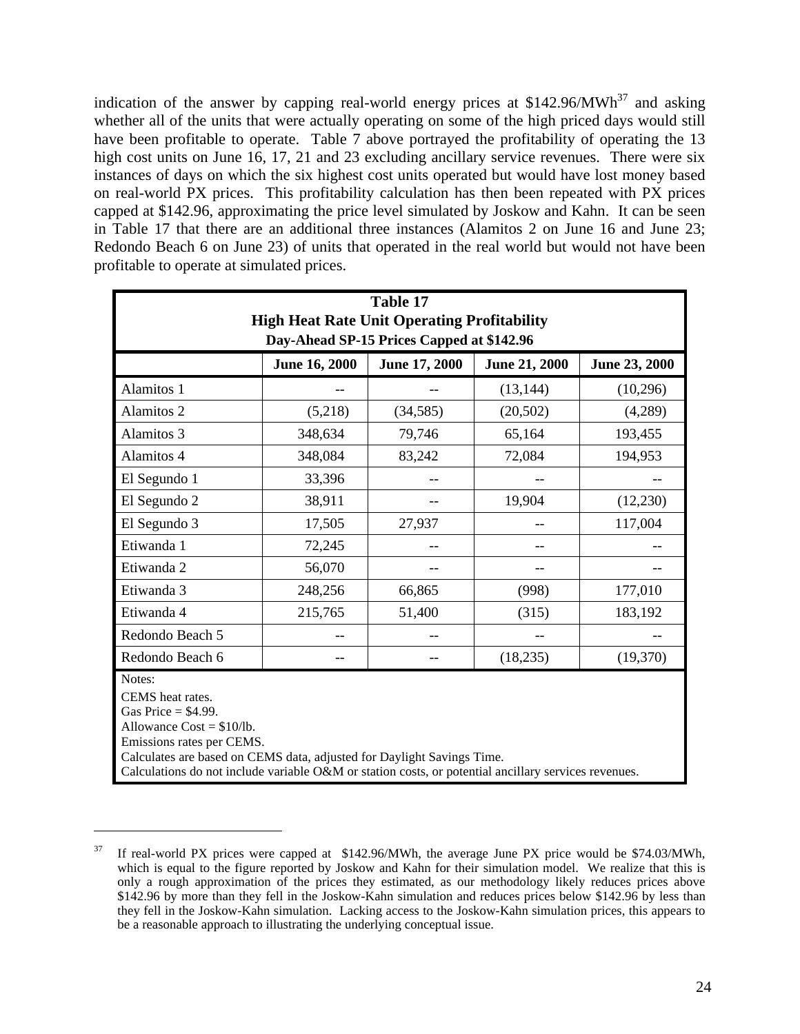indication of the answer by capping real-world energy prices at \$142.96/MWh[37] and asking whether all of the units that were actually operating on some of the high priced days would still have been profitable to operate. Table 7 above portrayed the profitability of operating the 13 high cost units on June 16, 17, 21 and 23 excluding ancillary service revenues. There were six instances of days on which the six highest cost units operated but would have lost money based on real-world PX prices. This profitability calculation has then been repeated with PX prices capped at \$142.96, approximating the price level simulated by Joskow and Kahn. It can be seen in Table 17 that there are an additional three instances (Alamitos 2 on June 16 and June 23; Redondo Beach 6 on June 23) of units that operated in the real world but would not have been profitable to operate at simulated prices.

**Table 17**
**High Heat Rate Unit Operating Profitability**
**Day-Ahead SP-15 Prices Capped at \$142.96**

| | June 16, 2000 | June 17, 2000 | June 21, 2000 | June 23, 2000 |
|---|---|---|---|---|
| Alamitos 1 | -- | -- | (13,144) | (10,296) |
| Alamitos 2 | (5,218) | (34,585) | (20,502) | (4,289) |
| Alamitos 3 | 348,634 | 79,746 | 65,164 | 193,455 |
| Alamitos 4 | 348,084 | 83,242 | 72,084 | 194,953 |
| El Segundo 1 | 33,396 | -- | -- | -- |
| El Segundo 2 | 38,911 | -- | 19,904 | (12,230) |
| El Segundo 3 | 17,505 | 27,937 | -- | 117,004 |
| Etiwanda 1 | 72,245 | -- | -- | -- |
| Etiwanda 2 | 56,070 | -- | -- | -- |
| Etiwanda 3 | 248,256 | 66,865 | (998) | 177,010 |
| Etiwanda 4 | 215,765 | 51,400 | (315) | 183,192 |
| Redondo Beach 5 | -- | -- | -- | -- |
| Redondo Beach 6 | -- | -- | (18,235) | (19,370) |

Notes:
CEMS heat rates.
Gas Price = \$4.99.
Allowance Cost = \$10/lb.
Emissions rates per CEMS.
Calculates are based on CEMS data, adjusted for Daylight Savings Time.
Calculations do not include variable O&M or station costs, or potential ancillary services revenues.

---

[37] If real-world PX prices were capped at \$142.96/MWh, the average June PX price would be \$74.03/MWh, which is equal to the figure reported by Joskow and Kahn for their simulation model. We realize that this is only a rough approximation of the prices they estimated, as our methodology likely reduces prices above \$142.96 by more than they fell in the Joskow-Kahn simulation and reduces prices below \$142.96 by less than they fell in the Joskow-Kahn simulation. Lacking access to the Joskow-Kahn simulation prices, this appears to be a reasonable approach to illustrating the underlying conceptual issue.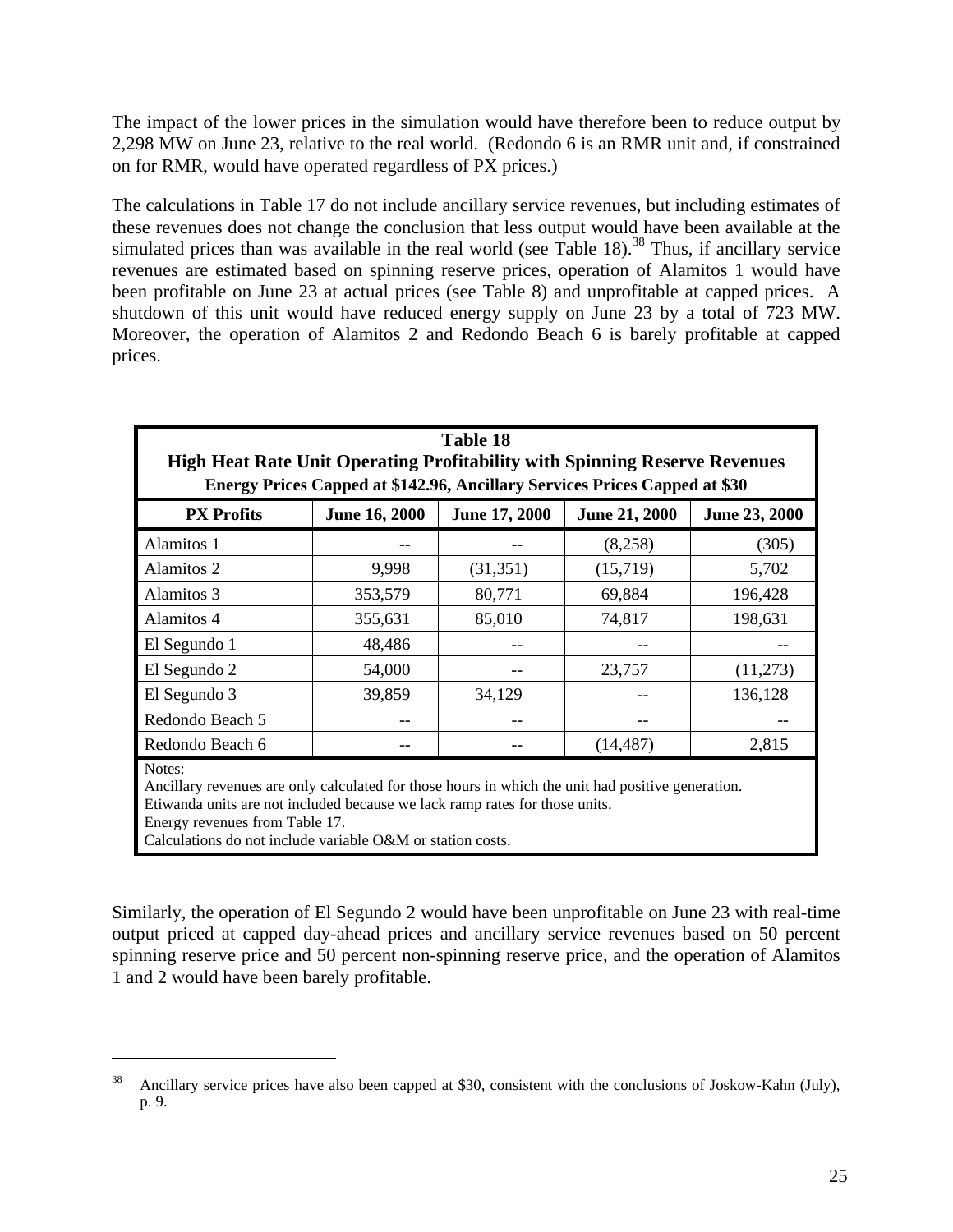The impact of the lower prices in the simulation would have therefore been to reduce output by 2,298 MW on June 23, relative to the real world. (Redondo 6 is an RMR unit and, if constrained on for RMR, would have operated regardless of PX prices.)

The calculations in Table 17 do not include ancillary service revenues, but including estimates of these revenues does not change the conclusion that less output would have been available at the simulated prices than was available in the real world (see Table 18).[38] Thus, if ancillary service revenues are estimated based on spinning reserve prices, operation of Alamitos 1 would have been profitable on June 23 at actual prices (see Table 8) and unprofitable at capped prices. A shutdown of this unit would have reduced energy supply on June 23 by a total of 723 MW. Moreover, the operation of Alamitos 2 and Redondo Beach 6 is barely profitable at capped prices.

**Table 18**
**High Heat Rate Unit Operating Profitability with Spinning Reserve Revenues**
**Energy Prices Capped at $142.96, Ancillary Services Prices Capped at $30**

| PX Profits | June 16, 2000 | June 17, 2000 | June 21, 2000 | June 23, 2000 |
|---|---|---|---|---|
| Alamitos 1 | -- | -- | (8,258) | (305) |
| Alamitos 2 | 9,998 | (31,351) | (15,719) | 5,702 |
| Alamitos 3 | 353,579 | 80,771 | 69,884 | 196,428 |
| Alamitos 4 | 355,631 | 85,010 | 74,817 | 198,631 |
| El Segundo 1 | 48,486 | -- | -- | -- |
| El Segundo 2 | 54,000 | -- | 23,757 | (11,273) |
| El Segundo 3 | 39,859 | 34,129 | -- | 136,128 |
| Redondo Beach 5 | -- | -- | -- | -- |
| Redondo Beach 6 | -- | -- | (14,487) | 2,815 |

Notes:
Ancillary revenues are only calculated for those hours in which the unit had positive generation.
Etiwanda units are not included because we lack ramp rates for those units.
Energy revenues from Table 17.
Calculations do not include variable O&M or station costs.

Similarly, the operation of El Segundo 2 would have been unprofitable on June 23 with real-time output priced at capped day-ahead prices and ancillary service revenues based on 50 percent spinning reserve price and 50 percent non-spinning reserve price, and the operation of Alamitos 1 and 2 would have been barely profitable.

---

[38] Ancillary service prices have also been capped at $30, consistent with the conclusions of Joskow-Kahn (July), p. 9.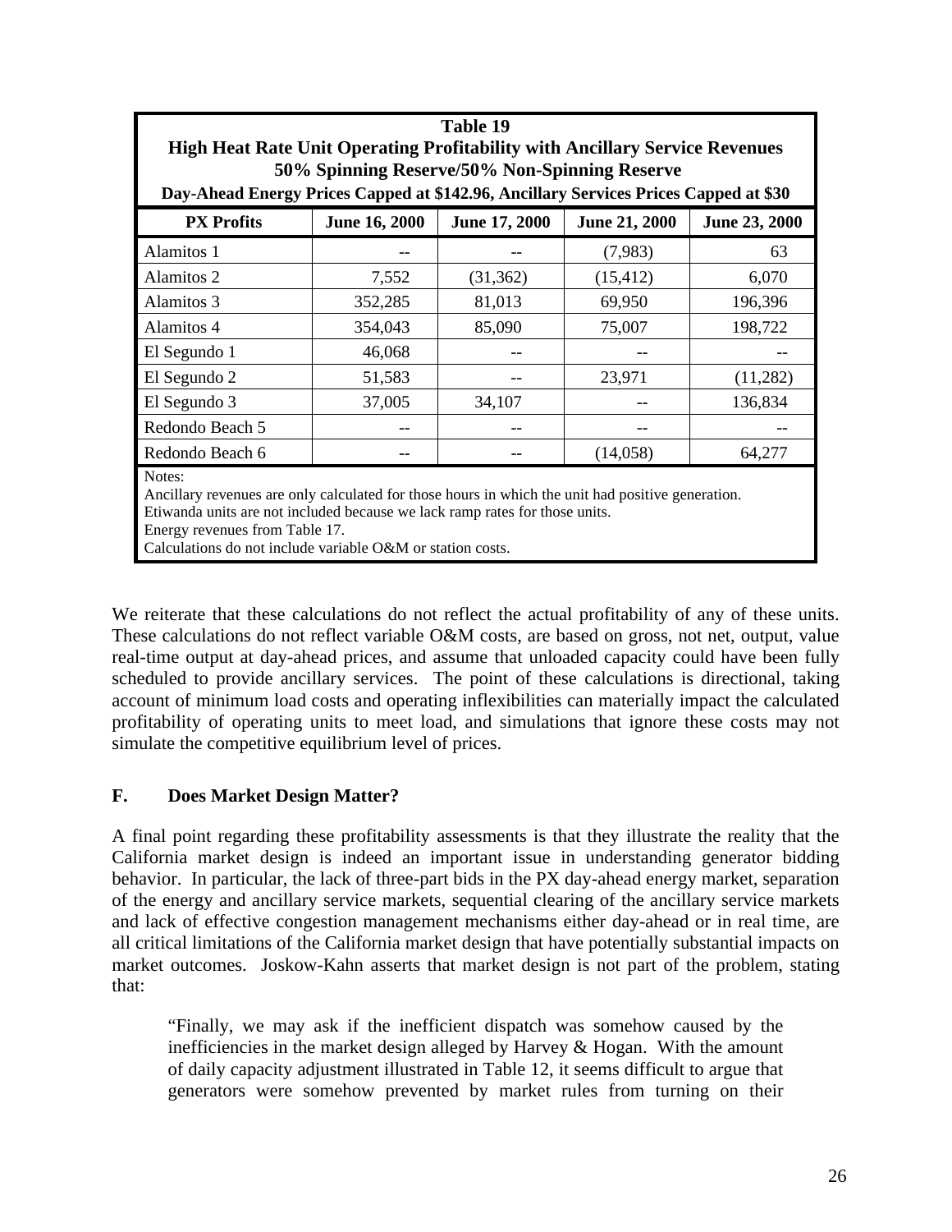**Table 19**
**High Heat Rate Unit Operating Profitability with Ancillary Service Revenues**
**50% Spinning Reserve/50% Non-Spinning Reserve**
**Day-Ahead Energy Prices Capped at $142.96, Ancillary Services Prices Capped at $30**

| PX Profits | June 16, 2000 | June 17, 2000 | June 21, 2000 | June 23, 2000 |
|---|---|---|---|---|
| Alamitos 1 | -- | -- | (7,983) | 63 |
| Alamitos 2 | 7,552 | (31,362) | (15,412) | 6,070 |
| Alamitos 3 | 352,285 | 81,013 | 69,950 | 196,396 |
| Alamitos 4 | 354,043 | 85,090 | 75,007 | 198,722 |
| El Segundo 1 | 46,068 | -- | -- | -- |
| El Segundo 2 | 51,583 | -- | 23,971 | (11,282) |
| El Segundo 3 | 37,005 | 34,107 | -- | 136,834 |
| Redondo Beach 5 | -- | -- | -- | -- |
| Redondo Beach 6 | -- | -- | (14,058) | 64,277 |

Notes:
Ancillary revenues are only calculated for those hours in which the unit had positive generation.
Etiwanda units are not included because we lack ramp rates for those units.
Energy revenues from Table 17.
Calculations do not include variable O&M or station costs.

We reiterate that these calculations do not reflect the actual profitability of any of these units. These calculations do not reflect variable O&M costs, are based on gross, not net, output, value real-time output at day-ahead prices, and assume that unloaded capacity could have been fully scheduled to provide ancillary services. The point of these calculations is directional, taking account of minimum load costs and operating inflexibilities can materially impact the calculated profitability of operating units to meet load, and simulations that ignore these costs may not simulate the competitive equilibrium level of prices.

## F. Does Market Design Matter?

A final point regarding these profitability assessments is that they illustrate the reality that the California market design is indeed an important issue in understanding generator bidding behavior. In particular, the lack of three-part bids in the PX day-ahead energy market, separation of the energy and ancillary service markets, sequential clearing of the ancillary service markets and lack of effective congestion management mechanisms either day-ahead or in real time, are all critical limitations of the California market design that have potentially substantial impacts on market outcomes. Joskow-Kahn asserts that market design is not part of the problem, stating that:

> "Finally, we may ask if the inefficient dispatch was somehow caused by the inefficiencies in the market design alleged by Harvey & Hogan. With the amount of daily capacity adjustment illustrated in Table 12, it seems difficult to argue that generators were somehow prevented by market rules from turning on their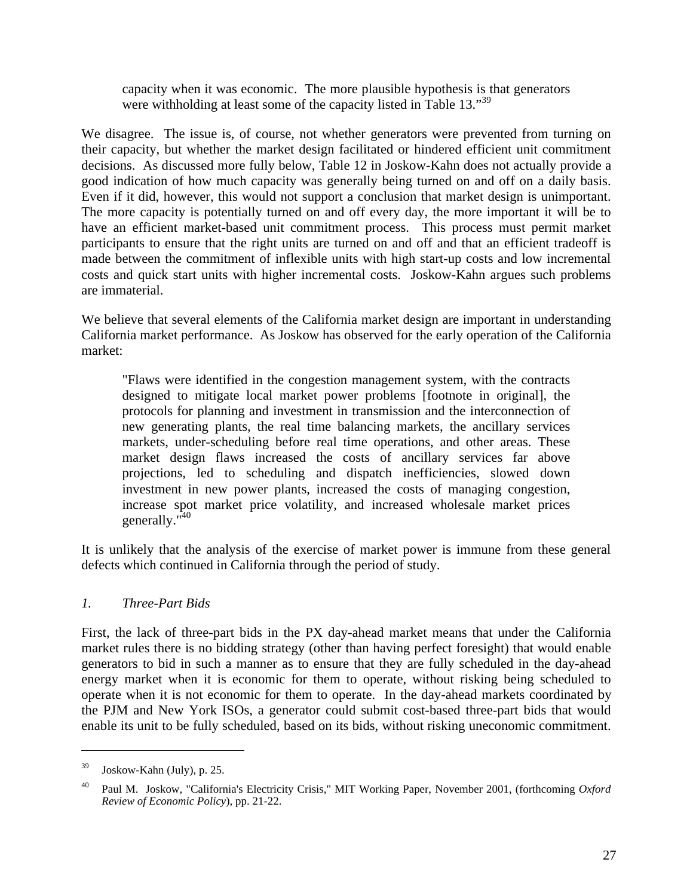> capacity when it was economic. The more plausible hypothesis is that generators were withholding at least some of the capacity listed in Table 13."[39]

We disagree. The issue is, of course, not whether generators were prevented from turning on their capacity, but whether the market design facilitated or hindered efficient unit commitment decisions. As discussed more fully below, Table 12 in Joskow-Kahn does not actually provide a good indication of how much capacity was generally being turned on and off on a daily basis. Even if it did, however, this would not support a conclusion that market design is unimportant. The more capacity is potentially turned on and off every day, the more important it will be to have an efficient market-based unit commitment process. This process must permit market participants to ensure that the right units are turned on and off and that an efficient tradeoff is made between the commitment of inflexible units with high start-up costs and low incremental costs and quick start units with higher incremental costs. Joskow-Kahn argues such problems are immaterial.

We believe that several elements of the California market design are important in understanding California market performance. As Joskow has observed for the early operation of the California market:

> "Flaws were identified in the congestion management system, with the contracts designed to mitigate local market power problems [footnote in original], the protocols for planning and investment in transmission and the interconnection of new generating plants, the real time balancing markets, the ancillary services markets, under-scheduling before real time operations, and other areas. These market design flaws increased the costs of ancillary services far above projections, led to scheduling and dispatch inefficiencies, slowed down investment in new power plants, increased the costs of managing congestion, increase spot market price volatility, and increased wholesale market prices generally."[40]

It is unlikely that the analysis of the exercise of market power is immune from these general defects which continued in California through the period of study.

### *1. Three-Part Bids*

First, the lack of three-part bids in the PX day-ahead market means that under the California market rules there is no bidding strategy (other than having perfect foresight) that would enable generators to bid in such a manner as to ensure that they are fully scheduled in the day-ahead energy market when it is economic for them to operate, without risking being scheduled to operate when it is not economic for them to operate. In the day-ahead markets coordinated by the PJM and New York ISOs, a generator could submit cost-based three-part bids that would enable its unit to be fully scheduled, based on its bids, without risking uneconomic commitment.

---

[39] Joskow-Kahn (July), p. 25.

[40] Paul M. Joskow, "California's Electricity Crisis," MIT Working Paper, November 2001, (forthcoming *Oxford Review of Economic Policy*), pp. 21-22.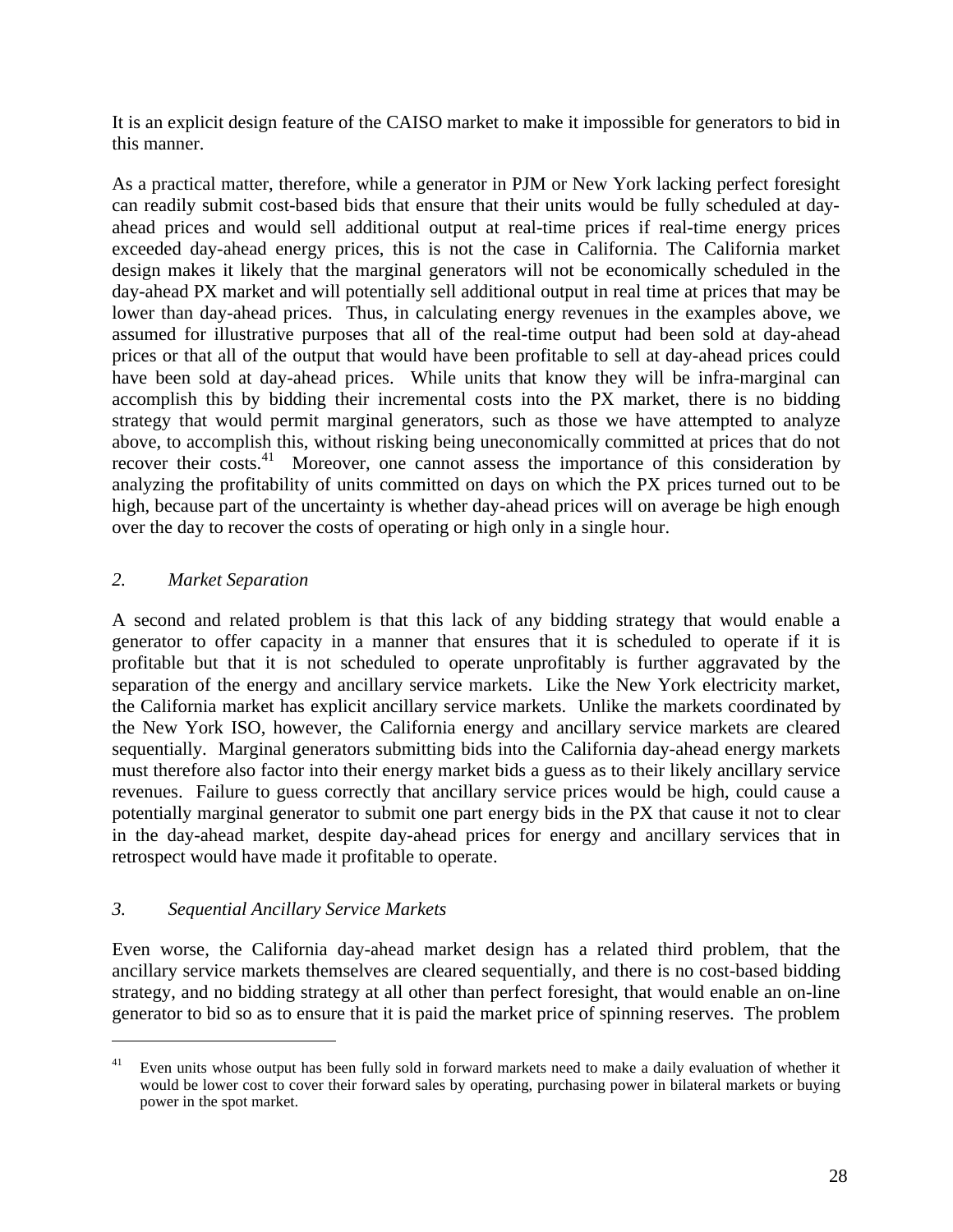It is an explicit design feature of the CAISO market to make it impossible for generators to bid in this manner.

As a practical matter, therefore, while a generator in PJM or New York lacking perfect foresight can readily submit cost-based bids that ensure that their units would be fully scheduled at day-ahead prices and would sell additional output at real-time prices if real-time energy prices exceeded day-ahead energy prices, this is not the case in California. The California market design makes it likely that the marginal generators will not be economically scheduled in the day-ahead PX market and will potentially sell additional output in real time at prices that may be lower than day-ahead prices. Thus, in calculating energy revenues in the examples above, we assumed for illustrative purposes that all of the real-time output had been sold at day-ahead prices or that all of the output that would have been profitable to sell at day-ahead prices could have been sold at day-ahead prices. While units that know they will be infra-marginal can accomplish this by bidding their incremental costs into the PX market, there is no bidding strategy that would permit marginal generators, such as those we have attempted to analyze above, to accomplish this, without risking being uneconomically committed at prices that do not recover their costs.[41] Moreover, one cannot assess the importance of this consideration by analyzing the profitability of units committed on days on which the PX prices turned out to be high, because part of the uncertainty is whether day-ahead prices will on average be high enough over the day to recover the costs of operating or high only in a single hour.

### *2. Market Separation*

A second and related problem is that this lack of any bidding strategy that would enable a generator to offer capacity in a manner that ensures that it is scheduled to operate if it is profitable but that it is not scheduled to operate unprofitably is further aggravated by the separation of the energy and ancillary service markets. Like the New York electricity market, the California market has explicit ancillary service markets. Unlike the markets coordinated by the New York ISO, however, the California energy and ancillary service markets are cleared sequentially. Marginal generators submitting bids into the California day-ahead energy markets must therefore also factor into their energy market bids a guess as to their likely ancillary service revenues. Failure to guess correctly that ancillary service prices would be high, could cause a potentially marginal generator to submit one part energy bids in the PX that cause it not to clear in the day-ahead market, despite day-ahead prices for energy and ancillary services that in retrospect would have made it profitable to operate.

### *3. Sequential Ancillary Service Markets*

Even worse, the California day-ahead market design has a related third problem, that the ancillary service markets themselves are cleared sequentially, and there is no cost-based bidding strategy, and no bidding strategy at all other than perfect foresight, that would enable an on-line generator to bid so as to ensure that it is paid the market price of spinning reserves. The problem

---

[41] Even units whose output has been fully sold in forward markets need to make a daily evaluation of whether it would be lower cost to cover their forward sales by operating, purchasing power in bilateral markets or buying power in the spot market.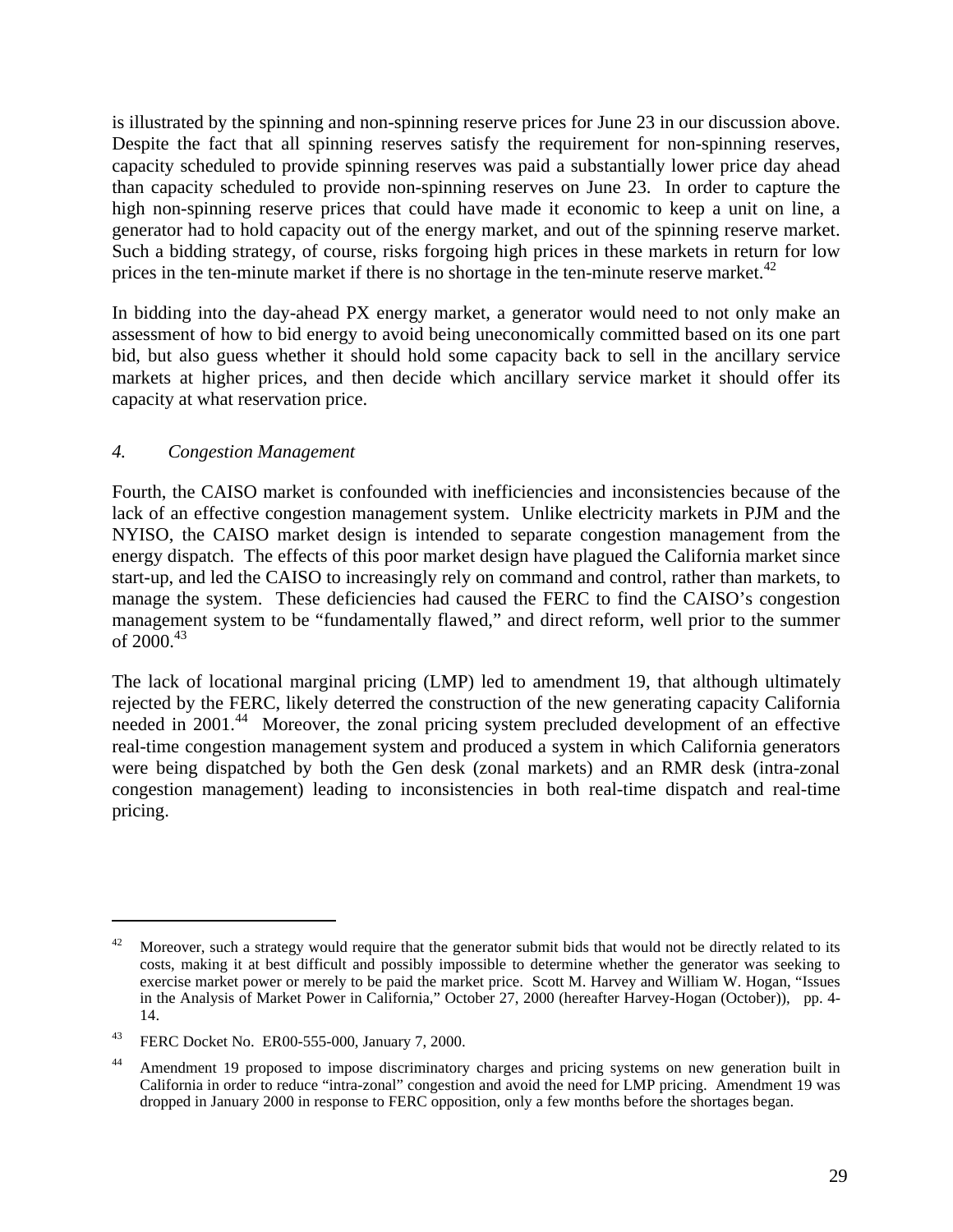is illustrated by the spinning and non-spinning reserve prices for June 23 in our discussion above. Despite the fact that all spinning reserves satisfy the requirement for non-spinning reserves, capacity scheduled to provide spinning reserves was paid a substantially lower price day ahead than capacity scheduled to provide non-spinning reserves on June 23. In order to capture the high non-spinning reserve prices that could have made it economic to keep a unit on line, a generator had to hold capacity out of the energy market, and out of the spinning reserve market. Such a bidding strategy, of course, risks forgoing high prices in these markets in return for low prices in the ten-minute market if there is no shortage in the ten-minute reserve market.[42]

In bidding into the day-ahead PX energy market, a generator would need to not only make an assessment of how to bid energy to avoid being uneconomically committed based on its one part bid, but also guess whether it should hold some capacity back to sell in the ancillary service markets at higher prices, and then decide which ancillary service market it should offer its capacity at what reservation price.

### *4. Congestion Management*

Fourth, the CAISO market is confounded with inefficiencies and inconsistencies because of the lack of an effective congestion management system. Unlike electricity markets in PJM and the NYISO, the CAISO market design is intended to separate congestion management from the energy dispatch. The effects of this poor market design have plagued the California market since start-up, and led the CAISO to increasingly rely on command and control, rather than markets, to manage the system. These deficiencies had caused the FERC to find the CAISO's congestion management system to be "fundamentally flawed," and direct reform, well prior to the summer of 2000.[43]

The lack of locational marginal pricing (LMP) led to amendment 19, that although ultimately rejected by the FERC, likely deterred the construction of the new generating capacity California needed in 2001.[44] Moreover, the zonal pricing system precluded development of an effective real-time congestion management system and produced a system in which California generators were being dispatched by both the Gen desk (zonal markets) and an RMR desk (intra-zonal congestion management) leading to inconsistencies in both real-time dispatch and real-time pricing.

---

[42] Moreover, such a strategy would require that the generator submit bids that would not be directly related to its costs, making it at best difficult and possibly impossible to determine whether the generator was seeking to exercise market power or merely to be paid the market price. Scott M. Harvey and William W. Hogan, "Issues in the Analysis of Market Power in California," October 27, 2000 (hereafter Harvey-Hogan (October)), pp. 4-14.

[43] FERC Docket No. ER00-555-000, January 7, 2000.

[44] Amendment 19 proposed to impose discriminatory charges and pricing systems on new generation built in California in order to reduce "intra-zonal" congestion and avoid the need for LMP pricing. Amendment 19 was dropped in January 2000 in response to FERC opposition, only a few months before the shortages began.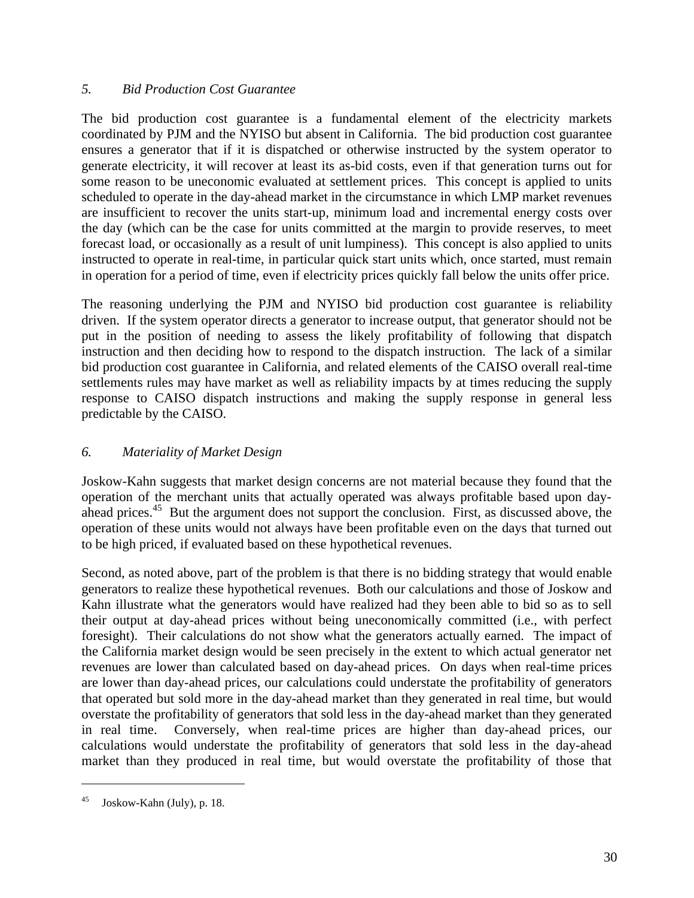### *5. Bid Production Cost Guarantee*

The bid production cost guarantee is a fundamental element of the electricity markets coordinated by PJM and the NYISO but absent in California. The bid production cost guarantee ensures a generator that if it is dispatched or otherwise instructed by the system operator to generate electricity, it will recover at least its as-bid costs, even if that generation turns out for some reason to be uneconomic evaluated at settlement prices. This concept is applied to units scheduled to operate in the day-ahead market in the circumstance in which LMP market revenues are insufficient to recover the units start-up, minimum load and incremental energy costs over the day (which can be the case for units committed at the margin to provide reserves, to meet forecast load, or occasionally as a result of unit lumpiness). This concept is also applied to units instructed to operate in real-time, in particular quick start units which, once started, must remain in operation for a period of time, even if electricity prices quickly fall below the units offer price.

The reasoning underlying the PJM and NYISO bid production cost guarantee is reliability driven. If the system operator directs a generator to increase output, that generator should not be put in the position of needing to assess the likely profitability of following that dispatch instruction and then deciding how to respond to the dispatch instruction. The lack of a similar bid production cost guarantee in California, and related elements of the CAISO overall real-time settlements rules may have market as well as reliability impacts by at times reducing the supply response to CAISO dispatch instructions and making the supply response in general less predictable by the CAISO.

### *6. Materiality of Market Design*

Joskow-Kahn suggests that market design concerns are not material because they found that the operation of the merchant units that actually operated was always profitable based upon day-ahead prices.[45] But the argument does not support the conclusion. First, as discussed above, the operation of these units would not always have been profitable even on the days that turned out to be high priced, if evaluated based on these hypothetical revenues.

Second, as noted above, part of the problem is that there is no bidding strategy that would enable generators to realize these hypothetical revenues. Both our calculations and those of Joskow and Kahn illustrate what the generators would have realized had they been able to bid so as to sell their output at day-ahead prices without being uneconomically committed (i.e., with perfect foresight). Their calculations do not show what the generators actually earned. The impact of the California market design would be seen precisely in the extent to which actual generator net revenues are lower than calculated based on day-ahead prices. On days when real-time prices are lower than day-ahead prices, our calculations could understate the profitability of generators that operated but sold more in the day-ahead market than they generated in real time, but would overstate the profitability of generators that sold less in the day-ahead market than they generated in real time. Conversely, when real-time prices are higher than day-ahead prices, our calculations would understate the profitability of generators that sold less in the day-ahead market than they produced in real time, but would overstate the profitability of those that

---

[45] Joskow-Kahn (July), p. 18.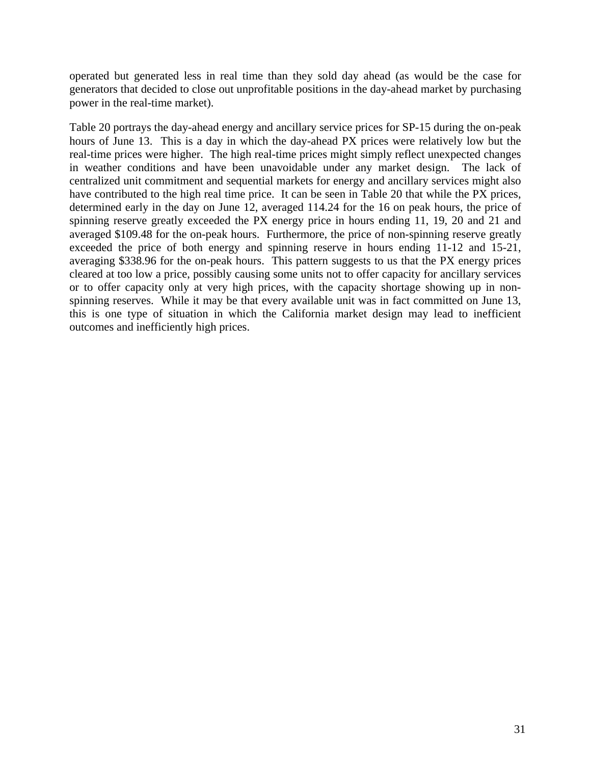operated but generated less in real time than they sold day ahead (as would be the case for generators that decided to close out unprofitable positions in the day-ahead market by purchasing power in the real-time market).

Table 20 portrays the day-ahead energy and ancillary service prices for SP-15 during the on-peak hours of June 13. This is a day in which the day-ahead PX prices were relatively low but the real-time prices were higher. The high real-time prices might simply reflect unexpected changes in weather conditions and have been unavoidable under any market design. The lack of centralized unit commitment and sequential markets for energy and ancillary services might also have contributed to the high real time price. It can be seen in Table 20 that while the PX prices, determined early in the day on June 12, averaged 114.24 for the 16 on peak hours, the price of spinning reserve greatly exceeded the PX energy price in hours ending 11, 19, 20 and 21 and averaged $109.48 for the on-peak hours. Furthermore, the price of non-spinning reserve greatly exceeded the price of both energy and spinning reserve in hours ending 11-12 and 15-21, averaging $338.96 for the on-peak hours. This pattern suggests to us that the PX energy prices cleared at too low a price, possibly causing some units not to offer capacity for ancillary services or to offer capacity only at very high prices, with the capacity shortage showing up in non-spinning reserves. While it may be that every available unit was in fact committed on June 13, this is one type of situation in which the California market design may lead to inefficient outcomes and inefficiently high prices.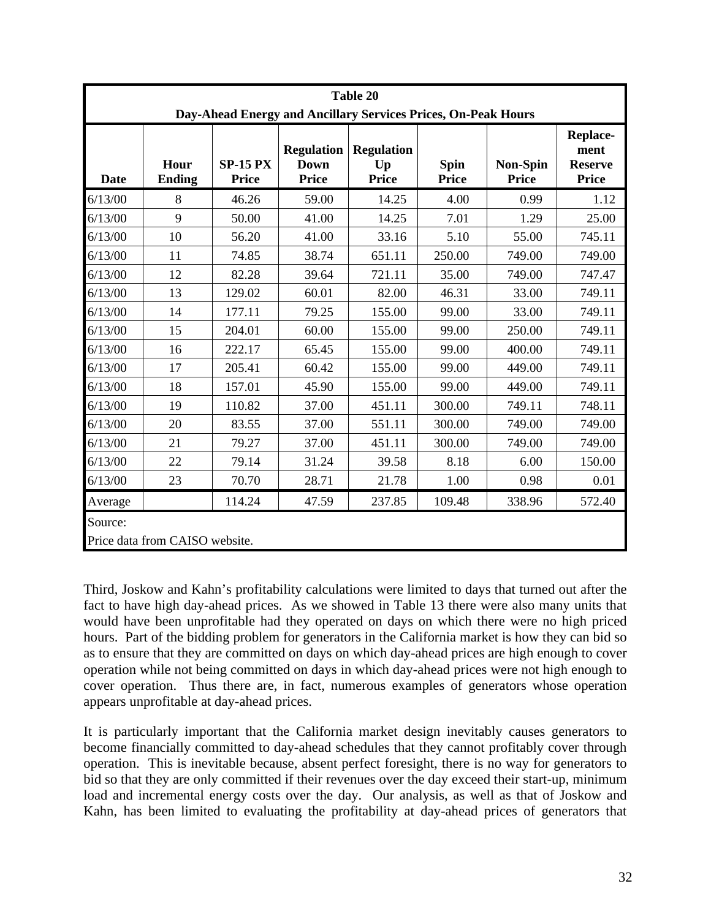**Table 20**

**Day-Ahead Energy and Ancillary Services Prices, On-Peak Hours**

| Date | Hour Ending | SP-15 PX Price | Regulation Down Price | Regulation Up Price | Spin Price | Non-Spin Price | Replace-ment Reserve Price |
|---|---|---|---|---|---|---|---|
| 6/13/00 | 8 | 46.26 | 59.00 | 14.25 | 4.00 | 0.99 | 1.12 |
| 6/13/00 | 9 | 50.00 | 41.00 | 14.25 | 7.01 | 1.29 | 25.00 |
| 6/13/00 | 10 | 56.20 | 41.00 | 33.16 | 5.10 | 55.00 | 745.11 |
| 6/13/00 | 11 | 74.85 | 38.74 | 651.11 | 250.00 | 749.00 | 749.00 |
| 6/13/00 | 12 | 82.28 | 39.64 | 721.11 | 35.00 | 749.00 | 747.47 |
| 6/13/00 | 13 | 129.02 | 60.01 | 82.00 | 46.31 | 33.00 | 749.11 |
| 6/13/00 | 14 | 177.11 | 79.25 | 155.00 | 99.00 | 33.00 | 749.11 |
| 6/13/00 | 15 | 204.01 | 60.00 | 155.00 | 99.00 | 250.00 | 749.11 |
| 6/13/00 | 16 | 222.17 | 65.45 | 155.00 | 99.00 | 400.00 | 749.11 |
| 6/13/00 | 17 | 205.41 | 60.42 | 155.00 | 99.00 | 449.00 | 749.11 |
| 6/13/00 | 18 | 157.01 | 45.90 | 155.00 | 99.00 | 449.00 | 749.11 |
| 6/13/00 | 19 | 110.82 | 37.00 | 451.11 | 300.00 | 749.11 | 748.11 |
| 6/13/00 | 20 | 83.55 | 37.00 | 551.11 | 300.00 | 749.00 | 749.00 |
| 6/13/00 | 21 | 79.27 | 37.00 | 451.11 | 300.00 | 749.00 | 749.00 |
| 6/13/00 | 22 | 79.14 | 31.24 | 39.58 | 8.18 | 6.00 | 150.00 |
| 6/13/00 | 23 | 70.70 | 28.71 | 21.78 | 1.00 | 0.98 | 0.01 |
| Average | | 114.24 | 47.59 | 237.85 | 109.48 | 338.96 | 572.40 |

Source:
Price data from CAISO website.

Third, Joskow and Kahn's profitability calculations were limited to days that turned out after the fact to have high day-ahead prices. As we showed in Table 13 there were also many units that would have been unprofitable had they operated on days on which there were no high priced hours. Part of the bidding problem for generators in the California market is how they can bid so as to ensure that they are committed on days on which day-ahead prices are high enough to cover operation while not being committed on days in which day-ahead prices were not high enough to cover operation. Thus there are, in fact, numerous examples of generators whose operation appears unprofitable at day-ahead prices.

It is particularly important that the California market design inevitably causes generators to become financially committed to day-ahead schedules that they cannot profitably cover through operation. This is inevitable because, absent perfect foresight, there is no way for generators to bid so that they are only committed if their revenues over the day exceed their start-up, minimum load and incremental energy costs over the day. Our analysis, as well as that of Joskow and Kahn, has been limited to evaluating the profitability at day-ahead prices of generators that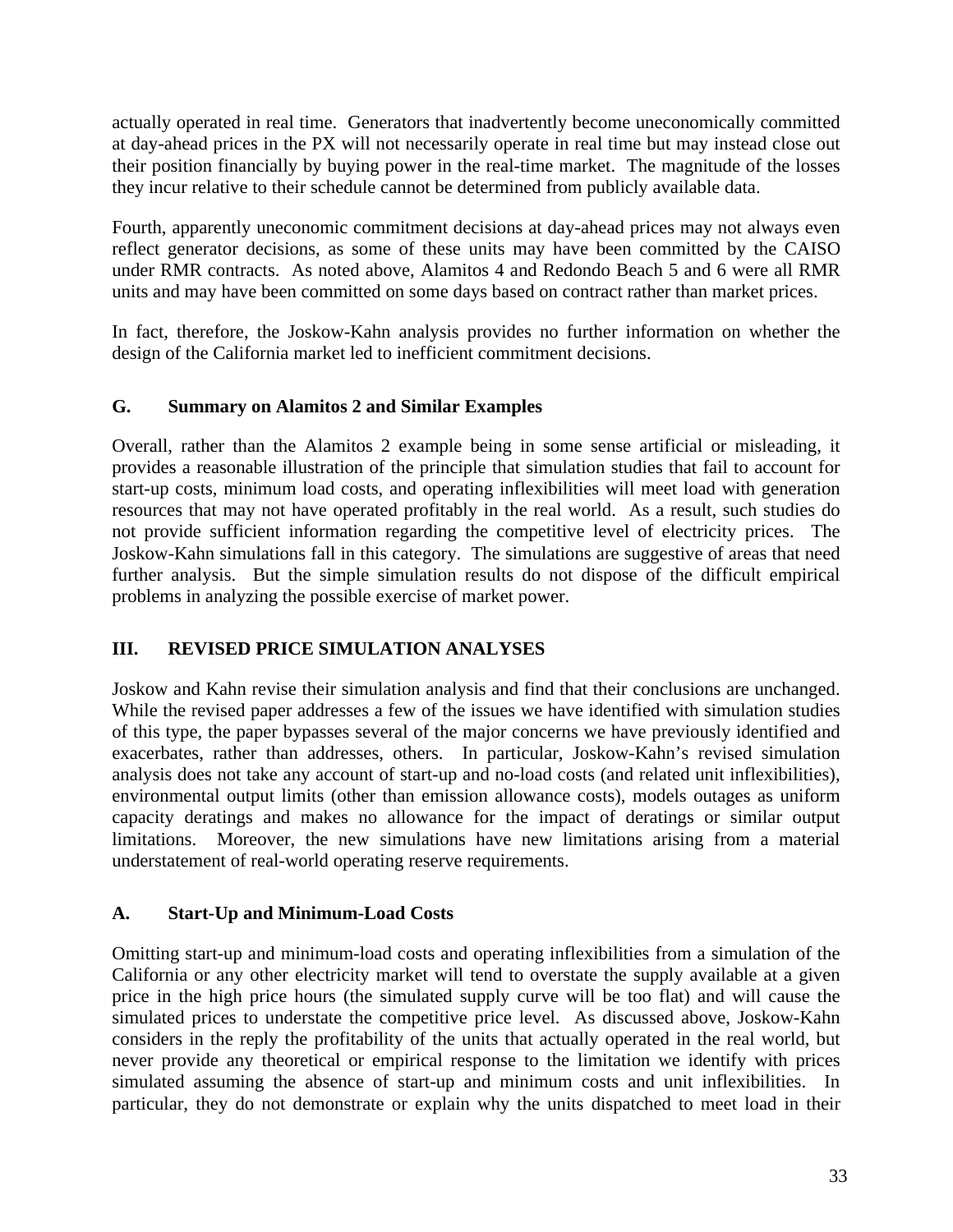actually operated in real time. Generators that inadvertently become uneconomically committed at day-ahead prices in the PX will not necessarily operate in real time but may instead close out their position financially by buying power in the real-time market. The magnitude of the losses they incur relative to their schedule cannot be determined from publicly available data.

Fourth, apparently uneconomic commitment decisions at day-ahead prices may not always even reflect generator decisions, as some of these units may have been committed by the CAISO under RMR contracts. As noted above, Alamitos 4 and Redondo Beach 5 and 6 were all RMR units and may have been committed on some days based on contract rather than market prices.

In fact, therefore, the Joskow-Kahn analysis provides no further information on whether the design of the California market led to inefficient commitment decisions.

### G. Summary on Alamitos 2 and Similar Examples

Overall, rather than the Alamitos 2 example being in some sense artificial or misleading, it provides a reasonable illustration of the principle that simulation studies that fail to account for start-up costs, minimum load costs, and operating inflexibilities will meet load with generation resources that may not have operated profitably in the real world. As a result, such studies do not provide sufficient information regarding the competitive level of electricity prices. The Joskow-Kahn simulations fall in this category. The simulations are suggestive of areas that need further analysis. But the simple simulation results do not dispose of the difficult empirical problems in analyzing the possible exercise of market power.

## III. REVISED PRICE SIMULATION ANALYSES

Joskow and Kahn revise their simulation analysis and find that their conclusions are unchanged. While the revised paper addresses a few of the issues we have identified with simulation studies of this type, the paper bypasses several of the major concerns we have previously identified and exacerbates, rather than addresses, others. In particular, Joskow-Kahn's revised simulation analysis does not take any account of start-up and no-load costs (and related unit inflexibilities), environmental output limits (other than emission allowance costs), models outages as uniform capacity deratings and makes no allowance for the impact of deratings or similar output limitations. Moreover, the new simulations have new limitations arising from a material understatement of real-world operating reserve requirements.

### A. Start-Up and Minimum-Load Costs

Omitting start-up and minimum-load costs and operating inflexibilities from a simulation of the California or any other electricity market will tend to overstate the supply available at a given price in the high price hours (the simulated supply curve will be too flat) and will cause the simulated prices to understate the competitive price level. As discussed above, Joskow-Kahn considers in the reply the profitability of the units that actually operated in the real world, but never provide any theoretical or empirical response to the limitation we identify with prices simulated assuming the absence of start-up and minimum costs and unit inflexibilities. In particular, they do not demonstrate or explain why the units dispatched to meet load in their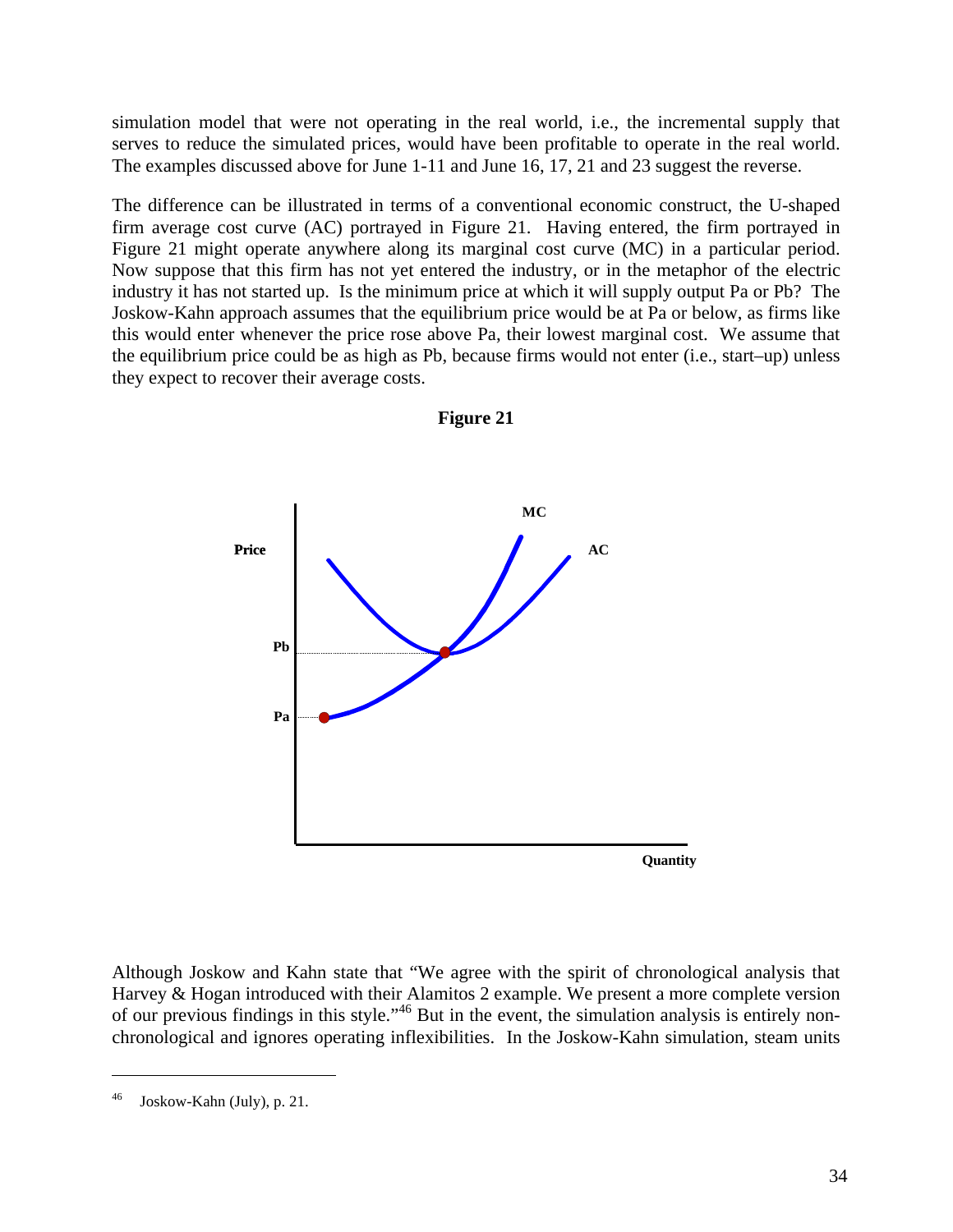simulation model that were not operating in the real world, i.e., the incremental supply that serves to reduce the simulated prices, would have been profitable to operate in the real world. The examples discussed above for June 1-11 and June 16, 17, 21 and 23 suggest the reverse.

The difference can be illustrated in terms of a conventional economic construct, the U-shaped firm average cost curve (AC) portrayed in Figure 21. Having entered, the firm portrayed in Figure 21 might operate anywhere along its marginal cost curve (MC) in a particular period. Now suppose that this firm has not yet entered the industry, or in the metaphor of the electric industry it has not started up. Is the minimum price at which it will supply output Pa or Pb? The Joskow-Kahn approach assumes that the equilibrium price would be at Pa or below, as firms like this would enter whenever the price rose above Pa, their lowest marginal cost. We assume that the equilibrium price could be as high as Pb, because firms would not enter (i.e., start–up) unless they expect to recover their average costs.

**Figure 21**

Although Joskow and Kahn state that "We agree with the spirit of chronological analysis that Harvey & Hogan introduced with their Alamitos 2 example. We present a more complete version of our previous findings in this style."[46] But in the event, the simulation analysis is entirely non-chronological and ignores operating inflexibilities. In the Joskow-Kahn simulation, steam units

---

[46] Joskow-Kahn (July), p. 21.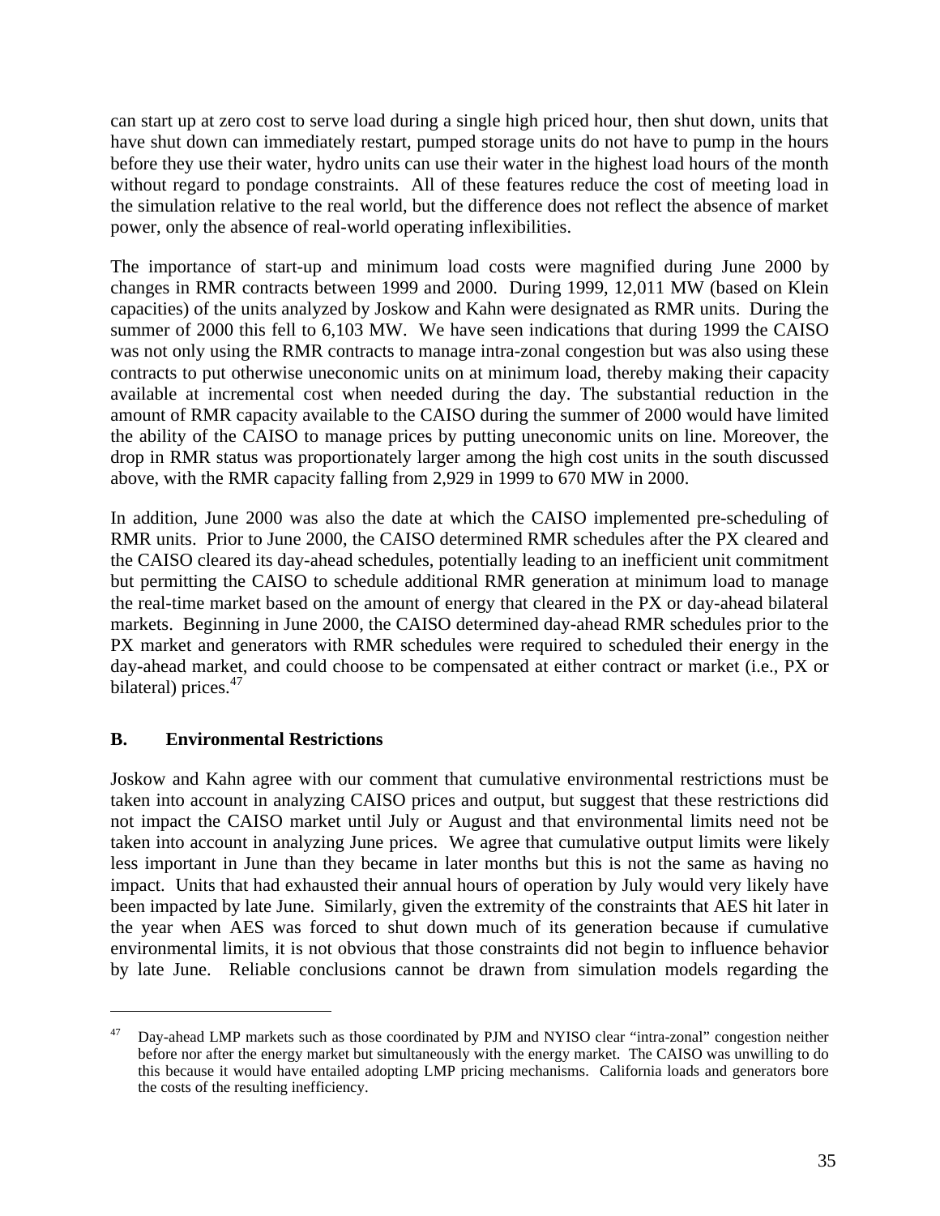can start up at zero cost to serve load during a single high priced hour, then shut down, units that have shut down can immediately restart, pumped storage units do not have to pump in the hours before they use their water, hydro units can use their water in the highest load hours of the month without regard to pondage constraints. All of these features reduce the cost of meeting load in the simulation relative to the real world, but the difference does not reflect the absence of market power, only the absence of real-world operating inflexibilities.

The importance of start-up and minimum load costs were magnified during June 2000 by changes in RMR contracts between 1999 and 2000. During 1999, 12,011 MW (based on Klein capacities) of the units analyzed by Joskow and Kahn were designated as RMR units. During the summer of 2000 this fell to 6,103 MW. We have seen indications that during 1999 the CAISO was not only using the RMR contracts to manage intra-zonal congestion but was also using these contracts to put otherwise uneconomic units on at minimum load, thereby making their capacity available at incremental cost when needed during the day. The substantial reduction in the amount of RMR capacity available to the CAISO during the summer of 2000 would have limited the ability of the CAISO to manage prices by putting uneconomic units on line. Moreover, the drop in RMR status was proportionately larger among the high cost units in the south discussed above, with the RMR capacity falling from 2,929 in 1999 to 670 MW in 2000.

In addition, June 2000 was also the date at which the CAISO implemented pre-scheduling of RMR units. Prior to June 2000, the CAISO determined RMR schedules after the PX cleared and the CAISO cleared its day-ahead schedules, potentially leading to an inefficient unit commitment but permitting the CAISO to schedule additional RMR generation at minimum load to manage the real-time market based on the amount of energy that cleared in the PX or day-ahead bilateral markets. Beginning in June 2000, the CAISO determined day-ahead RMR schedules prior to the PX market and generators with RMR schedules were required to scheduled their energy in the day-ahead market, and could choose to be compensated at either contract or market (i.e., PX or bilateral) prices.[47]

## B. Environmental Restrictions

Joskow and Kahn agree with our comment that cumulative environmental restrictions must be taken into account in analyzing CAISO prices and output, but suggest that these restrictions did not impact the CAISO market until July or August and that environmental limits need not be taken into account in analyzing June prices. We agree that cumulative output limits were likely less important in June than they became in later months but this is not the same as having no impact. Units that had exhausted their annual hours of operation by July would very likely have been impacted by late June. Similarly, given the extremity of the constraints that AES hit later in the year when AES was forced to shut down much of its generation because if cumulative environmental limits, it is not obvious that those constraints did not begin to influence behavior by late June. Reliable conclusions cannot be drawn from simulation models regarding the

[47] Day-ahead LMP markets such as those coordinated by PJM and NYISO clear "intra-zonal" congestion neither before nor after the energy market but simultaneously with the energy market. The CAISO was unwilling to do this because it would have entailed adopting LMP pricing mechanisms. California loads and generators bore the costs of the resulting inefficiency.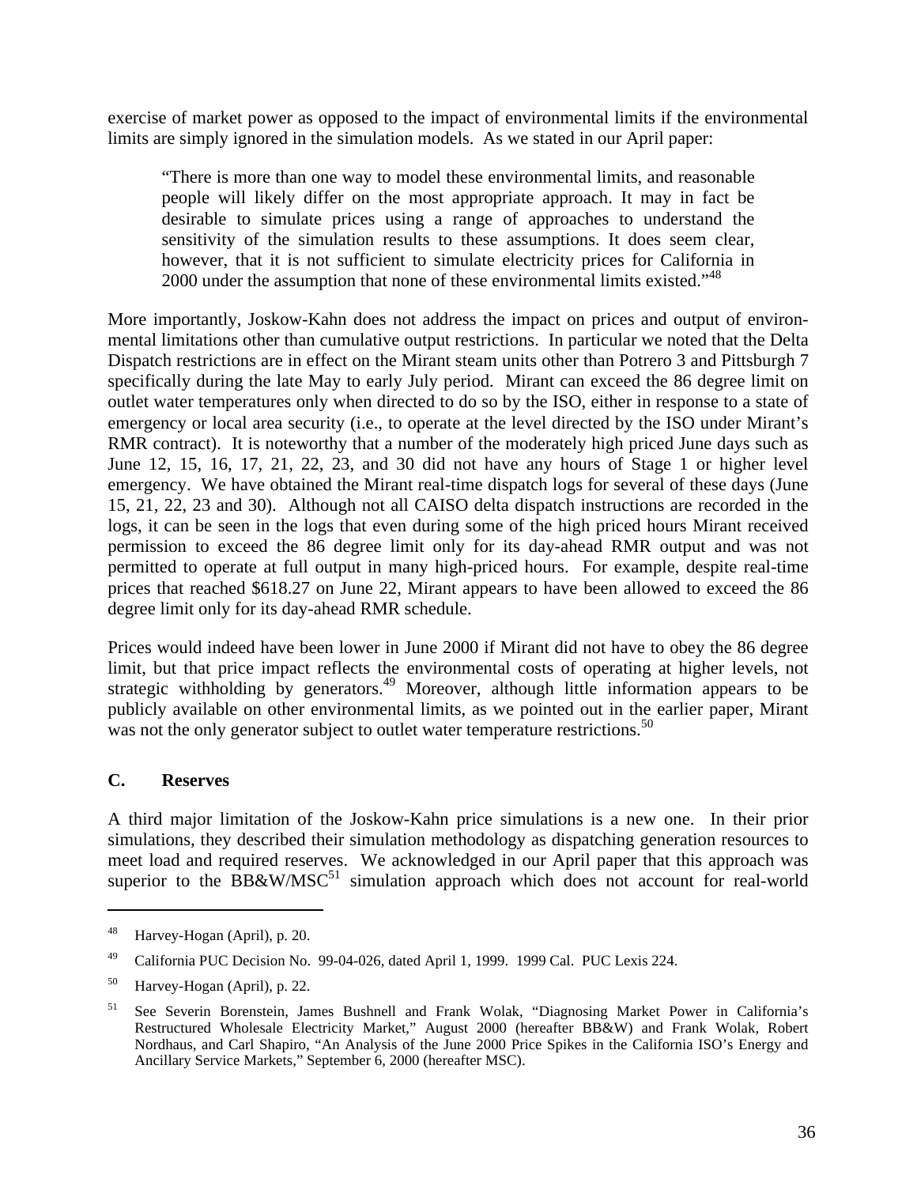exercise of market power as opposed to the impact of environmental limits if the environmental limits are simply ignored in the simulation models. As we stated in our April paper:

> "There is more than one way to model these environmental limits, and reasonable people will likely differ on the most appropriate approach. It may in fact be desirable to simulate prices using a range of approaches to understand the sensitivity of the simulation results to these assumptions. It does seem clear, however, that it is not sufficient to simulate electricity prices for California in 2000 under the assumption that none of these environmental limits existed."[48]

More importantly, Joskow-Kahn does not address the impact on prices and output of environmental limitations other than cumulative output restrictions. In particular we noted that the Delta Dispatch restrictions are in effect on the Mirant steam units other than Potrero 3 and Pittsburgh 7 specifically during the late May to early July period. Mirant can exceed the 86 degree limit on outlet water temperatures only when directed to do so by the ISO, either in response to a state of emergency or local area security (i.e., to operate at the level directed by the ISO under Mirant's RMR contract). It is noteworthy that a number of the moderately high priced June days such as June 12, 15, 16, 17, 21, 22, 23, and 30 did not have any hours of Stage 1 or higher level emergency. We have obtained the Mirant real-time dispatch logs for several of these days (June 15, 21, 22, 23 and 30). Although not all CAISO delta dispatch instructions are recorded in the logs, it can be seen in the logs that even during some of the high priced hours Mirant received permission to exceed the 86 degree limit only for its day-ahead RMR output and was not permitted to operate at full output in many high-priced hours. For example, despite real-time prices that reached $618.27 on June 22, Mirant appears to have been allowed to exceed the 86 degree limit only for its day-ahead RMR schedule.

Prices would indeed have been lower in June 2000 if Mirant did not have to obey the 86 degree limit, but that price impact reflects the environmental costs of operating at higher levels, not strategic withholding by generators.[49] Moreover, although little information appears to be publicly available on other environmental limits, as we pointed out in the earlier paper, Mirant was not the only generator subject to outlet water temperature restrictions.[50]

## C. Reserves

A third major limitation of the Joskow-Kahn price simulations is a new one. In their prior simulations, they described their simulation methodology as dispatching generation resources to meet load and required reserves. We acknowledged in our April paper that this approach was superior to the BB&W/MSC[51] simulation approach which does not account for real-world

---

[48] Harvey-Hogan (April), p. 20.

[49] California PUC Decision No. 99-04-026, dated April 1, 1999. 1999 Cal. PUC Lexis 224.

[50] Harvey-Hogan (April), p. 22.

[51] See Severin Borenstein, James Bushnell and Frank Wolak, "Diagnosing Market Power in California's Restructured Wholesale Electricity Market," August 2000 (hereafter BB&W) and Frank Wolak, Robert Nordhaus, and Carl Shapiro, "An Analysis of the June 2000 Price Spikes in the California ISO's Energy and Ancillary Service Markets," September 6, 2000 (hereafter MSC).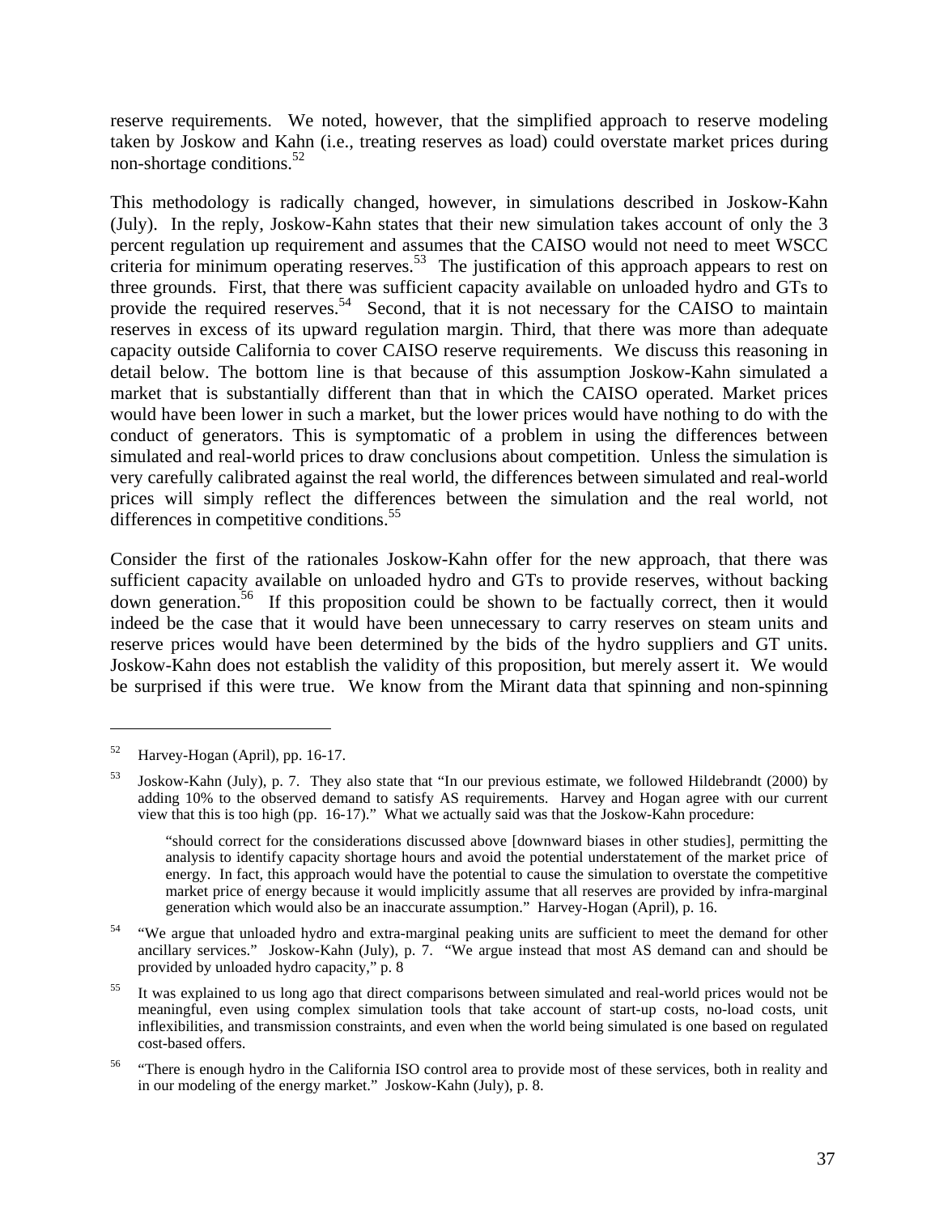reserve requirements. We noted, however, that the simplified approach to reserve modeling taken by Joskow and Kahn (i.e., treating reserves as load) could overstate market prices during non-shortage conditions.[52]

This methodology is radically changed, however, in simulations described in Joskow-Kahn (July). In the reply, Joskow-Kahn states that their new simulation takes account of only the 3 percent regulation up requirement and assumes that the CAISO would not need to meet WSCC criteria for minimum operating reserves.[53] The justification of this approach appears to rest on three grounds. First, that there was sufficient capacity available on unloaded hydro and GTs to provide the required reserves.[54] Second, that it is not necessary for the CAISO to maintain reserves in excess of its upward regulation margin. Third, that there was more than adequate capacity outside California to cover CAISO reserve requirements. We discuss this reasoning in detail below. The bottom line is that because of this assumption Joskow-Kahn simulated a market that is substantially different than that in which the CAISO operated. Market prices would have been lower in such a market, but the lower prices would have nothing to do with the conduct of generators. This is symptomatic of a problem in using the differences between simulated and real-world prices to draw conclusions about competition. Unless the simulation is very carefully calibrated against the real world, the differences between simulated and real-world prices will simply reflect the differences between the simulation and the real world, not differences in competitive conditions.[55]

Consider the first of the rationales Joskow-Kahn offer for the new approach, that there was sufficient capacity available on unloaded hydro and GTs to provide reserves, without backing down generation.[56] If this proposition could be shown to be factually correct, then it would indeed be the case that it would have been unnecessary to carry reserves on steam units and reserve prices would have been determined by the bids of the hydro suppliers and GT units. Joskow-Kahn does not establish the validity of this proposition, but merely assert it. We would be surprised if this were true. We know from the Mirant data that spinning and non-spinning

---

[52] Harvey-Hogan (April), pp. 16-17.

[53] Joskow-Kahn (July), p. 7. They also state that "In our previous estimate, we followed Hildebrandt (2000) by adding 10% to the observed demand to satisfy AS requirements. Harvey and Hogan agree with our current view that this is too high (pp. 16-17)." What we actually said was that the Joskow-Kahn procedure:

> "should correct for the considerations discussed above [downward biases in other studies], permitting the analysis to identify capacity shortage hours and avoid the potential understatement of the market price of energy. In fact, this approach would have the potential to cause the simulation to overstate the competitive market price of energy because it would implicitly assume that all reserves are provided by infra-marginal generation which would also be an inaccurate assumption." Harvey-Hogan (April), p. 16.

[54] "We argue that unloaded hydro and extra-marginal peaking units are sufficient to meet the demand for other ancillary services." Joskow-Kahn (July), p. 7. "We argue instead that most AS demand can and should be provided by unloaded hydro capacity," p. 8

[55] It was explained to us long ago that direct comparisons between simulated and real-world prices would not be meaningful, even using complex simulation tools that take account of start-up costs, no-load costs, unit inflexibilities, and transmission constraints, and even when the world being simulated is one based on regulated cost-based offers.

[56] "There is enough hydro in the California ISO control area to provide most of these services, both in reality and in our modeling of the energy market." Joskow-Kahn (July), p. 8.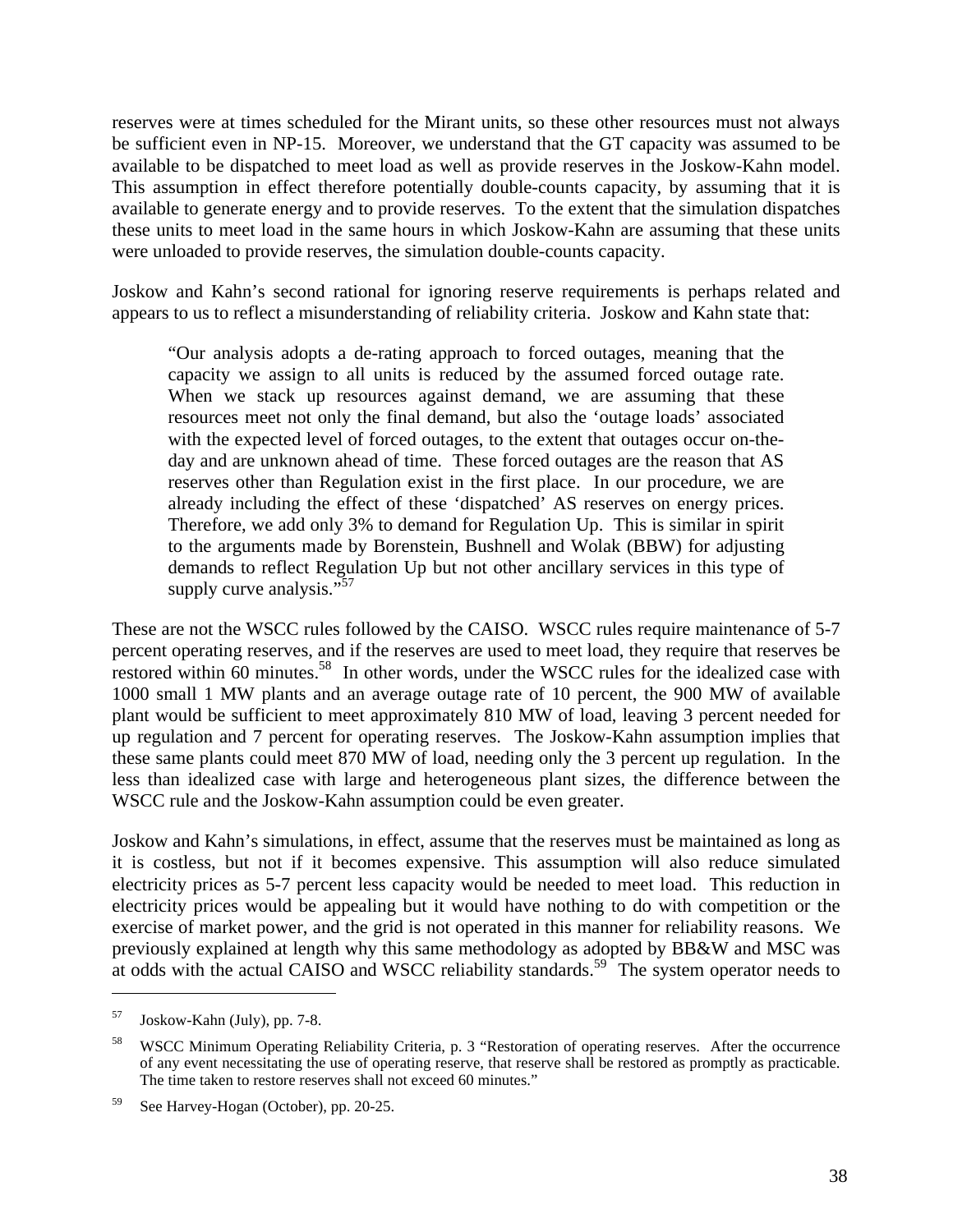reserves were at times scheduled for the Mirant units, so these other resources must not always be sufficient even in NP-15. Moreover, we understand that the GT capacity was assumed to be available to be dispatched to meet load as well as provide reserves in the Joskow-Kahn model. This assumption in effect therefore potentially double-counts capacity, by assuming that it is available to generate energy and to provide reserves. To the extent that the simulation dispatches these units to meet load in the same hours in which Joskow-Kahn are assuming that these units were unloaded to provide reserves, the simulation double-counts capacity.

Joskow and Kahn's second rational for ignoring reserve requirements is perhaps related and appears to us to reflect a misunderstanding of reliability criteria. Joskow and Kahn state that:

> "Our analysis adopts a de-rating approach to forced outages, meaning that the capacity we assign to all units is reduced by the assumed forced outage rate. When we stack up resources against demand, we are assuming that these resources meet not only the final demand, but also the 'outage loads' associated with the expected level of forced outages, to the extent that outages occur on-the-day and are unknown ahead of time. These forced outages are the reason that AS reserves other than Regulation exist in the first place. In our procedure, we are already including the effect of these 'dispatched' AS reserves on energy prices. Therefore, we add only 3% to demand for Regulation Up. This is similar in spirit to the arguments made by Borenstein, Bushnell and Wolak (BBW) for adjusting demands to reflect Regulation Up but not other ancillary services in this type of supply curve analysis."[57]

These are not the WSCC rules followed by the CAISO. WSCC rules require maintenance of 5-7 percent operating reserves, and if the reserves are used to meet load, they require that reserves be restored within 60 minutes.[58] In other words, under the WSCC rules for the idealized case with 1000 small 1 MW plants and an average outage rate of 10 percent, the 900 MW of available plant would be sufficient to meet approximately 810 MW of load, leaving 3 percent needed for up regulation and 7 percent for operating reserves. The Joskow-Kahn assumption implies that these same plants could meet 870 MW of load, needing only the 3 percent up regulation. In the less than idealized case with large and heterogeneous plant sizes, the difference between the WSCC rule and the Joskow-Kahn assumption could be even greater.

Joskow and Kahn's simulations, in effect, assume that the reserves must be maintained as long as it is costless, but not if it becomes expensive. This assumption will also reduce simulated electricity prices as 5-7 percent less capacity would be needed to meet load. This reduction in electricity prices would be appealing but it would have nothing to do with competition or the exercise of market power, and the grid is not operated in this manner for reliability reasons. We previously explained at length why this same methodology as adopted by BB&W and MSC was at odds with the actual CAISO and WSCC reliability standards.[59] The system operator needs to

---

[57] Joskow-Kahn (July), pp. 7-8.

[58] WSCC Minimum Operating Reliability Criteria, p. 3 "Restoration of operating reserves. After the occurrence of any event necessitating the use of operating reserve, that reserve shall be restored as promptly as practicable. The time taken to restore reserves shall not exceed 60 minutes."

[59] See Harvey-Hogan (October), pp. 20-25.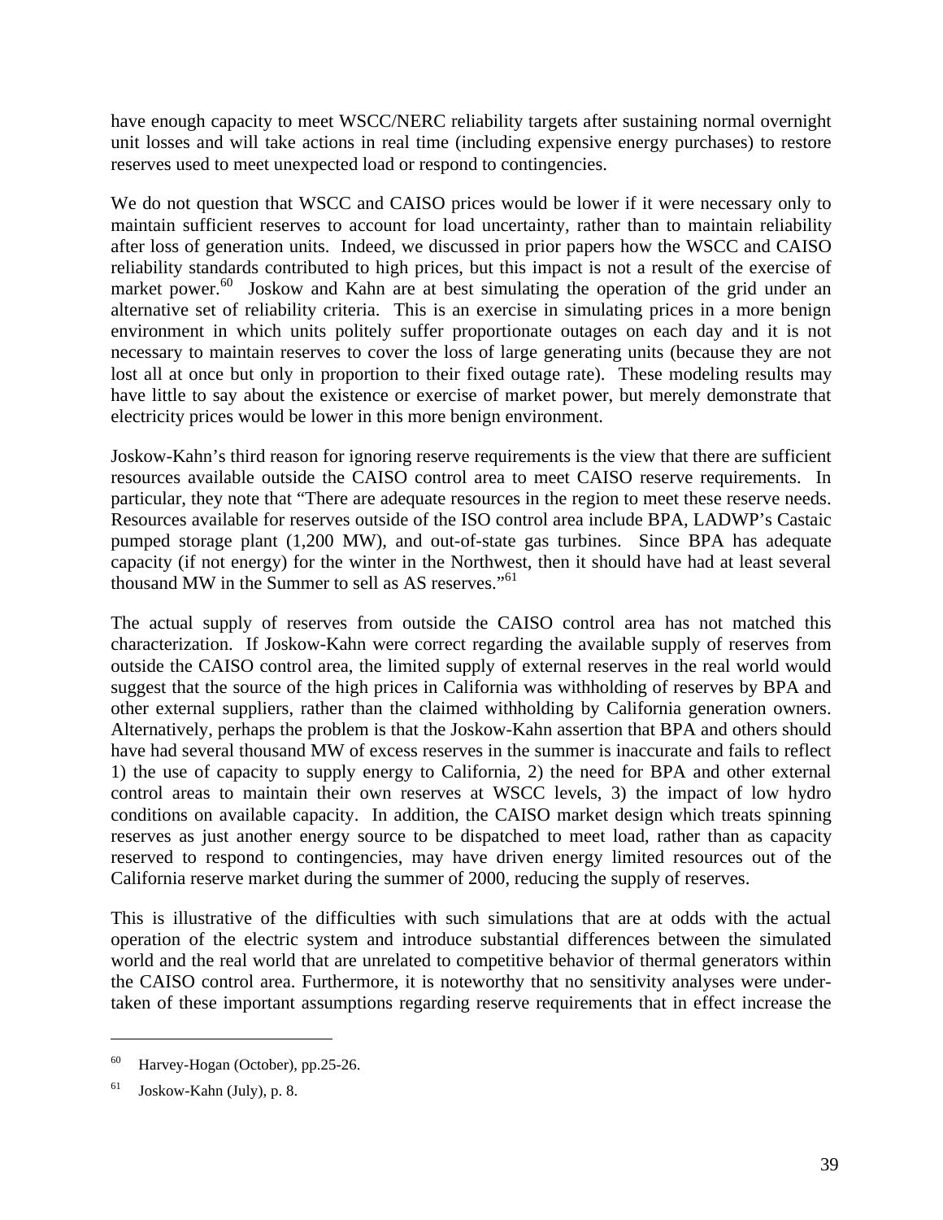have enough capacity to meet WSCC/NERC reliability targets after sustaining normal overnight unit losses and will take actions in real time (including expensive energy purchases) to restore reserves used to meet unexpected load or respond to contingencies.

We do not question that WSCC and CAISO prices would be lower if it were necessary only to maintain sufficient reserves to account for load uncertainty, rather than to maintain reliability after loss of generation units. Indeed, we discussed in prior papers how the WSCC and CAISO reliability standards contributed to high prices, but this impact is not a result of the exercise of market power.[60] Joskow and Kahn are at best simulating the operation of the grid under an alternative set of reliability criteria. This is an exercise in simulating prices in a more benign environment in which units politely suffer proportionate outages on each day and it is not necessary to maintain reserves to cover the loss of large generating units (because they are not lost all at once but only in proportion to their fixed outage rate). These modeling results may have little to say about the existence or exercise of market power, but merely demonstrate that electricity prices would be lower in this more benign environment.

Joskow-Kahn's third reason for ignoring reserve requirements is the view that there are sufficient resources available outside the CAISO control area to meet CAISO reserve requirements. In particular, they note that "There are adequate resources in the region to meet these reserve needs. Resources available for reserves outside of the ISO control area include BPA, LADWP's Castaic pumped storage plant (1,200 MW), and out-of-state gas turbines. Since BPA has adequate capacity (if not energy) for the winter in the Northwest, then it should have had at least several thousand MW in the Summer to sell as AS reserves."[61]

The actual supply of reserves from outside the CAISO control area has not matched this characterization. If Joskow-Kahn were correct regarding the available supply of reserves from outside the CAISO control area, the limited supply of external reserves in the real world would suggest that the source of the high prices in California was withholding of reserves by BPA and other external suppliers, rather than the claimed withholding by California generation owners. Alternatively, perhaps the problem is that the Joskow-Kahn assertion that BPA and others should have had several thousand MW of excess reserves in the summer is inaccurate and fails to reflect 1) the use of capacity to supply energy to California, 2) the need for BPA and other external control areas to maintain their own reserves at WSCC levels, 3) the impact of low hydro conditions on available capacity. In addition, the CAISO market design which treats spinning reserves as just another energy source to be dispatched to meet load, rather than as capacity reserved to respond to contingencies, may have driven energy limited resources out of the California reserve market during the summer of 2000, reducing the supply of reserves.

This is illustrative of the difficulties with such simulations that are at odds with the actual operation of the electric system and introduce substantial differences between the simulated world and the real world that are unrelated to competitive behavior of thermal generators within the CAISO control area. Furthermore, it is noteworthy that no sensitivity analyses were under-taken of these important assumptions regarding reserve requirements that in effect increase the

---

[60] Harvey-Hogan (October), pp.25-26.

[61] Joskow-Kahn (July), p. 8.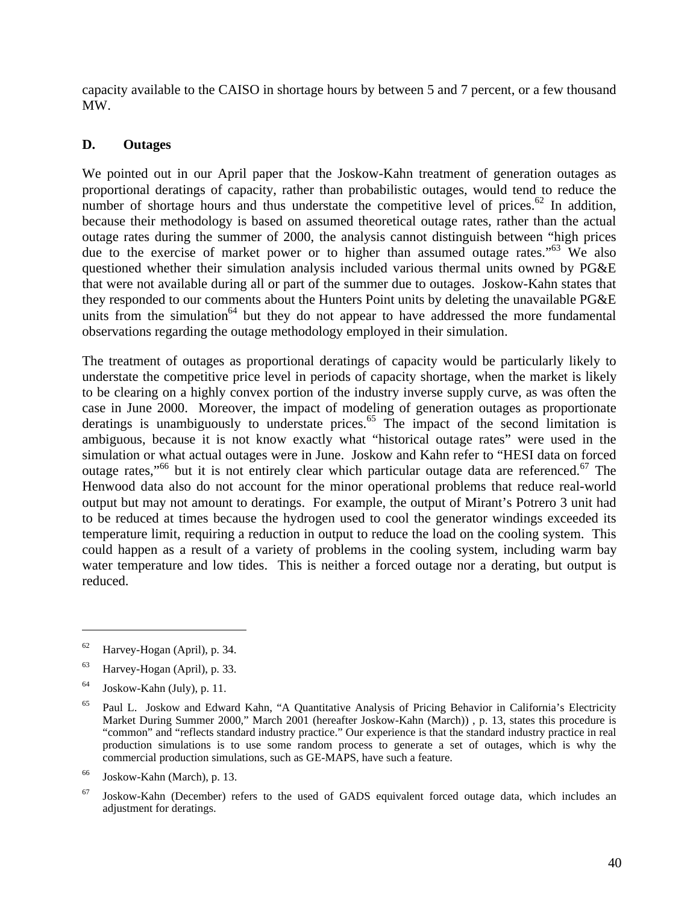capacity available to the CAISO in shortage hours by between 5 and 7 percent, or a few thousand MW.

### D. Outages

We pointed out in our April paper that the Joskow-Kahn treatment of generation outages as proportional deratings of capacity, rather than probabilistic outages, would tend to reduce the number of shortage hours and thus understate the competitive level of prices.[62] In addition, because their methodology is based on assumed theoretical outage rates, rather than the actual outage rates during the summer of 2000, the analysis cannot distinguish between "high prices due to the exercise of market power or to higher than assumed outage rates."[63] We also questioned whether their simulation analysis included various thermal units owned by PG&E that were not available during all or part of the summer due to outages. Joskow-Kahn states that they responded to our comments about the Hunters Point units by deleting the unavailable PG&E units from the simulation[64] but they do not appear to have addressed the more fundamental observations regarding the outage methodology employed in their simulation.

The treatment of outages as proportional deratings of capacity would be particularly likely to understate the competitive price level in periods of capacity shortage, when the market is likely to be clearing on a highly convex portion of the industry inverse supply curve, as was often the case in June 2000. Moreover, the impact of modeling of generation outages as proportionate deratings is unambiguously to understate prices.[65] The impact of the second limitation is ambiguous, because it is not know exactly what "historical outage rates" were used in the simulation or what actual outages were in June. Joskow and Kahn refer to "HESI data on forced outage rates,"[66] but it is not entirely clear which particular outage data are referenced.[67] The Henwood data also do not account for the minor operational problems that reduce real-world output but may not amount to deratings. For example, the output of Mirant's Potrero 3 unit had to be reduced at times because the hydrogen used to cool the generator windings exceeded its temperature limit, requiring a reduction in output to reduce the load on the cooling system. This could happen as a result of a variety of problems in the cooling system, including warm bay water temperature and low tides. This is neither a forced outage nor a derating, but output is reduced.

---

[62] Harvey-Hogan (April), p. 34.

[63] Harvey-Hogan (April), p. 33.

[64] Joskow-Kahn (July), p. 11.

[65] Paul L. Joskow and Edward Kahn, "A Quantitative Analysis of Pricing Behavior in California's Electricity Market During Summer 2000," March 2001 (hereafter Joskow-Kahn (March)) , p. 13, states this procedure is "common" and "reflects standard industry practice." Our experience is that the standard industry practice in real production simulations is to use some random process to generate a set of outages, which is why the commercial production simulations, such as GE-MAPS, have such a feature.

[66] Joskow-Kahn (March), p. 13.

[67] Joskow-Kahn (December) refers to the used of GADS equivalent forced outage data, which includes an adjustment for deratings.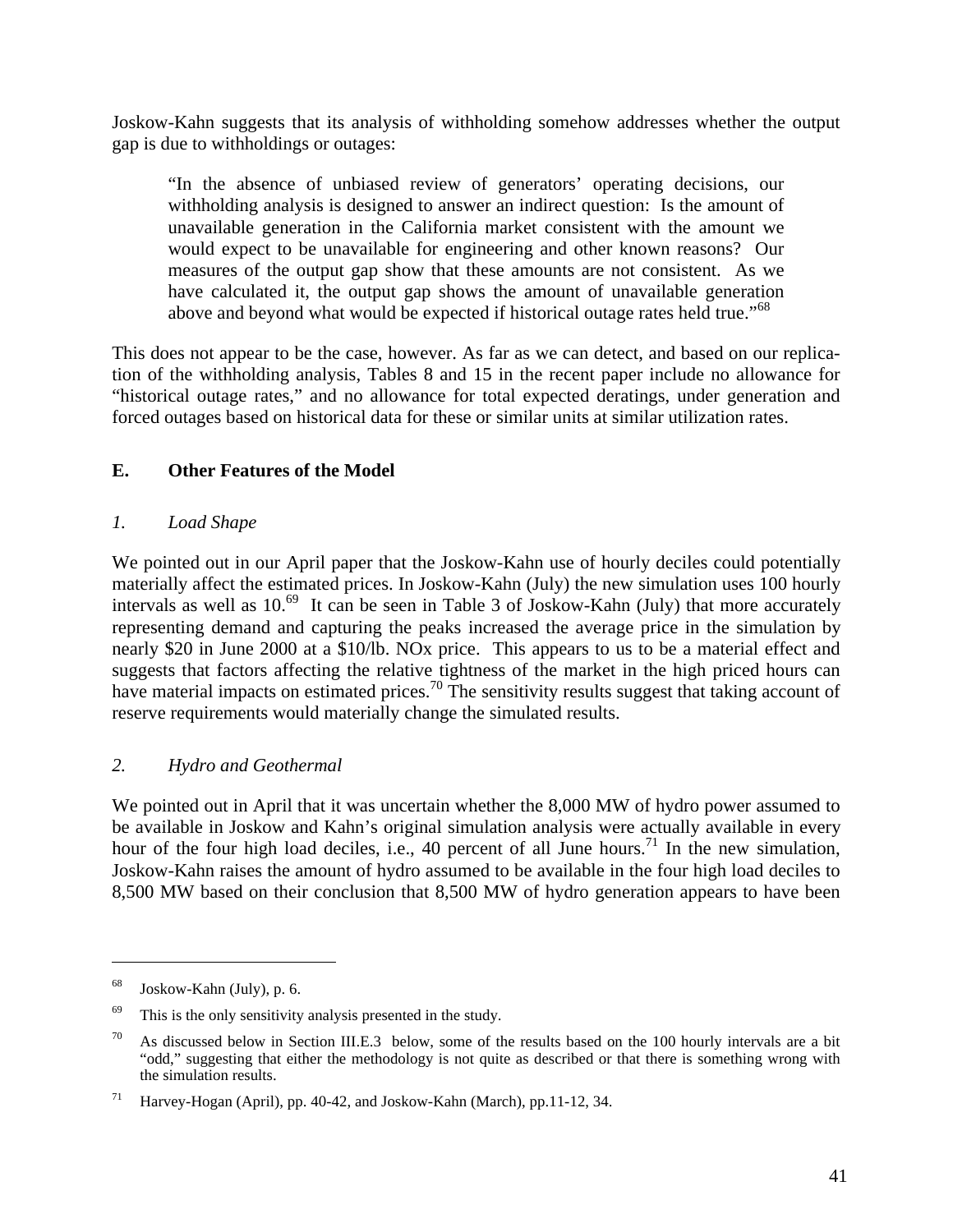Joskow-Kahn suggests that its analysis of withholding somehow addresses whether the output gap is due to withholdings or outages:

> "In the absence of unbiased review of generators' operating decisions, our withholding analysis is designed to answer an indirect question: Is the amount of unavailable generation in the California market consistent with the amount we would expect to be unavailable for engineering and other known reasons? Our measures of the output gap show that these amounts are not consistent. As we have calculated it, the output gap shows the amount of unavailable generation above and beyond what would be expected if historical outage rates held true."[68]

This does not appear to be the case, however. As far as we can detect, and based on our replication of the withholding analysis, Tables 8 and 15 in the recent paper include no allowance for "historical outage rates," and no allowance for total expected deratings, under generation and forced outages based on historical data for these or similar units at similar utilization rates.

### E. Other Features of the Model

#### *1. Load Shape*

We pointed out in our April paper that the Joskow-Kahn use of hourly deciles could potentially materially affect the estimated prices. In Joskow-Kahn (July) the new simulation uses 100 hourly intervals as well as 10.[69] It can be seen in Table 3 of Joskow-Kahn (July) that more accurately representing demand and capturing the peaks increased the average price in the simulation by nearly $20 in June 2000 at a $10/lb. NOx price. This appears to us to be a material effect and suggests that factors affecting the relative tightness of the market in the high priced hours can have material impacts on estimated prices.[70] The sensitivity results suggest that taking account of reserve requirements would materially change the simulated results.

#### *2. Hydro and Geothermal*

We pointed out in April that it was uncertain whether the 8,000 MW of hydro power assumed to be available in Joskow and Kahn's original simulation analysis were actually available in every hour of the four high load deciles, i.e., 40 percent of all June hours.[71] In the new simulation, Joskow-Kahn raises the amount of hydro assumed to be available in the four high load deciles to 8,500 MW based on their conclusion that 8,500 MW of hydro generation appears to have been

---

[68] Joskow-Kahn (July), p. 6.

[69] This is the only sensitivity analysis presented in the study.

[70] As discussed below in Section III.E.3 below, some of the results based on the 100 hourly intervals are a bit "odd," suggesting that either the methodology is not quite as described or that there is something wrong with the simulation results.

[71] Harvey-Hogan (April), pp. 40-42, and Joskow-Kahn (March), pp.11-12, 34.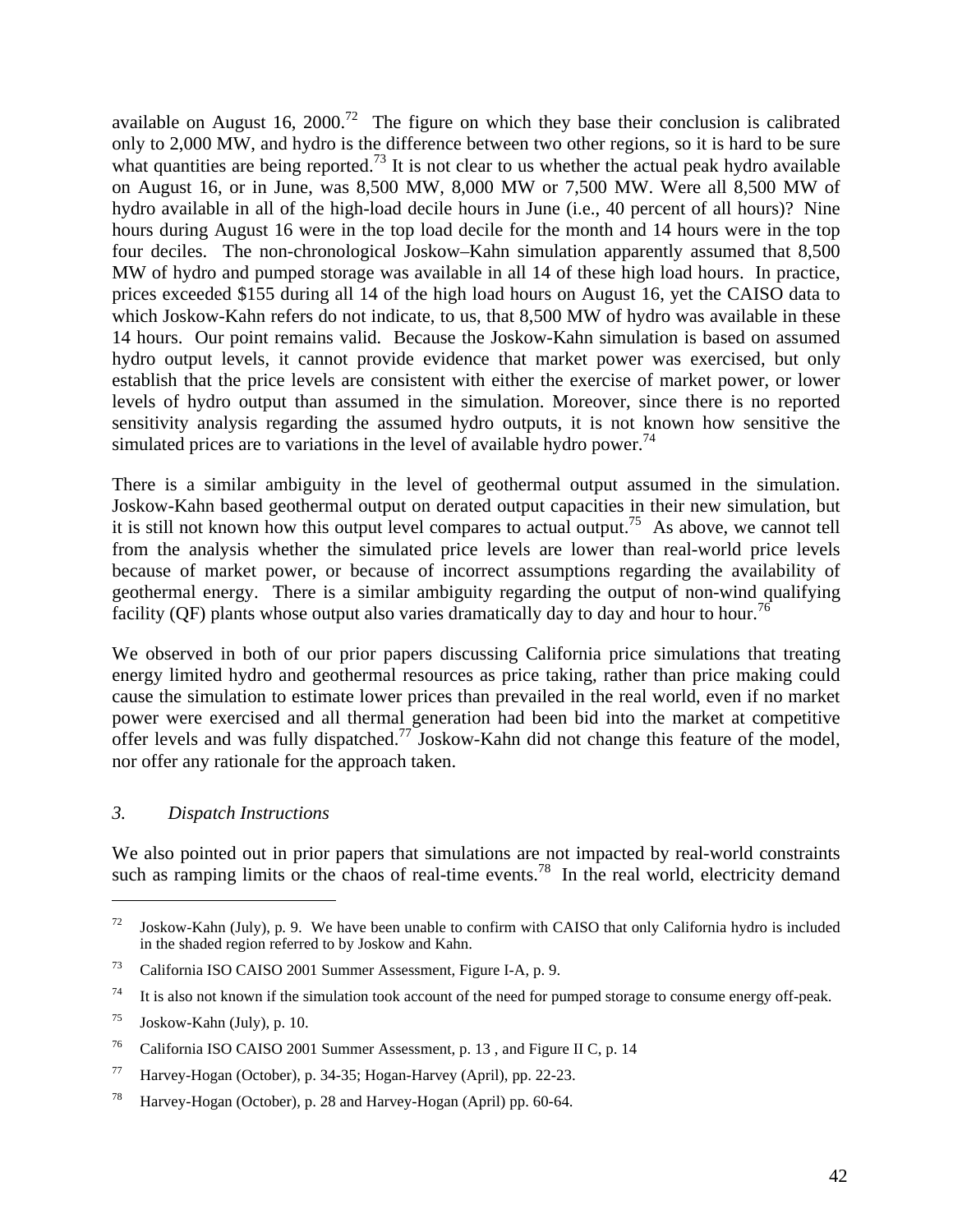available on August 16, 2000.[72] The figure on which they base their conclusion is calibrated only to 2,000 MW, and hydro is the difference between two other regions, so it is hard to be sure what quantities are being reported.[73] It is not clear to us whether the actual peak hydro available on August 16, or in June, was 8,500 MW, 8,000 MW or 7,500 MW. Were all 8,500 MW of hydro available in all of the high-load decile hours in June (i.e., 40 percent of all hours)? Nine hours during August 16 were in the top load decile for the month and 14 hours were in the top four deciles. The non-chronological Joskow–Kahn simulation apparently assumed that 8,500 MW of hydro and pumped storage was available in all 14 of these high load hours. In practice, prices exceeded $155 during all 14 of the high load hours on August 16, yet the CAISO data to which Joskow-Kahn refers do not indicate, to us, that 8,500 MW of hydro was available in these 14 hours. Our point remains valid. Because the Joskow-Kahn simulation is based on assumed hydro output levels, it cannot provide evidence that market power was exercised, but only establish that the price levels are consistent with either the exercise of market power, or lower levels of hydro output than assumed in the simulation. Moreover, since there is no reported sensitivity analysis regarding the assumed hydro outputs, it is not known how sensitive the simulated prices are to variations in the level of available hydro power.[74]

There is a similar ambiguity in the level of geothermal output assumed in the simulation. Joskow-Kahn based geothermal output on derated output capacities in their new simulation, but it is still not known how this output level compares to actual output.[75] As above, we cannot tell from the analysis whether the simulated price levels are lower than real-world price levels because of market power, or because of incorrect assumptions regarding the availability of geothermal energy. There is a similar ambiguity regarding the output of non-wind qualifying facility (QF) plants whose output also varies dramatically day to day and hour to hour.[76]

We observed in both of our prior papers discussing California price simulations that treating energy limited hydro and geothermal resources as price taking, rather than price making could cause the simulation to estimate lower prices than prevailed in the real world, even if no market power were exercised and all thermal generation had been bid into the market at competitive offer levels and was fully dispatched.[77] Joskow-Kahn did not change this feature of the model, nor offer any rationale for the approach taken.

*3. Dispatch Instructions*

We also pointed out in prior papers that simulations are not impacted by real-world constraints such as ramping limits or the chaos of real-time events.[78] In the real world, electricity demand

---

[72] Joskow-Kahn (July), p. 9. We have been unable to confirm with CAISO that only California hydro is included in the shaded region referred to by Joskow and Kahn.

[73] California ISO CAISO 2001 Summer Assessment, Figure I-A, p. 9.

[74] It is also not known if the simulation took account of the need for pumped storage to consume energy off-peak.

[75] Joskow-Kahn (July), p. 10.

[76] California ISO CAISO 2001 Summer Assessment, p. 13 , and Figure II C, p. 14

[77] Harvey-Hogan (October), p. 34-35; Hogan-Harvey (April), pp. 22-23.

[78] Harvey-Hogan (October), p. 28 and Harvey-Hogan (April) pp. 60-64.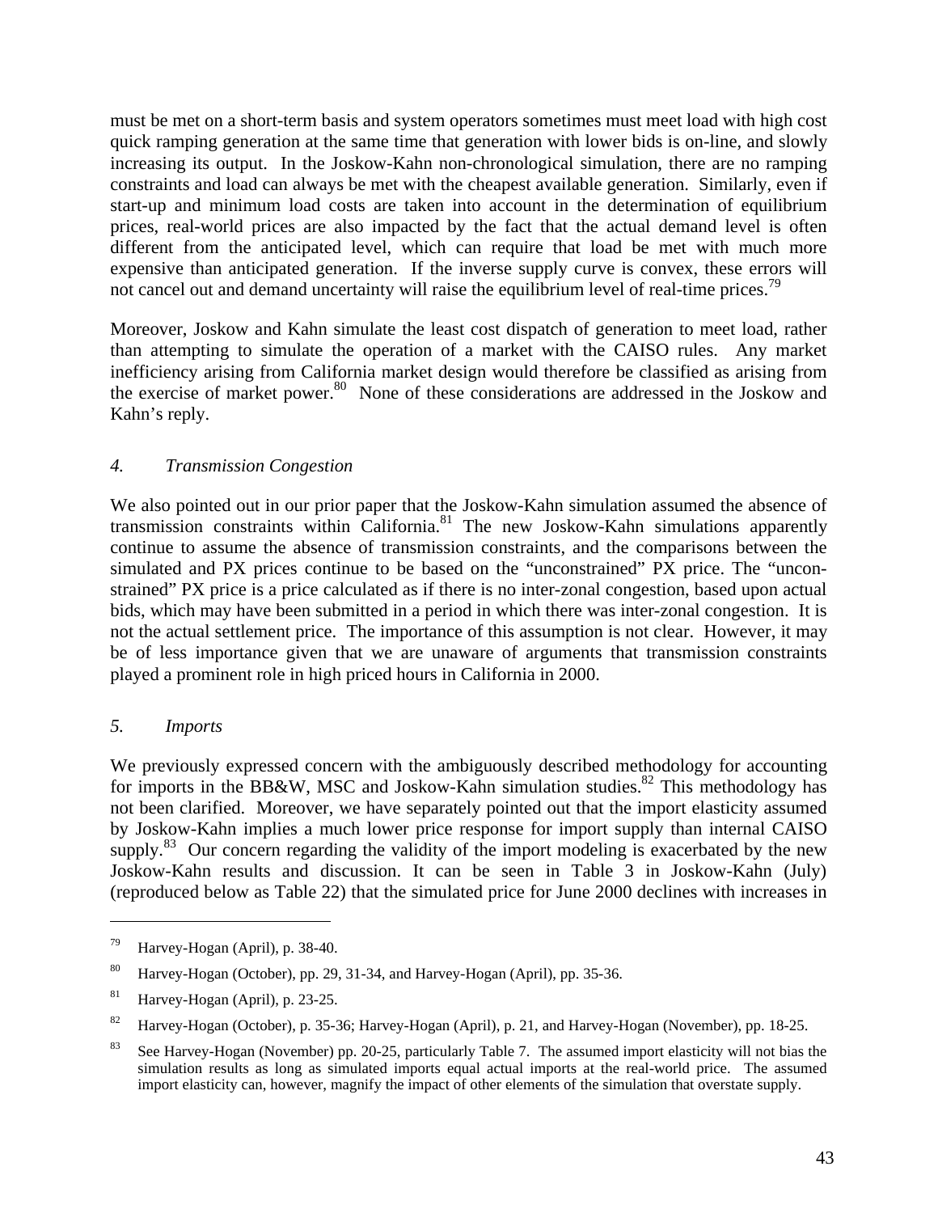must be met on a short-term basis and system operators sometimes must meet load with high cost quick ramping generation at the same time that generation with lower bids is on-line, and slowly increasing its output. In the Joskow-Kahn non-chronological simulation, there are no ramping constraints and load can always be met with the cheapest available generation. Similarly, even if start-up and minimum load costs are taken into account in the determination of equilibrium prices, real-world prices are also impacted by the fact that the actual demand level is often different from the anticipated level, which can require that load be met with much more expensive than anticipated generation. If the inverse supply curve is convex, these errors will not cancel out and demand uncertainty will raise the equilibrium level of real-time prices.[79]

Moreover, Joskow and Kahn simulate the least cost dispatch of generation to meet load, rather than attempting to simulate the operation of a market with the CAISO rules. Any market inefficiency arising from California market design would therefore be classified as arising from the exercise of market power.[80] None of these considerations are addressed in the Joskow and Kahn's reply.

### *4. Transmission Congestion*

We also pointed out in our prior paper that the Joskow-Kahn simulation assumed the absence of transmission constraints within California.[81] The new Joskow-Kahn simulations apparently continue to assume the absence of transmission constraints, and the comparisons between the simulated and PX prices continue to be based on the "unconstrained" PX price. The "unconstrained" PX price is a price calculated as if there is no inter-zonal congestion, based upon actual bids, which may have been submitted in a period in which there was inter-zonal congestion. It is not the actual settlement price. The importance of this assumption is not clear. However, it may be of less importance given that we are unaware of arguments that transmission constraints played a prominent role in high priced hours in California in 2000.

### *5. Imports*

We previously expressed concern with the ambiguously described methodology for accounting for imports in the BB&W, MSC and Joskow-Kahn simulation studies.[82] This methodology has not been clarified. Moreover, we have separately pointed out that the import elasticity assumed by Joskow-Kahn implies a much lower price response for import supply than internal CAISO supply.[83] Our concern regarding the validity of the import modeling is exacerbated by the new Joskow-Kahn results and discussion. It can be seen in Table 3 in Joskow-Kahn (July) (reproduced below as Table 22) that the simulated price for June 2000 declines with increases in

---

[79] Harvey-Hogan (April), p. 38-40.

[80] Harvey-Hogan (October), pp. 29, 31-34, and Harvey-Hogan (April), pp. 35-36.

[81] Harvey-Hogan (April), p. 23-25.

[82] Harvey-Hogan (October), p. 35-36; Harvey-Hogan (April), p. 21, and Harvey-Hogan (November), pp. 18-25.

[83] See Harvey-Hogan (November) pp. 20-25, particularly Table 7. The assumed import elasticity will not bias the simulation results as long as simulated imports equal actual imports at the real-world price. The assumed import elasticity can, however, magnify the impact of other elements of the simulation that overstate supply.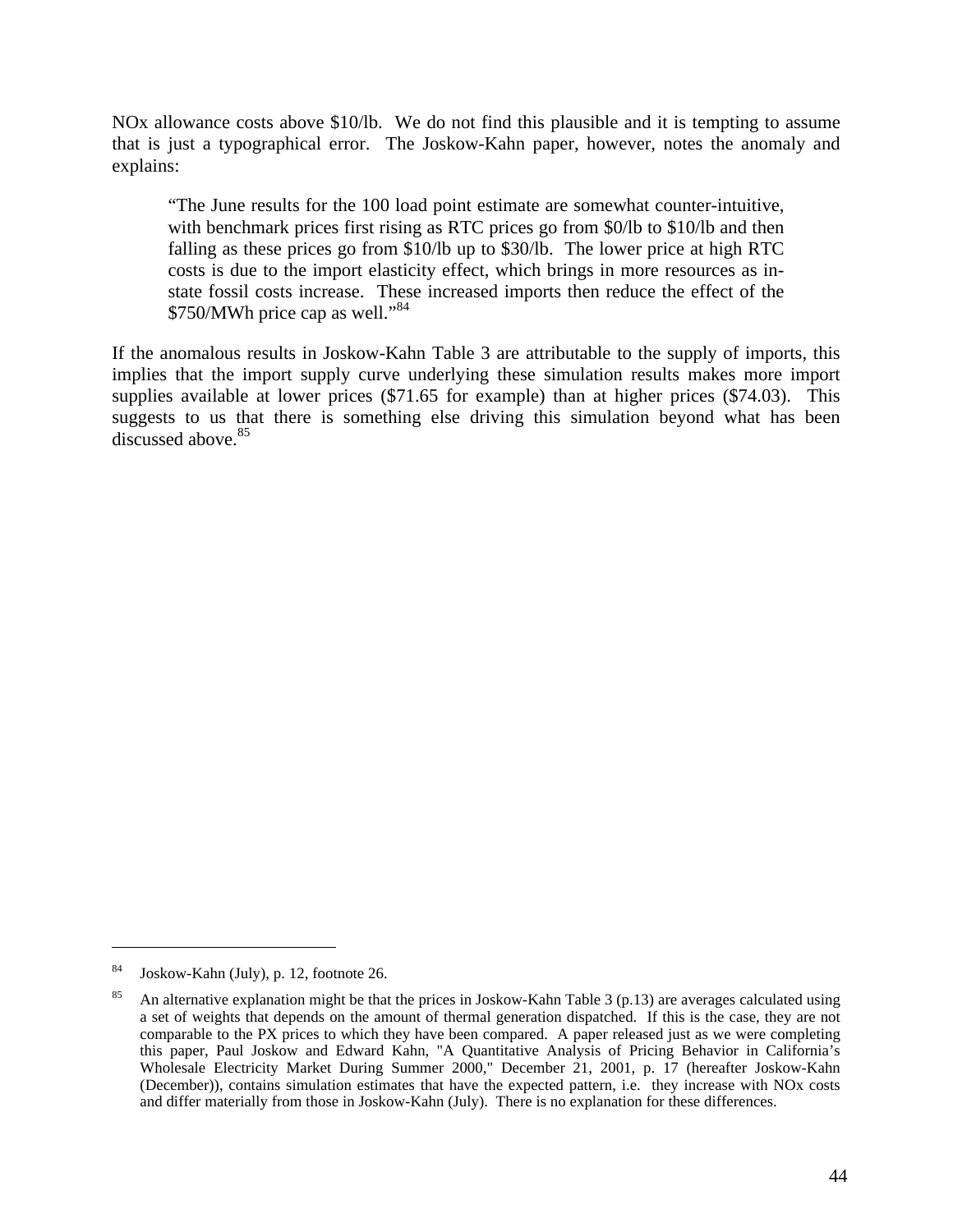NOx allowance costs above $10/lb. We do not find this plausible and it is tempting to assume that is just a typographical error. The Joskow-Kahn paper, however, notes the anomaly and explains:

> "The June results for the 100 load point estimate are somewhat counter-intuitive, with benchmark prices first rising as RTC prices go from $0/lb to $10/lb and then falling as these prices go from $10/lb up to $30/lb. The lower price at high RTC costs is due to the import elasticity effect, which brings in more resources as in-state fossil costs increase. These increased imports then reduce the effect of the $750/MWh price cap as well."[84]

If the anomalous results in Joskow-Kahn Table 3 are attributable to the supply of imports, this implies that the import supply curve underlying these simulation results makes more import supplies available at lower prices ($71.65 for example) than at higher prices ($74.03). This suggests to us that there is something else driving this simulation beyond what has been discussed above.[85]

---

[84] Joskow-Kahn (July), p. 12, footnote 26.

[85] An alternative explanation might be that the prices in Joskow-Kahn Table 3 (p.13) are averages calculated using a set of weights that depends on the amount of thermal generation dispatched. If this is the case, they are not comparable to the PX prices to which they have been compared. A paper released just as we were completing this paper, Paul Joskow and Edward Kahn, "A Quantitative Analysis of Pricing Behavior in California's Wholesale Electricity Market During Summer 2000," December 21, 2001, p. 17 (hereafter Joskow-Kahn (December)), contains simulation estimates that have the expected pattern, i.e. they increase with NOx costs and differ materially from those in Joskow-Kahn (July). There is no explanation for these differences.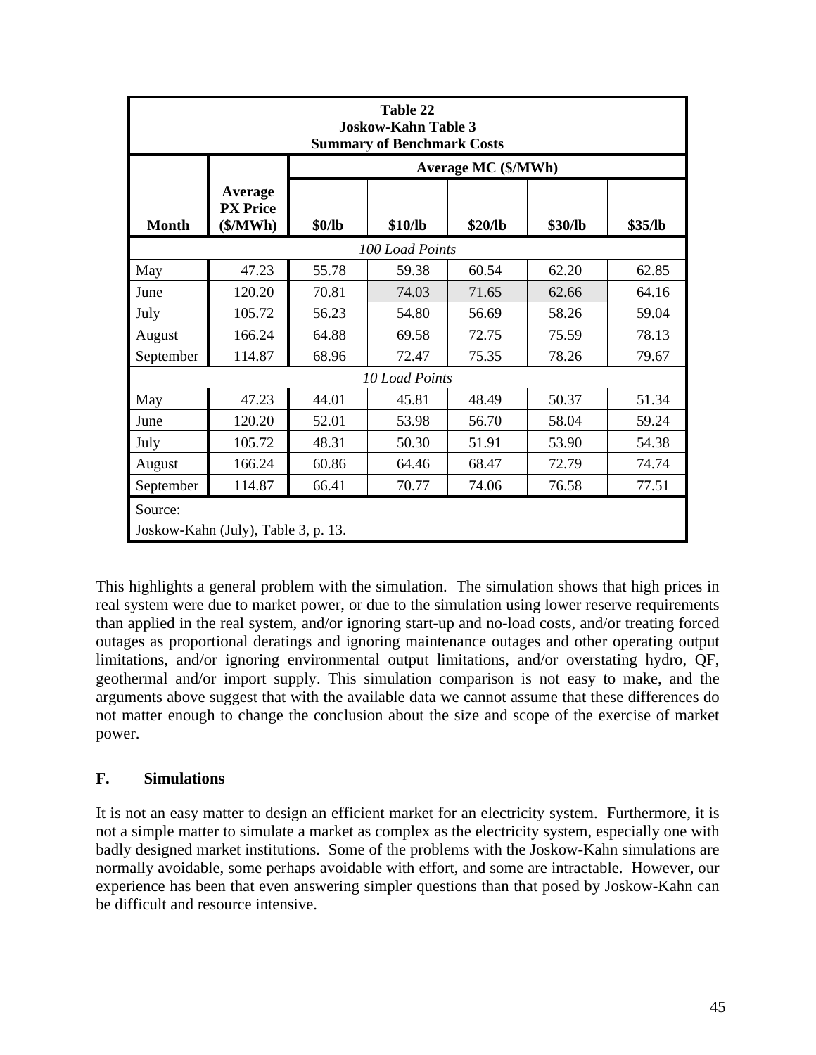| **Table 22**<br>**Joskow-Kahn Table 3**<br>**Summary of Benchmark Costs** | | | | | | |
|---|---|---|---|---|---|---|
| | | **Average MC ($/MWh)** | | | | |
| **Month** | **Average PX Price ($/MWh)** | **$0/lb** | **$10/lb** | **$20/lb** | **$30/lb** | **$35/lb** |
| *100 Load Points* | | | | | | |
| May | 47.23 | 55.78 | 59.38 | 60.54 | 62.20 | 62.85 |
| June | 120.20 | 70.81 | 74.03 | 71.65 | 62.66 | 64.16 |
| July | 105.72 | 56.23 | 54.80 | 56.69 | 58.26 | 59.04 |
| August | 166.24 | 64.88 | 69.58 | 72.75 | 75.59 | 78.13 |
| September | 114.87 | 68.96 | 72.47 | 75.35 | 78.26 | 79.67 |
| *10 Load Points* | | | | | | |
| May | 47.23 | 44.01 | 45.81 | 48.49 | 50.37 | 51.34 |
| June | 120.20 | 52.01 | 53.98 | 56.70 | 58.04 | 59.24 |
| July | 105.72 | 48.31 | 50.30 | 51.91 | 53.90 | 54.38 |
| August | 166.24 | 60.86 | 64.46 | 68.47 | 72.79 | 74.74 |
| September | 114.87 | 66.41 | 70.77 | 74.06 | 76.58 | 77.51 |
| Source:<br>Joskow-Kahn (July), Table 3, p. 13. | | | | | | |

This highlights a general problem with the simulation. The simulation shows that high prices in real system were due to market power, or due to the simulation using lower reserve requirements than applied in the real system, and/or ignoring start-up and no-load costs, and/or treating forced outages as proportional deratings and ignoring maintenance outages and other operating output limitations, and/or ignoring environmental output limitations, and/or overstating hydro, QF, geothermal and/or import supply. This simulation comparison is not easy to make, and the arguments above suggest that with the available data we cannot assume that these differences do not matter enough to change the conclusion about the size and scope of the exercise of market power.

## F. Simulations

It is not an easy matter to design an efficient market for an electricity system. Furthermore, it is not a simple matter to simulate a market as complex as the electricity system, especially one with badly designed market institutions. Some of the problems with the Joskow-Kahn simulations are normally avoidable, some perhaps avoidable with effort, and some are intractable. However, our experience has been that even answering simpler questions than that posed by Joskow-Kahn can be difficult and resource intensive.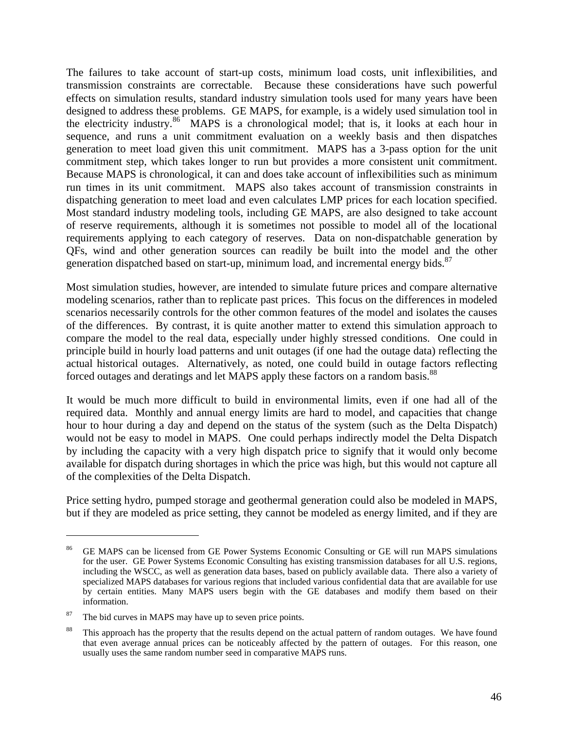The failures to take account of start-up costs, minimum load costs, unit inflexibilities, and transmission constraints are correctable. Because these considerations have such powerful effects on simulation results, standard industry simulation tools used for many years have been designed to address these problems. GE MAPS, for example, is a widely used simulation tool in the electricity industry.[86] MAPS is a chronological model; that is, it looks at each hour in sequence, and runs a unit commitment evaluation on a weekly basis and then dispatches generation to meet load given this unit commitment. MAPS has a 3-pass option for the unit commitment step, which takes longer to run but provides a more consistent unit commitment. Because MAPS is chronological, it can and does take account of inflexibilities such as minimum run times in its unit commitment. MAPS also takes account of transmission constraints in dispatching generation to meet load and even calculates LMP prices for each location specified. Most standard industry modeling tools, including GE MAPS, are also designed to take account of reserve requirements, although it is sometimes not possible to model all of the locational requirements applying to each category of reserves. Data on non-dispatchable generation by QFs, wind and other generation sources can readily be built into the model and the other generation dispatched based on start-up, minimum load, and incremental energy bids.[87]

Most simulation studies, however, are intended to simulate future prices and compare alternative modeling scenarios, rather than to replicate past prices. This focus on the differences in modeled scenarios necessarily controls for the other common features of the model and isolates the causes of the differences. By contrast, it is quite another matter to extend this simulation approach to compare the model to the real data, especially under highly stressed conditions. One could in principle build in hourly load patterns and unit outages (if one had the outage data) reflecting the actual historical outages. Alternatively, as noted, one could build in outage factors reflecting forced outages and deratings and let MAPS apply these factors on a random basis.[88]

It would be much more difficult to build in environmental limits, even if one had all of the required data. Monthly and annual energy limits are hard to model, and capacities that change hour to hour during a day and depend on the status of the system (such as the Delta Dispatch) would not be easy to model in MAPS. One could perhaps indirectly model the Delta Dispatch by including the capacity with a very high dispatch price to signify that it would only become available for dispatch during shortages in which the price was high, but this would not capture all of the complexities of the Delta Dispatch.

Price setting hydro, pumped storage and geothermal generation could also be modeled in MAPS, but if they are modeled as price setting, they cannot be modeled as energy limited, and if they are

---

[86] GE MAPS can be licensed from GE Power Systems Economic Consulting or GE will run MAPS simulations for the user. GE Power Systems Economic Consulting has existing transmission databases for all U.S. regions, including the WSCC, as well as generation data bases, based on publicly available data. There also a variety of specialized MAPS databases for various regions that included various confidential data that are available for use by certain entities. Many MAPS users begin with the GE databases and modify them based on their information.

[87] The bid curves in MAPS may have up to seven price points.

[88] This approach has the property that the results depend on the actual pattern of random outages. We have found that even average annual prices can be noticeably affected by the pattern of outages. For this reason, one usually uses the same random number seed in comparative MAPS runs.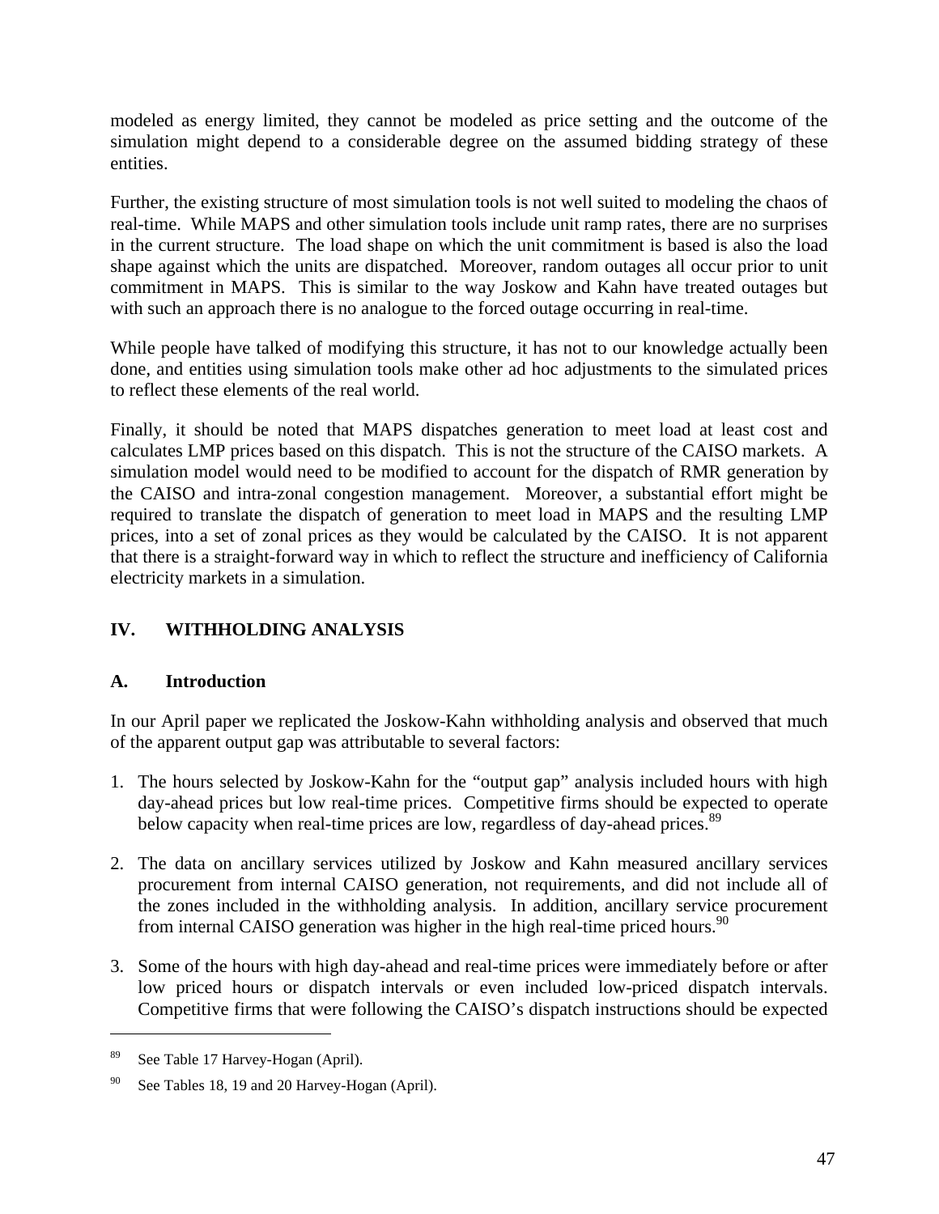modeled as energy limited, they cannot be modeled as price setting and the outcome of the simulation might depend to a considerable degree on the assumed bidding strategy of these entities.

Further, the existing structure of most simulation tools is not well suited to modeling the chaos of real-time. While MAPS and other simulation tools include unit ramp rates, there are no surprises in the current structure. The load shape on which the unit commitment is based is also the load shape against which the units are dispatched. Moreover, random outages all occur prior to unit commitment in MAPS. This is similar to the way Joskow and Kahn have treated outages but with such an approach there is no analogue to the forced outage occurring in real-time.

While people have talked of modifying this structure, it has not to our knowledge actually been done, and entities using simulation tools make other ad hoc adjustments to the simulated prices to reflect these elements of the real world.

Finally, it should be noted that MAPS dispatches generation to meet load at least cost and calculates LMP prices based on this dispatch. This is not the structure of the CAISO markets. A simulation model would need to be modified to account for the dispatch of RMR generation by the CAISO and intra-zonal congestion management. Moreover, a substantial effort might be required to translate the dispatch of generation to meet load in MAPS and the resulting LMP prices, into a set of zonal prices as they would be calculated by the CAISO. It is not apparent that there is a straight-forward way in which to reflect the structure and inefficiency of California electricity markets in a simulation.

## IV. WITHHOLDING ANALYSIS

### A. Introduction

In our April paper we replicated the Joskow-Kahn withholding analysis and observed that much of the apparent output gap was attributable to several factors:

1. The hours selected by Joskow-Kahn for the "output gap" analysis included hours with high day-ahead prices but low real-time prices. Competitive firms should be expected to operate below capacity when real-time prices are low, regardless of day-ahead prices.[89]

2. The data on ancillary services utilized by Joskow and Kahn measured ancillary services procurement from internal CAISO generation, not requirements, and did not include all of the zones included in the withholding analysis. In addition, ancillary service procurement from internal CAISO generation was higher in the high real-time priced hours.[90]

3. Some of the hours with high day-ahead and real-time prices were immediately before or after low priced hours or dispatch intervals or even included low-priced dispatch intervals. Competitive firms that were following the CAISO's dispatch instructions should be expected

---

[89] See Table 17 Harvey-Hogan (April).

[90] See Tables 18, 19 and 20 Harvey-Hogan (April).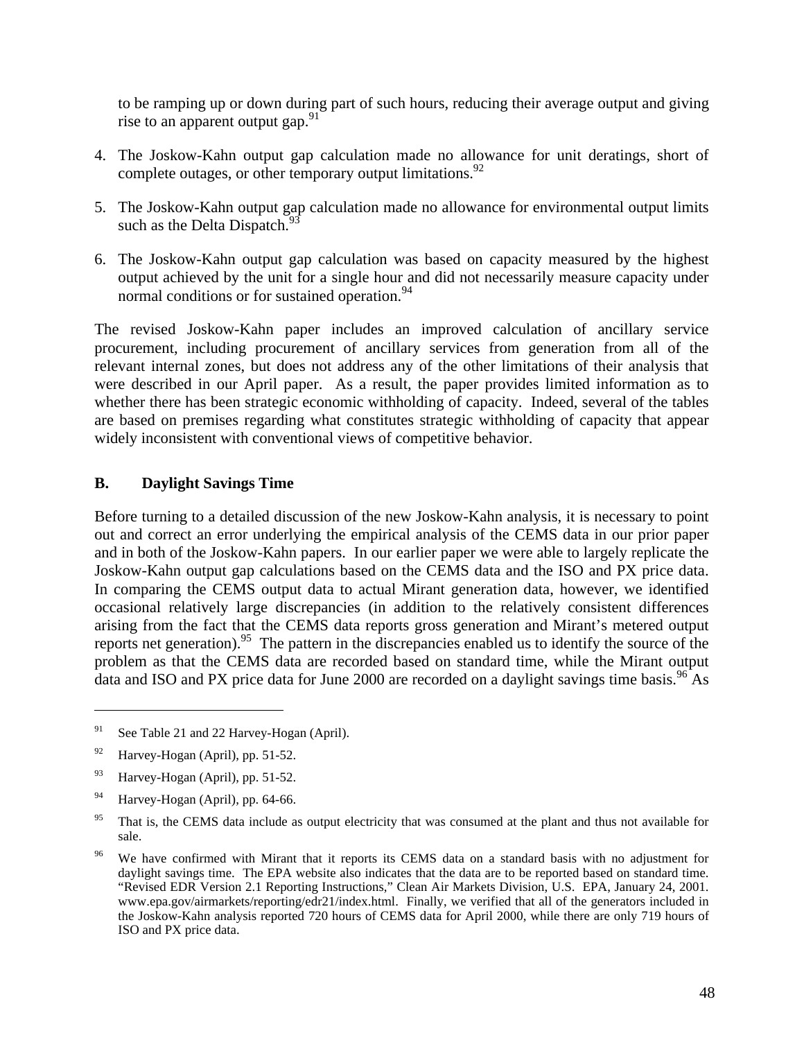to be ramping up or down during part of such hours, reducing their average output and giving rise to an apparent output gap.[91]

4. The Joskow-Kahn output gap calculation made no allowance for unit deratings, short of complete outages, or other temporary output limitations.[92]

5. The Joskow-Kahn output gap calculation made no allowance for environmental output limits such as the Delta Dispatch.[93]

6. The Joskow-Kahn output gap calculation was based on capacity measured by the highest output achieved by the unit for a single hour and did not necessarily measure capacity under normal conditions or for sustained operation.[94]

The revised Joskow-Kahn paper includes an improved calculation of ancillary service procurement, including procurement of ancillary services from generation from all of the relevant internal zones, but does not address any of the other limitations of their analysis that were described in our April paper. As a result, the paper provides limited information as to whether there has been strategic economic withholding of capacity. Indeed, several of the tables are based on premises regarding what constitutes strategic withholding of capacity that appear widely inconsistent with conventional views of competitive behavior.

## B. Daylight Savings Time

Before turning to a detailed discussion of the new Joskow-Kahn analysis, it is necessary to point out and correct an error underlying the empirical analysis of the CEMS data in our prior paper and in both of the Joskow-Kahn papers. In our earlier paper we were able to largely replicate the Joskow-Kahn output gap calculations based on the CEMS data and the ISO and PX price data. In comparing the CEMS output data to actual Mirant generation data, however, we identified occasional relatively large discrepancies (in addition to the relatively consistent differences arising from the fact that the CEMS data reports gross generation and Mirant's metered output reports net generation).[95] The pattern in the discrepancies enabled us to identify the source of the problem as that the CEMS data are recorded based on standard time, while the Mirant output data and ISO and PX price data for June 2000 are recorded on a daylight savings time basis.[96] As

---

[91] See Table 21 and 22 Harvey-Hogan (April).

[92] Harvey-Hogan (April), pp. 51-52.

[93] Harvey-Hogan (April), pp. 51-52.

[94] Harvey-Hogan (April), pp. 64-66.

[95] That is, the CEMS data include as output electricity that was consumed at the plant and thus not available for sale.

[96] We have confirmed with Mirant that it reports its CEMS data on a standard basis with no adjustment for daylight savings time. The EPA website also indicates that the data are to be reported based on standard time. "Revised EDR Version 2.1 Reporting Instructions," Clean Air Markets Division, U.S. EPA, January 24, 2001. www.epa.gov/airmarkets/reporting/edr21/index.html. Finally, we verified that all of the generators included in the Joskow-Kahn analysis reported 720 hours of CEMS data for April 2000, while there are only 719 hours of ISO and PX price data.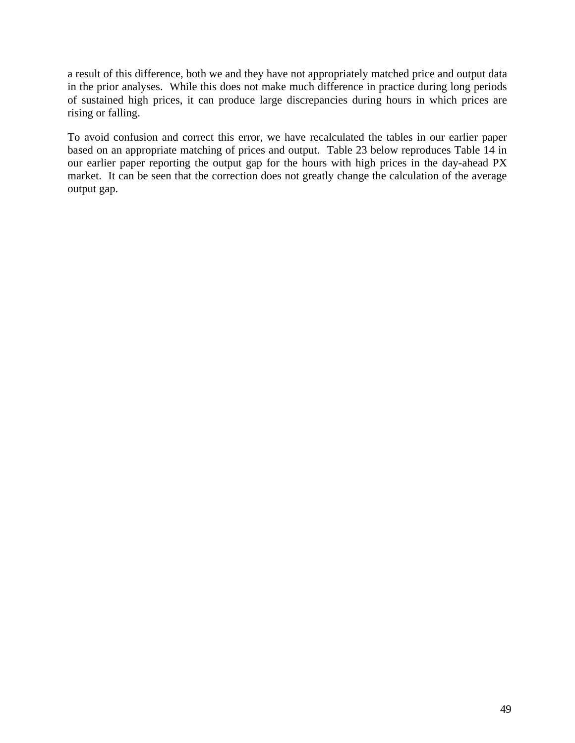a result of this difference, both we and they have not appropriately matched price and output data in the prior analyses. While this does not make much difference in practice during long periods of sustained high prices, it can produce large discrepancies during hours in which prices are rising or falling.

To avoid confusion and correct this error, we have recalculated the tables in our earlier paper based on an appropriate matching of prices and output. Table 23 below reproduces Table 14 in our earlier paper reporting the output gap for the hours with high prices in the day-ahead PX market. It can be seen that the correction does not greatly change the calculation of the average output gap.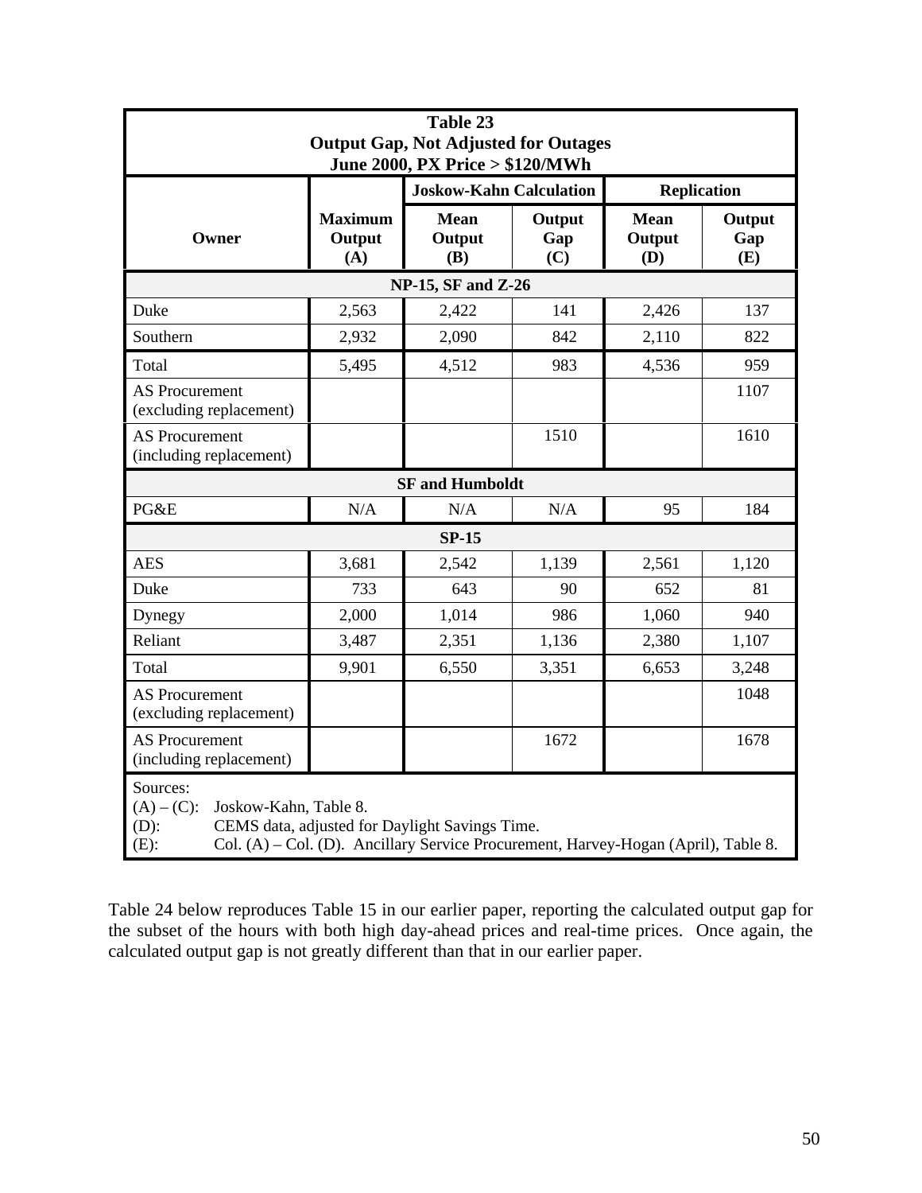| Table 23<br>Output Gap, Not Adjusted for Outages<br>June 2000, PX Price > $120/MWh | | | | | |
|---|---|---|---|---|---|
| | | **Joskow-Kahn Calculation** | | **Replication** | |
| **Owner** | **Maximum Output (A)** | **Mean Output (B)** | **Output Gap (C)** | **Mean Output (D)** | **Output Gap (E)** |
| **NP-15, SF and Z-26** | | | | | |
| Duke | 2,563 | 2,422 | 141 | 2,426 | 137 |
| Southern | 2,932 | 2,090 | 842 | 2,110 | 822 |
| Total | 5,495 | 4,512 | 983 | 4,536 | 959 |
| AS Procurement (excluding replacement) | | | | | 1107 |
| AS Procurement (including replacement) | | | 1510 | | 1610 |
| **SF and Humboldt** | | | | | |
| PG&E | N/A | N/A | N/A | 95 | 184 |
| **SP-15** | | | | | |
| AES | 3,681 | 2,542 | 1,139 | 2,561 | 1,120 |
| Duke | 733 | 643 | 90 | 652 | 81 |
| Dynegy | 2,000 | 1,014 | 986 | 1,060 | 940 |
| Reliant | 3,487 | 2,351 | 1,136 | 2,380 | 1,107 |
| Total | 9,901 | 6,550 | 3,351 | 6,653 | 3,248 |
| AS Procurement (excluding replacement) | | | | | 1048 |
| AS Procurement (including replacement) | | | 1672 | | 1678 |

Sources:
(A) – (C): Joskow-Kahn, Table 8.
(D): CEMS data, adjusted for Daylight Savings Time.
(E): Col. (A) – Col. (D). Ancillary Service Procurement, Harvey-Hogan (April), Table 8.

Table 24 below reproduces Table 15 in our earlier paper, reporting the calculated output gap for the subset of the hours with both high day-ahead prices and real-time prices. Once again, the calculated output gap is not greatly different than that in our earlier paper.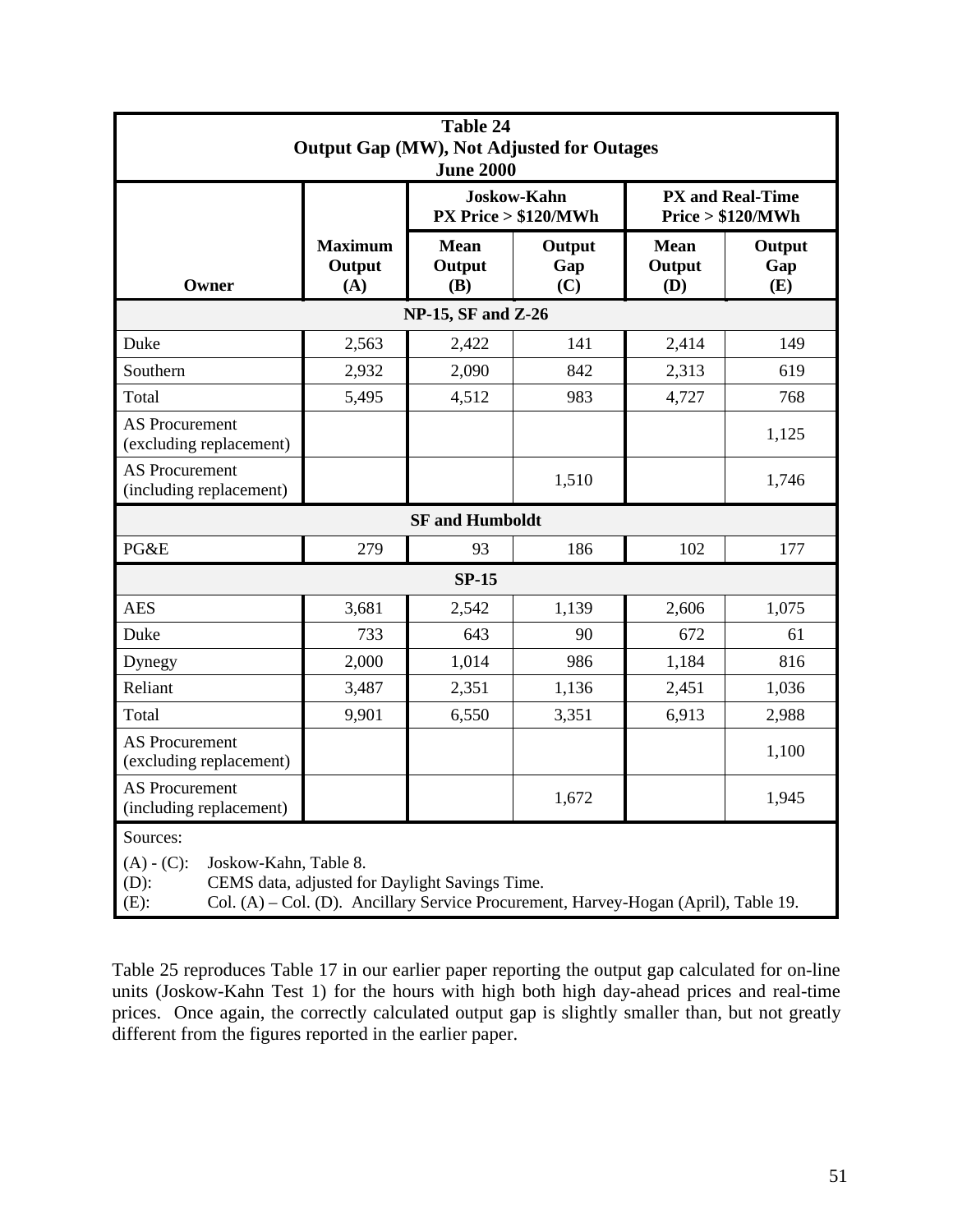| **Table 24**<br>**Output Gap (MW), Not Adjusted for Outages**<br>**June 2000** | | | | | |
|---|---|---|---|---|---|
| | | **Joskow-Kahn PX Price > $120/MWh** | | **PX and Real-Time Price > $120/MWh** | |
| **Owner** | **Maximum Output (A)** | **Mean Output (B)** | **Output Gap (C)** | **Mean Output (D)** | **Output Gap (E)** |
| **NP-15, SF and Z-26** | | | | | |
| Duke | 2,563 | 2,422 | 141 | 2,414 | 149 |
| Southern | 2,932 | 2,090 | 842 | 2,313 | 619 |
| Total | 5,495 | 4,512 | 983 | 4,727 | 768 |
| AS Procurement (excluding replacement) | | | | | 1,125 |
| AS Procurement (including replacement) | | | 1,510 | | 1,746 |
| **SF and Humboldt** | | | | | |
| PG&E | 279 | 93 | 186 | 102 | 177 |
| **SP-15** | | | | | |
| AES | 3,681 | 2,542 | 1,139 | 2,606 | 1,075 |
| Duke | 733 | 643 | 90 | 672 | 61 |
| Dynegy | 2,000 | 1,014 | 986 | 1,184 | 816 |
| Reliant | 3,487 | 2,351 | 1,136 | 2,451 | 1,036 |
| Total | 9,901 | 6,550 | 3,351 | 6,913 | 2,988 |
| AS Procurement (excluding replacement) | | | | | 1,100 |
| AS Procurement (including replacement) | | | 1,672 | | 1,945 |

Sources:

(A) - (C): Joskow-Kahn, Table 8.
(D): CEMS data, adjusted for Daylight Savings Time.
(E): Col. (A) – Col. (D). Ancillary Service Procurement, Harvey-Hogan (April), Table 19.

Table 25 reproduces Table 17 in our earlier paper reporting the output gap calculated for on-line units (Joskow-Kahn Test 1) for the hours with high both high day-ahead prices and real-time prices. Once again, the correctly calculated output gap is slightly smaller than, but not greatly different from the figures reported in the earlier paper.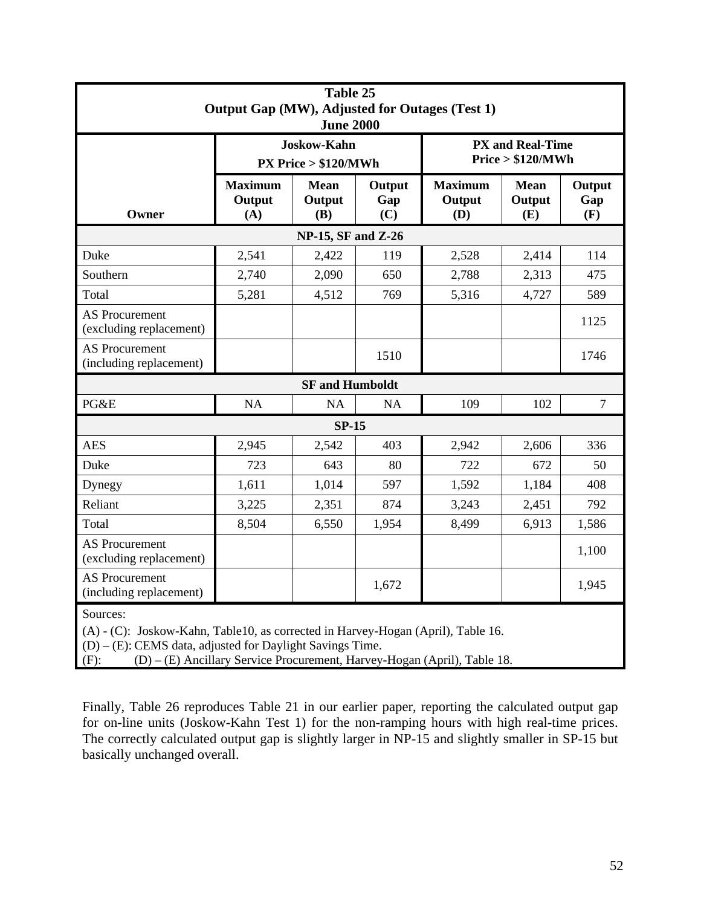**Table 25**
**Output Gap (MW), Adjusted for Outages (Test 1)**
**June 2000**

| Owner | Joskow-Kahn PX Price > $120/MWh | | | PX and Real-Time Price > $120/MWh | | |
|---|---|---|---|---|---|---|
| | **Maximum Output (A)** | **Mean Output (B)** | **Output Gap (C)** | **Maximum Output (D)** | **Mean Output (E)** | **Output Gap (F)** |
| **NP-15, SF and Z-26** | | | | | | |
| Duke | 2,541 | 2,422 | 119 | 2,528 | 2,414 | 114 |
| Southern | 2,740 | 2,090 | 650 | 2,788 | 2,313 | 475 |
| Total | 5,281 | 4,512 | 769 | 5,316 | 4,727 | 589 |
| AS Procurement (excluding replacement) | | | | | | 1125 |
| AS Procurement (including replacement) | | | 1510 | | | 1746 |
| **SF and Humboldt** | | | | | | |
| PG&E | NA | NA | NA | 109 | 102 | 7 |
| **SP-15** | | | | | | |
| AES | 2,945 | 2,542 | 403 | 2,942 | 2,606 | 336 |
| Duke | 723 | 643 | 80 | 722 | 672 | 50 |
| Dynegy | 1,611 | 1,014 | 597 | 1,592 | 1,184 | 408 |
| Reliant | 3,225 | 2,351 | 874 | 3,243 | 2,451 | 792 |
| Total | 8,504 | 6,550 | 1,954 | 8,499 | 6,913 | 1,586 |
| AS Procurement (excluding replacement) | | | | | | 1,100 |
| AS Procurement (including replacement) | | | 1,672 | | | 1,945 |

Sources:
(A) - (C): Joskow-Kahn, Table10, as corrected in Harvey-Hogan (April), Table 16.
(D) – (E): CEMS data, adjusted for Daylight Savings Time.
(F): (D) – (E) Ancillary Service Procurement, Harvey-Hogan (April), Table 18.

Finally, Table 26 reproduces Table 21 in our earlier paper, reporting the calculated output gap for on-line units (Joskow-Kahn Test 1) for the non-ramping hours with high real-time prices. The correctly calculated output gap is slightly larger in NP-15 and slightly smaller in SP-15 but basically unchanged overall.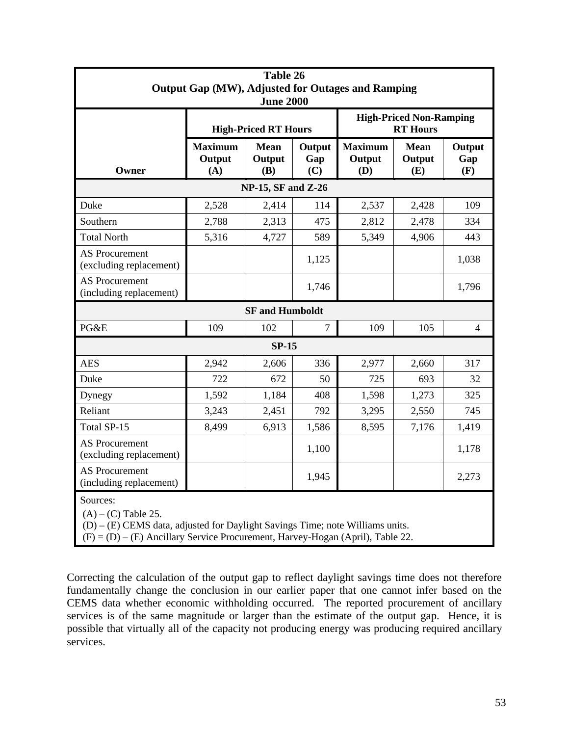| Table 26<br>Output Gap (MW), Adjusted for Outages and Ramping<br>June 2000 | | | | | | |
|---|---|---|---|---|---|---|
| | **High-Priced RT Hours** | | | **High-Priced Non-Ramping RT Hours** | | |
| **Owner** | **Maximum Output (A)** | **Mean Output (B)** | **Output Gap (C)** | **Maximum Output (D)** | **Mean Output (E)** | **Output Gap (F)** |
| **NP-15, SF and Z-26** | | | | | | |
| Duke | 2,528 | 2,414 | 114 | 2,537 | 2,428 | 109 |
| Southern | 2,788 | 2,313 | 475 | 2,812 | 2,478 | 334 |
| Total North | 5,316 | 4,727 | 589 | 5,349 | 4,906 | 443 |
| AS Procurement (excluding replacement) | | | 1,125 | | | 1,038 |
| AS Procurement (including replacement) | | | 1,746 | | | 1,796 |
| **SF and Humboldt** | | | | | | |
| PG&E | 109 | 102 | 7 | 109 | 105 | 4 |
| **SP-15** | | | | | | |
| AES | 2,942 | 2,606 | 336 | 2,977 | 2,660 | 317 |
| Duke | 722 | 672 | 50 | 725 | 693 | 32 |
| Dynegy | 1,592 | 1,184 | 408 | 1,598 | 1,273 | 325 |
| Reliant | 3,243 | 2,451 | 792 | 3,295 | 2,550 | 745 |
| Total SP-15 | 8,499 | 6,913 | 1,586 | 8,595 | 7,176 | 1,419 |
| AS Procurement (excluding replacement) | | | 1,100 | | | 1,178 |
| AS Procurement (including replacement) | | | 1,945 | | | 2,273 |

Sources:
(A) – (C) Table 25.
(D) – (E) CEMS data, adjusted for Daylight Savings Time; note Williams units.
(F) = (D) – (E) Ancillary Service Procurement, Harvey-Hogan (April), Table 22.

Correcting the calculation of the output gap to reflect daylight savings time does not therefore fundamentally change the conclusion in our earlier paper that one cannot infer based on the CEMS data whether economic withholding occurred. The reported procurement of ancillary services is of the same magnitude or larger than the estimate of the output gap. Hence, it is possible that virtually all of the capacity not producing energy was producing required ancillary services.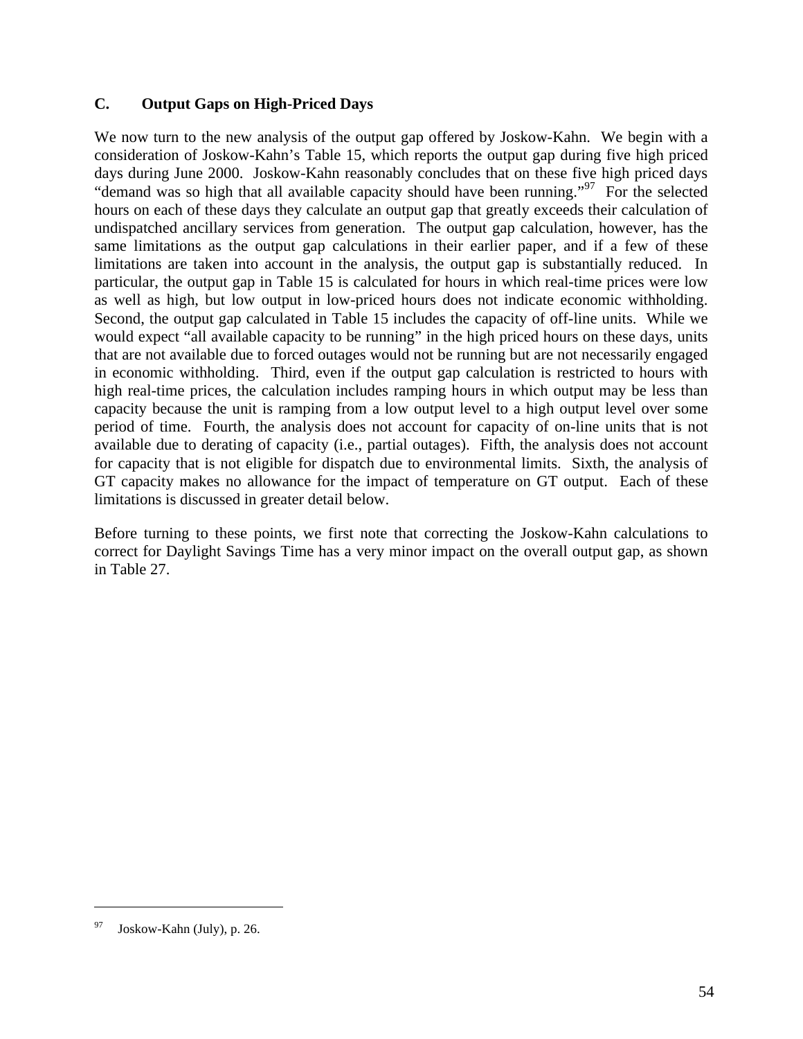### C. Output Gaps on High-Priced Days

We now turn to the new analysis of the output gap offered by Joskow-Kahn. We begin with a consideration of Joskow-Kahn's Table 15, which reports the output gap during five high priced days during June 2000. Joskow-Kahn reasonably concludes that on these five high priced days "demand was so high that all available capacity should have been running."[97] For the selected hours on each of these days they calculate an output gap that greatly exceeds their calculation of undispatched ancillary services from generation. The output gap calculation, however, has the same limitations as the output gap calculations in their earlier paper, and if a few of these limitations are taken into account in the analysis, the output gap is substantially reduced. In particular, the output gap in Table 15 is calculated for hours in which real-time prices were low as well as high, but low output in low-priced hours does not indicate economic withholding. Second, the output gap calculated in Table 15 includes the capacity of off-line units. While we would expect "all available capacity to be running" in the high priced hours on these days, units that are not available due to forced outages would not be running but are not necessarily engaged in economic withholding. Third, even if the output gap calculation is restricted to hours with high real-time prices, the calculation includes ramping hours in which output may be less than capacity because the unit is ramping from a low output level to a high output level over some period of time. Fourth, the analysis does not account for capacity of on-line units that is not available due to derating of capacity (i.e., partial outages). Fifth, the analysis does not account for capacity that is not eligible for dispatch due to environmental limits. Sixth, the analysis of GT capacity makes no allowance for the impact of temperature on GT output. Each of these limitations is discussed in greater detail below.

Before turning to these points, we first note that correcting the Joskow-Kahn calculations to correct for Daylight Savings Time has a very minor impact on the overall output gap, as shown in Table 27.

---

[97] Joskow-Kahn (July), p. 26.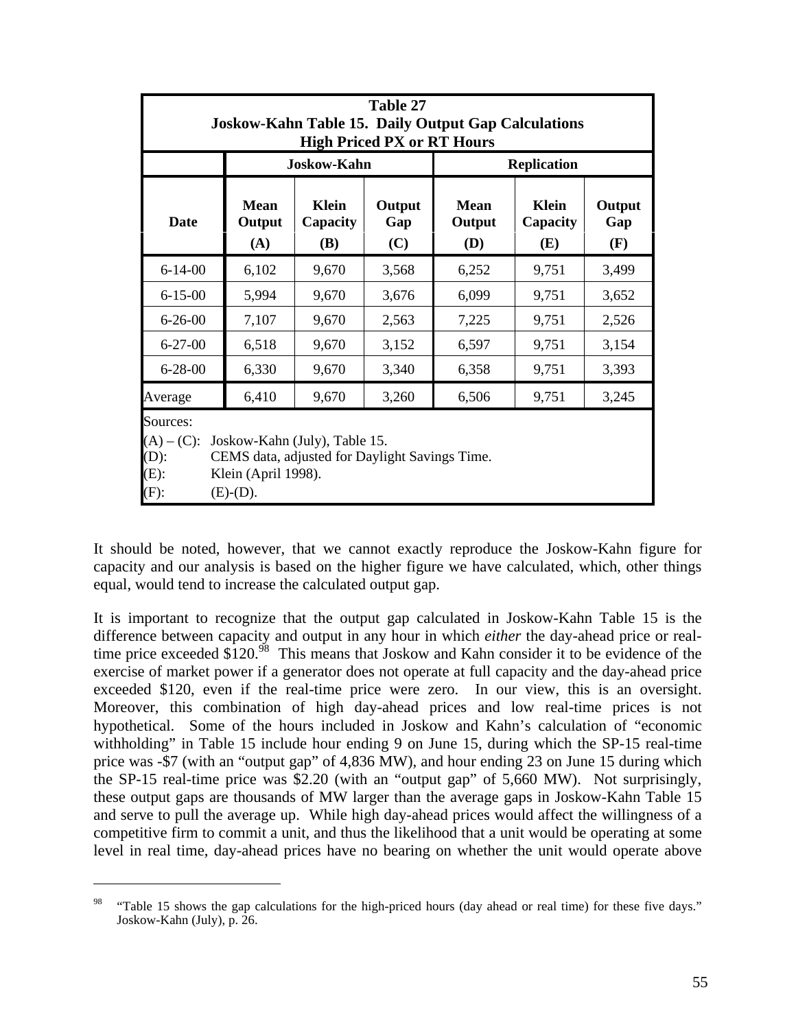**Table 27**
**Joskow-Kahn Table 15. Daily Output Gap Calculations**
**High Priced PX or RT Hours**

| | Joskow-Kahn | | | Replication | | |
|---|---|---|---|---|---|---|
| **Date** | **Mean Output (A)** | **Klein Capacity (B)** | **Output Gap (C)** | **Mean Output (D)** | **Klein Capacity (E)** | **Output Gap (F)** |
| 6-14-00 | 6,102 | 9,670 | 3,568 | 6,252 | 9,751 | 3,499 |
| 6-15-00 | 5,994 | 9,670 | 3,676 | 6,099 | 9,751 | 3,652 |
| 6-26-00 | 7,107 | 9,670 | 2,563 | 7,225 | 9,751 | 2,526 |
| 6-27-00 | 6,518 | 9,670 | 3,152 | 6,597 | 9,751 | 3,154 |
| 6-28-00 | 6,330 | 9,670 | 3,340 | 6,358 | 9,751 | 3,393 |
| Average | 6,410 | 9,670 | 3,260 | 6,506 | 9,751 | 3,245 |

Sources:
(A) – (C): Joskow-Kahn (July), Table 15.
(D): CEMS data, adjusted for Daylight Savings Time.
(E): Klein (April 1998).
(F): (E)-(D).

It should be noted, however, that we cannot exactly reproduce the Joskow-Kahn figure for capacity and our analysis is based on the higher figure we have calculated, which, other things equal, would tend to increase the calculated output gap.

It is important to recognize that the output gap calculated in Joskow-Kahn Table 15 is the difference between capacity and output in any hour in which *either* the day-ahead price or real-time price exceeded $120.[98] This means that Joskow and Kahn consider it to be evidence of the exercise of market power if a generator does not operate at full capacity and the day-ahead price exceeded $120, even if the real-time price were zero. In our view, this is an oversight. Moreover, this combination of high day-ahead prices and low real-time prices is not hypothetical. Some of the hours included in Joskow and Kahn's calculation of "economic withholding" in Table 15 include hour ending 9 on June 15, during which the SP-15 real-time price was -$7 (with an "output gap" of 4,836 MW), and hour ending 23 on June 15 during which the SP-15 real-time price was $2.20 (with an "output gap" of 5,660 MW). Not surprisingly, these output gaps are thousands of MW larger than the average gaps in Joskow-Kahn Table 15 and serve to pull the average up. While high day-ahead prices would affect the willingness of a competitive firm to commit a unit, and thus the likelihood that a unit would be operating at some level in real time, day-ahead prices have no bearing on whether the unit would operate above

---

[98] "Table 15 shows the gap calculations for the high-priced hours (day ahead or real time) for these five days." Joskow-Kahn (July), p. 26.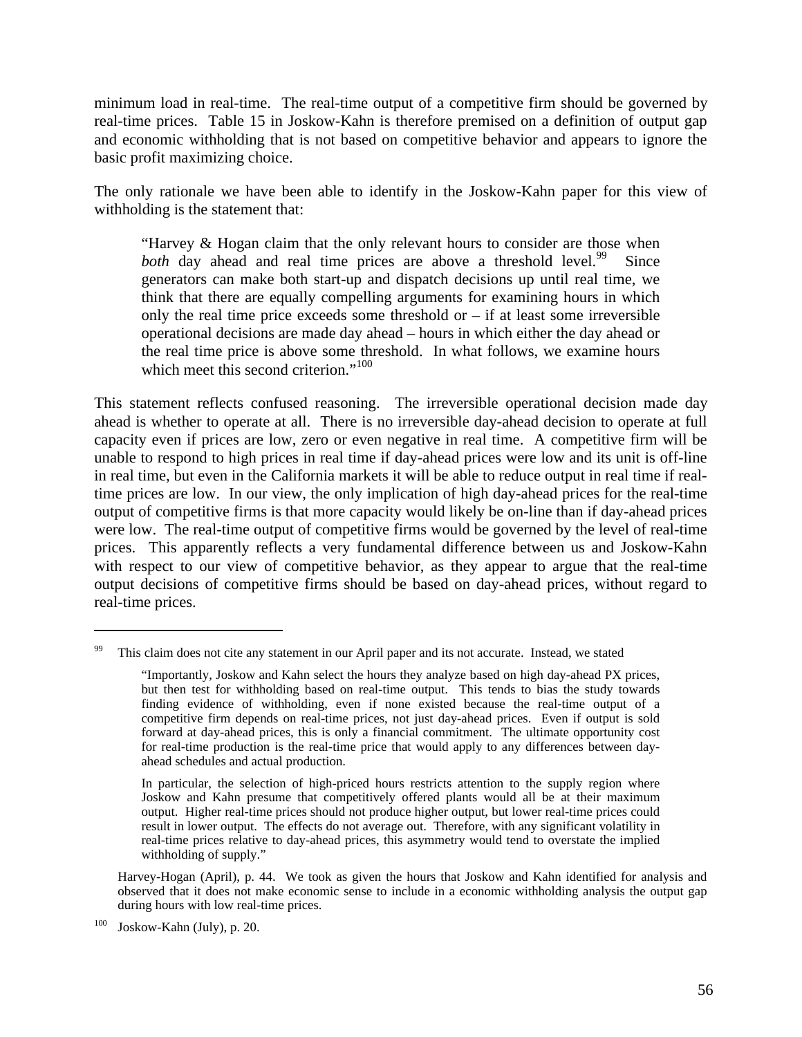minimum load in real-time. The real-time output of a competitive firm should be governed by real-time prices. Table 15 in Joskow-Kahn is therefore premised on a definition of output gap and economic withholding that is not based on competitive behavior and appears to ignore the basic profit maximizing choice.

The only rationale we have been able to identify in the Joskow-Kahn paper for this view of withholding is the statement that:

> "Harvey & Hogan claim that the only relevant hours to consider are those when *both* day ahead and real time prices are above a threshold level.[99] Since generators can make both start-up and dispatch decisions up until real time, we think that there are equally compelling arguments for examining hours in which only the real time price exceeds some threshold or – if at least some irreversible operational decisions are made day ahead – hours in which either the day ahead or the real time price is above some threshold. In what follows, we examine hours which meet this second criterion."[100]

This statement reflects confused reasoning. The irreversible operational decision made day ahead is whether to operate at all. There is no irreversible day-ahead decision to operate at full capacity even if prices are low, zero or even negative in real time. A competitive firm will be unable to respond to high prices in real time if day-ahead prices were low and its unit is off-line in real time, but even in the California markets it will be able to reduce output in real time if real-time prices are low. In our view, the only implication of high day-ahead prices for the real-time output of competitive firms is that more capacity would likely be on-line than if day-ahead prices were low. The real-time output of competitive firms would be governed by the level of real-time prices. This apparently reflects a very fundamental difference between us and Joskow-Kahn with respect to our view of competitive behavior, as they appear to argue that the real-time output decisions of competitive firms should be based on day-ahead prices, without regard to real-time prices.

---

[99] This claim does not cite any statement in our April paper and its not accurate. Instead, we stated

> "Importantly, Joskow and Kahn select the hours they analyze based on high day-ahead PX prices, but then test for withholding based on real-time output. This tends to bias the study towards finding evidence of withholding, even if none existed because the real-time output of a competitive firm depends on real-time prices, not just day-ahead prices. Even if output is sold forward at day-ahead prices, this is only a financial commitment. The ultimate opportunity cost for real-time production is the real-time price that would apply to any differences between day-ahead schedules and actual production.
>
> In particular, the selection of high-priced hours restricts attention to the supply region where Joskow and Kahn presume that competitively offered plants would all be at their maximum output. Higher real-time prices should not produce higher output, but lower real-time prices could result in lower output. The effects do not average out. Therefore, with any significant volatility in real-time prices relative to day-ahead prices, this asymmetry would tend to overstate the implied withholding of supply."

Harvey-Hogan (April), p. 44. We took as given the hours that Joskow and Kahn identified for analysis and observed that it does not make economic sense to include in a economic withholding analysis the output gap during hours with low real-time prices.

[100] Joskow-Kahn (July), p. 20.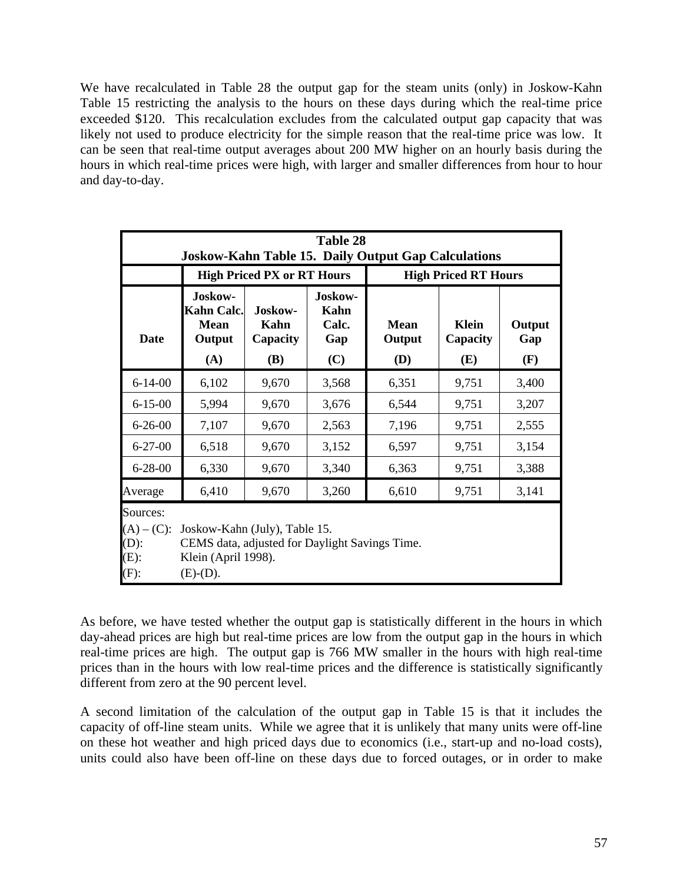We have recalculated in Table 28 the output gap for the steam units (only) in Joskow-Kahn Table 15 restricting the analysis to the hours on these days during which the real-time price exceeded $120. This recalculation excludes from the calculated output gap capacity that was likely not used to produce electricity for the simple reason that the real-time price was low. It can be seen that real-time output averages about 200 MW higher on an hourly basis during the hours in which real-time prices were high, with larger and smaller differences from hour to hour and day-to-day.

**Table 28**
**Joskow-Kahn Table 15. Daily Output Gap Calculations**

| | High Priced PX or RT Hours | | | High Priced RT Hours | | |
|---|---|---|---|---|---|---|
| **Date** | **Joskow-Kahn Calc. Mean Output (A)** | **Joskow-Kahn Capacity (B)** | **Joskow-Kahn Calc. Gap (C)** | **Mean Output (D)** | **Klein Capacity (E)** | **Output Gap (F)** |
| 6-14-00 | 6,102 | 9,670 | 3,568 | 6,351 | 9,751 | 3,400 |
| 6-15-00 | 5,994 | 9,670 | 3,676 | 6,544 | 9,751 | 3,207 |
| 6-26-00 | 7,107 | 9,670 | 2,563 | 7,196 | 9,751 | 2,555 |
| 6-27-00 | 6,518 | 9,670 | 3,152 | 6,597 | 9,751 | 3,154 |
| 6-28-00 | 6,330 | 9,670 | 3,340 | 6,363 | 9,751 | 3,388 |
| Average | 6,410 | 9,670 | 3,260 | 6,610 | 9,751 | 3,141 |

Sources:
(A) – (C): Joskow-Kahn (July), Table 15.
(D): CEMS data, adjusted for Daylight Savings Time.
(E): Klein (April 1998).
(F): (E)-(D).

As before, we have tested whether the output gap is statistically different in the hours in which day-ahead prices are high but real-time prices are low from the output gap in the hours in which real-time prices are high. The output gap is 766 MW smaller in the hours with high real-time prices than in the hours with low real-time prices and the difference is statistically significantly different from zero at the 90 percent level.

A second limitation of the calculation of the output gap in Table 15 is that it includes the capacity of off-line steam units. While we agree that it is unlikely that many units were off-line on these hot weather and high priced days due to economics (i.e., start-up and no-load costs), units could also have been off-line on these days due to forced outages, or in order to make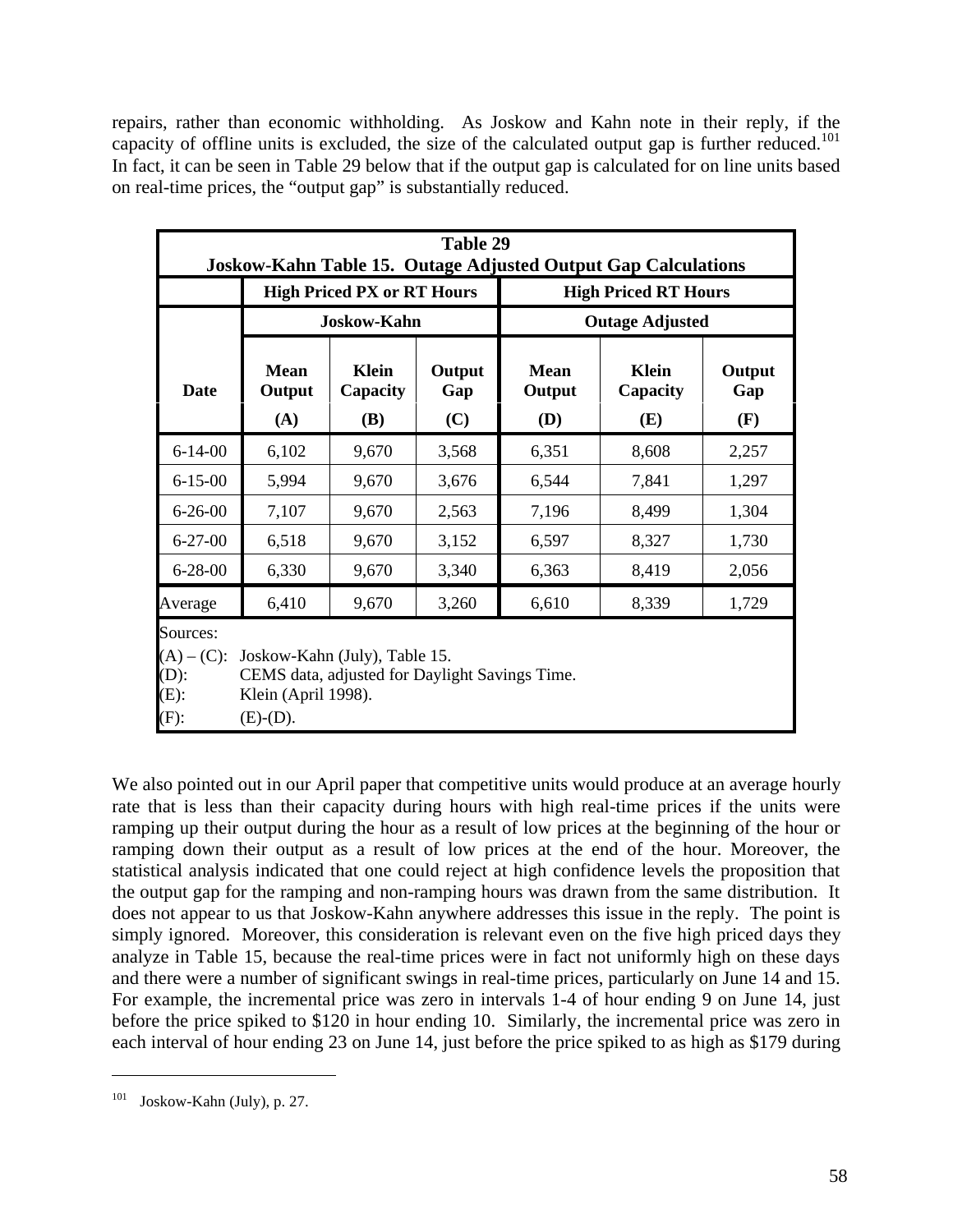repairs, rather than economic withholding. As Joskow and Kahn note in their reply, if the capacity of offline units is excluded, the size of the calculated output gap is further reduced.[101] In fact, it can be seen in Table 29 below that if the output gap is calculated for on line units based on real-time prices, the "output gap" is substantially reduced.

**Table 29**
**Joskow-Kahn Table 15. Outage Adjusted Output Gap Calculations**

| | High Priced PX or RT Hours | | | High Priced RT Hours | | |
|---|---|---|---|---|---|---|
| | Joskow-Kahn | | | Outage Adjusted | | |
| Date | Mean Output (A) | Klein Capacity (B) | Output Gap (C) | Mean Output (D) | Klein Capacity (E) | Output Gap (F) |
| 6-14-00 | 6,102 | 9,670 | 3,568 | 6,351 | 8,608 | 2,257 |
| 6-15-00 | 5,994 | 9,670 | 3,676 | 6,544 | 7,841 | 1,297 |
| 6-26-00 | 7,107 | 9,670 | 2,563 | 7,196 | 8,499 | 1,304 |
| 6-27-00 | 6,518 | 9,670 | 3,152 | 6,597 | 8,327 | 1,730 |
| 6-28-00 | 6,330 | 9,670 | 3,340 | 6,363 | 8,419 | 2,056 |
| Average | 6,410 | 9,670 | 3,260 | 6,610 | 8,339 | 1,729 |

Sources:
(A) – (C): Joskow-Kahn (July), Table 15.
(D): CEMS data, adjusted for Daylight Savings Time.
(E): Klein (April 1998).
(F): (E)-(D).

We also pointed out in our April paper that competitive units would produce at an average hourly rate that is less than their capacity during hours with high real-time prices if the units were ramping up their output during the hour as a result of low prices at the beginning of the hour or ramping down their output as a result of low prices at the end of the hour. Moreover, the statistical analysis indicated that one could reject at high confidence levels the proposition that the output gap for the ramping and non-ramping hours was drawn from the same distribution. It does not appear to us that Joskow-Kahn anywhere addresses this issue in the reply. The point is simply ignored. Moreover, this consideration is relevant even on the five high priced days they analyze in Table 15, because the real-time prices were in fact not uniformly high on these days and there were a number of significant swings in real-time prices, particularly on June 14 and 15. For example, the incremental price was zero in intervals 1-4 of hour ending 9 on June 14, just before the price spiked to $120 in hour ending 10. Similarly, the incremental price was zero in each interval of hour ending 23 on June 14, just before the price spiked to as high as $179 during

[101] Joskow-Kahn (July), p. 27.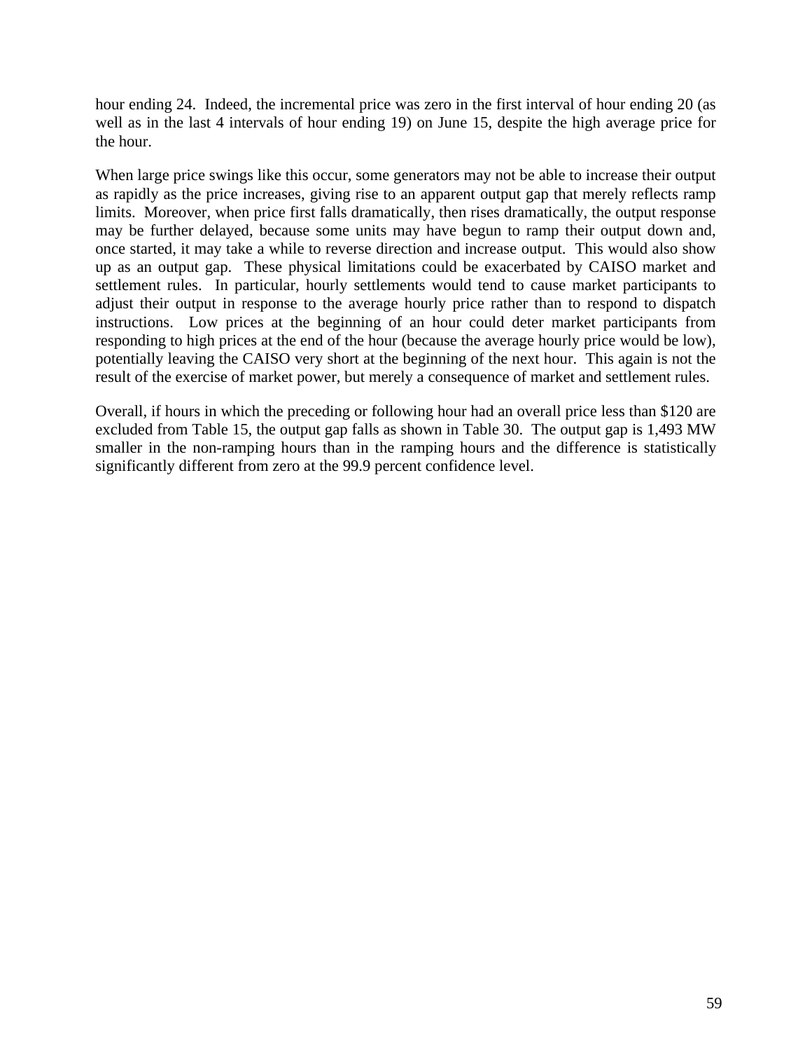hour ending 24. Indeed, the incremental price was zero in the first interval of hour ending 20 (as well as in the last 4 intervals of hour ending 19) on June 15, despite the high average price for the hour.

When large price swings like this occur, some generators may not be able to increase their output as rapidly as the price increases, giving rise to an apparent output gap that merely reflects ramp limits. Moreover, when price first falls dramatically, then rises dramatically, the output response may be further delayed, because some units may have begun to ramp their output down and, once started, it may take a while to reverse direction and increase output. This would also show up as an output gap. These physical limitations could be exacerbated by CAISO market and settlement rules. In particular, hourly settlements would tend to cause market participants to adjust their output in response to the average hourly price rather than to respond to dispatch instructions. Low prices at the beginning of an hour could deter market participants from responding to high prices at the end of the hour (because the average hourly price would be low), potentially leaving the CAISO very short at the beginning of the next hour. This again is not the result of the exercise of market power, but merely a consequence of market and settlement rules.

Overall, if hours in which the preceding or following hour had an overall price less than $120 are excluded from Table 15, the output gap falls as shown in Table 30. The output gap is 1,493 MW smaller in the non-ramping hours than in the ramping hours and the difference is statistically significantly different from zero at the 99.9 percent confidence level.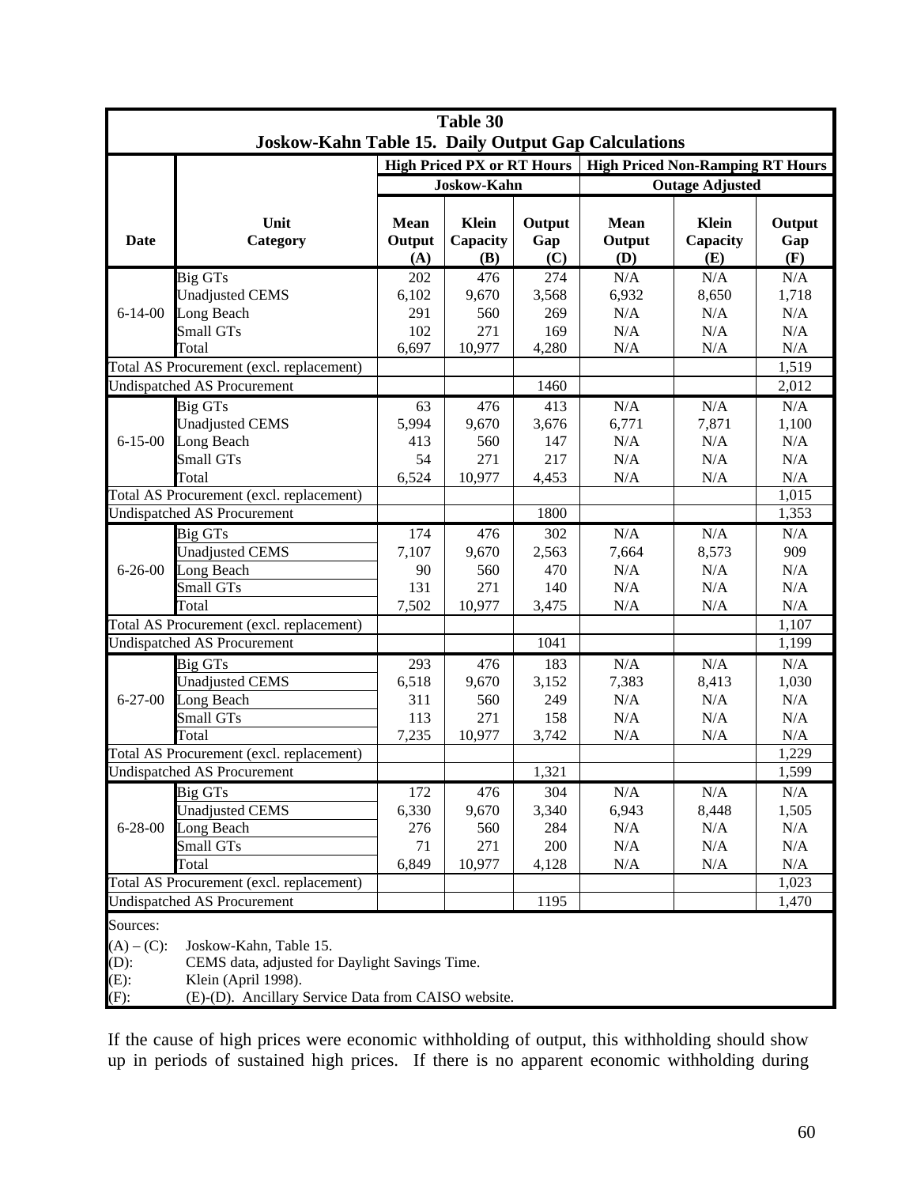**Table 30**

**Joskow-Kahn Table 15. Daily Output Gap Calculations**

| Date | Unit Category | High Priced PX or RT Hours | | | High Priced Non-Ramping RT Hours | | |
|---|---|---|---|---|---|---|---|
| | | Joskow-Kahn | | | Outage Adjusted | | |
| | | Mean Output (A) | Klein Capacity (B) | Output Gap (C) | Mean Output (D) | Klein Capacity (E) | Output Gap (F) |
| 6-14-00 | Big GTs | 202 | 476 | 274 | N/A | N/A | N/A |
| | Unadjusted CEMS | 6,102 | 9,670 | 3,568 | 6,932 | 8,650 | 1,718 |
| | Long Beach | 291 | 560 | 269 | N/A | N/A | N/A |
| | Small GTs | 102 | 271 | 169 | N/A | N/A | N/A |
| | Total | 6,697 | 10,977 | 4,280 | N/A | N/A | N/A |
| Total AS Procurement (excl. replacement) | | | | | | | 1,519 |
| Undispatched AS Procurement | | | | 1460 | | | 2,012 |
| 6-15-00 | Big GTs | 63 | 476 | 413 | N/A | N/A | N/A |
| | Unadjusted CEMS | 5,994 | 9,670 | 3,676 | 6,771 | 7,871 | 1,100 |
| | Long Beach | 413 | 560 | 147 | N/A | N/A | N/A |
| | Small GTs | 54 | 271 | 217 | N/A | N/A | N/A |
| | Total | 6,524 | 10,977 | 4,453 | N/A | N/A | N/A |
| Total AS Procurement (excl. replacement) | | | | | | | 1,015 |
| Undispatched AS Procurement | | | | 1800 | | | 1,353 |
| 6-26-00 | Big GTs | 174 | 476 | 302 | N/A | N/A | N/A |
| | Unadjusted CEMS | 7,107 | 9,670 | 2,563 | 7,664 | 8,573 | 909 |
| | Long Beach | 90 | 560 | 470 | N/A | N/A | N/A |
| | Small GTs | 131 | 271 | 140 | N/A | N/A | N/A |
| | Total | 7,502 | 10,977 | 3,475 | N/A | N/A | N/A |
| Total AS Procurement (excl. replacement) | | | | | | | 1,107 |
| Undispatched AS Procurement | | | | 1041 | | | 1,199 |
| 6-27-00 | Big GTs | 293 | 476 | 183 | N/A | N/A | N/A |
| | Unadjusted CEMS | 6,518 | 9,670 | 3,152 | 7,383 | 8,413 | 1,030 |
| | Long Beach | 311 | 560 | 249 | N/A | N/A | N/A |
| | Small GTs | 113 | 271 | 158 | N/A | N/A | N/A |
| | Total | 7,235 | 10,977 | 3,742 | N/A | N/A | N/A |
| Total AS Procurement (excl. replacement) | | | | | | | 1,229 |
| Undispatched AS Procurement | | | | 1,321 | | | 1,599 |
| 6-28-00 | Big GTs | 172 | 476 | 304 | N/A | N/A | N/A |
| | Unadjusted CEMS | 6,330 | 9,670 | 3,340 | 6,943 | 8,448 | 1,505 |
| | Long Beach | 276 | 560 | 284 | N/A | N/A | N/A |
| | Small GTs | 71 | 271 | 200 | N/A | N/A | N/A |
| | Total | 6,849 | 10,977 | 4,128 | N/A | N/A | N/A |
| Total AS Procurement (excl. replacement) | | | | | | | 1,023 |
| Undispatched AS Procurement | | | | 1195 | | | 1,470 |

Sources:

(A) – (C): Joskow-Kahn, Table 15.
(D): CEMS data, adjusted for Daylight Savings Time.
(E): Klein (April 1998).
(F): (E)-(D). Ancillary Service Data from CAISO website.

If the cause of high prices were economic withholding of output, this withholding should show up in periods of sustained high prices. If there is no apparent economic withholding during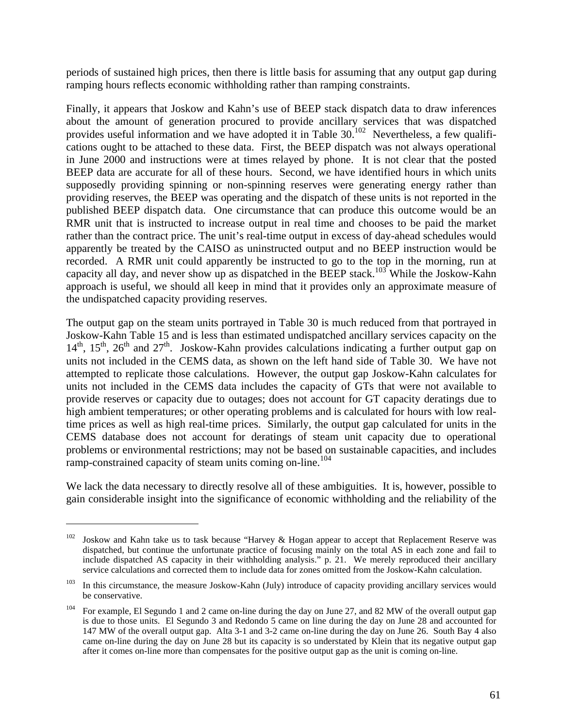periods of sustained high prices, then there is little basis for assuming that any output gap during ramping hours reflects economic withholding rather than ramping constraints.

Finally, it appears that Joskow and Kahn's use of BEEP stack dispatch data to draw inferences about the amount of generation procured to provide ancillary services that was dispatched provides useful information and we have adopted it in Table 30.[102] Nevertheless, a few qualifications ought to be attached to these data. First, the BEEP dispatch was not always operational in June 2000 and instructions were at times relayed by phone. It is not clear that the posted BEEP data are accurate for all of these hours. Second, we have identified hours in which units supposedly providing spinning or non-spinning reserves were generating energy rather than providing reserves, the BEEP was operating and the dispatch of these units is not reported in the published BEEP dispatch data. One circumstance that can produce this outcome would be an RMR unit that is instructed to increase output in real time and chooses to be paid the market rather than the contract price. The unit's real-time output in excess of day-ahead schedules would apparently be treated by the CAISO as uninstructed output and no BEEP instruction would be recorded. A RMR unit could apparently be instructed to go to the top in the morning, run at capacity all day, and never show up as dispatched in the BEEP stack.[103] While the Joskow-Kahn approach is useful, we should all keep in mind that it provides only an approximate measure of the undispatched capacity providing reserves.

The output gap on the steam units portrayed in Table 30 is much reduced from that portrayed in Joskow-Kahn Table 15 and is less than estimated undispatched ancillary services capacity on the 14th, 15th, 26th and 27th. Joskow-Kahn provides calculations indicating a further output gap on units not included in the CEMS data, as shown on the left hand side of Table 30. We have not attempted to replicate those calculations. However, the output gap Joskow-Kahn calculates for units not included in the CEMS data includes the capacity of GTs that were not available to provide reserves or capacity due to outages; does not account for GT capacity deratings due to high ambient temperatures; or other operating problems and is calculated for hours with low real-time prices as well as high real-time prices. Similarly, the output gap calculated for units in the CEMS database does not account for deratings of steam unit capacity due to operational problems or environmental restrictions; may not be based on sustainable capacities, and includes ramp-constrained capacity of steam units coming on-line.[104]

We lack the data necessary to directly resolve all of these ambiguities. It is, however, possible to gain considerable insight into the significance of economic withholding and the reliability of the

---

[102] Joskow and Kahn take us to task because "Harvey & Hogan appear to accept that Replacement Reserve was dispatched, but continue the unfortunate practice of focusing mainly on the total AS in each zone and fail to include dispatched AS capacity in their withholding analysis." p. 21. We merely reproduced their ancillary service calculations and corrected them to include data for zones omitted from the Joskow-Kahn calculation.

[103] In this circumstance, the measure Joskow-Kahn (July) introduce of capacity providing ancillary services would be conservative.

[104] For example, El Segundo 1 and 2 came on-line during the day on June 27, and 82 MW of the overall output gap is due to those units. El Segundo 3 and Redondo 5 came on line during the day on June 28 and accounted for 147 MW of the overall output gap. Alta 3-1 and 3-2 came on-line during the day on June 26. South Bay 4 also came on-line during the day on June 28 but its capacity is so understated by Klein that its negative output gap after it comes on-line more than compensates for the positive output gap as the unit is coming on-line.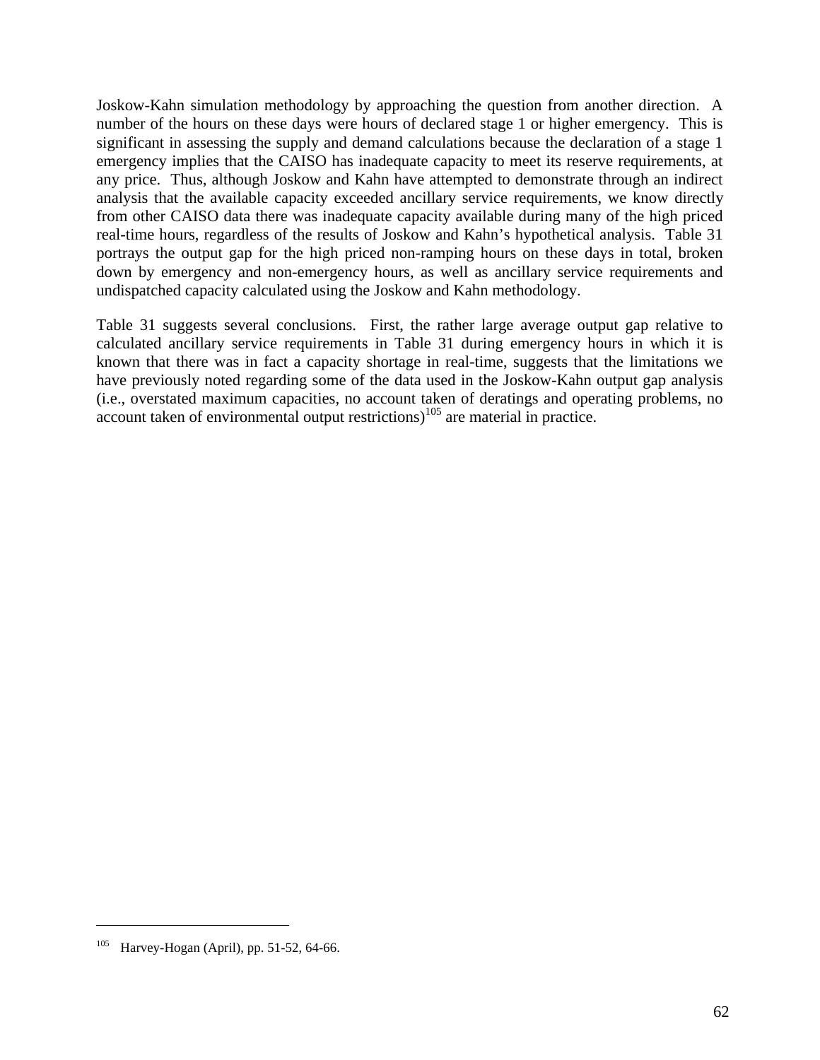Joskow-Kahn simulation methodology by approaching the question from another direction. A number of the hours on these days were hours of declared stage 1 or higher emergency. This is significant in assessing the supply and demand calculations because the declaration of a stage 1 emergency implies that the CAISO has inadequate capacity to meet its reserve requirements, at any price. Thus, although Joskow and Kahn have attempted to demonstrate through an indirect analysis that the available capacity exceeded ancillary service requirements, we know directly from other CAISO data there was inadequate capacity available during many of the high priced real-time hours, regardless of the results of Joskow and Kahn's hypothetical analysis. Table 31 portrays the output gap for the high priced non-ramping hours on these days in total, broken down by emergency and non-emergency hours, as well as ancillary service requirements and undispatched capacity calculated using the Joskow and Kahn methodology.

Table 31 suggests several conclusions. First, the rather large average output gap relative to calculated ancillary service requirements in Table 31 during emergency hours in which it is known that there was in fact a capacity shortage in real-time, suggests that the limitations we have previously noted regarding some of the data used in the Joskow-Kahn output gap analysis (i.e., overstated maximum capacities, no account taken of deratings and operating problems, no account taken of environmental output restrictions)[105] are material in practice.

[105] Harvey-Hogan (April), pp. 51-52, 64-66.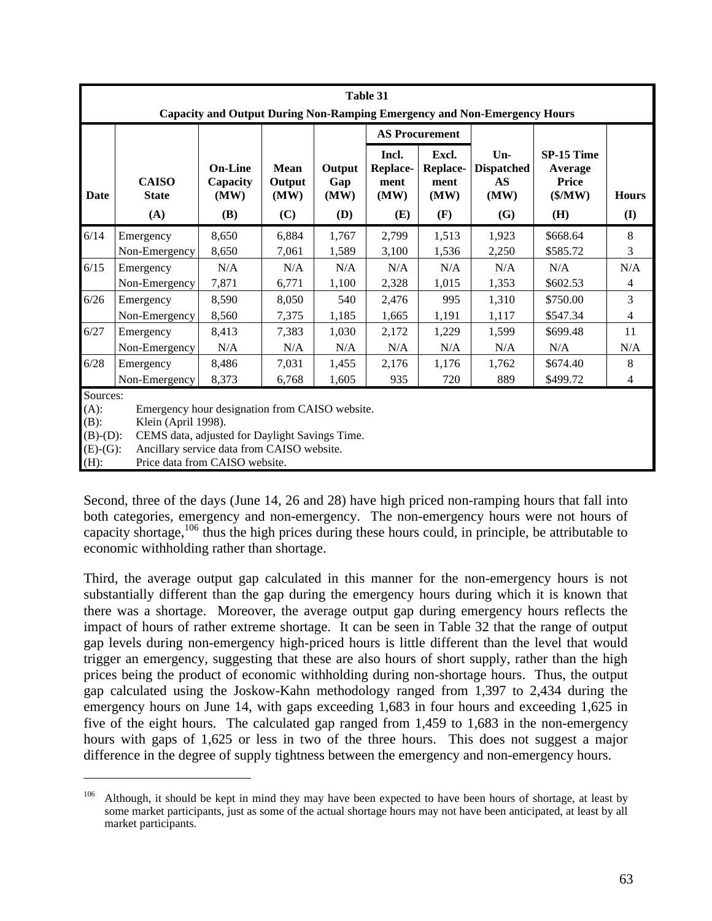**Table 31**
**Capacity and Output During Non-Ramping Emergency and Non-Emergency Hours**

| Date | CAISO State | On-Line Capacity (MW) | Mean Output (MW) | Output Gap (MW) | AS Procurement Incl. Replace-ment (MW) | AS Procurement Excl. Replace-ment (MW) | Un-Dispatched AS (MW) | SP-15 Time Average Price ($/MW) | Hours |
|---|---|---|---|---|---|---|---|---|---|
| | (A) | (B) | (C) | (D) | (E) | (F) | (G) | (H) | (I) |
| 6/14 | Emergency | 8,650 | 6,884 | 1,767 | 2,799 | 1,513 | 1,923 | $668.64 | 8 |
| | Non-Emergency | 8,650 | 7,061 | 1,589 | 3,100 | 1,536 | 2,250 | $585.72 | 3 |
| 6/15 | Emergency | N/A | N/A | N/A | N/A | N/A | N/A | N/A | N/A |
| | Non-Emergency | 7,871 | 6,771 | 1,100 | 2,328 | 1,015 | 1,353 | $602.53 | 4 |
| 6/26 | Emergency | 8,590 | 8,050 | 540 | 2,476 | 995 | 1,310 | $750.00 | 3 |
| | Non-Emergency | 8,560 | 7,375 | 1,185 | 1,665 | 1,191 | 1,117 | $547.34 | 4 |
| 6/27 | Emergency | 8,413 | 7,383 | 1,030 | 2,172 | 1,229 | 1,599 | $699.48 | 11 |
| | Non-Emergency | N/A | N/A | N/A | N/A | N/A | N/A | N/A | N/A |
| 6/28 | Emergency | 8,486 | 7,031 | 1,455 | 2,176 | 1,176 | 1,762 | $674.40 | 8 |
| | Non-Emergency | 8,373 | 6,768 | 1,605 | 935 | 720 | 889 | $499.72 | 4 |

Sources:
(A): Emergency hour designation from CAISO website.
(B): Klein (April 1998).
(B)-(D): CEMS data, adjusted for Daylight Savings Time.
(E)-(G): Ancillary service data from CAISO website.
(H): Price data from CAISO website.

Second, three of the days (June 14, 26 and 28) have high priced non-ramping hours that fall into both categories, emergency and non-emergency. The non-emergency hours were not hours of capacity shortage,[106] thus the high prices during these hours could, in principle, be attributable to economic withholding rather than shortage.

Third, the average output gap calculated in this manner for the non-emergency hours is not substantially different than the gap during the emergency hours during which it is known that there was a shortage. Moreover, the average output gap during emergency hours reflects the impact of hours of rather extreme shortage. It can be seen in Table 32 that the range of output gap levels during non-emergency high-priced hours is little different than the level that would trigger an emergency, suggesting that these are also hours of short supply, rather than the high prices being the product of economic withholding during non-shortage hours. Thus, the output gap calculated using the Joskow-Kahn methodology ranged from 1,397 to 2,434 during the emergency hours on June 14, with gaps exceeding 1,683 in four hours and exceeding 1,625 in five of the eight hours. The calculated gap ranged from 1,459 to 1,683 in the non-emergency hours with gaps of 1,625 or less in two of the three hours. This does not suggest a major difference in the degree of supply tightness between the emergency and non-emergency hours.

---

[106] Although, it should be kept in mind they may have been expected to have been hours of shortage, at least by some market participants, just as some of the actual shortage hours may not have been anticipated, at least by all market participants.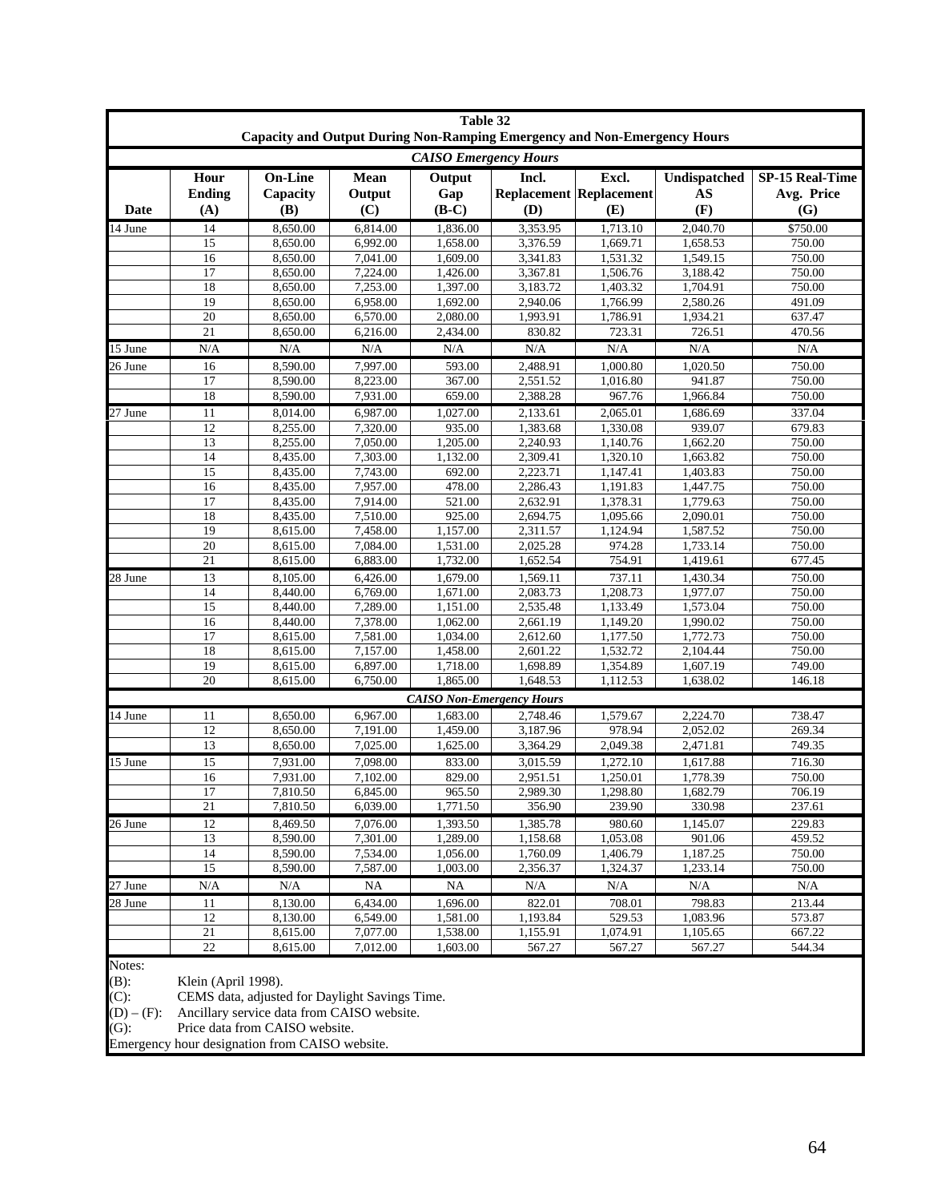**Table 32**
**Capacity and Output During Non-Ramping Emergency and Non-Emergency Hours**

| Date | Hour Ending (A) | On-Line Capacity (B) | Mean Output (C) | Output Gap (B-C) | Incl. Replacement (D) | Excl. Replacement (E) | Undispatched AS (F) | SP-15 Real-Time Avg. Price (G) |
|---|---|---|---|---|---|---|---|---|
| ***CAISO Emergency Hours*** | | | | | | | | |
| 14 June | 14 | 8,650.00 | 6,814.00 | 1,836.00 | 3,353.95 | 1,713.10 | 2,040.70 | $750.00 |
| | 15 | 8,650.00 | 6,992.00 | 1,658.00 | 3,376.59 | 1,669.71 | 1,658.53 | 750.00 |
| | 16 | 8,650.00 | 7,041.00 | 1,609.00 | 3,341.83 | 1,531.32 | 1,549.15 | 750.00 |
| | 17 | 8,650.00 | 7,224.00 | 1,426.00 | 3,367.81 | 1,506.76 | 3,188.42 | 750.00 |
| | 18 | 8,650.00 | 7,253.00 | 1,397.00 | 3,183.72 | 1,403.32 | 1,704.91 | 750.00 |
| | 19 | 8,650.00 | 6,958.00 | 1,692.00 | 2,940.06 | 1,766.99 | 2,580.26 | 491.09 |
| | 20 | 8,650.00 | 6,570.00 | 2,080.00 | 1,993.91 | 1,786.91 | 1,934.21 | 637.47 |
| | 21 | 8,650.00 | 6,216.00 | 2,434.00 | 830.82 | 723.31 | 726.51 | 470.56 |
| 15 June | N/A | N/A | N/A | N/A | N/A | N/A | N/A | N/A |
| 26 June | 16 | 8,590.00 | 7,997.00 | 593.00 | 2,488.91 | 1,000.80 | 1,020.50 | 750.00 |
| | 17 | 8,590.00 | 8,223.00 | 367.00 | 2,551.52 | 1,016.80 | 941.87 | 750.00 |
| | 18 | 8,590.00 | 7,931.00 | 659.00 | 2,388.28 | 967.76 | 1,966.84 | 750.00 |
| 27 June | 11 | 8,014.00 | 6,987.00 | 1,027.00 | 2,133.61 | 2,065.01 | 1,686.69 | 337.04 |
| | 12 | 8,255.00 | 7,320.00 | 935.00 | 1,383.68 | 1,330.08 | 939.07 | 679.83 |
| | 13 | 8,255.00 | 7,050.00 | 1,205.00 | 2,240.93 | 1,140.76 | 1,662.20 | 750.00 |
| | 14 | 8,435.00 | 7,303.00 | 1,132.00 | 2,309.41 | 1,320.10 | 1,663.82 | 750.00 |
| | 15 | 8,435.00 | 7,743.00 | 692.00 | 2,223.71 | 1,147.41 | 1,403.83 | 750.00 |
| | 16 | 8,435.00 | 7,957.00 | 478.00 | 2,286.43 | 1,191.83 | 1,447.75 | 750.00 |
| | 17 | 8,435.00 | 7,914.00 | 521.00 | 2,632.91 | 1,378.31 | 1,779.63 | 750.00 |
| | 18 | 8,435.00 | 7,510.00 | 925.00 | 2,694.75 | 1,095.66 | 2,090.01 | 750.00 |
| | 19 | 8,615.00 | 7,458.00 | 1,157.00 | 2,311.57 | 1,124.94 | 1,587.52 | 750.00 |
| | 20 | 8,615.00 | 7,084.00 | 1,531.00 | 2,025.28 | 974.28 | 1,733.14 | 750.00 |
| | 21 | 8,615.00 | 6,883.00 | 1,732.00 | 1,652.54 | 754.91 | 1,419.61 | 677.45 |
| 28 June | 13 | 8,105.00 | 6,426.00 | 1,679.00 | 1,569.11 | 737.11 | 1,430.34 | 750.00 |
| | 14 | 8,440.00 | 6,769.00 | 1,671.00 | 2,083.73 | 1,208.73 | 1,977.07 | 750.00 |
| | 15 | 8,440.00 | 7,289.00 | 1,151.00 | 2,535.48 | 1,133.49 | 1,573.04 | 750.00 |
| | 16 | 8,440.00 | 7,378.00 | 1,062.00 | 2,661.19 | 1,149.20 | 1,990.02 | 750.00 |
| | 17 | 8,615.00 | 7,581.00 | 1,034.00 | 2,612.60 | 1,177.50 | 1,772.73 | 750.00 |
| | 18 | 8,615.00 | 7,157.00 | 1,458.00 | 2,601.22 | 1,532.72 | 2,104.44 | 750.00 |
| | 19 | 8,615.00 | 6,897.00 | 1,718.00 | 1,698.89 | 1,354.89 | 1,607.19 | 749.00 |
| | 20 | 8,615.00 | 6,750.00 | 1,865.00 | 1,648.53 | 1,112.53 | 1,638.02 | 146.18 |
| ***CAISO Non-Emergency Hours*** | | | | | | | | |
| 14 June | 11 | 8,650.00 | 6,967.00 | 1,683.00 | 2,748.46 | 1,579.67 | 2,224.70 | 738.47 |
| | 12 | 8,650.00 | 7,191.00 | 1,459.00 | 3,187.96 | 978.94 | 2,052.02 | 269.34 |
| | 13 | 8,650.00 | 7,025.00 | 1,625.00 | 3,364.29 | 2,049.38 | 2,471.81 | 749.35 |
| 15 June | 15 | 7,931.00 | 7,098.00 | 833.00 | 3,015.59 | 1,272.10 | 1,617.88 | 716.30 |
| | 16 | 7,931.00 | 7,102.00 | 829.00 | 2,951.51 | 1,250.01 | 1,778.39 | 750.00 |
| | 17 | 7,810.50 | 6,845.00 | 965.50 | 2,989.30 | 1,298.80 | 1,682.79 | 706.19 |
| | 21 | 7,810.50 | 6,039.00 | 1,771.50 | 356.90 | 239.90 | 330.98 | 237.61 |
| 26 June | 12 | 8,469.50 | 7,076.00 | 1,393.50 | 1,385.78 | 980.60 | 1,145.07 | 229.83 |
| | 13 | 8,590.00 | 7,301.00 | 1,289.00 | 1,158.68 | 1,053.08 | 901.06 | 459.52 |
| | 14 | 8,590.00 | 7,534.00 | 1,056.00 | 1,760.09 | 1,406.79 | 1,187.25 | 750.00 |
| | 15 | 8,590.00 | 7,587.00 | 1,003.00 | 2,356.37 | 1,324.37 | 1,233.14 | 750.00 |
| 27 June | N/A | N/A | NA | NA | N/A | N/A | N/A | N/A |
| 28 June | 11 | 8,130.00 | 6,434.00 | 1,696.00 | 822.01 | 708.01 | 798.83 | 213.44 |
| | 12 | 8,130.00 | 6,549.00 | 1,581.00 | 1,193.84 | 529.53 | 1,083.96 | 573.87 |
| | 21 | 8,615.00 | 7,077.00 | 1,538.00 | 1,155.91 | 1,074.91 | 1,105.65 | 667.22 |
| | 22 | 8,615.00 | 7,012.00 | 1,603.00 | 567.27 | 567.27 | 567.27 | 544.34 |

Notes:
(B): Klein (April 1998).
(C): CEMS data, adjusted for Daylight Savings Time.
(D) – (F): Ancillary service data from CAISO website.
(G): Price data from CAISO website.
Emergency hour designation from CAISO website.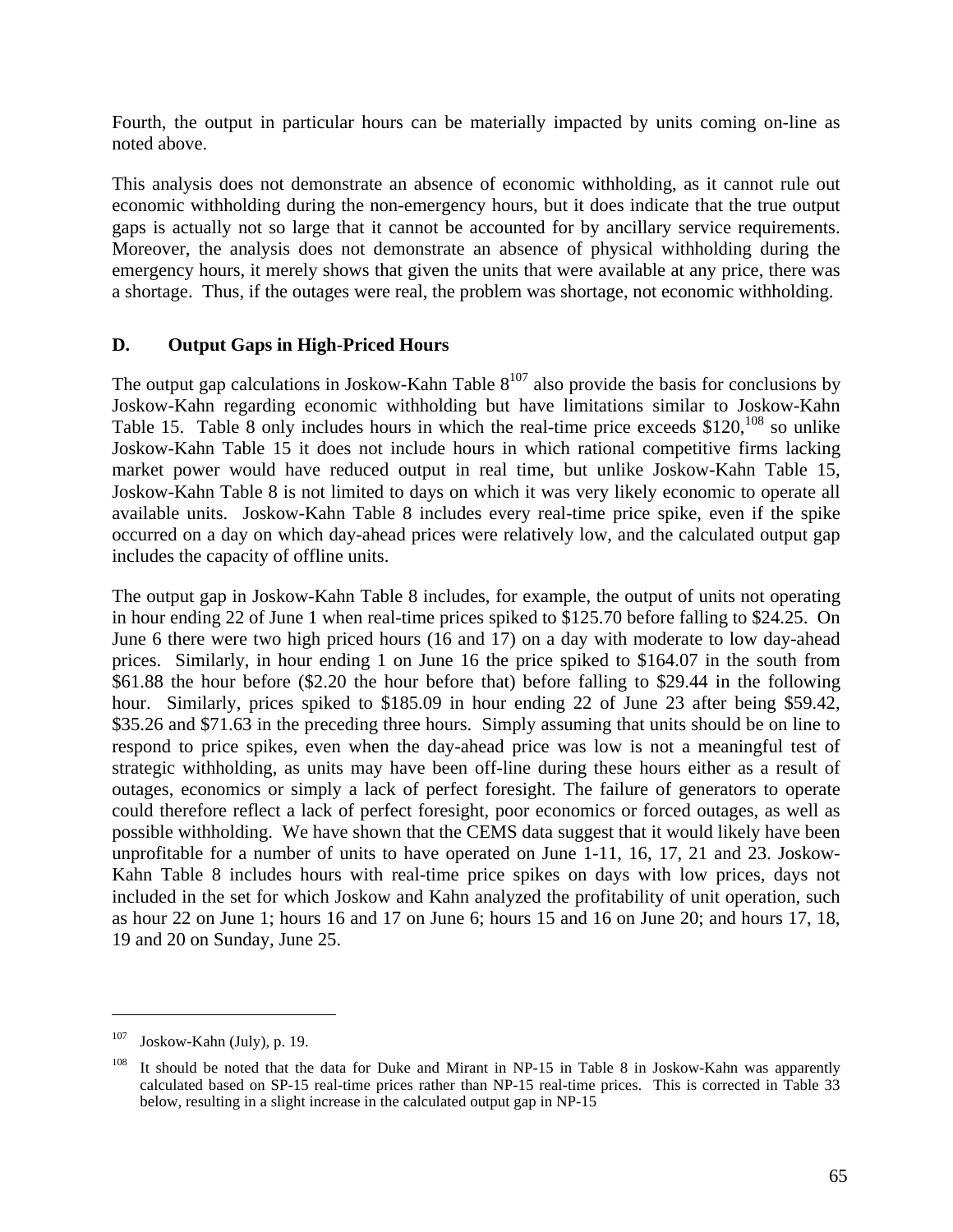Fourth, the output in particular hours can be materially impacted by units coming on-line as noted above.

This analysis does not demonstrate an absence of economic withholding, as it cannot rule out economic withholding during the non-emergency hours, but it does indicate that the true output gaps is actually not so large that it cannot be accounted for by ancillary service requirements. Moreover, the analysis does not demonstrate an absence of physical withholding during the emergency hours, it merely shows that given the units that were available at any price, there was a shortage. Thus, if the outages were real, the problem was shortage, not economic withholding.

## D. Output Gaps in High-Priced Hours

The output gap calculations in Joskow-Kahn Table 8[107] also provide the basis for conclusions by Joskow-Kahn regarding economic withholding but have limitations similar to Joskow-Kahn Table 15. Table 8 only includes hours in which the real-time price exceeds $120,[108] so unlike Joskow-Kahn Table 15 it does not include hours in which rational competitive firms lacking market power would have reduced output in real time, but unlike Joskow-Kahn Table 15, Joskow-Kahn Table 8 is not limited to days on which it was very likely economic to operate all available units. Joskow-Kahn Table 8 includes every real-time price spike, even if the spike occurred on a day on which day-ahead prices were relatively low, and the calculated output gap includes the capacity of offline units.

The output gap in Joskow-Kahn Table 8 includes, for example, the output of units not operating in hour ending 22 of June 1 when real-time prices spiked to $125.70 before falling to $24.25. On June 6 there were two high priced hours (16 and 17) on a day with moderate to low day-ahead prices. Similarly, in hour ending 1 on June 16 the price spiked to $164.07 in the south from $61.88 the hour before ($2.20 the hour before that) before falling to $29.44 in the following hour. Similarly, prices spiked to $185.09 in hour ending 22 of June 23 after being $59.42, $35.26 and $71.63 in the preceding three hours. Simply assuming that units should be on line to respond to price spikes, even when the day-ahead price was low is not a meaningful test of strategic withholding, as units may have been off-line during these hours either as a result of outages, economics or simply a lack of perfect foresight. The failure of generators to operate could therefore reflect a lack of perfect foresight, poor economics or forced outages, as well as possible withholding. We have shown that the CEMS data suggest that it would likely have been unprofitable for a number of units to have operated on June 1-11, 16, 17, 21 and 23. Joskow-Kahn Table 8 includes hours with real-time price spikes on days with low prices, days not included in the set for which Joskow and Kahn analyzed the profitability of unit operation, such as hour 22 on June 1; hours 16 and 17 on June 6; hours 15 and 16 on June 20; and hours 17, 18, 19 and 20 on Sunday, June 25.

---

[107] Joskow-Kahn (July), p. 19.

[108] It should be noted that the data for Duke and Mirant in NP-15 in Table 8 in Joskow-Kahn was apparently calculated based on SP-15 real-time prices rather than NP-15 real-time prices. This is corrected in Table 33 below, resulting in a slight increase in the calculated output gap in NP-15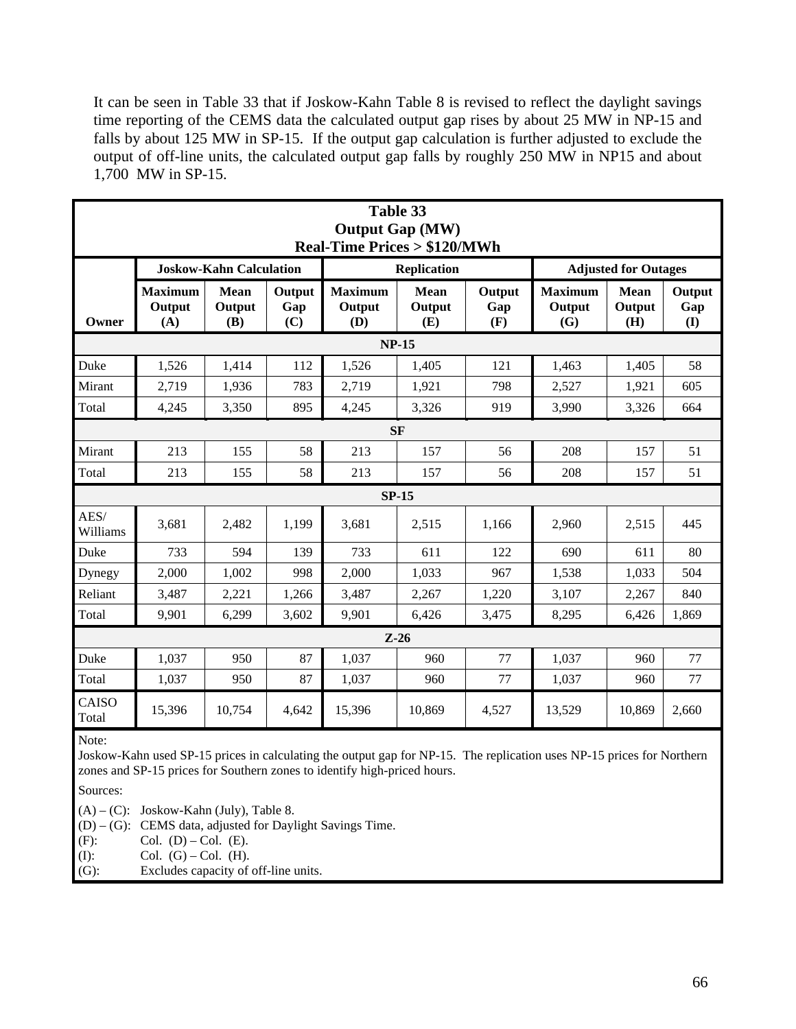It can be seen in Table 33 that if Joskow-Kahn Table 8 is revised to reflect the daylight savings time reporting of the CEMS data the calculated output gap rises by about 25 MW in NP-15 and falls by about 125 MW in SP-15. If the output gap calculation is further adjusted to exclude the output of off-line units, the calculated output gap falls by roughly 250 MW in NP15 and about 1,700 MW in SP-15.

**Table 33**
**Output Gap (MW)**
**Real-Time Prices > $120/MWh**

| | Joskow-Kahn Calculation | | | Replication | | | Adjusted for Outages | | |
|---|---|---|---|---|---|---|---|---|---|
| Owner | Maximum Output (A) | Mean Output (B) | Output Gap (C) | Maximum Output (D) | Mean Output (E) | Output Gap (F) | Maximum Output (G) | Mean Output (H) | Output Gap (I) |
| **NP-15** | | | | | | | | | |
| Duke | 1,526 | 1,414 | 112 | 1,526 | 1,405 | 121 | 1,463 | 1,405 | 58 |
| Mirant | 2,719 | 1,936 | 783 | 2,719 | 1,921 | 798 | 2,527 | 1,921 | 605 |
| Total | 4,245 | 3,350 | 895 | 4,245 | 3,326 | 919 | 3,990 | 3,326 | 664 |
| **SF** | | | | | | | | | |
| Mirant | 213 | 155 | 58 | 213 | 157 | 56 | 208 | 157 | 51 |
| Total | 213 | 155 | 58 | 213 | 157 | 56 | 208 | 157 | 51 |
| **SP-15** | | | | | | | | | |
| AES/ Williams | 3,681 | 2,482 | 1,199 | 3,681 | 2,515 | 1,166 | 2,960 | 2,515 | 445 |
| Duke | 733 | 594 | 139 | 733 | 611 | 122 | 690 | 611 | 80 |
| Dynegy | 2,000 | 1,002 | 998 | 2,000 | 1,033 | 967 | 1,538 | 1,033 | 504 |
| Reliant | 3,487 | 2,221 | 1,266 | 3,487 | 2,267 | 1,220 | 3,107 | 2,267 | 840 |
| Total | 9,901 | 6,299 | 3,602 | 9,901 | 6,426 | 3,475 | 8,295 | 6,426 | 1,869 |
| **Z-26** | | | | | | | | | |
| Duke | 1,037 | 950 | 87 | 1,037 | 960 | 77 | 1,037 | 960 | 77 |
| Total | 1,037 | 950 | 87 | 1,037 | 960 | 77 | 1,037 | 960 | 77 |
| CAISO Total | 15,396 | 10,754 | 4,642 | 15,396 | 10,869 | 4,527 | 13,529 | 10,869 | 2,660 |

Note:
Joskow-Kahn used SP-15 prices in calculating the output gap for NP-15. The replication uses NP-15 prices for Northern zones and SP-15 prices for Southern zones to identify high-priced hours.

Sources:

(A) – (C): Joskow-Kahn (July), Table 8.
(D) – (G): CEMS data, adjusted for Daylight Savings Time.
(F): Col. (D) – Col. (E).
(I): Col. (G) – Col. (H).
(G): Excludes capacity of off-line units.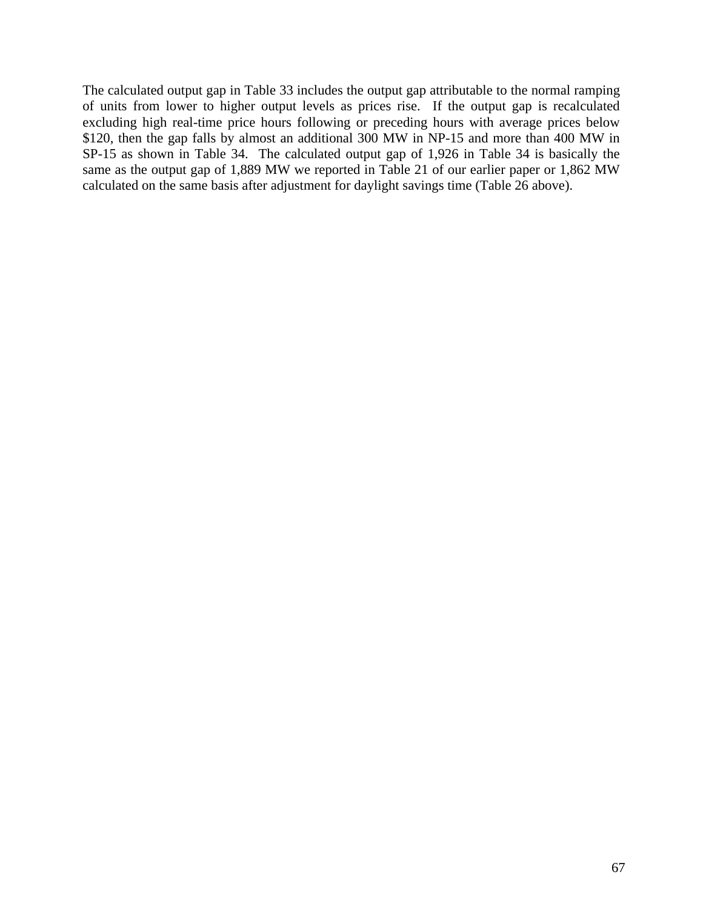The calculated output gap in Table 33 includes the output gap attributable to the normal ramping of units from lower to higher output levels as prices rise. If the output gap is recalculated excluding high real-time price hours following or preceding hours with average prices below $120, then the gap falls by almost an additional 300 MW in NP-15 and more than 400 MW in SP-15 as shown in Table 34. The calculated output gap of 1,926 in Table 34 is basically the same as the output gap of 1,889 MW we reported in Table 21 of our earlier paper or 1,862 MW calculated on the same basis after adjustment for daylight savings time (Table 26 above).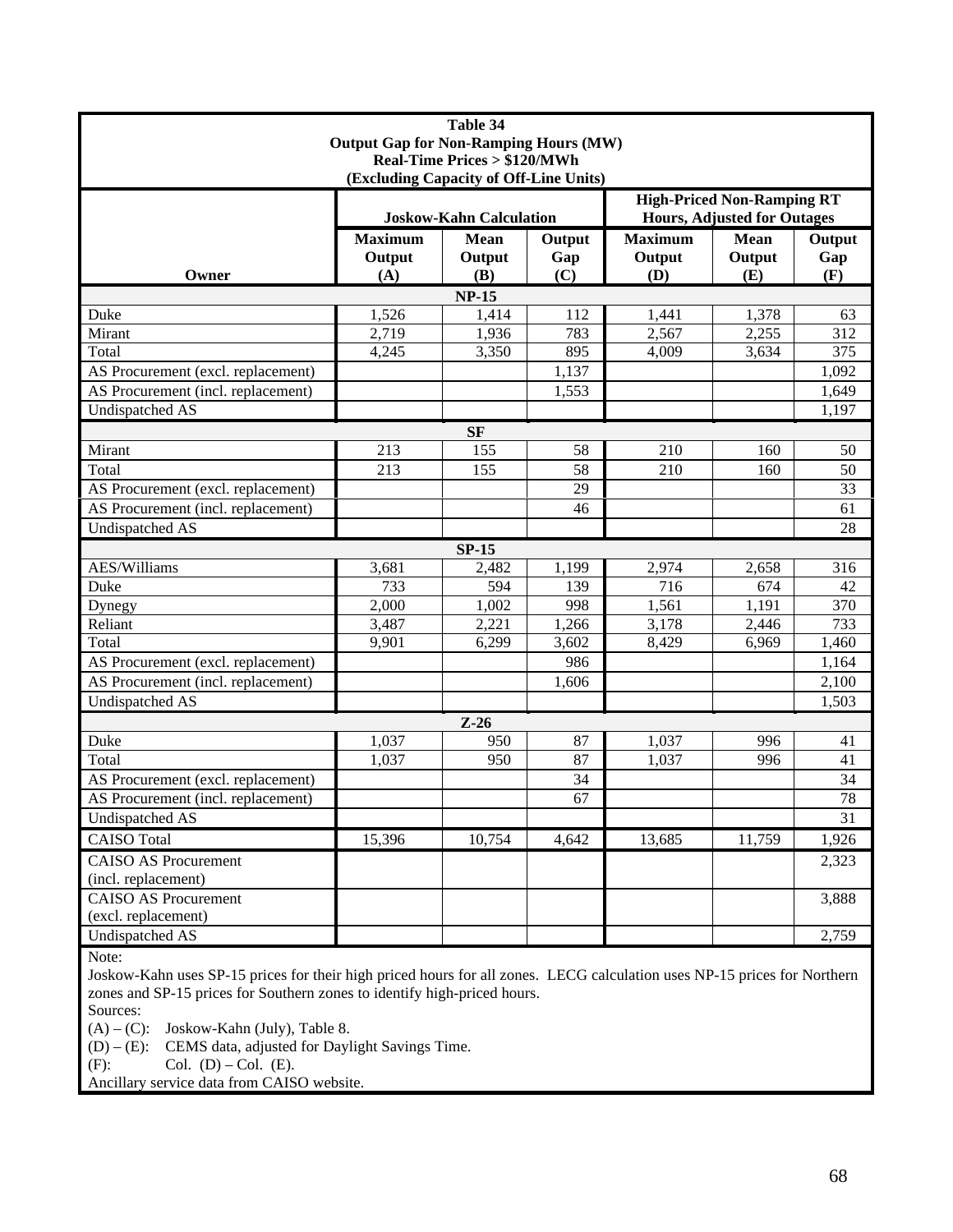**Table 34**
**Output Gap for Non-Ramping Hours (MW)**
**Real-Time Prices > $120/MWh**
**(Excluding Capacity of Off-Line Units)**

| Owner | Joskow-Kahn Calculation | | | High-Priced Non-Ramping RT Hours, Adjusted for Outages | | |
|---|---|---|---|---|---|---|
| | Maximum Output (A) | Mean Output (B) | Output Gap (C) | Maximum Output (D) | Mean Output (E) | Output Gap (F) |
| **NP-15** | | | | | | |
| Duke | 1,526 | 1,414 | 112 | 1,441 | 1,378 | 63 |
| Mirant | 2,719 | 1,936 | 783 | 2,567 | 2,255 | 312 |
| Total | 4,245 | 3,350 | 895 | 4,009 | 3,634 | 375 |
| AS Procurement (excl. replacement) | | | 1,137 | | | 1,092 |
| AS Procurement (incl. replacement) | | | 1,553 | | | 1,649 |
| Undispatched AS | | | | | | 1,197 |
| **SF** | | | | | | |
| Mirant | 213 | 155 | 58 | 210 | 160 | 50 |
| Total | 213 | 155 | 58 | 210 | 160 | 50 |
| AS Procurement (excl. replacement) | | | 29 | | | 33 |
| AS Procurement (incl. replacement) | | | 46 | | | 61 |
| Undispatched AS | | | | | | 28 |
| **SP-15** | | | | | | |
| AES/Williams | 3,681 | 2,482 | 1,199 | 2,974 | 2,658 | 316 |
| Duke | 733 | 594 | 139 | 716 | 674 | 42 |
| Dynegy | 2,000 | 1,002 | 998 | 1,561 | 1,191 | 370 |
| Reliant | 3,487 | 2,221 | 1,266 | 3,178 | 2,446 | 733 |
| Total | 9,901 | 6,299 | 3,602 | 8,429 | 6,969 | 1,460 |
| AS Procurement (excl. replacement) | | | 986 | | | 1,164 |
| AS Procurement (incl. replacement) | | | 1,606 | | | 2,100 |
| Undispatched AS | | | | | | 1,503 |
| **Z-26** | | | | | | |
| Duke | 1,037 | 950 | 87 | 1,037 | 996 | 41 |
| Total | 1,037 | 950 | 87 | 1,037 | 996 | 41 |
| AS Procurement (excl. replacement) | | | 34 | | | 34 |
| AS Procurement (incl. replacement) | | | 67 | | | 78 |
| Undispatched AS | | | | | | 31 |
| CAISO Total | 15,396 | 10,754 | 4,642 | 13,685 | 11,759 | 1,926 |
| CAISO AS Procurement (incl. replacement) | | | | | | 2,323 |
| CAISO AS Procurement (excl. replacement) | | | | | | 3,888 |
| Undispatched AS | | | | | | 2,759 |

Note:
Joskow-Kahn uses SP-15 prices for their high priced hours for all zones. LECG calculation uses NP-15 prices for Northern zones and SP-15 prices for Southern zones to identify high-priced hours.
Sources:
(A) – (C): Joskow-Kahn (July), Table 8.
(D) – (E): CEMS data, adjusted for Daylight Savings Time.
(F): Col. (D) – Col. (E).
Ancillary service data from CAISO website.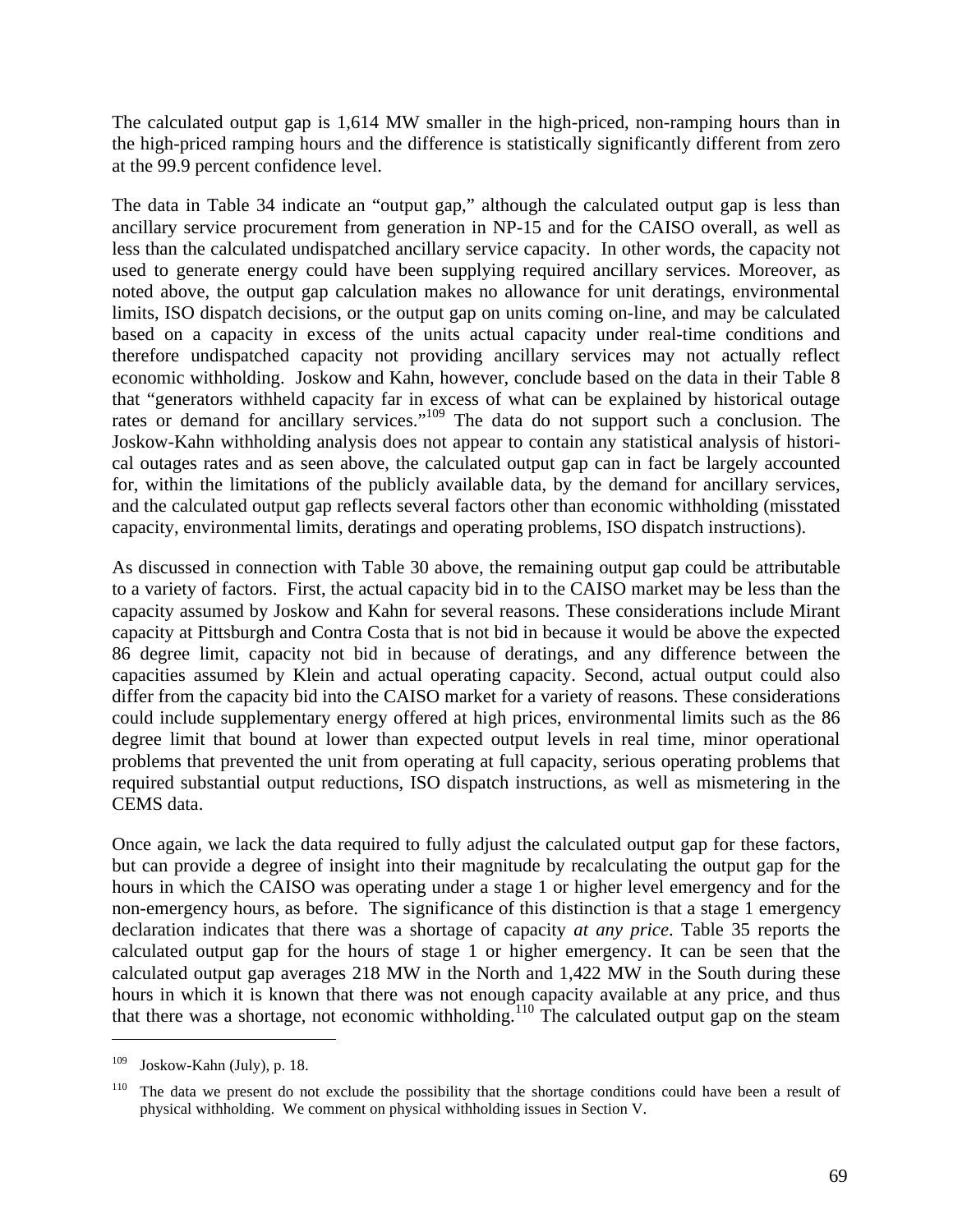The calculated output gap is 1,614 MW smaller in the high-priced, non-ramping hours than in the high-priced ramping hours and the difference is statistically significantly different from zero at the 99.9 percent confidence level.

The data in Table 34 indicate an "output gap," although the calculated output gap is less than ancillary service procurement from generation in NP-15 and for the CAISO overall, as well as less than the calculated undispatched ancillary service capacity. In other words, the capacity not used to generate energy could have been supplying required ancillary services. Moreover, as noted above, the output gap calculation makes no allowance for unit deratings, environmental limits, ISO dispatch decisions, or the output gap on units coming on-line, and may be calculated based on a capacity in excess of the units actual capacity under real-time conditions and therefore undispatched capacity not providing ancillary services may not actually reflect economic withholding. Joskow and Kahn, however, conclude based on the data in their Table 8 that "generators withheld capacity far in excess of what can be explained by historical outage rates or demand for ancillary services."[109] The data do not support such a conclusion. The Joskow-Kahn withholding analysis does not appear to contain any statistical analysis of historical outages rates and as seen above, the calculated output gap can in fact be largely accounted for, within the limitations of the publicly available data, by the demand for ancillary services, and the calculated output gap reflects several factors other than economic withholding (misstated capacity, environmental limits, deratings and operating problems, ISO dispatch instructions).

As discussed in connection with Table 30 above, the remaining output gap could be attributable to a variety of factors. First, the actual capacity bid in to the CAISO market may be less than the capacity assumed by Joskow and Kahn for several reasons. These considerations include Mirant capacity at Pittsburgh and Contra Costa that is not bid in because it would be above the expected 86 degree limit, capacity not bid in because of deratings, and any difference between the capacities assumed by Klein and actual operating capacity. Second, actual output could also differ from the capacity bid into the CAISO market for a variety of reasons. These considerations could include supplementary energy offered at high prices, environmental limits such as the 86 degree limit that bound at lower than expected output levels in real time, minor operational problems that prevented the unit from operating at full capacity, serious operating problems that required substantial output reductions, ISO dispatch instructions, as well as mismetering in the CEMS data.

Once again, we lack the data required to fully adjust the calculated output gap for these factors, but can provide a degree of insight into their magnitude by recalculating the output gap for the hours in which the CAISO was operating under a stage 1 or higher level emergency and for the non-emergency hours, as before. The significance of this distinction is that a stage 1 emergency declaration indicates that there was a shortage of capacity *at any price*. Table 35 reports the calculated output gap for the hours of stage 1 or higher emergency. It can be seen that the calculated output gap averages 218 MW in the North and 1,422 MW in the South during these hours in which it is known that there was not enough capacity available at any price, and thus that there was a shortage, not economic withholding.[110] The calculated output gap on the steam

[109] Joskow-Kahn (July), p. 18.

[110] The data we present do not exclude the possibility that the shortage conditions could have been a result of physical withholding. We comment on physical withholding issues in Section V.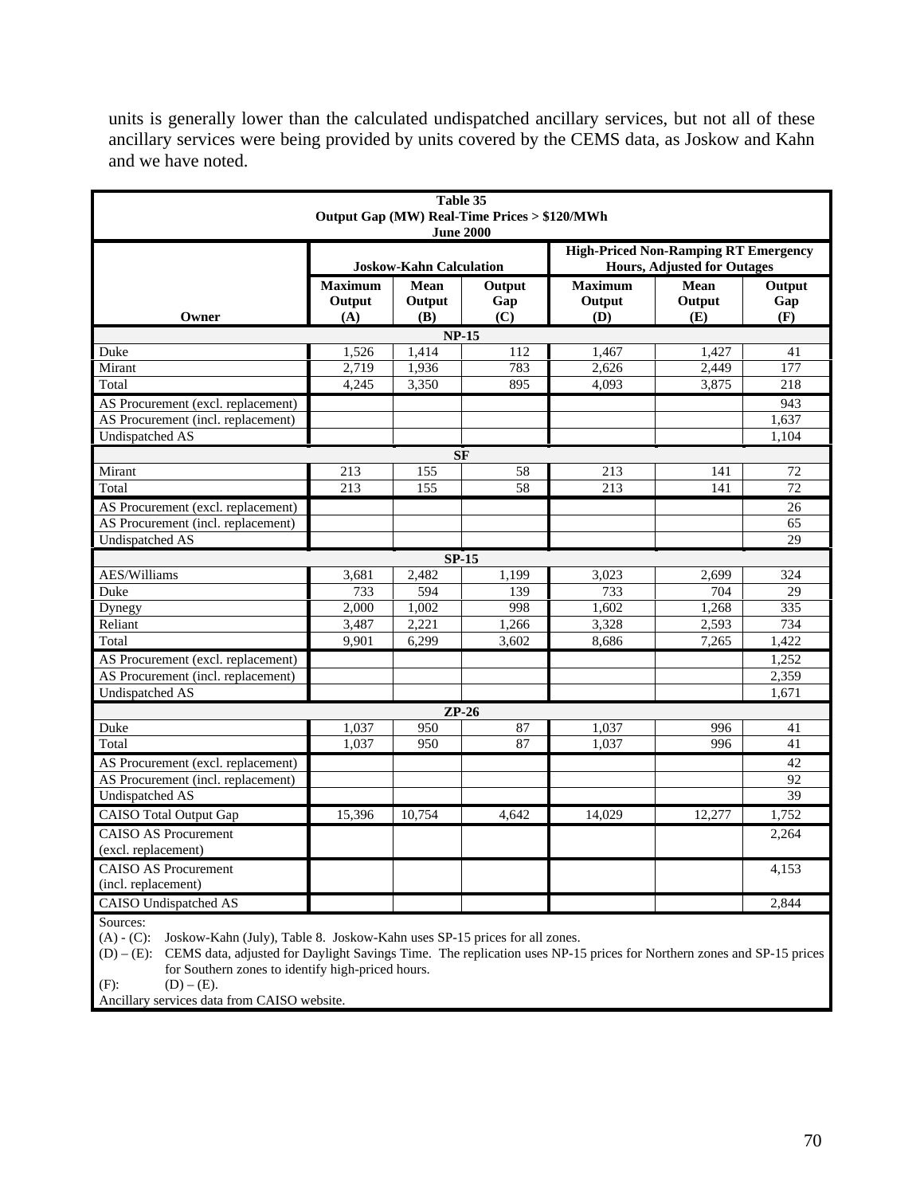units is generally lower than the calculated undispatched ancillary services, but not all of these ancillary services were being provided by units covered by the CEMS data, as Joskow and Kahn and we have noted.

**Table 35**
**Output Gap (MW) Real-Time Prices > $120/MWh**
**June 2000**

| | Joskow-Kahn Calculation | | | High-Priced Non-Ramping RT Emergency Hours, Adjusted for Outages | | |
|---|---|---|---|---|---|---|
| **Owner** | **Maximum Output (A)** | **Mean Output (B)** | **Output Gap (C)** | **Maximum Output (D)** | **Mean Output (E)** | **Output Gap (F)** |
| **NP-15** | | | | | | |
| Duke | 1,526 | 1,414 | 112 | 1,467 | 1,427 | 41 |
| Mirant | 2,719 | 1,936 | 783 | 2,626 | 2,449 | 177 |
| Total | 4,245 | 3,350 | 895 | 4,093 | 3,875 | 218 |
| AS Procurement (excl. replacement) | | | | | | 943 |
| AS Procurement (incl. replacement) | | | | | | 1,637 |
| Undispatched AS | | | | | | 1,104 |
| **SF** | | | | | | |
| Mirant | 213 | 155 | 58 | 213 | 141 | 72 |
| Total | 213 | 155 | 58 | 213 | 141 | 72 |
| AS Procurement (excl. replacement) | | | | | | 26 |
| AS Procurement (incl. replacement) | | | | | | 65 |
| Undispatched AS | | | | | | 29 |
| **SP-15** | | | | | | |
| AES/Williams | 3,681 | 2,482 | 1,199 | 3,023 | 2,699 | 324 |
| Duke | 733 | 594 | 139 | 733 | 704 | 29 |
| Dynegy | 2,000 | 1,002 | 998 | 1,602 | 1,268 | 335 |
| Reliant | 3,487 | 2,221 | 1,266 | 3,328 | 2,593 | 734 |
| Total | 9,901 | 6,299 | 3,602 | 8,686 | 7,265 | 1,422 |
| AS Procurement (excl. replacement) | | | | | | 1,252 |
| AS Procurement (incl. replacement) | | | | | | 2,359 |
| Undispatched AS | | | | | | 1,671 |
| **ZP-26** | | | | | | |
| Duke | 1,037 | 950 | 87 | 1,037 | 996 | 41 |
| Total | 1,037 | 950 | 87 | 1,037 | 996 | 41 |
| AS Procurement (excl. replacement) | | | | | | 42 |
| AS Procurement (incl. replacement) | | | | | | 92 |
| Undispatched AS | | | | | | 39 |
| CAISO Total Output Gap | 15,396 | 10,754 | 4,642 | 14,029 | 12,277 | 1,752 |
| CAISO AS Procurement (excl. replacement) | | | | | | 2,264 |
| CAISO AS Procurement (incl. replacement) | | | | | | 4,153 |
| CAISO Undispatched AS | | | | | | 2,844 |

Sources:
(A) - (C): Joskow-Kahn (July), Table 8. Joskow-Kahn uses SP-15 prices for all zones.
(D) – (E): CEMS data, adjusted for Daylight Savings Time. The replication uses NP-15 prices for Northern zones and SP-15 prices for Southern zones to identify high-priced hours.
(F): (D) – (E).
Ancillary services data from CAISO website.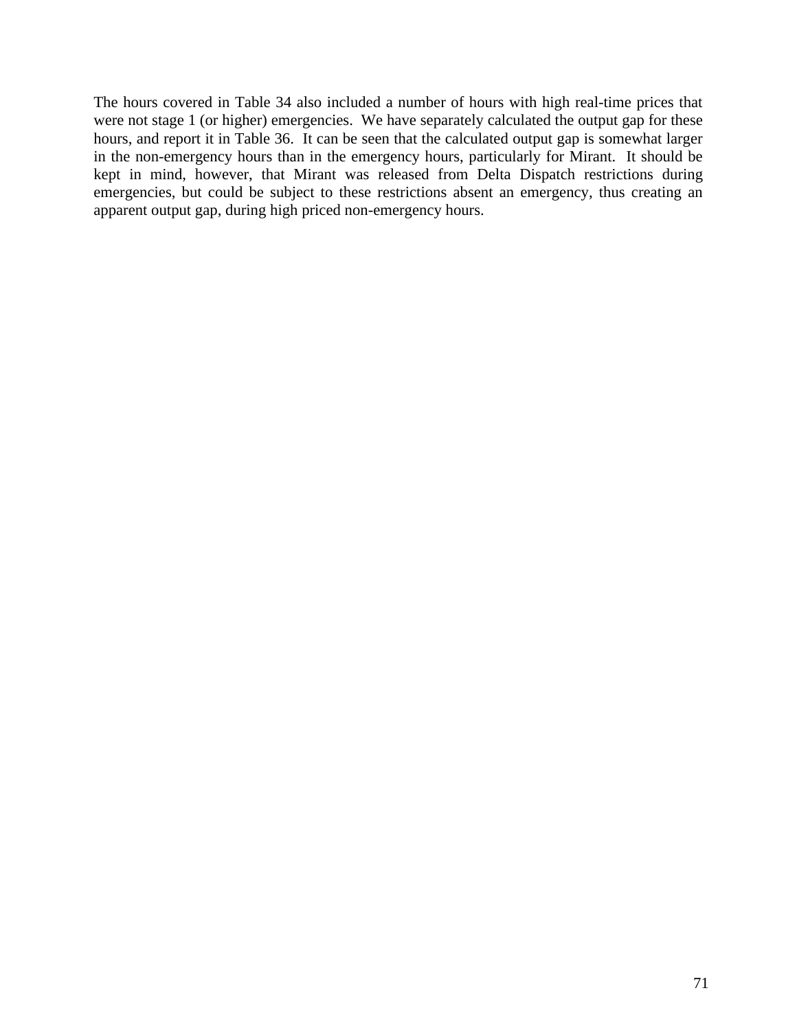The hours covered in Table 34 also included a number of hours with high real-time prices that were not stage 1 (or higher) emergencies. We have separately calculated the output gap for these hours, and report it in Table 36. It can be seen that the calculated output gap is somewhat larger in the non-emergency hours than in the emergency hours, particularly for Mirant. It should be kept in mind, however, that Mirant was released from Delta Dispatch restrictions during emergencies, but could be subject to these restrictions absent an emergency, thus creating an apparent output gap, during high priced non-emergency hours.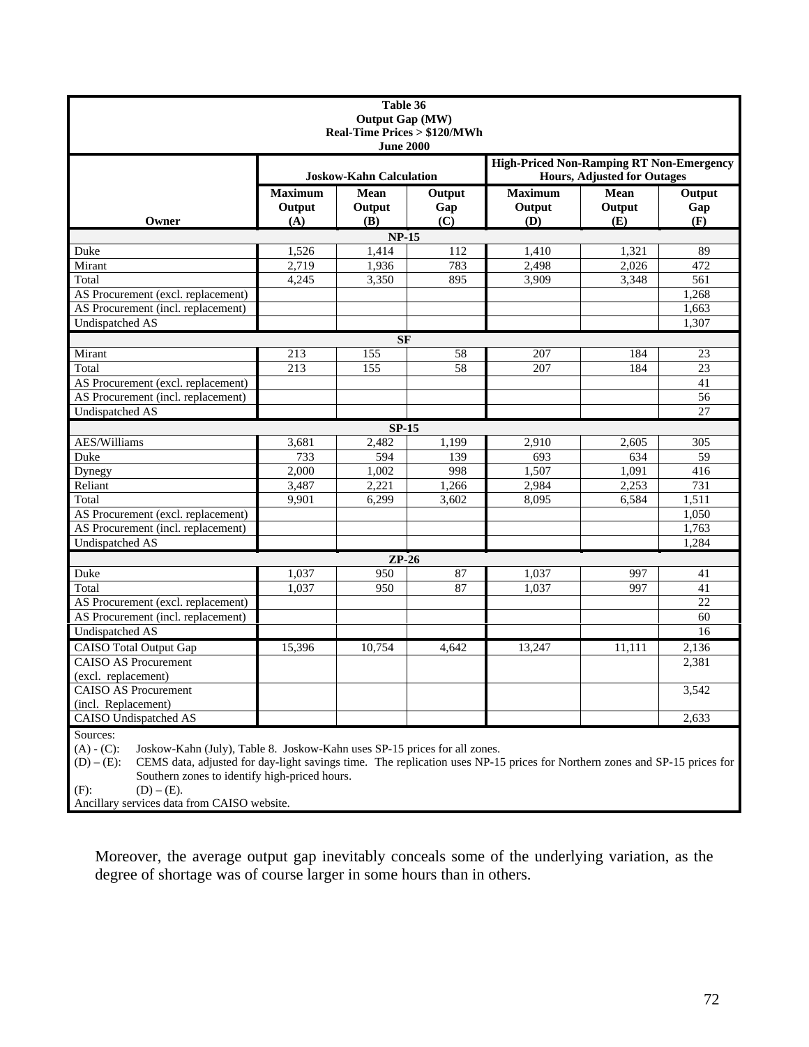**Table 36**
**Output Gap (MW)**
**Real-Time Prices > $120/MWh**
**June 2000**

| Owner | Joskow-Kahn Calculation | | | High-Priced Non-Ramping RT Non-Emergency Hours, Adjusted for Outages | | |
|---|---|---|---|---|---|---|
| | **Maximum Output (A)** | **Mean Output (B)** | **Output Gap (C)** | **Maximum Output (D)** | **Mean Output (E)** | **Output Gap (F)** |
| **NP-15** | | | | | | |
| Duke | 1,526 | 1,414 | 112 | 1,410 | 1,321 | 89 |
| Mirant | 2,719 | 1,936 | 783 | 2,498 | 2,026 | 472 |
| Total | 4,245 | 3,350 | 895 | 3,909 | 3,348 | 561 |
| AS Procurement (excl. replacement) | | | | | | 1,268 |
| AS Procurement (incl. replacement) | | | | | | 1,663 |
| Undispatched AS | | | | | | 1,307 |
| **SF** | | | | | | |
| Mirant | 213 | 155 | 58 | 207 | 184 | 23 |
| Total | 213 | 155 | 58 | 207 | 184 | 23 |
| AS Procurement (excl. replacement) | | | | | | 41 |
| AS Procurement (incl. replacement) | | | | | | 56 |
| Undispatched AS | | | | | | 27 |
| **SP-15** | | | | | | |
| AES/Williams | 3,681 | 2,482 | 1,199 | 2,910 | 2,605 | 305 |
| Duke | 733 | 594 | 139 | 693 | 634 | 59 |
| Dynegy | 2,000 | 1,002 | 998 | 1,507 | 1,091 | 416 |
| Reliant | 3,487 | 2,221 | 1,266 | 2,984 | 2,253 | 731 |
| Total | 9,901 | 6,299 | 3,602 | 8,095 | 6,584 | 1,511 |
| AS Procurement (excl. replacement) | | | | | | 1,050 |
| AS Procurement (incl. replacement) | | | | | | 1,763 |
| Undispatched AS | | | | | | 1,284 |
| **ZP-26** | | | | | | |
| Duke | 1,037 | 950 | 87 | 1,037 | 997 | 41 |
| Total | 1,037 | 950 | 87 | 1,037 | 997 | 41 |
| AS Procurement (excl. replacement) | | | | | | 22 |
| AS Procurement (incl. replacement) | | | | | | 60 |
| Undispatched AS | | | | | | 16 |
| CAISO Total Output Gap | 15,396 | 10,754 | 4,642 | 13,247 | 11,111 | 2,136 |
| CAISO AS Procurement (excl. replacement) | | | | | | 2,381 |
| CAISO AS Procurement (incl. Replacement) | | | | | | 3,542 |
| CAISO Undispatched AS | | | | | | 2,633 |

Sources:
(A) - (C): Joskow-Kahn (July), Table 8. Joskow-Kahn uses SP-15 prices for all zones.
(D) – (E): CEMS data, adjusted for day-light savings time. The replication uses NP-15 prices for Northern zones and SP-15 prices for Southern zones to identify high-priced hours.
(F): (D) – (E).
Ancillary services data from CAISO website.

Moreover, the average output gap inevitably conceals some of the underlying variation, as the degree of shortage was of course larger in some hours than in others.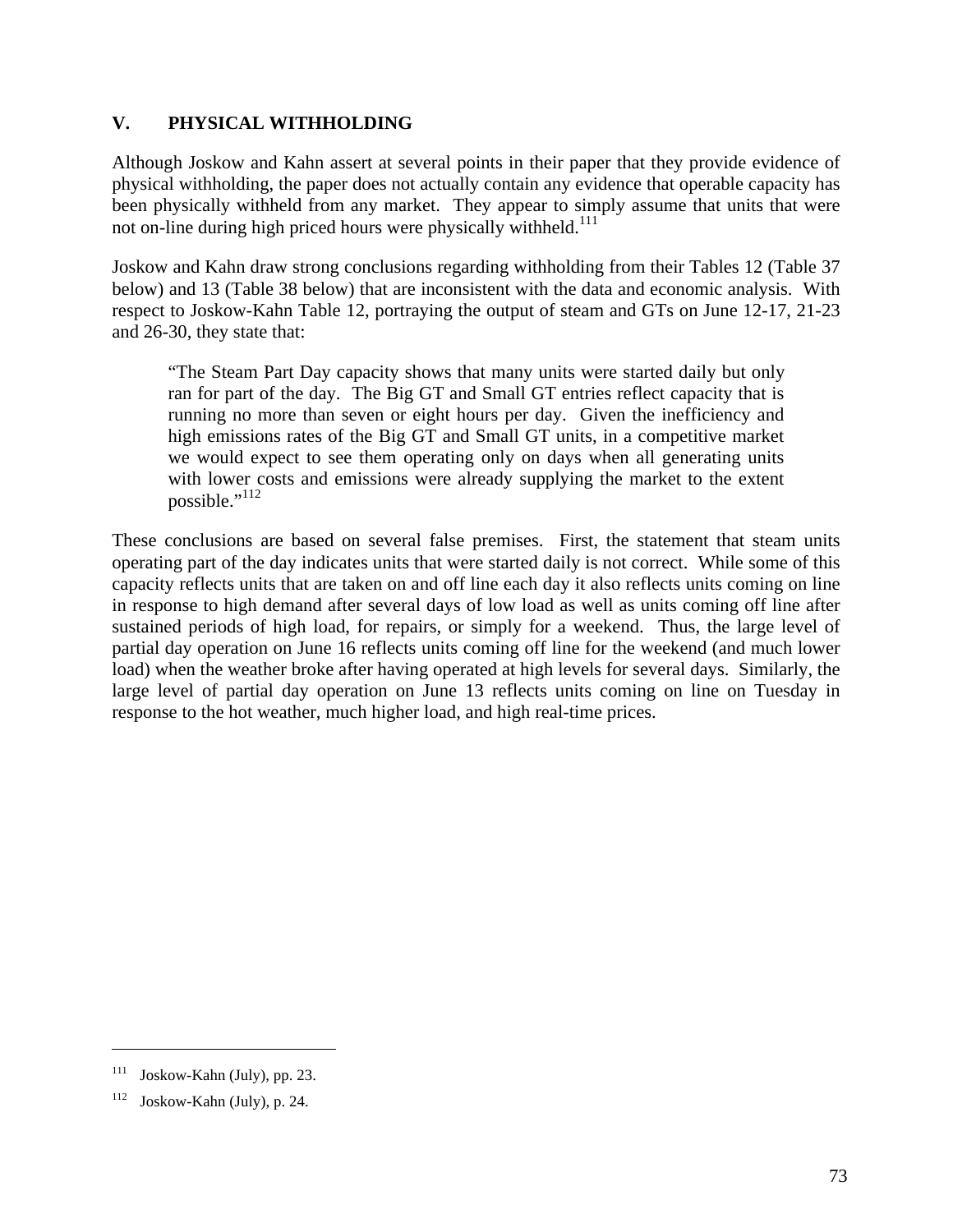## V. PHYSICAL WITHHOLDING

Although Joskow and Kahn assert at several points in their paper that they provide evidence of physical withholding, the paper does not actually contain any evidence that operable capacity has been physically withheld from any market. They appear to simply assume that units that were not on-line during high priced hours were physically withheld.[111]

Joskow and Kahn draw strong conclusions regarding withholding from their Tables 12 (Table 37 below) and 13 (Table 38 below) that are inconsistent with the data and economic analysis. With respect to Joskow-Kahn Table 12, portraying the output of steam and GTs on June 12-17, 21-23 and 26-30, they state that:

> "The Steam Part Day capacity shows that many units were started daily but only ran for part of the day. The Big GT and Small GT entries reflect capacity that is running no more than seven or eight hours per day. Given the inefficiency and high emissions rates of the Big GT and Small GT units, in a competitive market we would expect to see them operating only on days when all generating units with lower costs and emissions were already supplying the market to the extent possible."[112]

These conclusions are based on several false premises. First, the statement that steam units operating part of the day indicates units that were started daily is not correct. While some of this capacity reflects units that are taken on and off line each day it also reflects units coming on line in response to high demand after several days of low load as well as units coming off line after sustained periods of high load, for repairs, or simply for a weekend. Thus, the large level of partial day operation on June 16 reflects units coming off line for the weekend (and much lower load) when the weather broke after having operated at high levels for several days. Similarly, the large level of partial day operation on June 13 reflects units coming on line on Tuesday in response to the hot weather, much higher load, and high real-time prices.

---

[111] Joskow-Kahn (July), pp. 23.

[112] Joskow-Kahn (July), p. 24.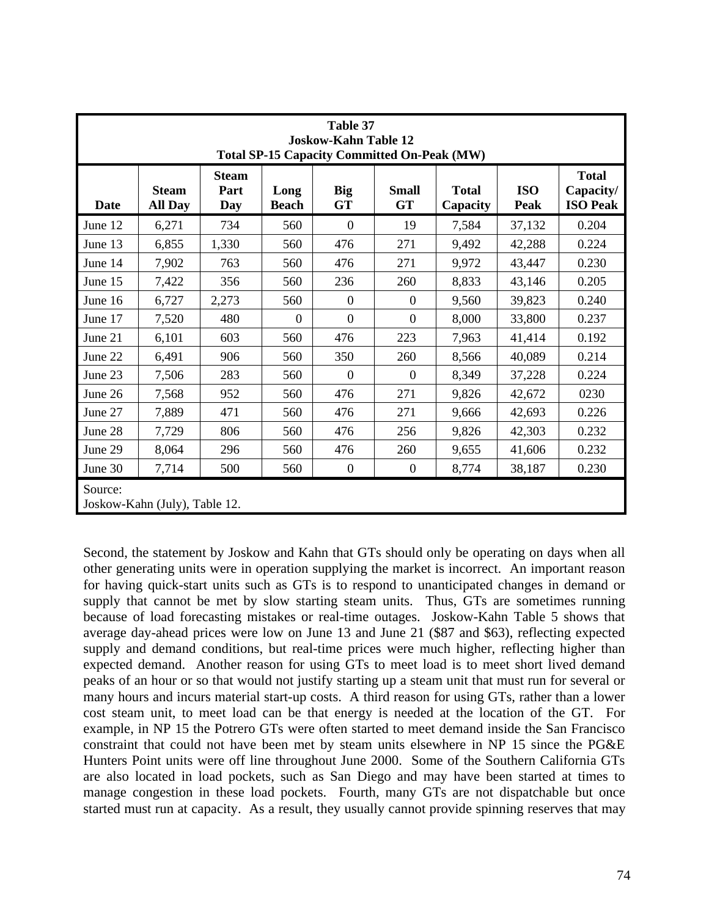**Table 37**
**Joskow-Kahn Table 12**
**Total SP-15 Capacity Committed On-Peak (MW)**

| Date | Steam All Day | Steam Part Day | Long Beach | Big GT | Small GT | Total Capacity | ISO Peak | Total Capacity/ ISO Peak |
|---|---|---|---|---|---|---|---|---|
| June 12 | 6,271 | 734 | 560 | 0 | 19 | 7,584 | 37,132 | 0.204 |
| June 13 | 6,855 | 1,330 | 560 | 476 | 271 | 9,492 | 42,288 | 0.224 |
| June 14 | 7,902 | 763 | 560 | 476 | 271 | 9,972 | 43,447 | 0.230 |
| June 15 | 7,422 | 356 | 560 | 236 | 260 | 8,833 | 43,146 | 0.205 |
| June 16 | 6,727 | 2,273 | 560 | 0 | 0 | 9,560 | 39,823 | 0.240 |
| June 17 | 7,520 | 480 | 0 | 0 | 0 | 8,000 | 33,800 | 0.237 |
| June 21 | 6,101 | 603 | 560 | 476 | 223 | 7,963 | 41,414 | 0.192 |
| June 22 | 6,491 | 906 | 560 | 350 | 260 | 8,566 | 40,089 | 0.214 |
| June 23 | 7,506 | 283 | 560 | 0 | 0 | 8,349 | 37,228 | 0.224 |
| June 26 | 7,568 | 952 | 560 | 476 | 271 | 9,826 | 42,672 | 0230 |
| June 27 | 7,889 | 471 | 560 | 476 | 271 | 9,666 | 42,693 | 0.226 |
| June 28 | 7,729 | 806 | 560 | 476 | 256 | 9,826 | 42,303 | 0.232 |
| June 29 | 8,064 | 296 | 560 | 476 | 260 | 9,655 | 41,606 | 0.232 |
| June 30 | 7,714 | 500 | 560 | 0 | 0 | 8,774 | 38,187 | 0.230 |

Source:
Joskow-Kahn (July), Table 12.

Second, the statement by Joskow and Kahn that GTs should only be operating on days when all other generating units were in operation supplying the market is incorrect. An important reason for having quick-start units such as GTs is to respond to unanticipated changes in demand or supply that cannot be met by slow starting steam units. Thus, GTs are sometimes running because of load forecasting mistakes or real-time outages. Joskow-Kahn Table 5 shows that average day-ahead prices were low on June 13 and June 21 ($87 and $63), reflecting expected supply and demand conditions, but real-time prices were much higher, reflecting higher than expected demand. Another reason for using GTs to meet load is to meet short lived demand peaks of an hour or so that would not justify starting up a steam unit that must run for several or many hours and incurs material start-up costs. A third reason for using GTs, rather than a lower cost steam unit, to meet load can be that energy is needed at the location of the GT. For example, in NP 15 the Potrero GTs were often started to meet demand inside the San Francisco constraint that could not have been met by steam units elsewhere in NP 15 since the PG&E Hunters Point units were off line throughout June 2000. Some of the Southern California GTs are also located in load pockets, such as San Diego and may have been started at times to manage congestion in these load pockets. Fourth, many GTs are not dispatchable but once started must run at capacity. As a result, they usually cannot provide spinning reserves that may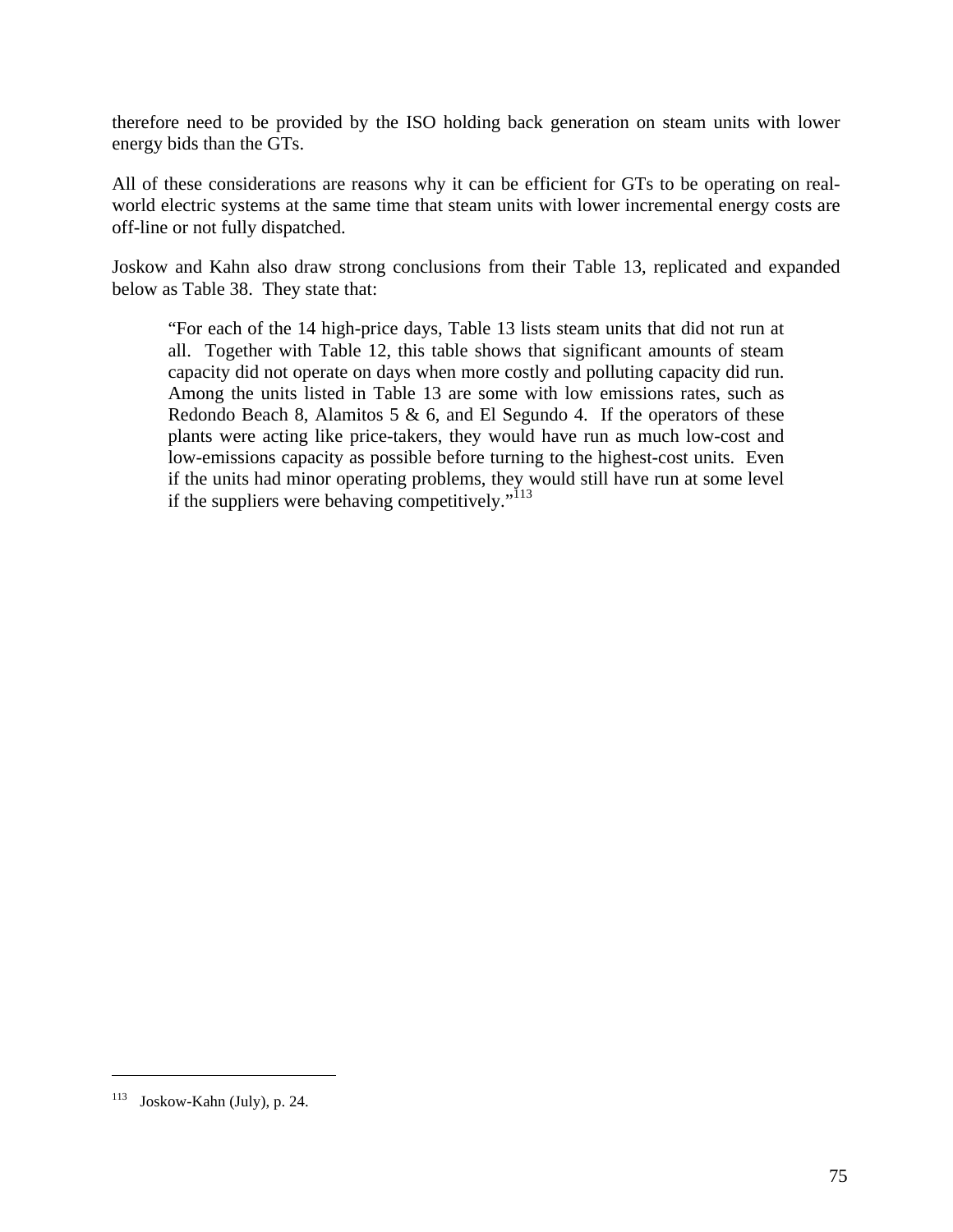therefore need to be provided by the ISO holding back generation on steam units with lower energy bids than the GTs.

All of these considerations are reasons why it can be efficient for GTs to be operating on real-world electric systems at the same time that steam units with lower incremental energy costs are off-line or not fully dispatched.

Joskow and Kahn also draw strong conclusions from their Table 13, replicated and expanded below as Table 38. They state that:

> "For each of the 14 high-price days, Table 13 lists steam units that did not run at all. Together with Table 12, this table shows that significant amounts of steam capacity did not operate on days when more costly and polluting capacity did run. Among the units listed in Table 13 are some with low emissions rates, such as Redondo Beach 8, Alamitos 5 & 6, and El Segundo 4. If the operators of these plants were acting like price-takers, they would have run as much low-cost and low-emissions capacity as possible before turning to the highest-cost units. Even if the units had minor operating problems, they would still have run at some level if the suppliers were behaving competitively."[113]

---

[113] Joskow-Kahn (July), p. 24.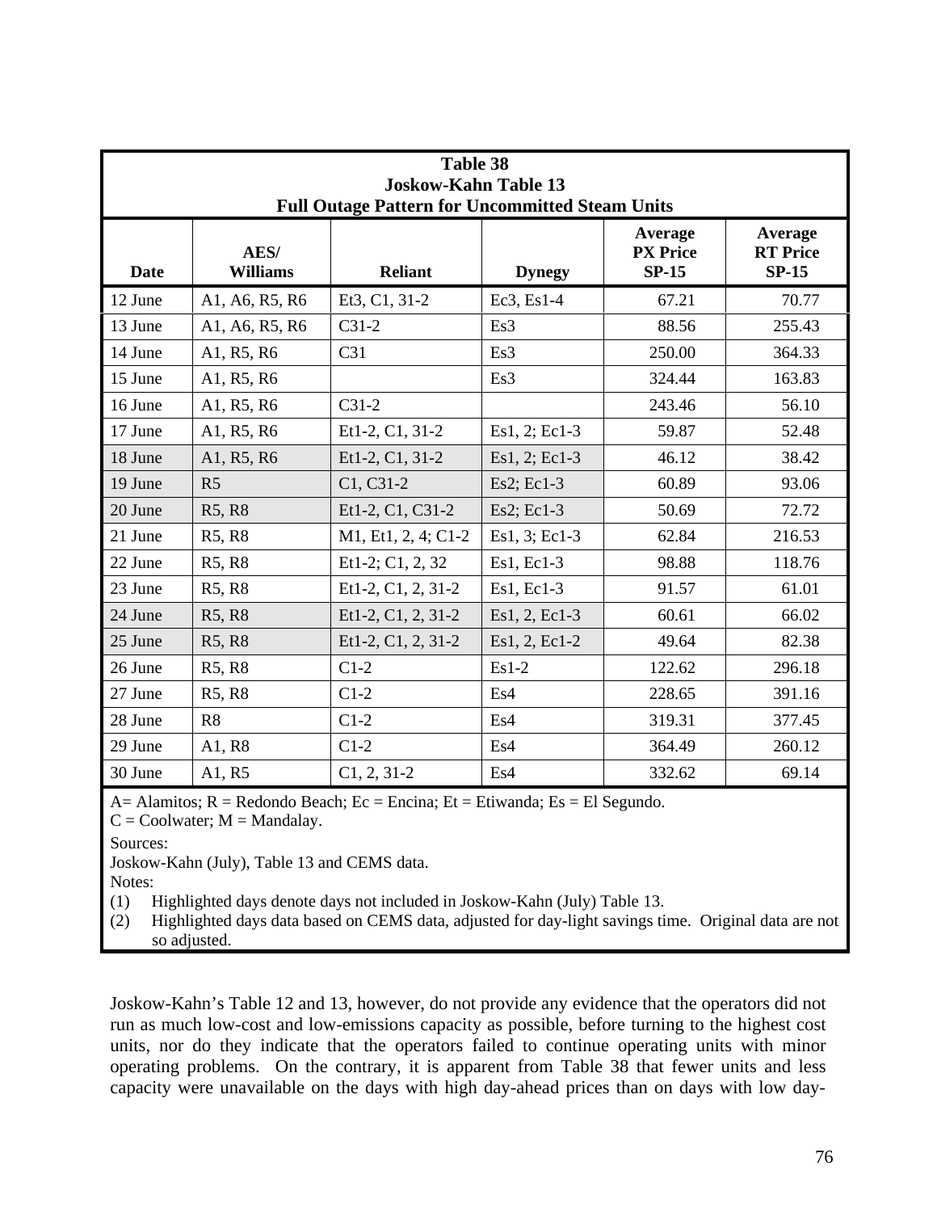**Table 38**
**Joskow-Kahn Table 13**
**Full Outage Pattern for Uncommitted Steam Units**

| Date | AES/ Williams | Reliant | Dynegy | Average PX Price SP-15 | Average RT Price SP-15 |
|---|---|---|---|---|---|
| 12 June | A1, A6, R5, R6 | Et3, C1, 31-2 | Ec3, Es1-4 | 67.21 | 70.77 |
| 13 June | A1, A6, R5, R6 | C31-2 | Es3 | 88.56 | 255.43 |
| 14 June | A1, R5, R6 | C31 | Es3 | 250.00 | 364.33 |
| 15 June | A1, R5, R6 | | Es3 | 324.44 | 163.83 |
| 16 June | A1, R5, R6 | C31-2 | | 243.46 | 56.10 |
| 17 June | A1, R5, R6 | Et1-2, C1, 31-2 | Es1, 2; Ec1-3 | 59.87 | 52.48 |
| 18 June | A1, R5, R6 | Et1-2, C1, 31-2 | Es1, 2; Ec1-3 | 46.12 | 38.42 |
| 19 June | R5 | C1, C31-2 | Es2; Ec1-3 | 60.89 | 93.06 |
| 20 June | R5, R8 | Et1-2, C1, C31-2 | Es2; Ec1-3 | 50.69 | 72.72 |
| 21 June | R5, R8 | M1, Et1, 2, 4; C1-2 | Es1, 3; Ec1-3 | 62.84 | 216.53 |
| 22 June | R5, R8 | Et1-2; C1, 2, 32 | Es1, Ec1-3 | 98.88 | 118.76 |
| 23 June | R5, R8 | Et1-2, C1, 2, 31-2 | Es1, Ec1-3 | 91.57 | 61.01 |
| 24 June | R5, R8 | Et1-2, C1, 2, 31-2 | Es1, 2, Ec1-3 | 60.61 | 66.02 |
| 25 June | R5, R8 | Et1-2, C1, 2, 31-2 | Es1, 2, Ec1-2 | 49.64 | 82.38 |
| 26 June | R5, R8 | C1-2 | Es1-2 | 122.62 | 296.18 |
| 27 June | R5, R8 | C1-2 | Es4 | 228.65 | 391.16 |
| 28 June | R8 | C1-2 | Es4 | 319.31 | 377.45 |
| 29 June | A1, R8 | C1-2 | Es4 | 364.49 | 260.12 |
| 30 June | A1, R5 | C1, 2, 31-2 | Es4 | 332.62 | 69.14 |

A= Alamitos; R = Redondo Beach; Ec = Encina; Et = Etiwanda; Es = El Segundo.
C = Coolwater; M = Mandalay.

Sources:
Joskow-Kahn (July), Table 13 and CEMS data.

Notes:
(1) Highlighted days denote days not included in Joskow-Kahn (July) Table 13.
(2) Highlighted days data based on CEMS data, adjusted for day-light savings time. Original data are not so adjusted.

Joskow-Kahn's Table 12 and 13, however, do not provide any evidence that the operators did not run as much low-cost and low-emissions capacity as possible, before turning to the highest cost units, nor do they indicate that the operators failed to continue operating units with minor operating problems. On the contrary, it is apparent from Table 38 that fewer units and less capacity were unavailable on the days with high day-ahead prices than on days with low day-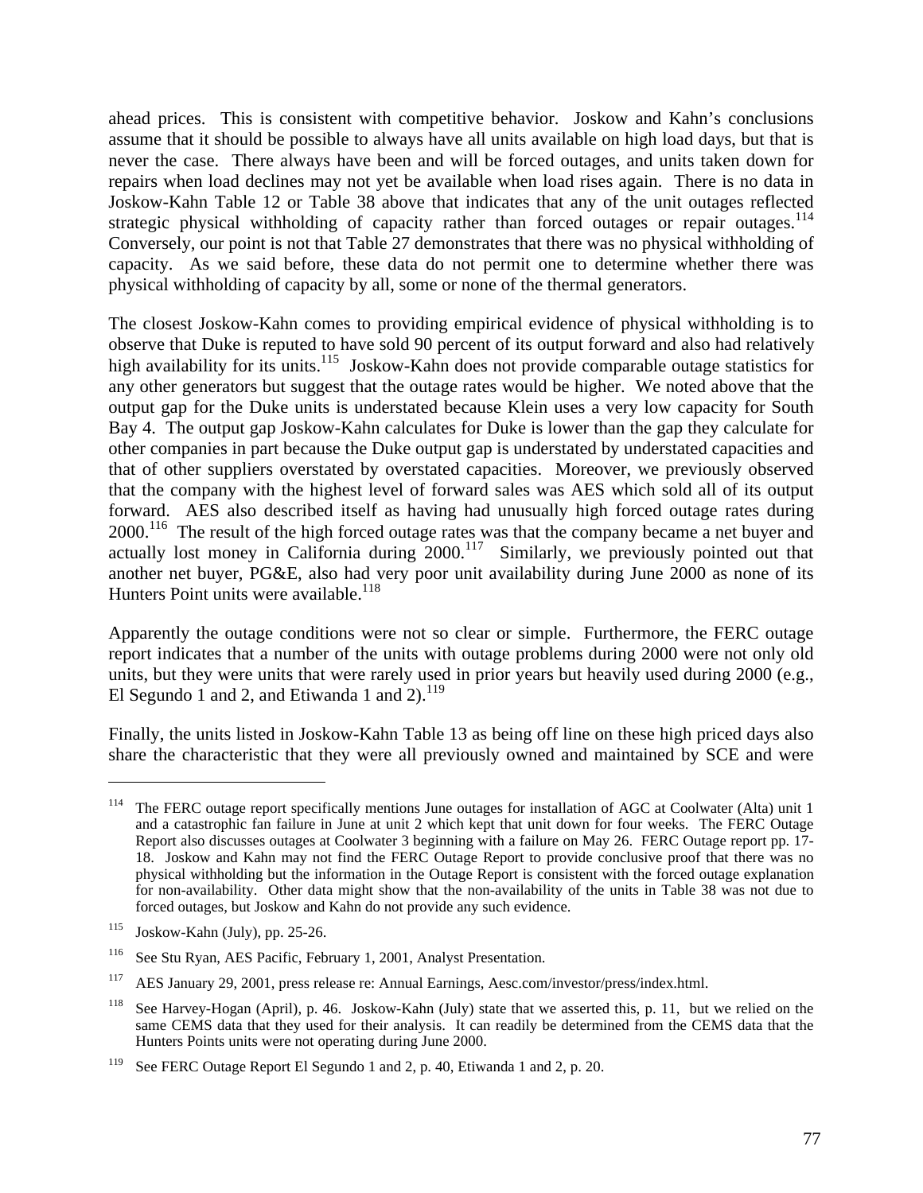ahead prices. This is consistent with competitive behavior. Joskow and Kahn's conclusions assume that it should be possible to always have all units available on high load days, but that is never the case. There always have been and will be forced outages, and units taken down for repairs when load declines may not yet be available when load rises again. There is no data in Joskow-Kahn Table 12 or Table 38 above that indicates that any of the unit outages reflected strategic physical withholding of capacity rather than forced outages or repair outages.[114] Conversely, our point is not that Table 27 demonstrates that there was no physical withholding of capacity. As we said before, these data do not permit one to determine whether there was physical withholding of capacity by all, some or none of the thermal generators.

The closest Joskow-Kahn comes to providing empirical evidence of physical withholding is to observe that Duke is reputed to have sold 90 percent of its output forward and also had relatively high availability for its units.[115] Joskow-Kahn does not provide comparable outage statistics for any other generators but suggest that the outage rates would be higher. We noted above that the output gap for the Duke units is understated because Klein uses a very low capacity for South Bay 4. The output gap Joskow-Kahn calculates for Duke is lower than the gap they calculate for other companies in part because the Duke output gap is understated by understated capacities and that of other suppliers overstated by overstated capacities. Moreover, we previously observed that the company with the highest level of forward sales was AES which sold all of its output forward. AES also described itself as having had unusually high forced outage rates during 2000.[116] The result of the high forced outage rates was that the company became a net buyer and actually lost money in California during 2000.[117] Similarly, we previously pointed out that another net buyer, PG&E, also had very poor unit availability during June 2000 as none of its Hunters Point units were available.[118]

Apparently the outage conditions were not so clear or simple. Furthermore, the FERC outage report indicates that a number of the units with outage problems during 2000 were not only old units, but they were units that were rarely used in prior years but heavily used during 2000 (e.g., El Segundo 1 and 2, and Etiwanda 1 and 2).[119]

Finally, the units listed in Joskow-Kahn Table 13 as being off line on these high priced days also share the characteristic that they were all previously owned and maintained by SCE and were

---

[114] The FERC outage report specifically mentions June outages for installation of AGC at Coolwater (Alta) unit 1 and a catastrophic fan failure in June at unit 2 which kept that unit down for four weeks. The FERC Outage Report also discusses outages at Coolwater 3 beginning with a failure on May 26. FERC Outage report pp. 17-18. Joskow and Kahn may not find the FERC Outage Report to provide conclusive proof that there was no physical withholding but the information in the Outage Report is consistent with the forced outage explanation for non-availability. Other data might show that the non-availability of the units in Table 38 was not due to forced outages, but Joskow and Kahn do not provide any such evidence.

[115] Joskow-Kahn (July), pp. 25-26.

[116] See Stu Ryan, AES Pacific, February 1, 2001, Analyst Presentation.

[117] AES January 29, 2001, press release re: Annual Earnings, Aesc.com/investor/press/index.html.

[118] See Harvey-Hogan (April), p. 46. Joskow-Kahn (July) state that we asserted this, p. 11, but we relied on the same CEMS data that they used for their analysis. It can readily be determined from the CEMS data that the Hunters Points units were not operating during June 2000.

[119] See FERC Outage Report El Segundo 1 and 2, p. 40, Etiwanda 1 and 2, p. 20.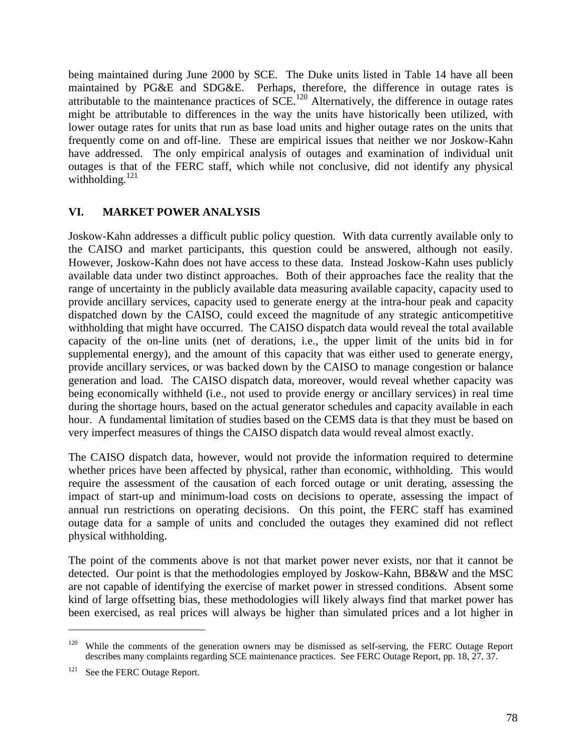being maintained during June 2000 by SCE. The Duke units listed in Table 14 have all been maintained by PG&E and SDG&E. Perhaps, therefore, the difference in outage rates is attributable to the maintenance practices of SCE.[120] Alternatively, the difference in outage rates might be attributable to differences in the way the units have historically been utilized, with lower outage rates for units that run as base load units and higher outage rates on the units that frequently come on and off-line. These are empirical issues that neither we nor Joskow-Kahn have addressed. The only empirical analysis of outages and examination of individual unit outages is that of the FERC staff, which while not conclusive, did not identify any physical withholding.[121]

## VI. MARKET POWER ANALYSIS

Joskow-Kahn addresses a difficult public policy question. With data currently available only to the CAISO and market participants, this question could be answered, although not easily. However, Joskow-Kahn does not have access to these data. Instead Joskow-Kahn uses publicly available data under two distinct approaches. Both of their approaches face the reality that the range of uncertainty in the publicly available data measuring available capacity, capacity used to provide ancillary services, capacity used to generate energy at the intra-hour peak and capacity dispatched down by the CAISO, could exceed the magnitude of any strategic anticompetitive withholding that might have occurred. The CAISO dispatch data would reveal the total available capacity of the on-line units (net of derations, i.e., the upper limit of the units bid in for supplemental energy), and the amount of this capacity that was either used to generate energy, provide ancillary services, or was backed down by the CAISO to manage congestion or balance generation and load. The CAISO dispatch data, moreover, would reveal whether capacity was being economically withheld (i.e., not used to provide energy or ancillary services) in real time during the shortage hours, based on the actual generator schedules and capacity available in each hour. A fundamental limitation of studies based on the CEMS data is that they must be based on very imperfect measures of things the CAISO dispatch data would reveal almost exactly.

The CAISO dispatch data, however, would not provide the information required to determine whether prices have been affected by physical, rather than economic, withholding. This would require the assessment of the causation of each forced outage or unit derating, assessing the impact of start-up and minimum-load costs on decisions to operate, assessing the impact of annual run restrictions on operating decisions. On this point, the FERC staff has examined outage data for a sample of units and concluded the outages they examined did not reflect physical withholding.

The point of the comments above is not that market power never exists, nor that it cannot be detected. Our point is that the methodologies employed by Joskow-Kahn, BB&W and the MSC are not capable of identifying the exercise of market power in stressed conditions. Absent some kind of large offsetting bias, these methodologies will likely always find that market power has been exercised, as real prices will always be higher than simulated prices and a lot higher in

[120] While the comments of the generation owners may be dismissed as self-serving, the FERC Outage Report describes many complaints regarding SCE maintenance practices. See FERC Outage Report, pp. 18, 27, 37.

[121] See the FERC Outage Report.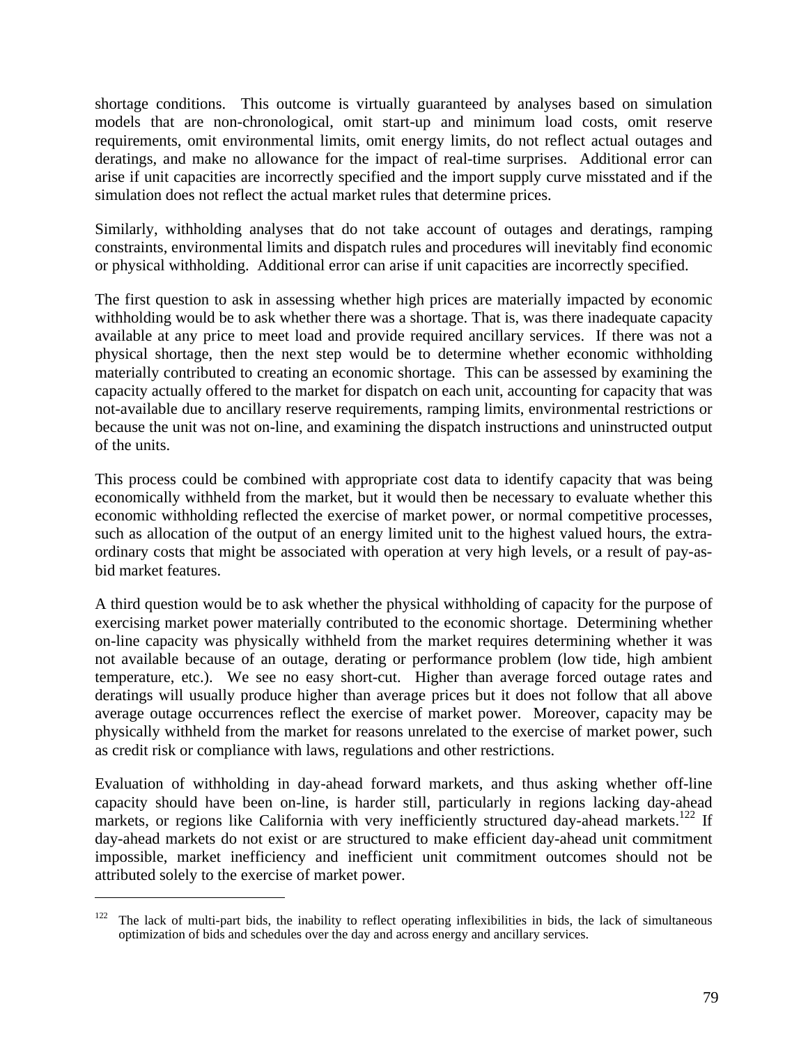shortage conditions. This outcome is virtually guaranteed by analyses based on simulation models that are non-chronological, omit start-up and minimum load costs, omit reserve requirements, omit environmental limits, omit energy limits, do not reflect actual outages and deratings, and make no allowance for the impact of real-time surprises. Additional error can arise if unit capacities are incorrectly specified and the import supply curve misstated and if the simulation does not reflect the actual market rules that determine prices.

Similarly, withholding analyses that do not take account of outages and deratings, ramping constraints, environmental limits and dispatch rules and procedures will inevitably find economic or physical withholding. Additional error can arise if unit capacities are incorrectly specified.

The first question to ask in assessing whether high prices are materially impacted by economic withholding would be to ask whether there was a shortage. That is, was there inadequate capacity available at any price to meet load and provide required ancillary services. If there was not a physical shortage, then the next step would be to determine whether economic withholding materially contributed to creating an economic shortage. This can be assessed by examining the capacity actually offered to the market for dispatch on each unit, accounting for capacity that was not-available due to ancillary reserve requirements, ramping limits, environmental restrictions or because the unit was not on-line, and examining the dispatch instructions and uninstructed output of the units.

This process could be combined with appropriate cost data to identify capacity that was being economically withheld from the market, but it would then be necessary to evaluate whether this economic withholding reflected the exercise of market power, or normal competitive processes, such as allocation of the output of an energy limited unit to the highest valued hours, the extra-ordinary costs that might be associated with operation at very high levels, or a result of pay-as-bid market features.

A third question would be to ask whether the physical withholding of capacity for the purpose of exercising market power materially contributed to the economic shortage. Determining whether on-line capacity was physically withheld from the market requires determining whether it was not available because of an outage, derating or performance problem (low tide, high ambient temperature, etc.). We see no easy short-cut. Higher than average forced outage rates and deratings will usually produce higher than average prices but it does not follow that all above average outage occurrences reflect the exercise of market power. Moreover, capacity may be physically withheld from the market for reasons unrelated to the exercise of market power, such as credit risk or compliance with laws, regulations and other restrictions.

Evaluation of withholding in day-ahead forward markets, and thus asking whether off-line capacity should have been on-line, is harder still, particularly in regions lacking day-ahead markets, or regions like California with very inefficiently structured day-ahead markets.[122] If day-ahead markets do not exist or are structured to make efficient day-ahead unit commitment impossible, market inefficiency and inefficient unit commitment outcomes should not be attributed solely to the exercise of market power.

[122] The lack of multi-part bids, the inability to reflect operating inflexibilities in bids, the lack of simultaneous optimization of bids and schedules over the day and across energy and ancillary services.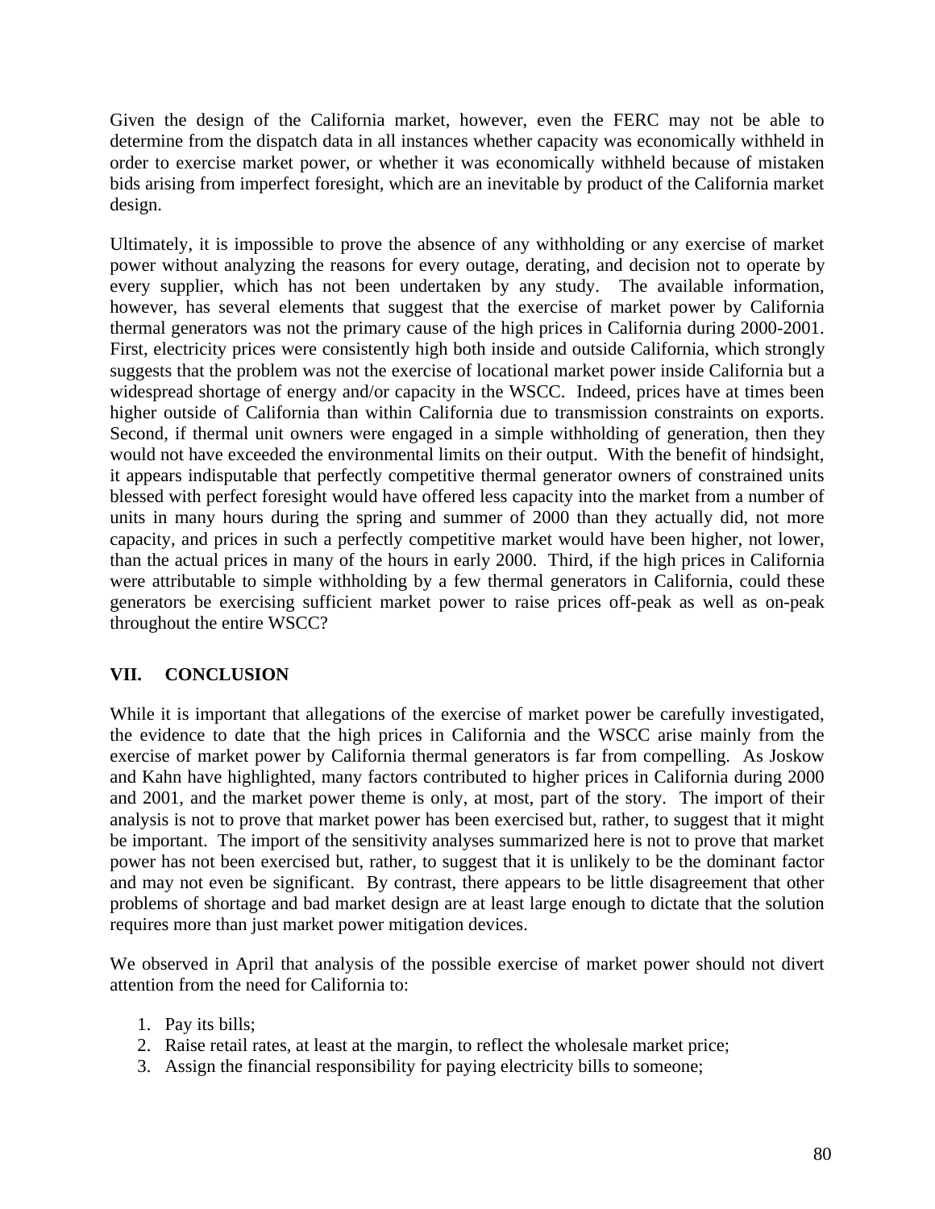Given the design of the California market, however, even the FERC may not be able to determine from the dispatch data in all instances whether capacity was economically withheld in order to exercise market power, or whether it was economically withheld because of mistaken bids arising from imperfect foresight, which are an inevitable by product of the California market design.

Ultimately, it is impossible to prove the absence of any withholding or any exercise of market power without analyzing the reasons for every outage, derating, and decision not to operate by every supplier, which has not been undertaken by any study. The available information, however, has several elements that suggest that the exercise of market power by California thermal generators was not the primary cause of the high prices in California during 2000-2001. First, electricity prices were consistently high both inside and outside California, which strongly suggests that the problem was not the exercise of locational market power inside California but a widespread shortage of energy and/or capacity in the WSCC. Indeed, prices have at times been higher outside of California than within California due to transmission constraints on exports. Second, if thermal unit owners were engaged in a simple withholding of generation, then they would not have exceeded the environmental limits on their output. With the benefit of hindsight, it appears indisputable that perfectly competitive thermal generator owners of constrained units blessed with perfect foresight would have offered less capacity into the market from a number of units in many hours during the spring and summer of 2000 than they actually did, not more capacity, and prices in such a perfectly competitive market would have been higher, not lower, than the actual prices in many of the hours in early 2000. Third, if the high prices in California were attributable to simple withholding by a few thermal generators in California, could these generators be exercising sufficient market power to raise prices off-peak as well as on-peak throughout the entire WSCC?

## VII. CONCLUSION

While it is important that allegations of the exercise of market power be carefully investigated, the evidence to date that the high prices in California and the WSCC arise mainly from the exercise of market power by California thermal generators is far from compelling. As Joskow and Kahn have highlighted, many factors contributed to higher prices in California during 2000 and 2001, and the market power theme is only, at most, part of the story. The import of their analysis is not to prove that market power has been exercised but, rather, to suggest that it might be important. The import of the sensitivity analyses summarized here is not to prove that market power has not been exercised but, rather, to suggest that it is unlikely to be the dominant factor and may not even be significant. By contrast, there appears to be little disagreement that other problems of shortage and bad market design are at least large enough to dictate that the solution requires more than just market power mitigation devices.

We observed in April that analysis of the possible exercise of market power should not divert attention from the need for California to:

1. Pay its bills;
2. Raise retail rates, at least at the margin, to reflect the wholesale market price;
3. Assign the financial responsibility for paying electricity bills to someone;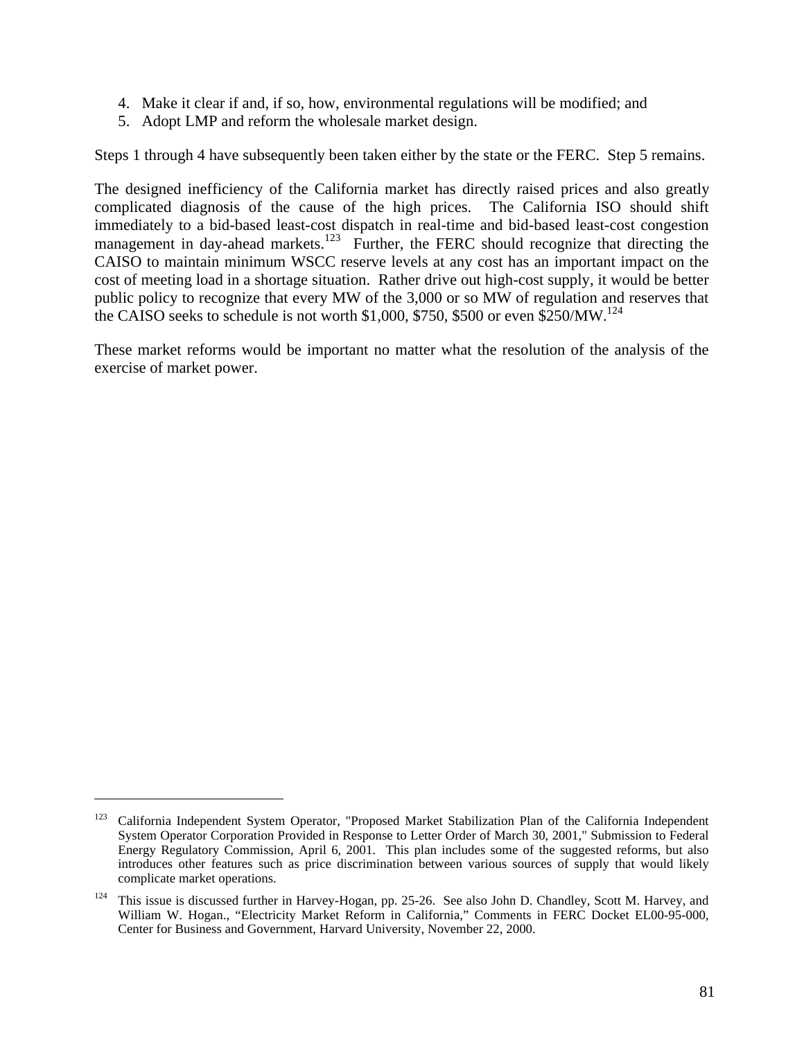4. Make it clear if and, if so, how, environmental regulations will be modified; and
5. Adopt LMP and reform the wholesale market design.

Steps 1 through 4 have subsequently been taken either by the state or the FERC. Step 5 remains.

The designed inefficiency of the California market has directly raised prices and also greatly complicated diagnosis of the cause of the high prices. The California ISO should shift immediately to a bid-based least-cost dispatch in real-time and bid-based least-cost congestion management in day-ahead markets.[123] Further, the FERC should recognize that directing the CAISO to maintain minimum WSCC reserve levels at any cost has an important impact on the cost of meeting load in a shortage situation. Rather drive out high-cost supply, it would be better public policy to recognize that every MW of the 3,000 or so MW of regulation and reserves that the CAISO seeks to schedule is not worth $1,000, $750, $500 or even $250/MW.[124]

These market reforms would be important no matter what the resolution of the analysis of the exercise of market power.

---

[123] California Independent System Operator, "Proposed Market Stabilization Plan of the California Independent System Operator Corporation Provided in Response to Letter Order of March 30, 2001," Submission to Federal Energy Regulatory Commission, April 6, 2001. This plan includes some of the suggested reforms, but also introduces other features such as price discrimination between various sources of supply that would likely complicate market operations.

[124] This issue is discussed further in Harvey-Hogan, pp. 25-26. See also John D. Chandley, Scott M. Harvey, and William W. Hogan., "Electricity Market Reform in California," Comments in FERC Docket EL00-95-000, Center for Business and Government, Harvard University, November 22, 2000.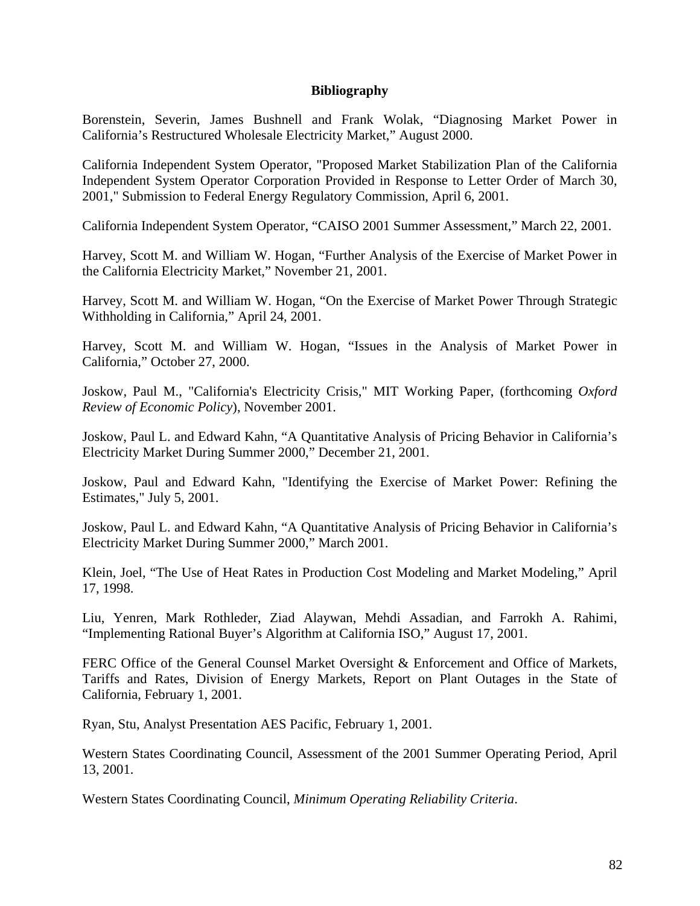## Bibliography

Borenstein, Severin, James Bushnell and Frank Wolak, "Diagnosing Market Power in California's Restructured Wholesale Electricity Market," August 2000.

California Independent System Operator, "Proposed Market Stabilization Plan of the California Independent System Operator Corporation Provided in Response to Letter Order of March 30, 2001," Submission to Federal Energy Regulatory Commission, April 6, 2001.

California Independent System Operator, "CAISO 2001 Summer Assessment," March 22, 2001.

Harvey, Scott M. and William W. Hogan, "Further Analysis of the Exercise of Market Power in the California Electricity Market," November 21, 2001.

Harvey, Scott M. and William W. Hogan, "On the Exercise of Market Power Through Strategic Withholding in California," April 24, 2001.

Harvey, Scott M. and William W. Hogan, "Issues in the Analysis of Market Power in California," October 27, 2000.

Joskow, Paul M., "California's Electricity Crisis," MIT Working Paper, (forthcoming *Oxford Review of Economic Policy*), November 2001.

Joskow, Paul L. and Edward Kahn, "A Quantitative Analysis of Pricing Behavior in California's Electricity Market During Summer 2000," December 21, 2001.

Joskow, Paul and Edward Kahn, "Identifying the Exercise of Market Power: Refining the Estimates," July 5, 2001.

Joskow, Paul L. and Edward Kahn, "A Quantitative Analysis of Pricing Behavior in California's Electricity Market During Summer 2000," March 2001.

Klein, Joel, "The Use of Heat Rates in Production Cost Modeling and Market Modeling," April 17, 1998.

Liu, Yenren, Mark Rothleder, Ziad Alaywan, Mehdi Assadian, and Farrokh A. Rahimi, "Implementing Rational Buyer's Algorithm at California ISO," August 17, 2001.

FERC Office of the General Counsel Market Oversight & Enforcement and Office of Markets, Tariffs and Rates, Division of Energy Markets, Report on Plant Outages in the State of California, February 1, 2001.

Ryan, Stu, Analyst Presentation AES Pacific, February 1, 2001.

Western States Coordinating Council, Assessment of the 2001 Summer Operating Period, April 13, 2001.

Western States Coordinating Council, *Minimum Operating Reliability Criteria*.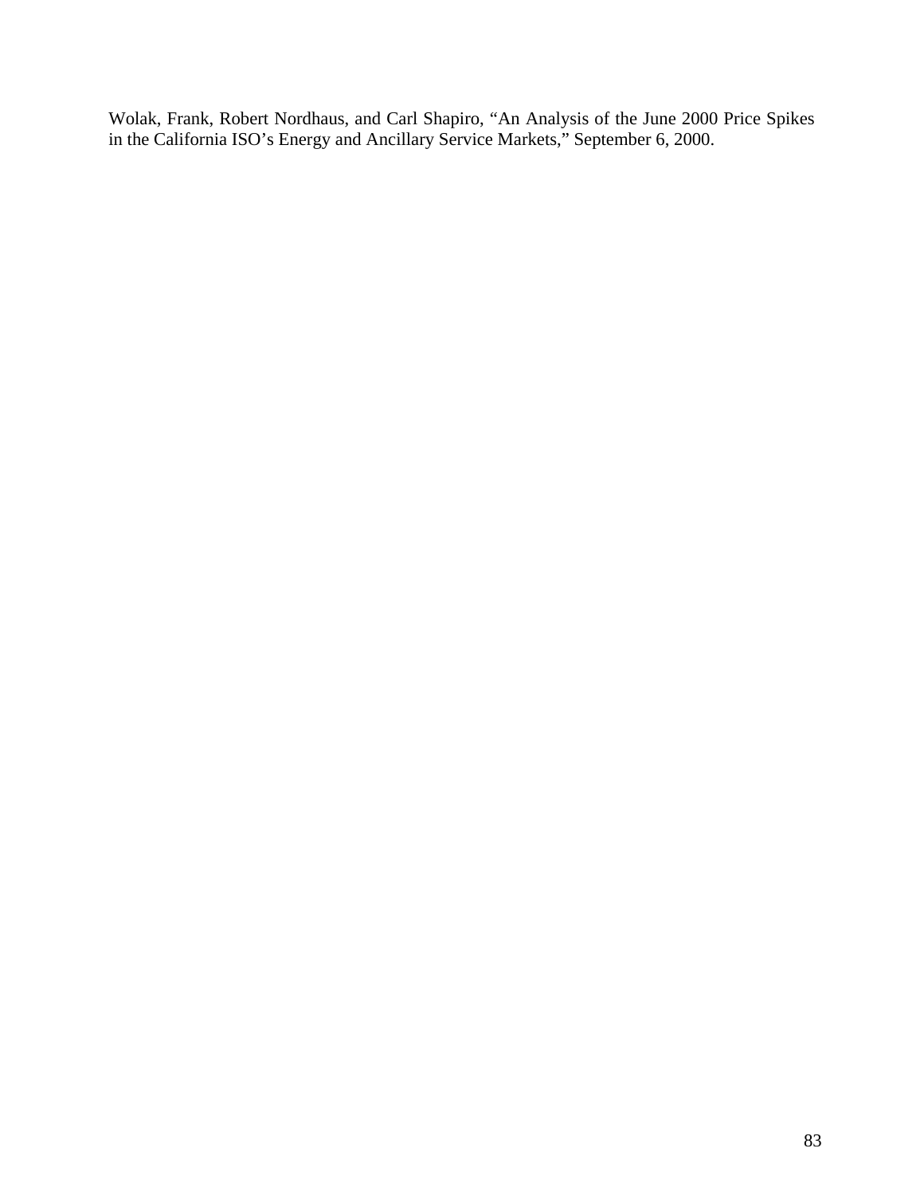Wolak, Frank, Robert Nordhaus, and Carl Shapiro, “An Analysis of the June 2000 Price Spikes in the California ISO’s Energy and Ancillary Service Markets,” September 6, 2000.